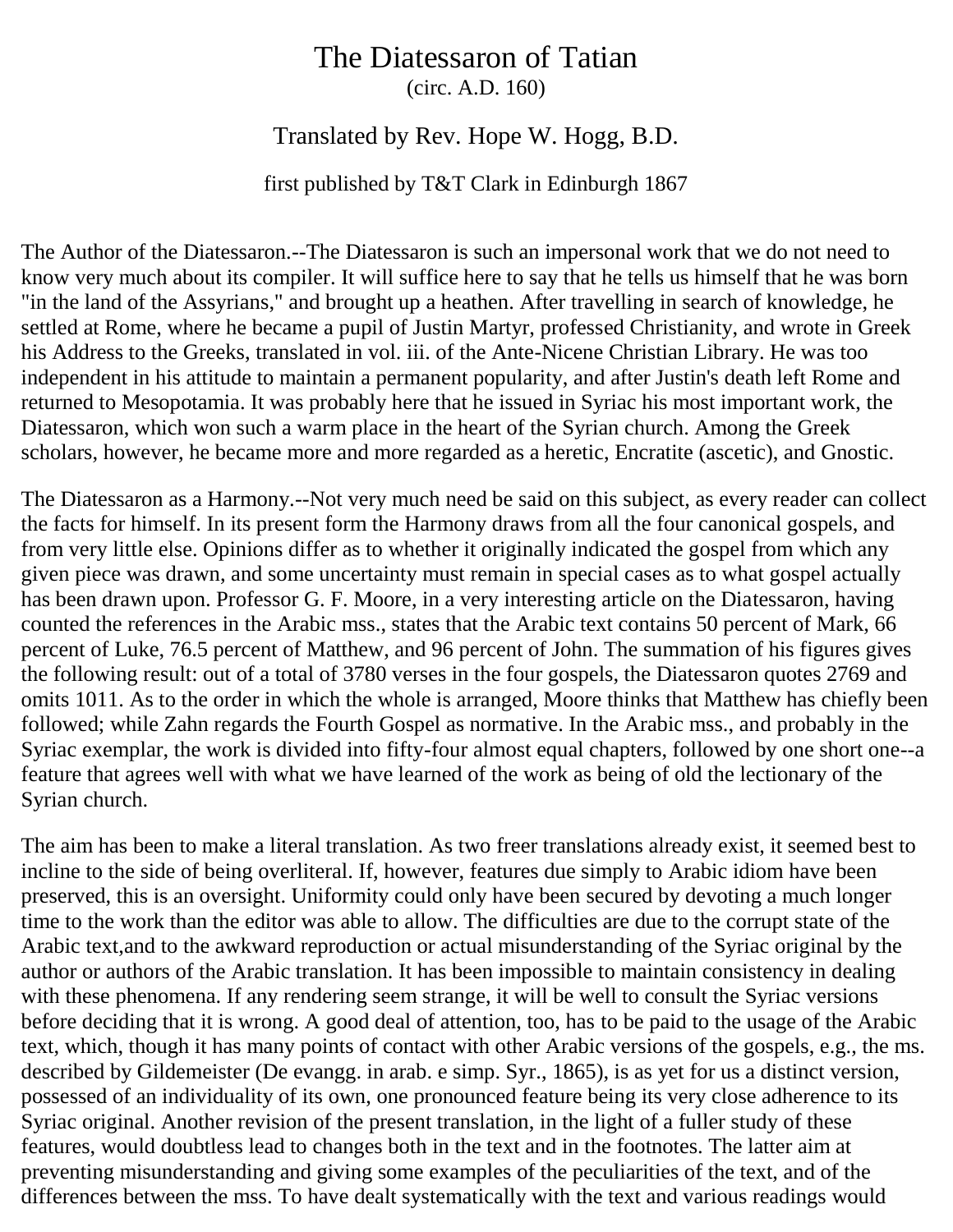# The Diatessaron of Tatian

(circ. A.D. 160)

## Translated by Rev. Hope W. Hogg, B.D.

first published by T&T Clark in Edinburgh 1867

The Author of the Diatessaron.--The Diatessaron is such an impersonal work that we do not need to know very much about its compiler. It will suffice here to say that he tells us himself that he was born "in the land of the Assyrians," and brought up a heathen. After travelling in search of knowledge, he settled at Rome, where he became a pupil of Justin Martyr, professed Christianity, and wrote in Greek his Address to the Greeks, translated in vol. iii. of the Ante-Nicene Christian Library. He was too independent in his attitude to maintain a permanent popularity, and after Justin's death left Rome and returned to Mesopotamia. It was probably here that he issued in Syriac his most important work, the Diatessaron, which won such a warm place in the heart of the Syrian church. Among the Greek scholars, however, he became more and more regarded as a heretic, Encratite (ascetic), and Gnostic.

The Diatessaron as a Harmony.--Not very much need be said on this subject, as every reader can collect the facts for himself. In its present form the Harmony draws from all the four canonical gospels, and from very little else. Opinions differ as to whether it originally indicated the gospel from which any given piece was drawn, and some uncertainty must remain in special cases as to what gospel actually has been drawn upon. Professor G. F. Moore, in a very interesting article on the Diatessaron, having counted the references in the Arabic mss., states that the Arabic text contains 50 percent of Mark, 66 percent of Luke, 76.5 percent of Matthew, and 96 percent of John. The summation of his figures gives the following result: out of a total of 3780 verses in the four gospels, the Diatessaron quotes 2769 and omits 1011. As to the order in which the whole is arranged, Moore thinks that Matthew has chiefly been followed; while Zahn regards the Fourth Gospel as normative. In the Arabic mss., and probably in the Syriac exemplar, the work is divided into fifty-four almost equal chapters, followed by one short one--a feature that agrees well with what we have learned of the work as being of old the lectionary of the Syrian church.

The aim has been to make a literal translation. As two freer translations already exist, it seemed best to incline to the side of being overliteral. If, however, features due simply to Arabic idiom have been preserved, this is an oversight. Uniformity could only have been secured by devoting a much longer time to the work than the editor was able to allow. The difficulties are due to the corrupt state of the Arabic text,and to the awkward reproduction or actual misunderstanding of the Syriac original by the author or authors of the Arabic translation. It has been impossible to maintain consistency in dealing with these phenomena. If any rendering seem strange, it will be well to consult the Syriac versions before deciding that it is wrong. A good deal of attention, too, has to be paid to the usage of the Arabic text, which, though it has many points of contact with other Arabic versions of the gospels, e.g., the ms. described by Gildemeister (De evangg. in arab. e simp. Syr., 1865), is as yet for us a distinct version, possessed of an individuality of its own, one pronounced feature being its very close adherence to its Syriac original. Another revision of the present translation, in the light of a fuller study of these features, would doubtless lead to changes both in the text and in the footnotes. The latter aim at preventing misunderstanding and giving some examples of the peculiarities of the text, and of the differences between the mss. To have dealt systematically with the text and various readings would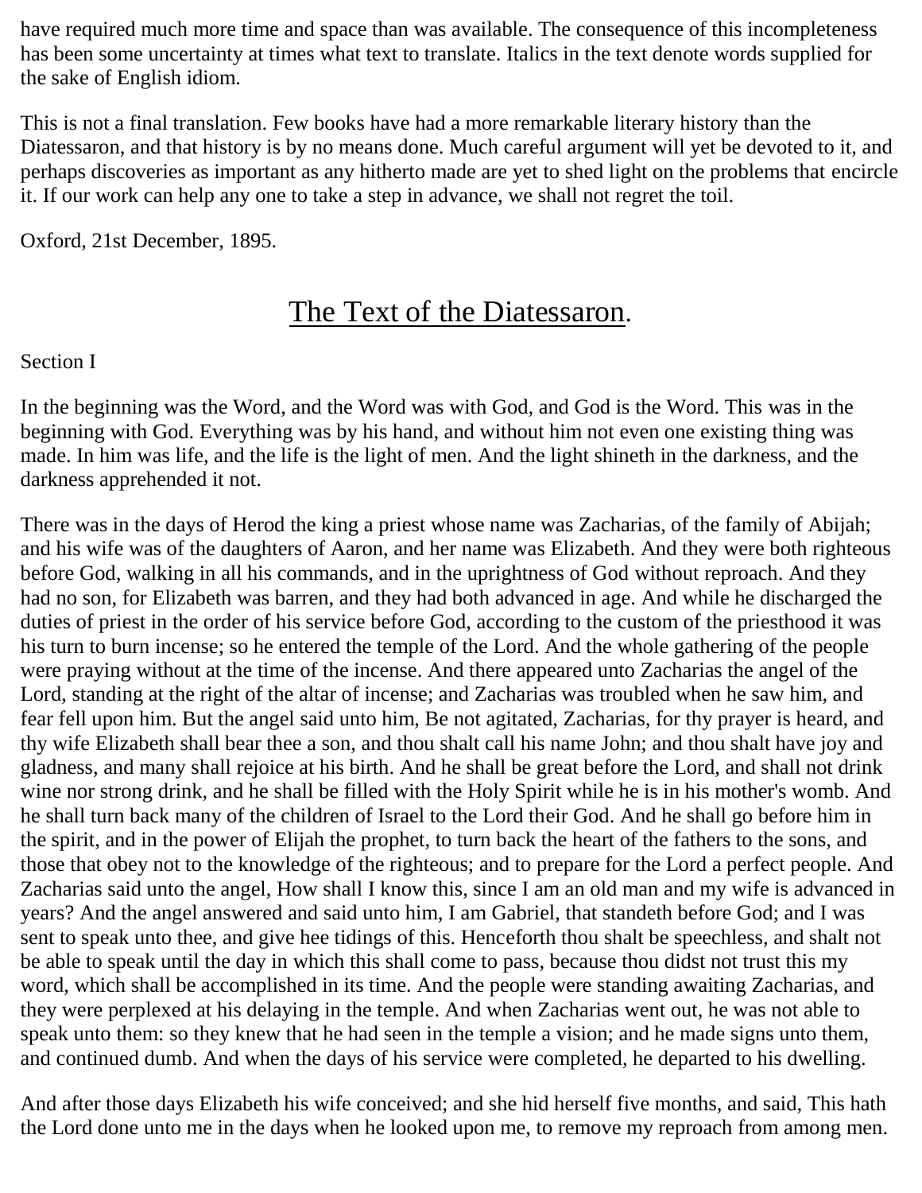have required much more time and space than was available. The consequence of this incompleteness has been some uncertainty at times what text to translate. Italics in the text denote words supplied for the sake of English idiom.

This is not a final translation. Few books have had a more remarkable literary history than the Diatessaron, and that history is by no means done. Much careful argument will yet be devoted to it, and perhaps discoveries as important as any hitherto made are yet to shed light on the problems that encircle it. If our work can help any one to take a step in advance, we shall not regret the toil.

Oxford, 21st December, 1895.

# The Text of the Diatessaron.

Section I

In the beginning was the Word, and the Word was with God, and God is the Word. This was in the beginning with God. Everything was by his hand, and without him not even one existing thing was made. In him was life, and the life is the light of men. And the light shineth in the darkness, and the darkness apprehended it not.

There was in the days of Herod the king a priest whose name was Zacharias, of the family of Abijah; and his wife was of the daughters of Aaron, and her name was Elizabeth. And they were both righteous before God, walking in all his commands, and in the uprightness of God without reproach. And they had no son, for Elizabeth was barren, and they had both advanced in age. And while he discharged the duties of priest in the order of his service before God, according to the custom of the priesthood it was his turn to burn incense; so he entered the temple of the Lord. And the whole gathering of the people were praying without at the time of the incense. And there appeared unto Zacharias the angel of the Lord, standing at the right of the altar of incense; and Zacharias was troubled when he saw him, and fear fell upon him. But the angel said unto him, Be not agitated, Zacharias, for thy prayer is heard, and thy wife Elizabeth shall bear thee a son, and thou shalt call his name John; and thou shalt have joy and gladness, and many shall rejoice at his birth. And he shall be great before the Lord, and shall not drink wine nor strong drink, and he shall be filled with the Holy Spirit while he is in his mother's womb. And he shall turn back many of the children of Israel to the Lord their God. And he shall go before him in the spirit, and in the power of Elijah the prophet, to turn back the heart of the fathers to the sons, and those that obey not to the knowledge of the righteous; and to prepare for the Lord a perfect people. And Zacharias said unto the angel, How shall I know this, since I am an old man and my wife is advanced in years? And the angel answered and said unto him, I am Gabriel, that standeth before God; and I was sent to speak unto thee, and give hee tidings of this. Henceforth thou shalt be speechless, and shalt not be able to speak until the day in which this shall come to pass, because thou didst not trust this my word, which shall be accomplished in its time. And the people were standing awaiting Zacharias, and they were perplexed at his delaying in the temple. And when Zacharias went out, he was not able to speak unto them: so they knew that he had seen in the temple a vision; and he made signs unto them, and continued dumb. And when the days of his service were completed, he departed to his dwelling.

And after those days Elizabeth his wife conceived; and she hid herself five months, and said, This hath the Lord done unto me in the days when he looked upon me, to remove my reproach from among men.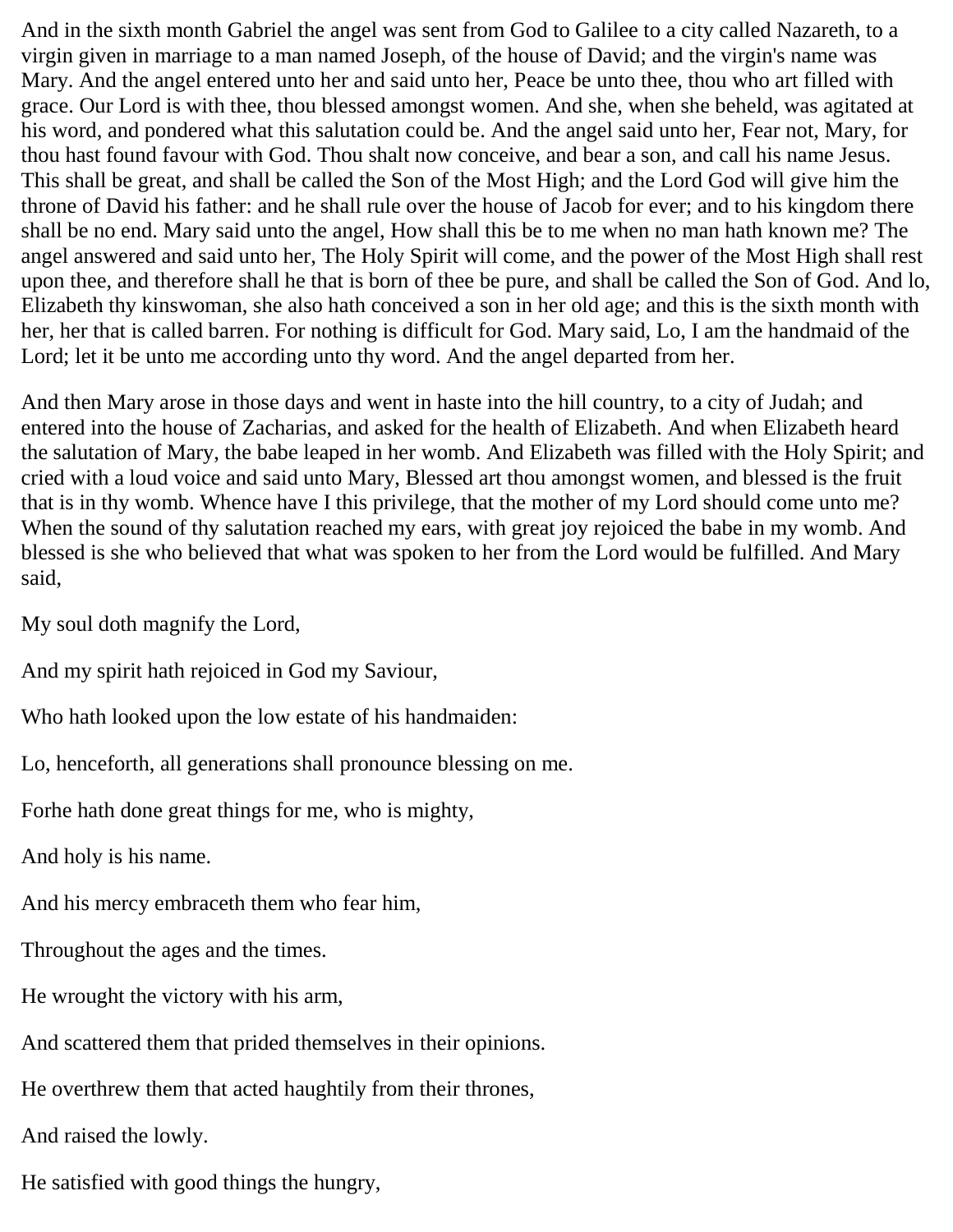And in the sixth month Gabriel the angel was sent from God to Galilee to a city called Nazareth, to a virgin given in marriage to a man named Joseph, of the house of David; and the virgin's name was Mary. And the angel entered unto her and said unto her, Peace be unto thee, thou who art filled with grace. Our Lord is with thee, thou blessed amongst women. And she, when she beheld, was agitated at his word, and pondered what this salutation could be. And the angel said unto her, Fear not, Mary, for thou hast found favour with God. Thou shalt now conceive, and bear a son, and call his name Jesus. This shall be great, and shall be called the Son of the Most High; and the Lord God will give him the throne of David his father: and he shall rule over the house of Jacob for ever; and to his kingdom there shall be no end. Mary said unto the angel, How shall this be to me when no man hath known me? The angel answered and said unto her, The Holy Spirit will come, and the power of the Most High shall rest upon thee, and therefore shall he that is born of thee be pure, and shall be called the Son of God. And lo, Elizabeth thy kinswoman, she also hath conceived a son in her old age; and this is the sixth month with her, her that is called barren. For nothing is difficult for God. Mary said, Lo, I am the handmaid of the Lord; let it be unto me according unto thy word. And the angel departed from her.

And then Mary arose in those days and went in haste into the hill country, to a city of Judah; and entered into the house of Zacharias, and asked for the health of Elizabeth. And when Elizabeth heard the salutation of Mary, the babe leaped in her womb. And Elizabeth was filled with the Holy Spirit; and cried with a loud voice and said unto Mary, Blessed art thou amongst women, and blessed is the fruit that is in thy womb. Whence have I this privilege, that the mother of my Lord should come unto me? When the sound of thy salutation reached my ears, with great joy rejoiced the babe in my womb. And blessed is she who believed that what was spoken to her from the Lord would be fulfilled. And Mary said,

My soul doth magnify the Lord,

And my spirit hath rejoiced in God my Saviour,

Who hath looked upon the low estate of his handmaiden:

Lo, henceforth, all generations shall pronounce blessing on me.

Forhe hath done great things for me, who is mighty,

And holy is his name.

And his mercy embraceth them who fear him,

Throughout the ages and the times.

He wrought the victory with his arm,

And scattered them that prided themselves in their opinions.

He overthrew them that acted haughtily from their thrones,

And raised the lowly.

He satisfied with good things the hungry,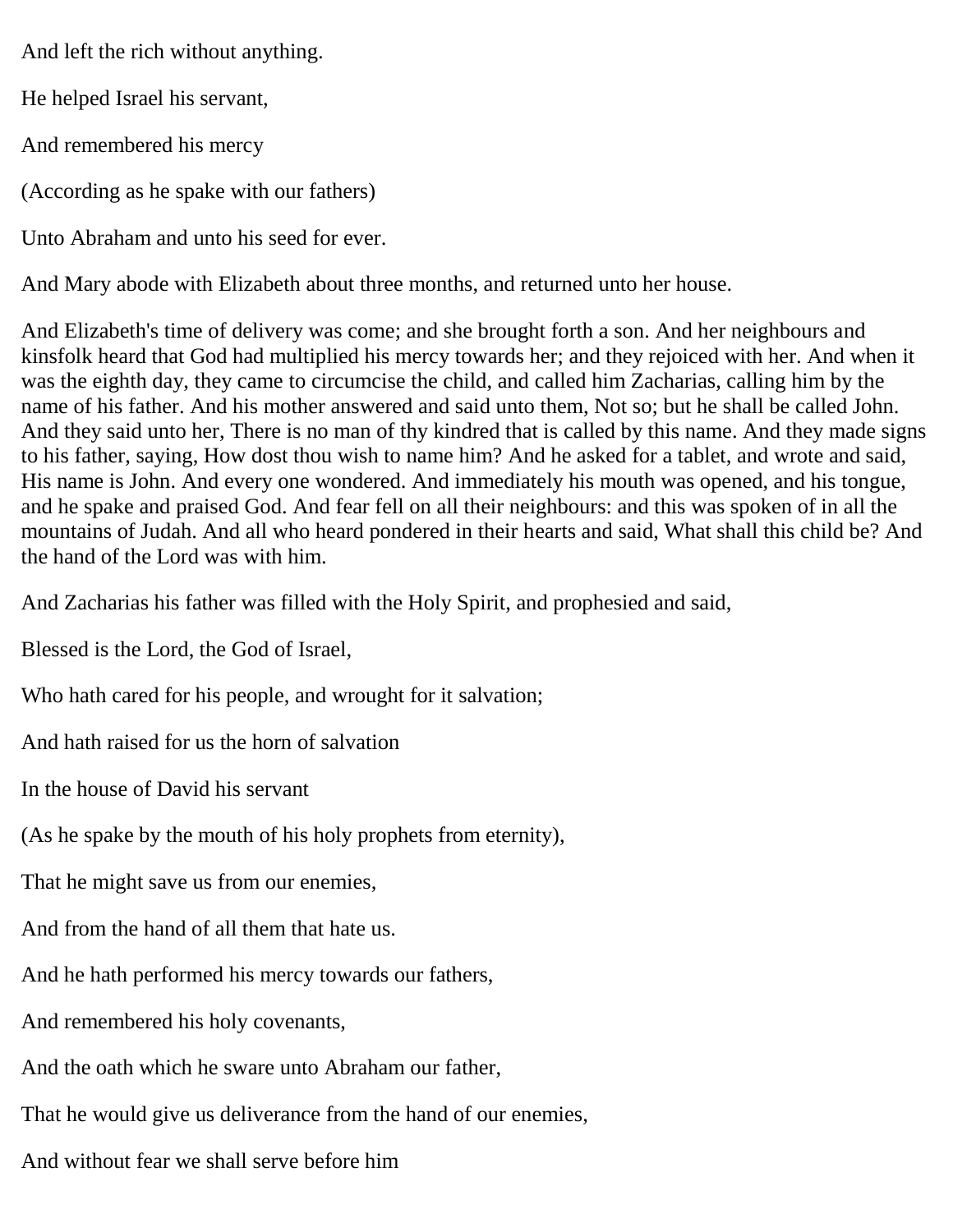And left the rich without anything.

He helped Israel his servant,

And remembered his mercy

(According as he spake with our fathers)

Unto Abraham and unto his seed for ever.

And Mary abode with Elizabeth about three months, and returned unto her house.

And Elizabeth's time of delivery was come; and she brought forth a son. And her neighbours and kinsfolk heard that God had multiplied his mercy towards her; and they rejoiced with her. And when it was the eighth day, they came to circumcise the child, and called him Zacharias, calling him by the name of his father. And his mother answered and said unto them, Not so; but he shall be called John. And they said unto her, There is no man of thy kindred that is called by this name. And they made signs to his father, saying, How dost thou wish to name him? And he asked for a tablet, and wrote and said, His name is John. And every one wondered. And immediately his mouth was opened, and his tongue, and he spake and praised God. And fear fell on all their neighbours: and this was spoken of in all the mountains of Judah. And all who heard pondered in their hearts and said, What shall this child be? And the hand of the Lord was with him.

And Zacharias his father was filled with the Holy Spirit, and prophesied and said,

Blessed is the Lord, the God of Israel,

Who hath cared for his people, and wrought for it salvation;

And hath raised for us the horn of salvation

In the house of David his servant

(As he spake by the mouth of his holy prophets from eternity),

That he might save us from our enemies,

And from the hand of all them that hate us.

And he hath performed his mercy towards our fathers,

And remembered his holy covenants,

And the oath which he sware unto Abraham our father,

That he would give us deliverance from the hand of our enemies,

And without fear we shall serve before him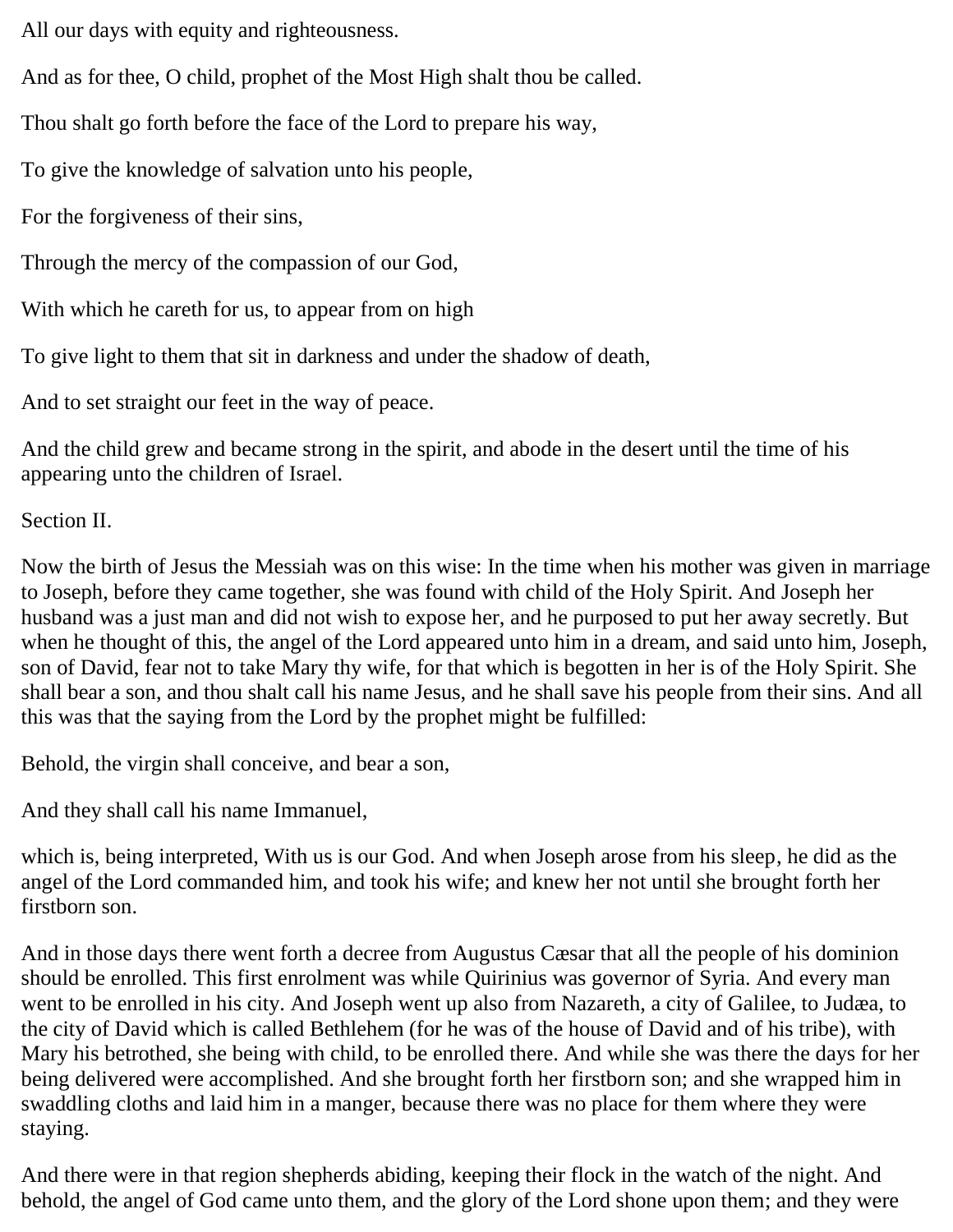All our days with equity and righteousness.

And as for thee, O child, prophet of the Most High shalt thou be called.

Thou shalt go forth before the face of the Lord to prepare his way,

To give the knowledge of salvation unto his people,

For the forgiveness of their sins,

Through the mercy of the compassion of our God,

With which he careth for us, to appear from on high

To give light to them that sit in darkness and under the shadow of death,

And to set straight our feet in the way of peace.

And the child grew and became strong in the spirit, and abode in the desert until the time of his appearing unto the children of Israel.

## Section II.

Now the birth of Jesus the Messiah was on this wise: In the time when his mother was given in marriage to Joseph, before they came together, she was found with child of the Holy Spirit. And Joseph her husband was a just man and did not wish to expose her, and he purposed to put her away secretly. But when he thought of this, the angel of the Lord appeared unto him in a dream, and said unto him, Joseph, son of David, fear not to take Mary thy wife, for that which is begotten in her is of the Holy Spirit. She shall bear a son, and thou shalt call his name Jesus, and he shall save his people from their sins. And all this was that the saying from the Lord by the prophet might be fulfilled:

Behold, the virgin shall conceive, and bear a son,

And they shall call his name Immanuel,

which is, being interpreted, With us is our God. And when Joseph arose from his sleep, he did as the angel of the Lord commanded him, and took his wife; and knew her not until she brought forth her firstborn son.

And in those days there went forth a decree from Augustus Cæsar that all the people of his dominion should be enrolled. This first enrolment was while Quirinius was governor of Syria. And every man went to be enrolled in his city. And Joseph went up also from Nazareth, a city of Galilee, to Judæa, to the city of David which is called Bethlehem (for he was of the house of David and of his tribe), with Mary his betrothed, she being with child, to be enrolled there. And while she was there the days for her being delivered were accomplished. And she brought forth her firstborn son; and she wrapped him in swaddling cloths and laid him in a manger, because there was no place for them where they were staying.

And there were in that region shepherds abiding, keeping their flock in the watch of the night. And behold, the angel of God came unto them, and the glory of the Lord shone upon them; and they were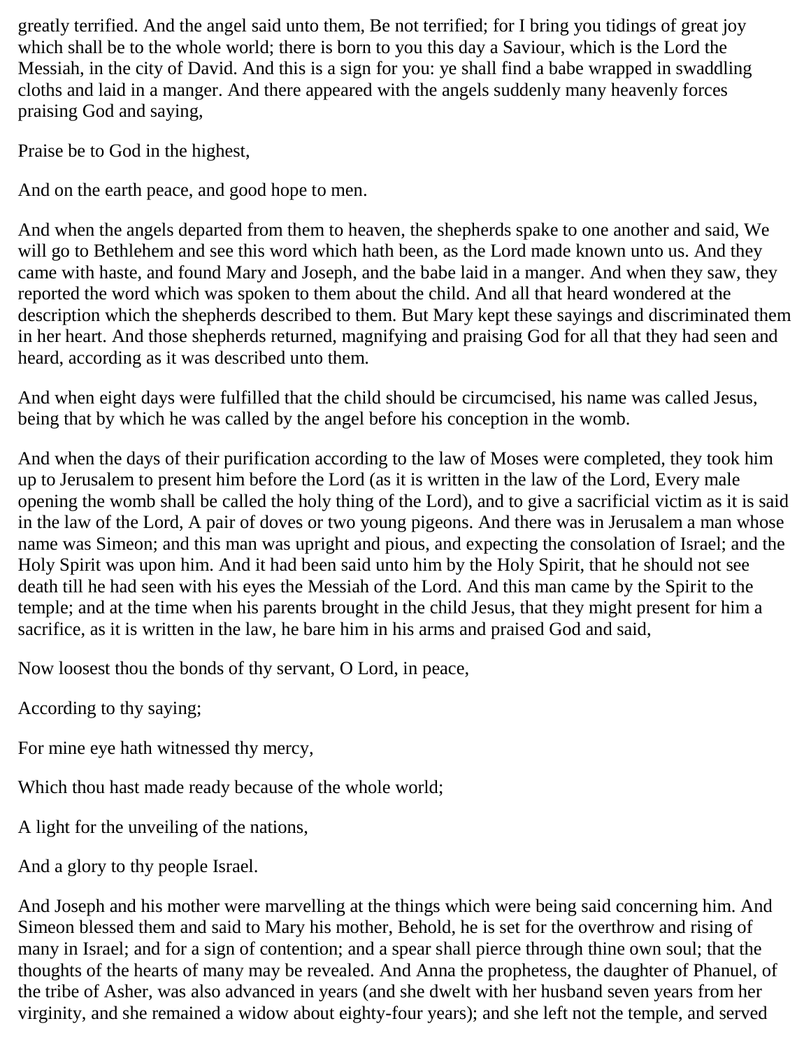greatly terrified. And the angel said unto them, Be not terrified; for I bring you tidings of great joy which shall be to the whole world; there is born to you this day a Saviour, which is the Lord the Messiah, in the city of David. And this is a sign for you: ye shall find a babe wrapped in swaddling cloths and laid in a manger. And there appeared with the angels suddenly many heavenly forces praising God and saying,

Praise be to God in the highest,

And on the earth peace, and good hope to men.

And when the angels departed from them to heaven, the shepherds spake to one another and said, We will go to Bethlehem and see this word which hath been, as the Lord made known unto us. And they came with haste, and found Mary and Joseph, and the babe laid in a manger. And when they saw, they reported the word which was spoken to them about the child. And all that heard wondered at the description which the shepherds described to them. But Mary kept these sayings and discriminated them in her heart. And those shepherds returned, magnifying and praising God for all that they had seen and heard, according as it was described unto them.

And when eight days were fulfilled that the child should be circumcised, his name was called Jesus, being that by which he was called by the angel before his conception in the womb.

And when the days of their purification according to the law of Moses were completed, they took him up to Jerusalem to present him before the Lord (as it is written in the law of the Lord, Every male opening the womb shall be called the holy thing of the Lord), and to give a sacrificial victim as it is said in the law of the Lord, A pair of doves or two young pigeons. And there was in Jerusalem a man whose name was Simeon; and this man was upright and pious, and expecting the consolation of Israel; and the Holy Spirit was upon him. And it had been said unto him by the Holy Spirit, that he should not see death till he had seen with his eyes the Messiah of the Lord. And this man came by the Spirit to the temple; and at the time when his parents brought in the child Jesus, that they might present for him a sacrifice, as it is written in the law, he bare him in his arms and praised God and said,

Now loosest thou the bonds of thy servant, O Lord, in peace,

According to thy saying;

For mine eye hath witnessed thy mercy,

Which thou hast made ready because of the whole world;

A light for the unveiling of the nations,

And a glory to thy people Israel.

And Joseph and his mother were marvelling at the things which were being said concerning him. And Simeon blessed them and said to Mary his mother, Behold, he is set for the overthrow and rising of many in Israel; and for a sign of contention; and a spear shall pierce through thine own soul; that the thoughts of the hearts of many may be revealed. And Anna the prophetess, the daughter of Phanuel, of the tribe of Asher, was also advanced in years (and she dwelt with her husband seven years from her virginity, and she remained a widow about eighty-four years); and she left not the temple, and served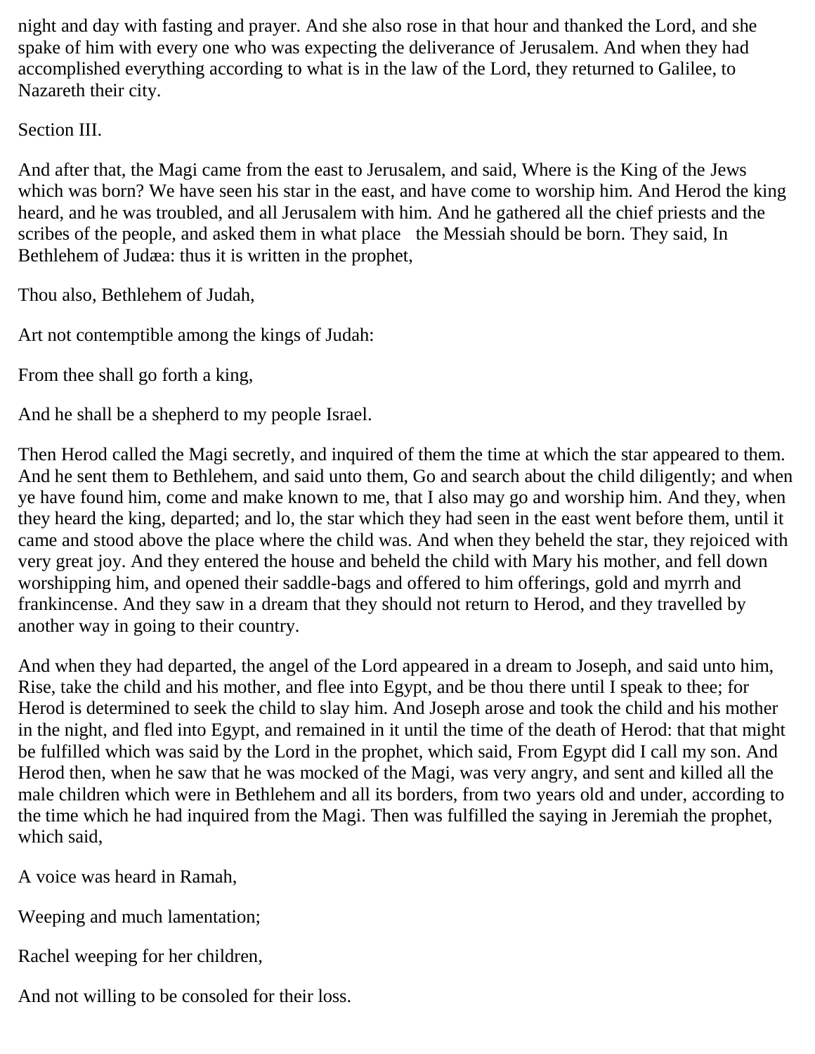night and day with fasting and prayer. And she also rose in that hour and thanked the Lord, and she spake of him with every one who was expecting the deliverance of Jerusalem. And when they had accomplished everything according to what is in the law of the Lord, they returned to Galilee, to Nazareth their city.

Section III.

And after that, the Magi came from the east to Jerusalem, and said, Where is the King of the Jews which was born? We have seen his star in the east, and have come to worship him. And Herod the king heard, and he was troubled, and all Jerusalem with him. And he gathered all the chief priests and the scribes of the people, and asked them in what place the Messiah should be born. They said, In Bethlehem of Judæa: thus it is written in the prophet,

Thou also, Bethlehem of Judah,

Art not contemptible among the kings of Judah:

From thee shall go forth a king,

And he shall be a shepherd to my people Israel.

Then Herod called the Magi secretly, and inquired of them the time at which the star appeared to them. And he sent them to Bethlehem, and said unto them, Go and search about the child diligently; and when ye have found him, come and make known to me, that I also may go and worship him. And they, when they heard the king, departed; and lo, the star which they had seen in the east went before them, until it came and stood above the place where the child was. And when they beheld the star, they rejoiced with very great joy. And they entered the house and beheld the child with Mary his mother, and fell down worshipping him, and opened their saddle-bags and offered to him offerings, gold and myrrh and frankincense. And they saw in a dream that they should not return to Herod, and they travelled by another way in going to their country.

And when they had departed, the angel of the Lord appeared in a dream to Joseph, and said unto him, Rise, take the child and his mother, and flee into Egypt, and be thou there until I speak to thee; for Herod is determined to seek the child to slay him. And Joseph arose and took the child and his mother in the night, and fled into Egypt, and remained in it until the time of the death of Herod: that that might be fulfilled which was said by the Lord in the prophet, which said, From Egypt did I call my son. And Herod then, when he saw that he was mocked of the Magi, was very angry, and sent and killed all the male children which were in Bethlehem and all its borders, from two years old and under, according to the time which he had inquired from the Magi. Then was fulfilled the saying in Jeremiah the prophet, which said,

A voice was heard in Ramah,

Weeping and much lamentation;

Rachel weeping for her children,

And not willing to be consoled for their loss.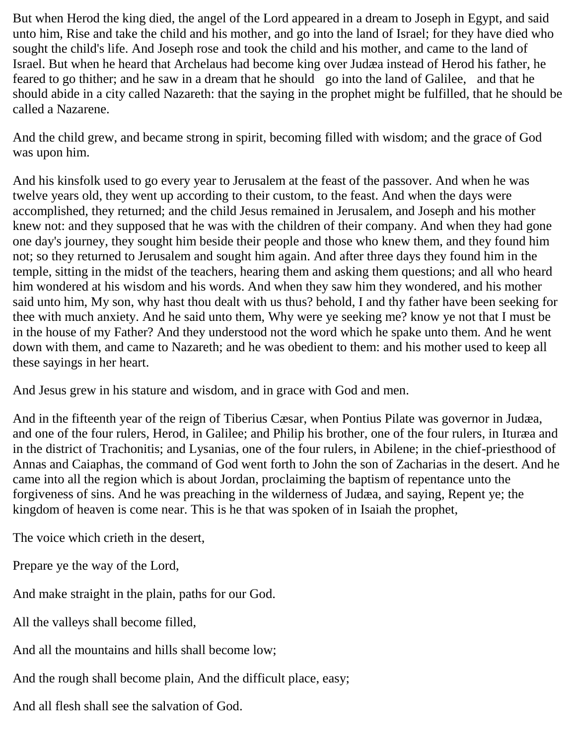But when Herod the king died, the angel of the Lord appeared in a dream to Joseph in Egypt, and said unto him, Rise and take the child and his mother, and go into the land of Israel; for they have died who sought the child's life. And Joseph rose and took the child and his mother, and came to the land of Israel. But when he heard that Archelaus had become king over Judæa instead of Herod his father, he feared to go thither; and he saw in a dream that he should go into the land of Galilee, and that he should abide in a city called Nazareth: that the saying in the prophet might be fulfilled, that he should be called a Nazarene.

And the child grew, and became strong in spirit, becoming filled with wisdom; and the grace of God was upon him.

And his kinsfolk used to go every year to Jerusalem at the feast of the passover. And when he was twelve years old, they went up according to their custom, to the feast. And when the days were accomplished, they returned; and the child Jesus remained in Jerusalem, and Joseph and his mother knew not: and they supposed that he was with the children of their company. And when they had gone one day's journey, they sought him beside their people and those who knew them, and they found him not; so they returned to Jerusalem and sought him again. And after three days they found him in the temple, sitting in the midst of the teachers, hearing them and asking them questions; and all who heard him wondered at his wisdom and his words. And when they saw him they wondered, and his mother said unto him, My son, why hast thou dealt with us thus? behold, I and thy father have been seeking for thee with much anxiety. And he said unto them, Why were ye seeking me? know ye not that I must be in the house of my Father? And they understood not the word which he spake unto them. And he went down with them, and came to Nazareth; and he was obedient to them: and his mother used to keep all these sayings in her heart.

And Jesus grew in his stature and wisdom, and in grace with God and men.

And in the fifteenth year of the reign of Tiberius Cæsar, when Pontius Pilate was governor in Judæa, and one of the four rulers, Herod, in Galilee; and Philip his brother, one of the four rulers, in Ituræa and in the district of Trachonitis; and Lysanias, one of the four rulers, in Abilene; in the chief-priesthood of Annas and Caiaphas, the command of God went forth to John the son of Zacharias in the desert. And he came into all the region which is about Jordan, proclaiming the baptism of repentance unto the forgiveness of sins. And he was preaching in the wilderness of Judæa, and saying, Repent ye; the kingdom of heaven is come near. This is he that was spoken of in Isaiah the prophet,

The voice which crieth in the desert,

Prepare ye the way of the Lord,

And make straight in the plain, paths for our God.

All the valleys shall become filled,

And all the mountains and hills shall become low;

And the rough shall become plain, And the difficult place, easy;

And all flesh shall see the salvation of God.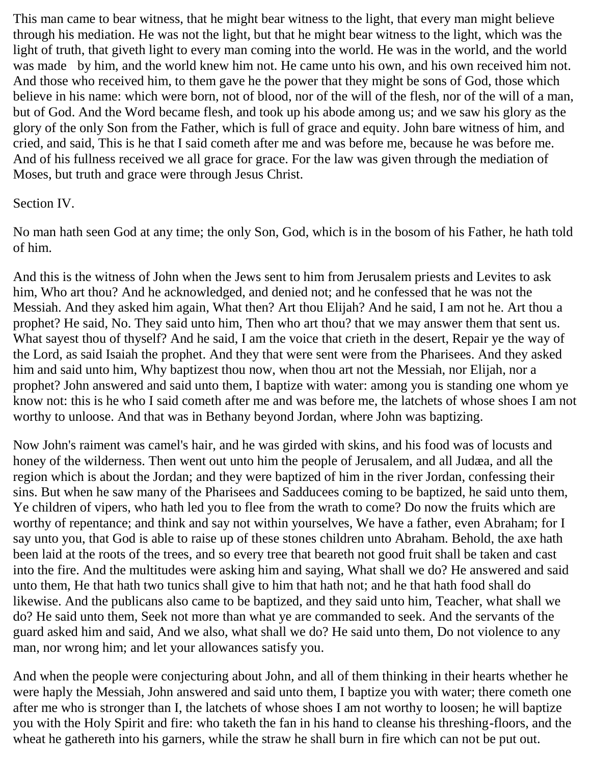This man came to bear witness, that he might bear witness to the light, that every man might believe through his mediation. He was not the light, but that he might bear witness to the light, which was the light of truth, that giveth light to every man coming into the world. He was in the world, and the world was made by him, and the world knew him not. He came unto his own, and his own received him not. And those who received him, to them gave he the power that they might be sons of God, those which believe in his name: which were born, not of blood, nor of the will of the flesh, nor of the will of a man, but of God. And the Word became flesh, and took up his abode among us; and we saw his glory as the glory of the only Son from the Father, which is full of grace and equity. John bare witness of him, and cried, and said, This is he that I said cometh after me and was before me, because he was before me. And of his fullness received we all grace for grace. For the law was given through the mediation of Moses, but truth and grace were through Jesus Christ.

Section IV.

No man hath seen God at any time; the only Son, God, which is in the bosom of his Father, he hath told of him.

And this is the witness of John when the Jews sent to him from Jerusalem priests and Levites to ask him, Who art thou? And he acknowledged, and denied not; and he confessed that he was not the Messiah. And they asked him again, What then? Art thou Elijah? And he said, I am not he. Art thou a prophet? He said, No. They said unto him, Then who art thou? that we may answer them that sent us. What sayest thou of thyself? And he said, I am the voice that crieth in the desert, Repair ye the way of the Lord, as said Isaiah the prophet. And they that were sent were from the Pharisees. And they asked him and said unto him, Why baptizest thou now, when thou art not the Messiah, nor Elijah, nor a prophet? John answered and said unto them, I baptize with water: among you is standing one whom ye know not: this is he who I said cometh after me and was before me, the latchets of whose shoes I am not worthy to unloose. And that was in Bethany beyond Jordan, where John was baptizing.

Now John's raiment was camel's hair, and he was girded with skins, and his food was of locusts and honey of the wilderness. Then went out unto him the people of Jerusalem, and all Judæa, and all the region which is about the Jordan; and they were baptized of him in the river Jordan, confessing their sins. But when he saw many of the Pharisees and Sadducees coming to be baptized, he said unto them, Ye children of vipers, who hath led you to flee from the wrath to come? Do now the fruits which are worthy of repentance; and think and say not within yourselves, We have a father, even Abraham; for I say unto you, that God is able to raise up of these stones children unto Abraham. Behold, the axe hath been laid at the roots of the trees, and so every tree that beareth not good fruit shall be taken and cast into the fire. And the multitudes were asking him and saying, What shall we do? He answered and said unto them, He that hath two tunics shall give to him that hath not; and he that hath food shall do likewise. And the publicans also came to be baptized, and they said unto him, Teacher, what shall we do? He said unto them, Seek not more than what ye are commanded to seek. And the servants of the guard asked him and said, And we also, what shall we do? He said unto them, Do not violence to any man, nor wrong him; and let your allowances satisfy you.

And when the people were conjecturing about John, and all of them thinking in their hearts whether he were haply the Messiah, John answered and said unto them, I baptize you with water; there cometh one after me who is stronger than I, the latchets of whose shoes I am not worthy to loosen; he will baptize you with the Holy Spirit and fire: who taketh the fan in his hand to cleanse his threshing-floors, and the wheat he gathereth into his garners, while the straw he shall burn in fire which can not be put out.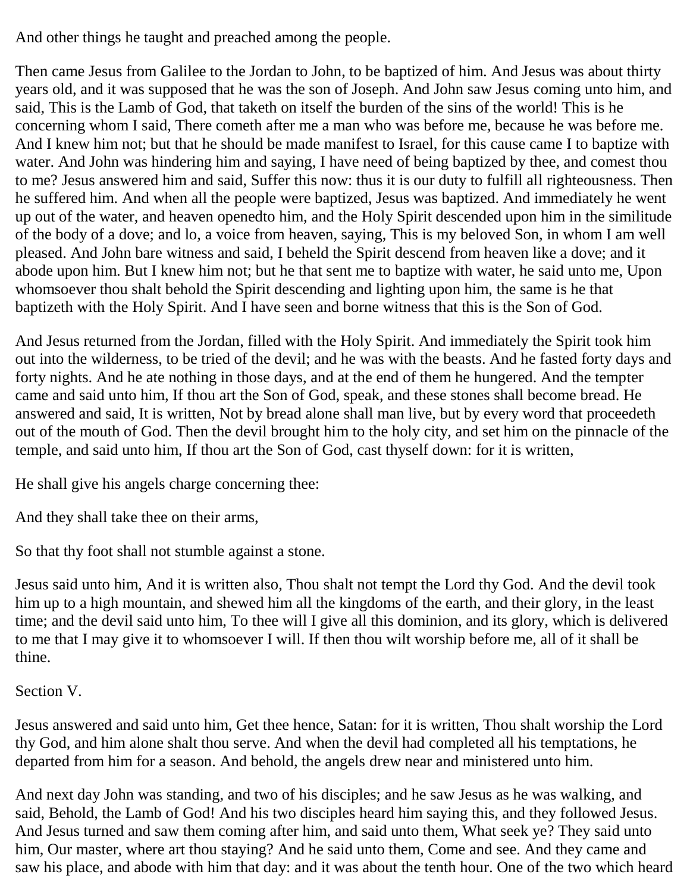And other things he taught and preached among the people.

Then came Jesus from Galilee to the Jordan to John, to be baptized of him. And Jesus was about thirty years old, and it was supposed that he was the son of Joseph. And John saw Jesus coming unto him, and said, This is the Lamb of God, that taketh on itself the burden of the sins of the world! This is he concerning whom I said, There cometh after me a man who was before me, because he was before me. And I knew him not; but that he should be made manifest to Israel, for this cause came I to baptize with water. And John was hindering him and saying, I have need of being baptized by thee, and comest thou to me? Jesus answered him and said, Suffer this now: thus it is our duty to fulfill all righteousness. Then he suffered him. And when all the people were baptized, Jesus was baptized. And immediately he went up out of the water, and heaven openedto him, and the Holy Spirit descended upon him in the similitude of the body of a dove; and lo, a voice from heaven, saying, This is my beloved Son, in whom I am well pleased. And John bare witness and said, I beheld the Spirit descend from heaven like a dove; and it abode upon him. But I knew him not; but he that sent me to baptize with water, he said unto me, Upon whomsoever thou shalt behold the Spirit descending and lighting upon him, the same is he that baptizeth with the Holy Spirit. And I have seen and borne witness that this is the Son of God.

And Jesus returned from the Jordan, filled with the Holy Spirit. And immediately the Spirit took him out into the wilderness, to be tried of the devil; and he was with the beasts. And he fasted forty days and forty nights. And he ate nothing in those days, and at the end of them he hungered. And the tempter came and said unto him, If thou art the Son of God, speak, and these stones shall become bread. He answered and said, It is written, Not by bread alone shall man live, but by every word that proceedeth out of the mouth of God. Then the devil brought him to the holy city, and set him on the pinnacle of the temple, and said unto him, If thou art the Son of God, cast thyself down: for it is written,

He shall give his angels charge concerning thee:

And they shall take thee on their arms,

So that thy foot shall not stumble against a stone.

Jesus said unto him, And it is written also, Thou shalt not tempt the Lord thy God. And the devil took him up to a high mountain, and shewed him all the kingdoms of the earth, and their glory, in the least time; and the devil said unto him, To thee will I give all this dominion, and its glory, which is delivered to me that I may give it to whomsoever I will. If then thou wilt worship before me, all of it shall be thine.

Section V.

Jesus answered and said unto him, Get thee hence, Satan: for it is written, Thou shalt worship the Lord thy God, and him alone shalt thou serve. And when the devil had completed all his temptations, he departed from him for a season. And behold, the angels drew near and ministered unto him.

And next day John was standing, and two of his disciples; and he saw Jesus as he was walking, and said, Behold, the Lamb of God! And his two disciples heard him saying this, and they followed Jesus. And Jesus turned and saw them coming after him, and said unto them, What seek ye? They said unto him, Our master, where art thou staying? And he said unto them, Come and see. And they came and saw his place, and abode with him that day: and it was about the tenth hour. One of the two which heard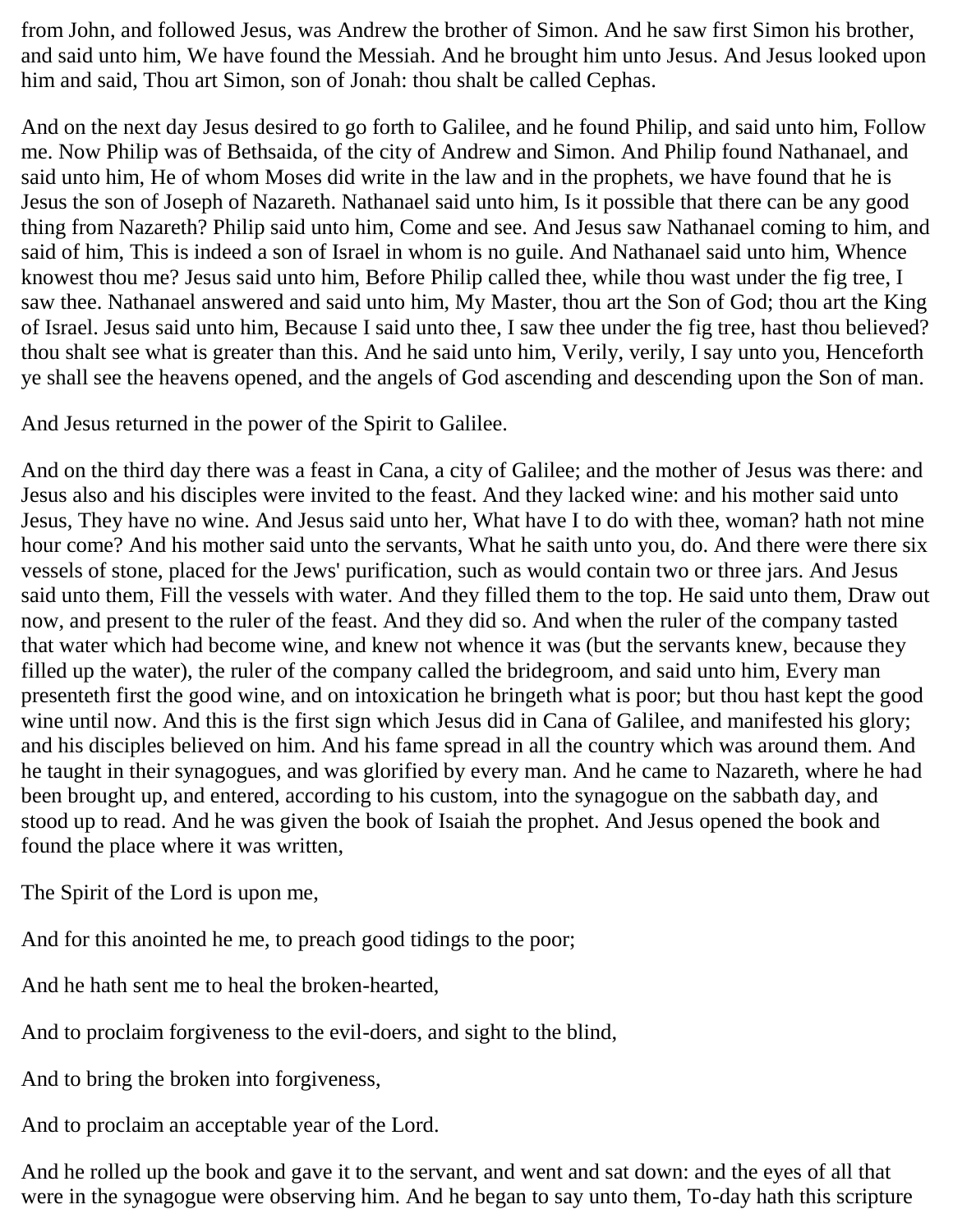from John, and followed Jesus, was Andrew the brother of Simon. And he saw first Simon his brother, and said unto him, We have found the Messiah. And he brought him unto Jesus. And Jesus looked upon him and said, Thou art Simon, son of Jonah: thou shalt be called Cephas.

And on the next day Jesus desired to go forth to Galilee, and he found Philip, and said unto him, Follow me. Now Philip was of Bethsaida, of the city of Andrew and Simon. And Philip found Nathanael, and said unto him, He of whom Moses did write in the law and in the prophets, we have found that he is Jesus the son of Joseph of Nazareth. Nathanael said unto him, Is it possible that there can be any good thing from Nazareth? Philip said unto him, Come and see. And Jesus saw Nathanael coming to him, and said of him, This is indeed a son of Israel in whom is no guile. And Nathanael said unto him, Whence knowest thou me? Jesus said unto him, Before Philip called thee, while thou wast under the fig tree, I saw thee. Nathanael answered and said unto him, My Master, thou art the Son of God; thou art the King of Israel. Jesus said unto him, Because I said unto thee, I saw thee under the fig tree, hast thou believed? thou shalt see what is greater than this. And he said unto him, Verily, verily, I say unto you, Henceforth ye shall see the heavens opened, and the angels of God ascending and descending upon the Son of man.

And Jesus returned in the power of the Spirit to Galilee.

And on the third day there was a feast in Cana, a city of Galilee; and the mother of Jesus was there: and Jesus also and his disciples were invited to the feast. And they lacked wine: and his mother said unto Jesus, They have no wine. And Jesus said unto her, What have I to do with thee, woman? hath not mine hour come? And his mother said unto the servants, What he saith unto you, do. And there were there six vessels of stone, placed for the Jews' purification, such as would contain two or three jars. And Jesus said unto them, Fill the vessels with water. And they filled them to the top. He said unto them, Draw out now, and present to the ruler of the feast. And they did so. And when the ruler of the company tasted that water which had become wine, and knew not whence it was (but the servants knew, because they filled up the water), the ruler of the company called the bridegroom, and said unto him, Every man presenteth first the good wine, and on intoxication he bringeth what is poor; but thou hast kept the good wine until now. And this is the first sign which Jesus did in Cana of Galilee, and manifested his glory; and his disciples believed on him. And his fame spread in all the country which was around them. And he taught in their synagogues, and was glorified by every man. And he came to Nazareth, where he had been brought up, and entered, according to his custom, into the synagogue on the sabbath day, and stood up to read. And he was given the book of Isaiah the prophet. And Jesus opened the book and found the place where it was written,

The Spirit of the Lord is upon me,

And for this anointed he me, to preach good tidings to the poor;

And he hath sent me to heal the broken-hearted,

And to proclaim forgiveness to the evil-doers, and sight to the blind,

And to bring the broken into forgiveness,

And to proclaim an acceptable year of the Lord.

And he rolled up the book and gave it to the servant, and went and sat down: and the eyes of all that were in the synagogue were observing him. And he began to say unto them, To-day hath this scripture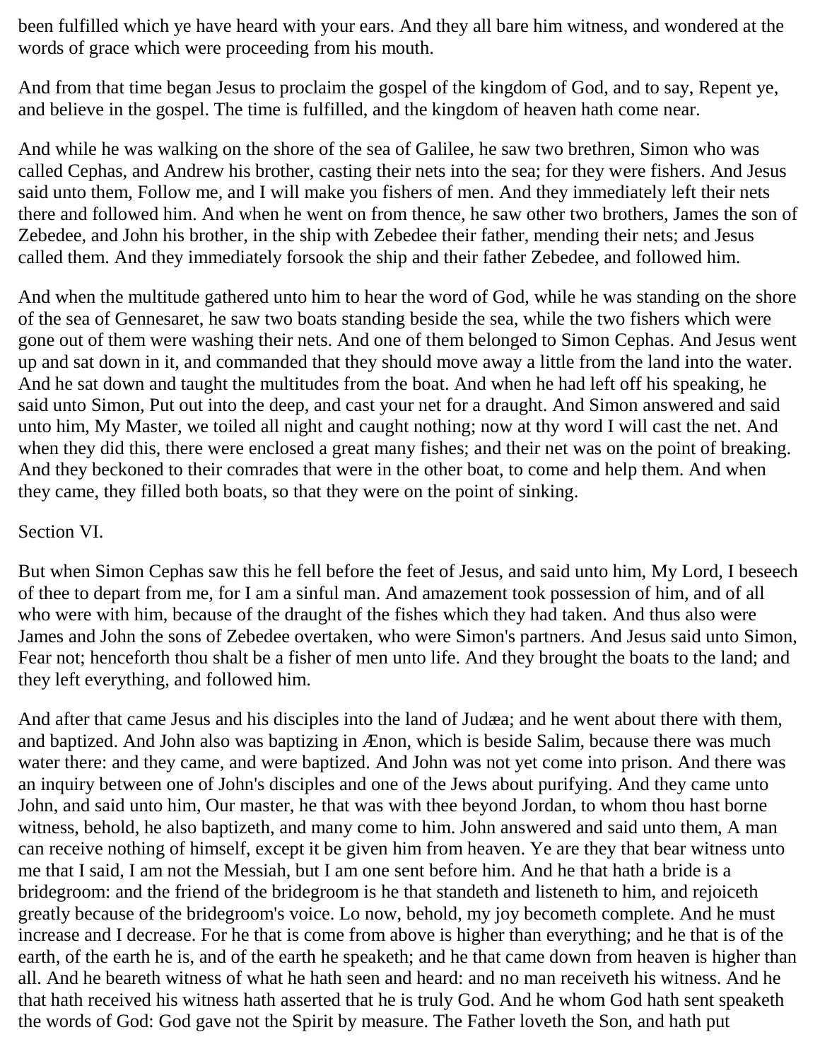been fulfilled which ye have heard with your ears. And they all bare him witness, and wondered at the words of grace which were proceeding from his mouth.

And from that time began Jesus to proclaim the gospel of the kingdom of God, and to say, Repent ye, and believe in the gospel. The time is fulfilled, and the kingdom of heaven hath come near.

And while he was walking on the shore of the sea of Galilee, he saw two brethren, Simon who was called Cephas, and Andrew his brother, casting their nets into the sea; for they were fishers. And Jesus said unto them, Follow me, and I will make you fishers of men. And they immediately left their nets there and followed him. And when he went on from thence, he saw other two brothers, James the son of Zebedee, and John his brother, in the ship with Zebedee their father, mending their nets; and Jesus called them. And they immediately forsook the ship and their father Zebedee, and followed him.

And when the multitude gathered unto him to hear the word of God, while he was standing on the shore of the sea of Gennesaret, he saw two boats standing beside the sea, while the two fishers which were gone out of them were washing their nets. And one of them belonged to Simon Cephas. And Jesus went up and sat down in it, and commanded that they should move away a little from the land into the water. And he sat down and taught the multitudes from the boat. And when he had left off his speaking, he said unto Simon, Put out into the deep, and cast your net for a draught. And Simon answered and said unto him, My Master, we toiled all night and caught nothing; now at thy word I will cast the net. And when they did this, there were enclosed a great many fishes; and their net was on the point of breaking. And they beckoned to their comrades that were in the other boat, to come and help them. And when they came, they filled both boats, so that they were on the point of sinking.

## Section VI.

But when Simon Cephas saw this he fell before the feet of Jesus, and said unto him, My Lord, I beseech of thee to depart from me, for I am a sinful man. And amazement took possession of him, and of all who were with him, because of the draught of the fishes which they had taken. And thus also were James and John the sons of Zebedee overtaken, who were Simon's partners. And Jesus said unto Simon, Fear not; henceforth thou shalt be a fisher of men unto life. And they brought the boats to the land; and they left everything, and followed him.

And after that came Jesus and his disciples into the land of Judæa; and he went about there with them, and baptized. And John also was baptizing in Ænon, which is beside Salim, because there was much water there: and they came, and were baptized. And John was not yet come into prison. And there was an inquiry between one of John's disciples and one of the Jews about purifying. And they came unto John, and said unto him, Our master, he that was with thee beyond Jordan, to whom thou hast borne witness, behold, he also baptizeth, and many come to him. John answered and said unto them, A man can receive nothing of himself, except it be given him from heaven. Ye are they that bear witness unto me that I said, I am not the Messiah, but I am one sent before him. And he that hath a bride is a bridegroom: and the friend of the bridegroom is he that standeth and listeneth to him, and rejoiceth greatly because of the bridegroom's voice. Lo now, behold, my joy becometh complete. And he must increase and I decrease. For he that is come from above is higher than everything; and he that is of the earth, of the earth he is, and of the earth he speaketh; and he that came down from heaven is higher than all. And he beareth witness of what he hath seen and heard: and no man receiveth his witness. And he that hath received his witness hath asserted that he is truly God. And he whom God hath sent speaketh the words of God: God gave not the Spirit by measure. The Father loveth the Son, and hath put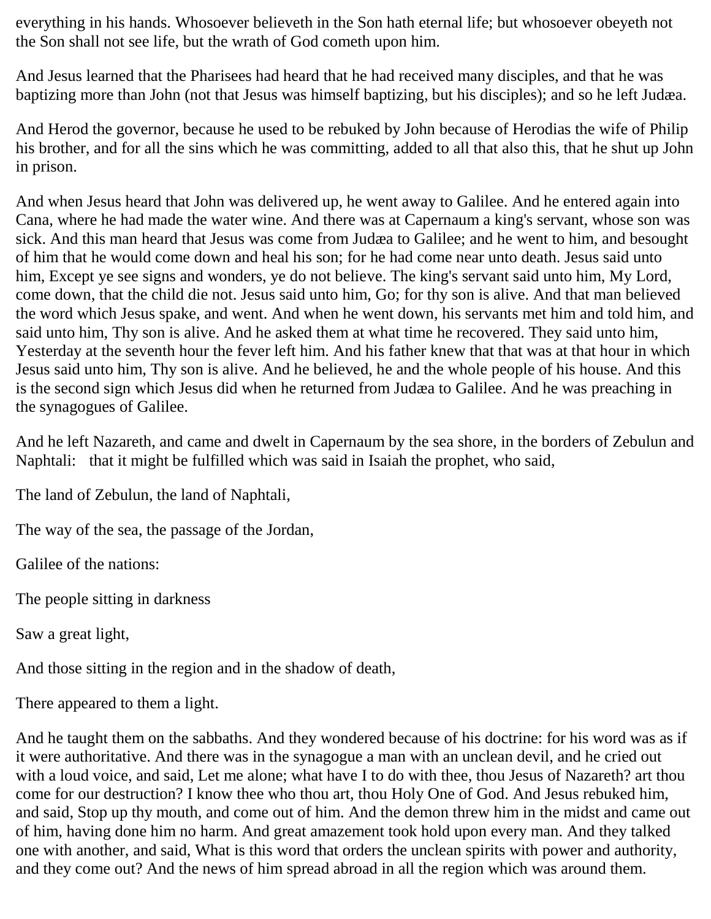everything in his hands. Whosoever believeth in the Son hath eternal life; but whosoever obeyeth not the Son shall not see life, but the wrath of God cometh upon him.

And Jesus learned that the Pharisees had heard that he had received many disciples, and that he was baptizing more than John (not that Jesus was himself baptizing, but his disciples); and so he left Judæa.

And Herod the governor, because he used to be rebuked by John because of Herodias the wife of Philip his brother, and for all the sins which he was committing, added to all that also this, that he shut up John in prison.

And when Jesus heard that John was delivered up, he went away to Galilee. And he entered again into Cana, where he had made the water wine. And there was at Capernaum a king's servant, whose son was sick. And this man heard that Jesus was come from Judæa to Galilee; and he went to him, and besought of him that he would come down and heal his son; for he had come near unto death. Jesus said unto him, Except ye see signs and wonders, ye do not believe. The king's servant said unto him, My Lord, come down, that the child die not. Jesus said unto him, Go; for thy son is alive. And that man believed the word which Jesus spake, and went. And when he went down, his servants met him and told him, and said unto him, Thy son is alive. And he asked them at what time he recovered. They said unto him, Yesterday at the seventh hour the fever left him. And his father knew that that was at that hour in which Jesus said unto him, Thy son is alive. And he believed, he and the whole people of his house. And this is the second sign which Jesus did when he returned from Judæa to Galilee. And he was preaching in the synagogues of Galilee.

And he left Nazareth, and came and dwelt in Capernaum by the sea shore, in the borders of Zebulun and Naphtali: that it might be fulfilled which was said in Isaiah the prophet, who said,

The land of Zebulun, the land of Naphtali,

The way of the sea, the passage of the Jordan,

Galilee of the nations:

The people sitting in darkness

Saw a great light,

And those sitting in the region and in the shadow of death,

There appeared to them a light.

And he taught them on the sabbaths. And they wondered because of his doctrine: for his word was as if it were authoritative. And there was in the synagogue a man with an unclean devil, and he cried out with a loud voice, and said, Let me alone; what have I to do with thee, thou Jesus of Nazareth? art thou come for our destruction? I know thee who thou art, thou Holy One of God. And Jesus rebuked him, and said, Stop up thy mouth, and come out of him. And the demon threw him in the midst and came out of him, having done him no harm. And great amazement took hold upon every man. And they talked one with another, and said, What is this word that orders the unclean spirits with power and authority, and they come out? And the news of him spread abroad in all the region which was around them.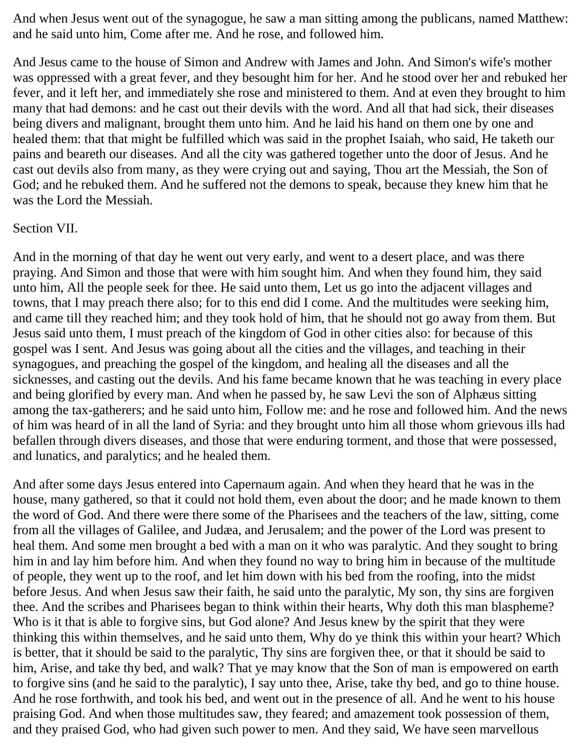And when Jesus went out of the synagogue, he saw a man sitting among the publicans, named Matthew: and he said unto him, Come after me. And he rose, and followed him.

And Jesus came to the house of Simon and Andrew with James and John. And Simon's wife's mother was oppressed with a great fever, and they besought him for her. And he stood over her and rebuked her fever, and it left her, and immediately she rose and ministered to them. And at even they brought to him many that had demons: and he cast out their devils with the word. And all that had sick, their diseases being divers and malignant, brought them unto him. And he laid his hand on them one by one and healed them: that that might be fulfilled which was said in the prophet Isaiah, who said, He taketh our pains and beareth our diseases. And all the city was gathered together unto the door of Jesus. And he cast out devils also from many, as they were crying out and saying, Thou art the Messiah, the Son of God; and he rebuked them. And he suffered not the demons to speak, because they knew him that he was the Lord the Messiah.

## Section VII.

And in the morning of that day he went out very early, and went to a desert place, and was there praying. And Simon and those that were with him sought him. And when they found him, they said unto him, All the people seek for thee. He said unto them, Let us go into the adjacent villages and towns, that I may preach there also; for to this end did I come. And the multitudes were seeking him, and came till they reached him; and they took hold of him, that he should not go away from them. But Jesus said unto them, I must preach of the kingdom of God in other cities also: for because of this gospel was I sent. And Jesus was going about all the cities and the villages, and teaching in their synagogues, and preaching the gospel of the kingdom, and healing all the diseases and all the sicknesses, and casting out the devils. And his fame became known that he was teaching in every place and being glorified by every man. And when he passed by, he saw Levi the son of Alphæus sitting among the tax-gatherers; and he said unto him, Follow me: and he rose and followed him. And the news of him was heard of in all the land of Syria: and they brought unto him all those whom grievous ills had befallen through divers diseases, and those that were enduring torment, and those that were possessed, and lunatics, and paralytics; and he healed them.

And after some days Jesus entered into Capernaum again. And when they heard that he was in the house, many gathered, so that it could not hold them, even about the door; and he made known to them the word of God. And there were there some of the Pharisees and the teachers of the law, sitting, come from all the villages of Galilee, and Judæa, and Jerusalem; and the power of the Lord was present to heal them. And some men brought a bed with a man on it who was paralytic. And they sought to bring him in and lay him before him. And when they found no way to bring him in because of the multitude of people, they went up to the roof, and let him down with his bed from the roofing, into the midst before Jesus. And when Jesus saw their faith, he said unto the paralytic, My son, thy sins are forgiven thee. And the scribes and Pharisees began to think within their hearts, Why doth this man blaspheme? Who is it that is able to forgive sins, but God alone? And Jesus knew by the spirit that they were thinking this within themselves, and he said unto them, Why do ye think this within your heart? Which is better, that it should be said to the paralytic, Thy sins are forgiven thee, or that it should be said to him, Arise, and take thy bed, and walk? That ye may know that the Son of man is empowered on earth to forgive sins (and he said to the paralytic), I say unto thee, Arise, take thy bed, and go to thine house. And he rose forthwith, and took his bed, and went out in the presence of all. And he went to his house praising God. And when those multitudes saw, they feared; and amazement took possession of them, and they praised God, who had given such power to men. And they said, We have seen marvellous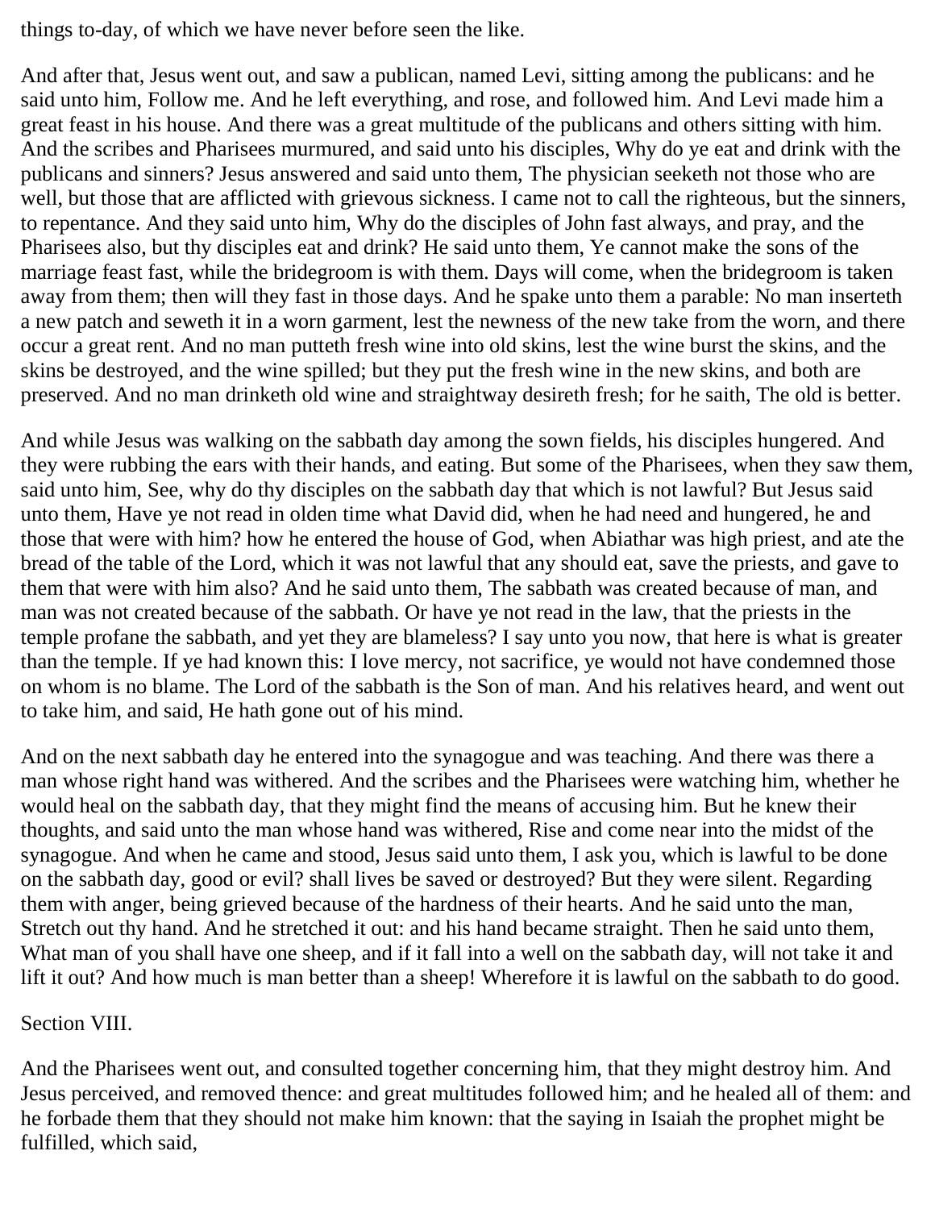things to-day, of which we have never before seen the like.

And after that, Jesus went out, and saw a publican, named Levi, sitting among the publicans: and he said unto him, Follow me. And he left everything, and rose, and followed him. And Levi made him a great feast in his house. And there was a great multitude of the publicans and others sitting with him. And the scribes and Pharisees murmured, and said unto his disciples, Why do ye eat and drink with the publicans and sinners? Jesus answered and said unto them, The physician seeketh not those who are well, but those that are afflicted with grievous sickness. I came not to call the righteous, but the sinners, to repentance. And they said unto him, Why do the disciples of John fast always, and pray, and the Pharisees also, but thy disciples eat and drink? He said unto them, Ye cannot make the sons of the marriage feast fast, while the bridegroom is with them. Days will come, when the bridegroom is taken away from them; then will they fast in those days. And he spake unto them a parable: No man inserteth a new patch and seweth it in a worn garment, lest the newness of the new take from the worn, and there occur a great rent. And no man putteth fresh wine into old skins, lest the wine burst the skins, and the skins be destroyed, and the wine spilled; but they put the fresh wine in the new skins, and both are preserved. And no man drinketh old wine and straightway desireth fresh; for he saith, The old is better.

And while Jesus was walking on the sabbath day among the sown fields, his disciples hungered. And they were rubbing the ears with their hands, and eating. But some of the Pharisees, when they saw them, said unto him, See, why do thy disciples on the sabbath day that which is not lawful? But Jesus said unto them, Have ye not read in olden time what David did, when he had need and hungered, he and those that were with him? how he entered the house of God, when Abiathar was high priest, and ate the bread of the table of the Lord, which it was not lawful that any should eat, save the priests, and gave to them that were with him also? And he said unto them, The sabbath was created because of man, and man was not created because of the sabbath. Or have ye not read in the law, that the priests in the temple profane the sabbath, and yet they are blameless? I say unto you now, that here is what is greater than the temple. If ye had known this: I love mercy, not sacrifice, ye would not have condemned those on whom is no blame. The Lord of the sabbath is the Son of man. And his relatives heard, and went out to take him, and said, He hath gone out of his mind.

And on the next sabbath day he entered into the synagogue and was teaching. And there was there a man whose right hand was withered. And the scribes and the Pharisees were watching him, whether he would heal on the sabbath day, that they might find the means of accusing him. But he knew their thoughts, and said unto the man whose hand was withered, Rise and come near into the midst of the synagogue. And when he came and stood, Jesus said unto them, I ask you, which is lawful to be done on the sabbath day, good or evil? shall lives be saved or destroyed? But they were silent. Regarding them with anger, being grieved because of the hardness of their hearts. And he said unto the man, Stretch out thy hand. And he stretched it out: and his hand became straight. Then he said unto them, What man of you shall have one sheep, and if it fall into a well on the sabbath day, will not take it and lift it out? And how much is man better than a sheep! Wherefore it is lawful on the sabbath to do good.

## Section VIII.

And the Pharisees went out, and consulted together concerning him, that they might destroy him. And Jesus perceived, and removed thence: and great multitudes followed him; and he healed all of them: and he forbade them that they should not make him known: that the saying in Isaiah the prophet might be fulfilled, which said,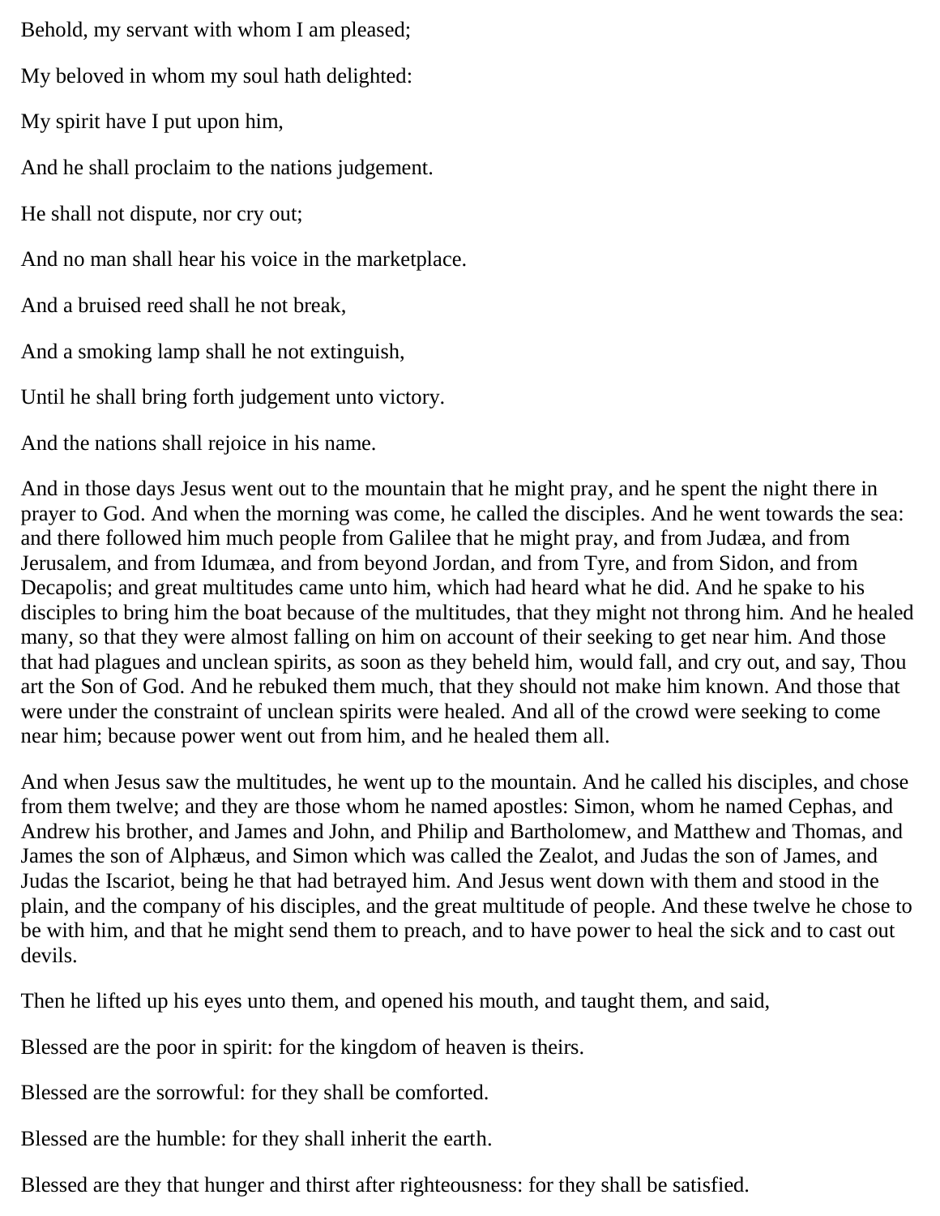Behold, my servant with whom I am pleased;

My beloved in whom my soul hath delighted:

My spirit have I put upon him,

And he shall proclaim to the nations judgement.

He shall not dispute, nor cry out;

And no man shall hear his voice in the marketplace.

And a bruised reed shall he not break,

And a smoking lamp shall he not extinguish,

Until he shall bring forth judgement unto victory.

And the nations shall rejoice in his name.

And in those days Jesus went out to the mountain that he might pray, and he spent the night there in prayer to God. And when the morning was come, he called the disciples. And he went towards the sea: and there followed him much people from Galilee that he might pray, and from Judæa, and from Jerusalem, and from Idumæa, and from beyond Jordan, and from Tyre, and from Sidon, and from Decapolis; and great multitudes came unto him, which had heard what he did. And he spake to his disciples to bring him the boat because of the multitudes, that they might not throng him. And he healed many, so that they were almost falling on him on account of their seeking to get near him. And those that had plagues and unclean spirits, as soon as they beheld him, would fall, and cry out, and say, Thou art the Son of God. And he rebuked them much, that they should not make him known. And those that were under the constraint of unclean spirits were healed. And all of the crowd were seeking to come near him; because power went out from him, and he healed them all.

And when Jesus saw the multitudes, he went up to the mountain. And he called his disciples, and chose from them twelve; and they are those whom he named apostles: Simon, whom he named Cephas, and Andrew his brother, and James and John, and Philip and Bartholomew, and Matthew and Thomas, and James the son of Alphæus, and Simon which was called the Zealot, and Judas the son of James, and Judas the Iscariot, being he that had betrayed him. And Jesus went down with them and stood in the plain, and the company of his disciples, and the great multitude of people. And these twelve he chose to be with him, and that he might send them to preach, and to have power to heal the sick and to cast out devils.

Then he lifted up his eyes unto them, and opened his mouth, and taught them, and said,

Blessed are the poor in spirit: for the kingdom of heaven is theirs.

Blessed are the sorrowful: for they shall be comforted.

Blessed are the humble: for they shall inherit the earth.

Blessed are they that hunger and thirst after righteousness: for they shall be satisfied.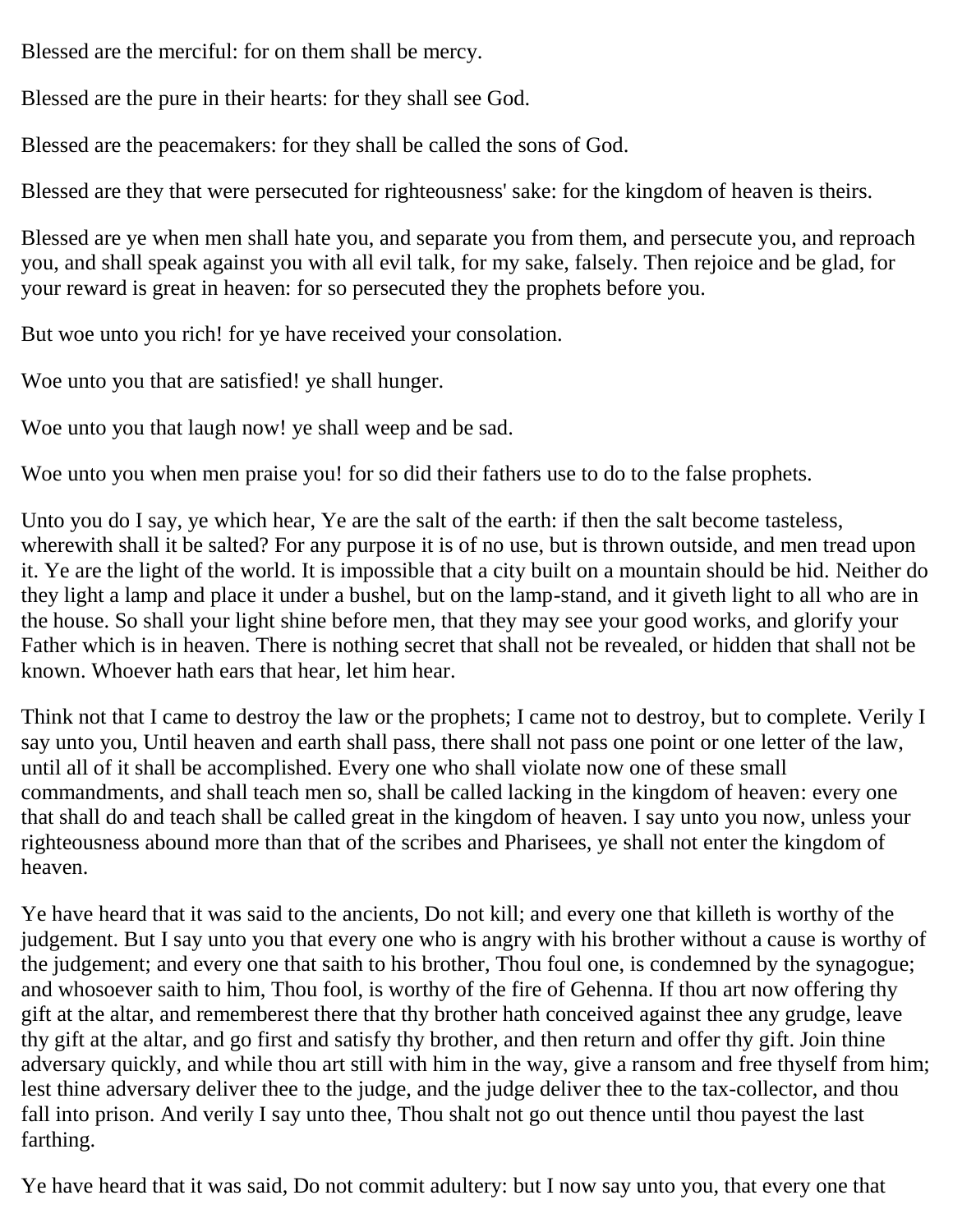Blessed are the merciful: for on them shall be mercy.

Blessed are the pure in their hearts: for they shall see God.

Blessed are the peacemakers: for they shall be called the sons of God.

Blessed are they that were persecuted for righteousness' sake: for the kingdom of heaven is theirs.

Blessed are ye when men shall hate you, and separate you from them, and persecute you, and reproach you, and shall speak against you with all evil talk, for my sake, falsely. Then rejoice and be glad, for your reward is great in heaven: for so persecuted they the prophets before you.

But woe unto you rich! for ye have received your consolation.

Woe unto you that are satisfied! ye shall hunger.

Woe unto you that laugh now! ye shall weep and be sad.

Woe unto you when men praise you! for so did their fathers use to do to the false prophets.

Unto you do I say, ye which hear, Ye are the salt of the earth: if then the salt become tasteless, wherewith shall it be salted? For any purpose it is of no use, but is thrown outside, and men tread upon it. Ye are the light of the world. It is impossible that a city built on a mountain should be hid. Neither do they light a lamp and place it under a bushel, but on the lamp-stand, and it giveth light to all who are in the house. So shall your light shine before men, that they may see your good works, and glorify your Father which is in heaven. There is nothing secret that shall not be revealed, or hidden that shall not be known. Whoever hath ears that hear, let him hear.

Think not that I came to destroy the law or the prophets; I came not to destroy, but to complete. Verily I say unto you, Until heaven and earth shall pass, there shall not pass one point or one letter of the law, until all of it shall be accomplished. Every one who shall violate now one of these small commandments, and shall teach men so, shall be called lacking in the kingdom of heaven: every one that shall do and teach shall be called great in the kingdom of heaven. I say unto you now, unless your righteousness abound more than that of the scribes and Pharisees, ye shall not enter the kingdom of heaven.

Ye have heard that it was said to the ancients, Do not kill; and every one that killeth is worthy of the judgement. But I say unto you that every one who is angry with his brother without a cause is worthy of the judgement; and every one that saith to his brother, Thou foul one, is condemned by the synagogue; and whosoever saith to him, Thou fool, is worthy of the fire of Gehenna. If thou art now offering thy gift at the altar, and rememberest there that thy brother hath conceived against thee any grudge, leave thy gift at the altar, and go first and satisfy thy brother, and then return and offer thy gift. Join thine adversary quickly, and while thou art still with him in the way, give a ransom and free thyself from him; lest thine adversary deliver thee to the judge, and the judge deliver thee to the tax-collector, and thou fall into prison. And verily I say unto thee, Thou shalt not go out thence until thou payest the last farthing.

Ye have heard that it was said, Do not commit adultery: but I now say unto you, that every one that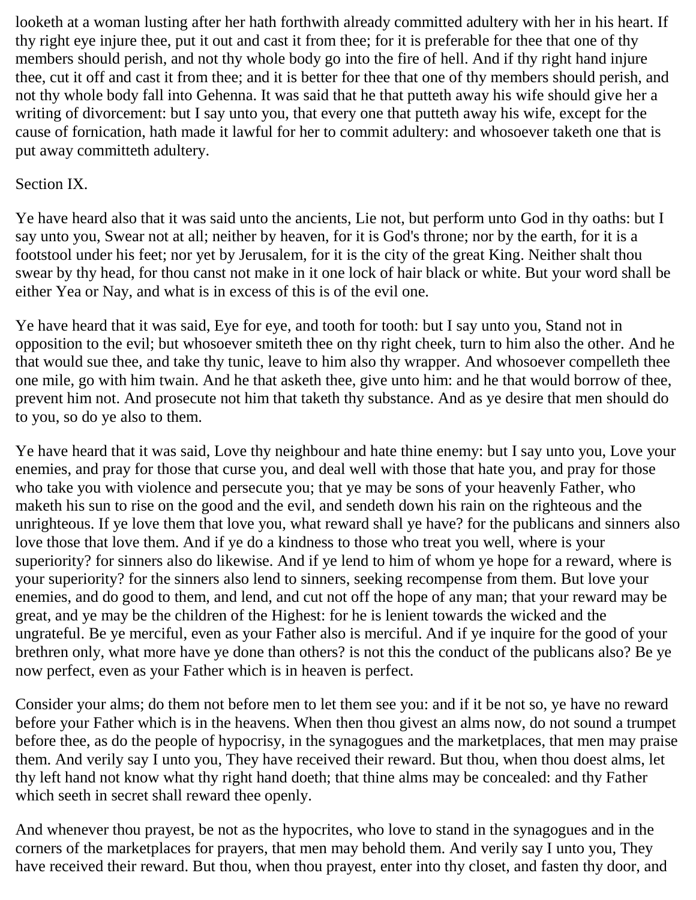looketh at a woman lusting after her hath forthwith already committed adultery with her in his heart. If thy right eye injure thee, put it out and cast it from thee; for it is preferable for thee that one of thy members should perish, and not thy whole body go into the fire of hell. And if thy right hand injure thee, cut it off and cast it from thee; and it is better for thee that one of thy members should perish, and not thy whole body fall into Gehenna. It was said that he that putteth away his wife should give her a writing of divorcement: but I say unto you, that every one that putteth away his wife, except for the cause of fornication, hath made it lawful for her to commit adultery: and whosoever taketh one that is put away committeth adultery.

Section IX.

Ye have heard also that it was said unto the ancients, Lie not, but perform unto God in thy oaths: but I say unto you, Swear not at all; neither by heaven, for it is God's throne; nor by the earth, for it is a footstool under his feet; nor yet by Jerusalem, for it is the city of the great King. Neither shalt thou swear by thy head, for thou canst not make in it one lock of hair black or white. But your word shall be either Yea or Nay, and what is in excess of this is of the evil one.

Ye have heard that it was said, Eye for eye, and tooth for tooth: but I say unto you, Stand not in opposition to the evil; but whosoever smiteth thee on thy right cheek, turn to him also the other. And he that would sue thee, and take thy tunic, leave to him also thy wrapper. And whosoever compelleth thee one mile, go with him twain. And he that asketh thee, give unto him: and he that would borrow of thee, prevent him not. And prosecute not him that taketh thy substance. And as ye desire that men should do to you, so do ye also to them.

Ye have heard that it was said, Love thy neighbour and hate thine enemy: but I say unto you, Love your enemies, and pray for those that curse you, and deal well with those that hate you, and pray for those who take you with violence and persecute you; that ye may be sons of your heavenly Father, who maketh his sun to rise on the good and the evil, and sendeth down his rain on the righteous and the unrighteous. If ye love them that love you, what reward shall ye have? for the publicans and sinners also love those that love them. And if ye do a kindness to those who treat you well, where is your superiority? for sinners also do likewise. And if ye lend to him of whom ye hope for a reward, where is your superiority? for the sinners also lend to sinners, seeking recompense from them. But love your enemies, and do good to them, and lend, and cut not off the hope of any man; that your reward may be great, and ye may be the children of the Highest: for he is lenient towards the wicked and the ungrateful. Be ye merciful, even as your Father also is merciful. And if ye inquire for the good of your brethren only, what more have ye done than others? is not this the conduct of the publicans also? Be ye now perfect, even as your Father which is in heaven is perfect.

Consider your alms; do them not before men to let them see you: and if it be not so, ye have no reward before your Father which is in the heavens. When then thou givest an alms now, do not sound a trumpet before thee, as do the people of hypocrisy, in the synagogues and the marketplaces, that men may praise them. And verily say I unto you, They have received their reward. But thou, when thou doest alms, let thy left hand not know what thy right hand doeth; that thine alms may be concealed: and thy Father which seeth in secret shall reward thee openly.

And whenever thou prayest, be not as the hypocrites, who love to stand in the synagogues and in the corners of the marketplaces for prayers, that men may behold them. And verily say I unto you, They have received their reward. But thou, when thou prayest, enter into thy closet, and fasten thy door, and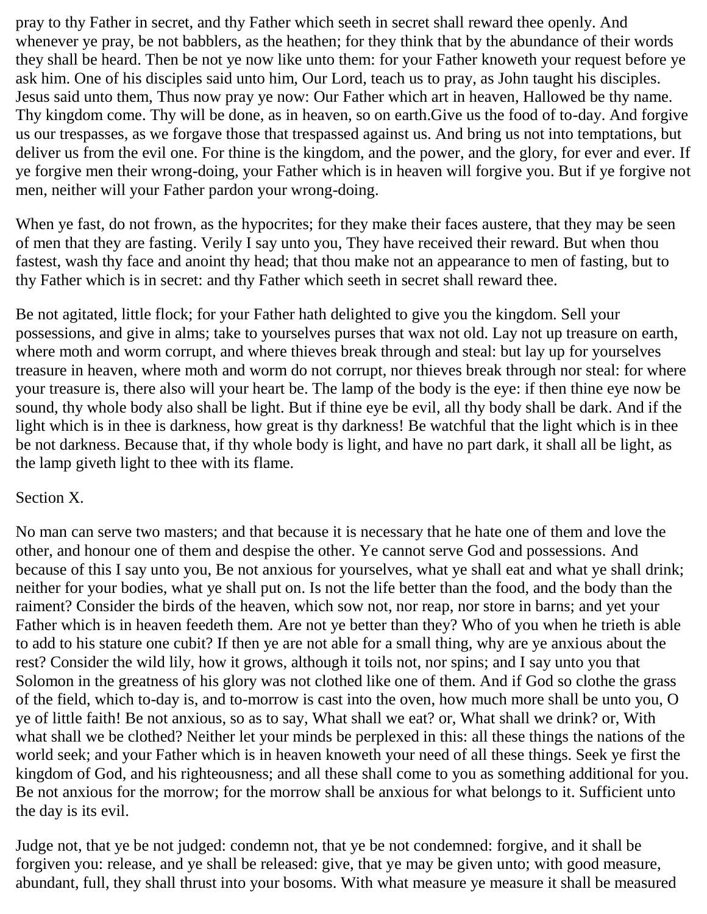pray to thy Father in secret, and thy Father which seeth in secret shall reward thee openly. And whenever ye pray, be not babblers, as the heathen; for they think that by the abundance of their words they shall be heard. Then be not ye now like unto them: for your Father knoweth your request before ye ask him. One of his disciples said unto him, Our Lord, teach us to pray, as John taught his disciples. Jesus said unto them, Thus now pray ye now: Our Father which art in heaven, Hallowed be thy name. Thy kingdom come. Thy will be done, as in heaven, so on earth.Give us the food of to-day. And forgive us our trespasses, as we forgave those that trespassed against us. And bring us not into temptations, but deliver us from the evil one. For thine is the kingdom, and the power, and the glory, for ever and ever. If ye forgive men their wrong-doing, your Father which is in heaven will forgive you. But if ye forgive not men, neither will your Father pardon your wrong-doing.

When ye fast, do not frown, as the hypocrites; for they make their faces austere, that they may be seen of men that they are fasting. Verily I say unto you, They have received their reward. But when thou fastest, wash thy face and anoint thy head; that thou make not an appearance to men of fasting, but to thy Father which is in secret: and thy Father which seeth in secret shall reward thee.

Be not agitated, little flock; for your Father hath delighted to give you the kingdom. Sell your possessions, and give in alms; take to yourselves purses that wax not old. Lay not up treasure on earth, where moth and worm corrupt, and where thieves break through and steal: but lay up for yourselves treasure in heaven, where moth and worm do not corrupt, nor thieves break through nor steal: for where your treasure is, there also will your heart be. The lamp of the body is the eye: if then thine eye now be sound, thy whole body also shall be light. But if thine eye be evil, all thy body shall be dark. And if the light which is in thee is darkness, how great is thy darkness! Be watchful that the light which is in thee be not darkness. Because that, if thy whole body is light, and have no part dark, it shall all be light, as the lamp giveth light to thee with its flame.

Section X.

No man can serve two masters; and that because it is necessary that he hate one of them and love the other, and honour one of them and despise the other. Ye cannot serve God and possessions. And because of this I say unto you, Be not anxious for yourselves, what ye shall eat and what ye shall drink; neither for your bodies, what ye shall put on. Is not the life better than the food, and the body than the raiment? Consider the birds of the heaven, which sow not, nor reap, nor store in barns; and yet your Father which is in heaven feedeth them. Are not ye better than they? Who of you when he trieth is able to add to his stature one cubit? If then ye are not able for a small thing, why are ye anxious about the rest? Consider the wild lily, how it grows, although it toils not, nor spins; and I say unto you that Solomon in the greatness of his glory was not clothed like one of them. And if God so clothe the grass of the field, which to-day is, and to-morrow is cast into the oven, how much more shall be unto you, O ye of little faith! Be not anxious, so as to say, What shall we eat? or, What shall we drink? or, With what shall we be clothed? Neither let your minds be perplexed in this: all these things the nations of the world seek; and your Father which is in heaven knoweth your need of all these things. Seek ye first the kingdom of God, and his righteousness; and all these shall come to you as something additional for you. Be not anxious for the morrow; for the morrow shall be anxious for what belongs to it. Sufficient unto the day is its evil.

Judge not, that ye be not judged: condemn not, that ye be not condemned: forgive, and it shall be forgiven you: release, and ye shall be released: give, that ye may be given unto; with good measure, abundant, full, they shall thrust into your bosoms. With what measure ye measure it shall be measured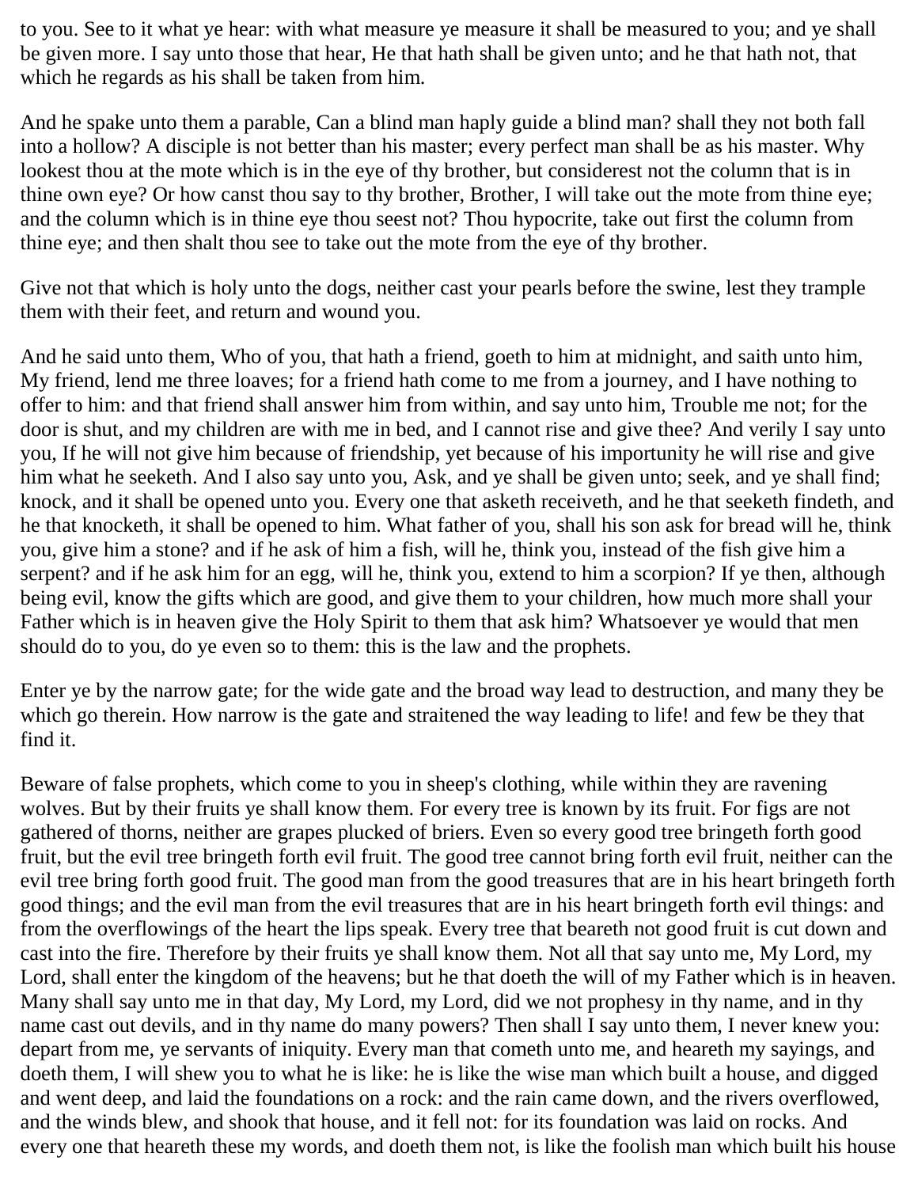to you. See to it what ye hear: with what measure ye measure it shall be measured to you; and ye shall be given more. I say unto those that hear, He that hath shall be given unto; and he that hath not, that which he regards as his shall be taken from him.

And he spake unto them a parable, Can a blind man haply guide a blind man? shall they not both fall into a hollow? A disciple is not better than his master; every perfect man shall be as his master. Why lookest thou at the mote which is in the eye of thy brother, but considerest not the column that is in thine own eye? Or how canst thou say to thy brother, Brother, I will take out the mote from thine eye; and the column which is in thine eye thou seest not? Thou hypocrite, take out first the column from thine eye; and then shalt thou see to take out the mote from the eye of thy brother.

Give not that which is holy unto the dogs, neither cast your pearls before the swine, lest they trample them with their feet, and return and wound you.

And he said unto them, Who of you, that hath a friend, goeth to him at midnight, and saith unto him, My friend, lend me three loaves; for a friend hath come to me from a journey, and I have nothing to offer to him: and that friend shall answer him from within, and say unto him, Trouble me not; for the door is shut, and my children are with me in bed, and I cannot rise and give thee? And verily I say unto you, If he will not give him because of friendship, yet because of his importunity he will rise and give him what he seeketh. And I also say unto you, Ask, and ye shall be given unto; seek, and ye shall find; knock, and it shall be opened unto you. Every one that asketh receiveth, and he that seeketh findeth, and he that knocketh, it shall be opened to him. What father of you, shall his son ask for bread will he, think you, give him a stone? and if he ask of him a fish, will he, think you, instead of the fish give him a serpent? and if he ask him for an egg, will he, think you, extend to him a scorpion? If ye then, although being evil, know the gifts which are good, and give them to your children, how much more shall your Father which is in heaven give the Holy Spirit to them that ask him? Whatsoever ye would that men should do to you, do ye even so to them: this is the law and the prophets.

Enter ye by the narrow gate; for the wide gate and the broad way lead to destruction, and many they be which go therein. How narrow is the gate and straitened the way leading to life! and few be they that find it.

Beware of false prophets, which come to you in sheep's clothing, while within they are ravening wolves. But by their fruits ye shall know them. For every tree is known by its fruit. For figs are not gathered of thorns, neither are grapes plucked of briers. Even so every good tree bringeth forth good fruit, but the evil tree bringeth forth evil fruit. The good tree cannot bring forth evil fruit, neither can the evil tree bring forth good fruit. The good man from the good treasures that are in his heart bringeth forth good things; and the evil man from the evil treasures that are in his heart bringeth forth evil things: and from the overflowings of the heart the lips speak. Every tree that beareth not good fruit is cut down and cast into the fire. Therefore by their fruits ye shall know them. Not all that say unto me, My Lord, my Lord, shall enter the kingdom of the heavens; but he that doeth the will of my Father which is in heaven. Many shall say unto me in that day, My Lord, my Lord, did we not prophesy in thy name, and in thy name cast out devils, and in thy name do many powers? Then shall I say unto them, I never knew you: depart from me, ye servants of iniquity. Every man that cometh unto me, and heareth my sayings, and doeth them, I will shew you to what he is like: he is like the wise man which built a house, and digged and went deep, and laid the foundations on a rock: and the rain came down, and the rivers overflowed, and the winds blew, and shook that house, and it fell not: for its foundation was laid on rocks. And every one that heareth these my words, and doeth them not, is like the foolish man which built his house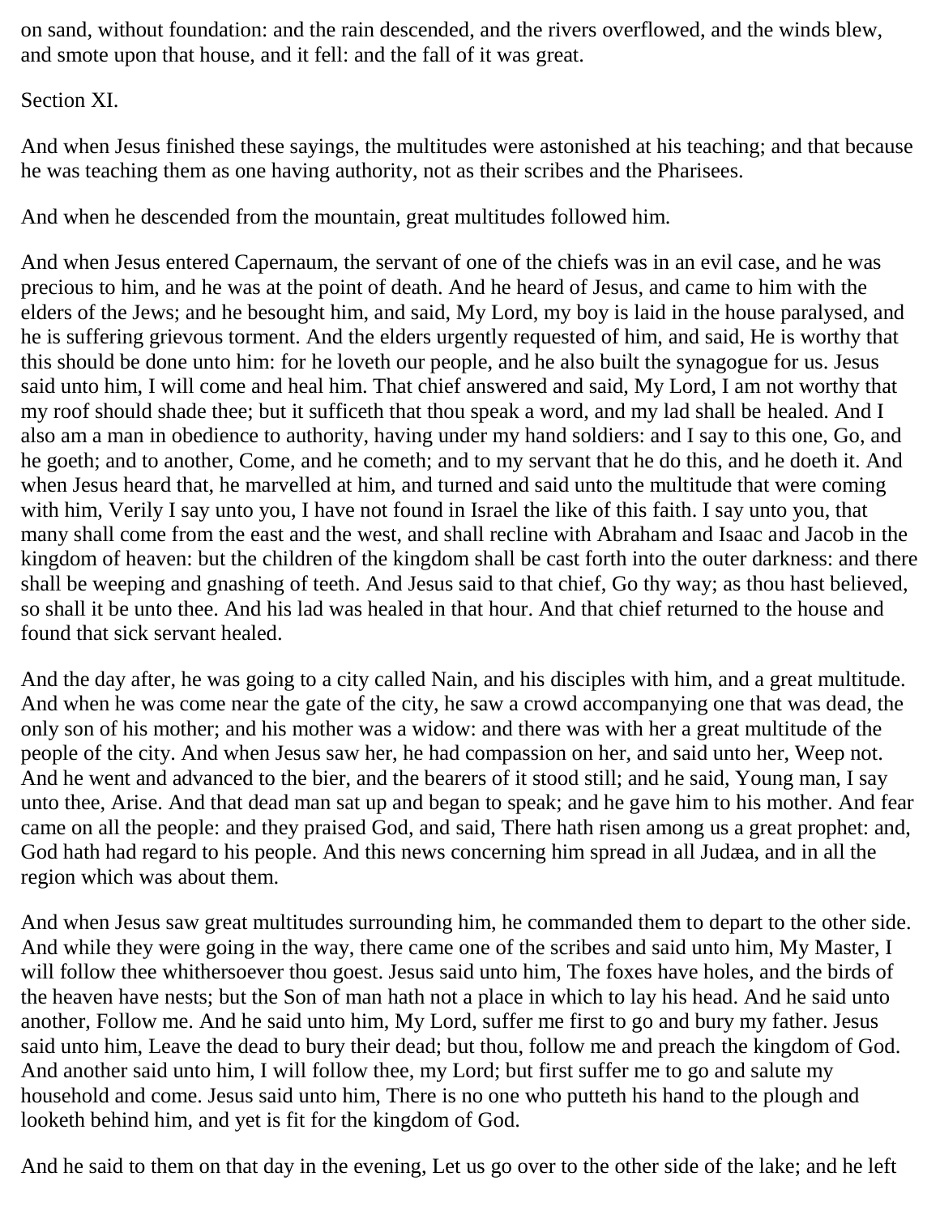on sand, without foundation: and the rain descended, and the rivers overflowed, and the winds blew, and smote upon that house, and it fell: and the fall of it was great.

## Section XI.

And when Jesus finished these sayings, the multitudes were astonished at his teaching; and that because he was teaching them as one having authority, not as their scribes and the Pharisees.

And when he descended from the mountain, great multitudes followed him.

And when Jesus entered Capernaum, the servant of one of the chiefs was in an evil case, and he was precious to him, and he was at the point of death. And he heard of Jesus, and came to him with the elders of the Jews; and he besought him, and said, My Lord, my boy is laid in the house paralysed, and he is suffering grievous torment. And the elders urgently requested of him, and said, He is worthy that this should be done unto him: for he loveth our people, and he also built the synagogue for us. Jesus said unto him, I will come and heal him. That chief answered and said, My Lord, I am not worthy that my roof should shade thee; but it sufficeth that thou speak a word, and my lad shall be healed. And I also am a man in obedience to authority, having under my hand soldiers: and I say to this one, Go, and he goeth; and to another, Come, and he cometh; and to my servant that he do this, and he doeth it. And when Jesus heard that, he marvelled at him, and turned and said unto the multitude that were coming with him, Verily I say unto you, I have not found in Israel the like of this faith. I say unto you, that many shall come from the east and the west, and shall recline with Abraham and Isaac and Jacob in the kingdom of heaven: but the children of the kingdom shall be cast forth into the outer darkness: and there shall be weeping and gnashing of teeth. And Jesus said to that chief, Go thy way; as thou hast believed, so shall it be unto thee. And his lad was healed in that hour. And that chief returned to the house and found that sick servant healed.

And the day after, he was going to a city called Nain, and his disciples with him, and a great multitude. And when he was come near the gate of the city, he saw a crowd accompanying one that was dead, the only son of his mother; and his mother was a widow: and there was with her a great multitude of the people of the city. And when Jesus saw her, he had compassion on her, and said unto her, Weep not. And he went and advanced to the bier, and the bearers of it stood still; and he said, Young man, I say unto thee, Arise. And that dead man sat up and began to speak; and he gave him to his mother. And fear came on all the people: and they praised God, and said, There hath risen among us a great prophet: and, God hath had regard to his people. And this news concerning him spread in all Judæa, and in all the region which was about them.

And when Jesus saw great multitudes surrounding him, he commanded them to depart to the other side. And while they were going in the way, there came one of the scribes and said unto him, My Master, I will follow thee whithersoever thou goest. Jesus said unto him, The foxes have holes, and the birds of the heaven have nests; but the Son of man hath not a place in which to lay his head. And he said unto another, Follow me. And he said unto him, My Lord, suffer me first to go and bury my father. Jesus said unto him, Leave the dead to bury their dead; but thou, follow me and preach the kingdom of God. And another said unto him, I will follow thee, my Lord; but first suffer me to go and salute my household and come. Jesus said unto him, There is no one who putteth his hand to the plough and looketh behind him, and yet is fit for the kingdom of God.

And he said to them on that day in the evening, Let us go over to the other side of the lake; and he left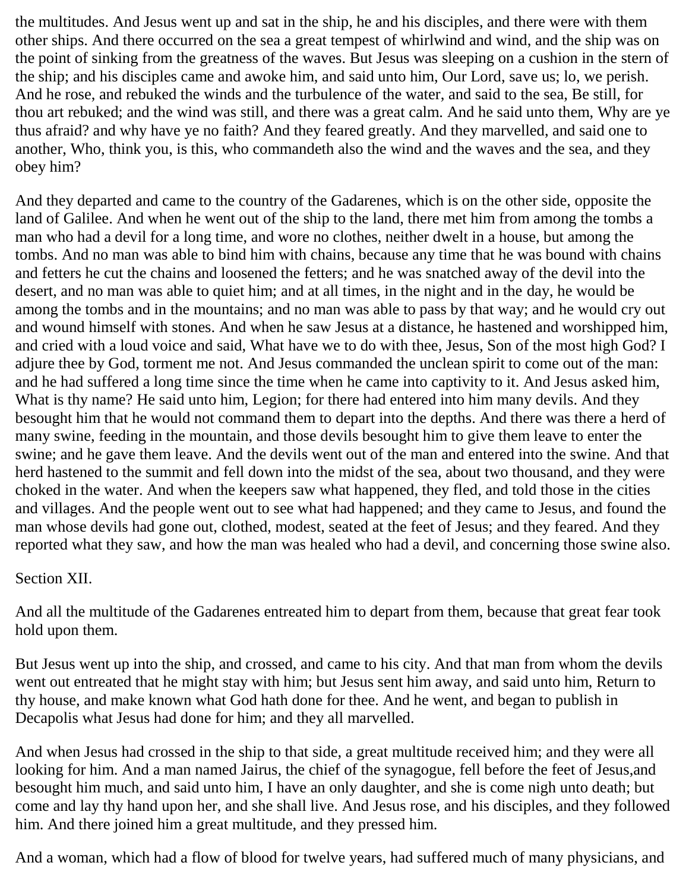the multitudes. And Jesus went up and sat in the ship, he and his disciples, and there were with them other ships. And there occurred on the sea a great tempest of whirlwind and wind, and the ship was on the point of sinking from the greatness of the waves. But Jesus was sleeping on a cushion in the stern of the ship; and his disciples came and awoke him, and said unto him, Our Lord, save us; lo, we perish. And he rose, and rebuked the winds and the turbulence of the water, and said to the sea, Be still, for thou art rebuked; and the wind was still, and there was a great calm. And he said unto them, Why are ye thus afraid? and why have ye no faith? And they feared greatly. And they marvelled, and said one to another, Who, think you, is this, who commandeth also the wind and the waves and the sea, and they obey him?

And they departed and came to the country of the Gadarenes, which is on the other side, opposite the land of Galilee. And when he went out of the ship to the land, there met him from among the tombs a man who had a devil for a long time, and wore no clothes, neither dwelt in a house, but among the tombs. And no man was able to bind him with chains, because any time that he was bound with chains and fetters he cut the chains and loosened the fetters; and he was snatched away of the devil into the desert, and no man was able to quiet him; and at all times, in the night and in the day, he would be among the tombs and in the mountains; and no man was able to pass by that way; and he would cry out and wound himself with stones. And when he saw Jesus at a distance, he hastened and worshipped him, and cried with a loud voice and said, What have we to do with thee, Jesus, Son of the most high God? I adjure thee by God, torment me not. And Jesus commanded the unclean spirit to come out of the man: and he had suffered a long time since the time when he came into captivity to it. And Jesus asked him, What is thy name? He said unto him, Legion; for there had entered into him many devils. And they besought him that he would not command them to depart into the depths. And there was there a herd of many swine, feeding in the mountain, and those devils besought him to give them leave to enter the swine; and he gave them leave. And the devils went out of the man and entered into the swine. And that herd hastened to the summit and fell down into the midst of the sea, about two thousand, and they were choked in the water. And when the keepers saw what happened, they fled, and told those in the cities and villages. And the people went out to see what had happened; and they came to Jesus, and found the man whose devils had gone out, clothed, modest, seated at the feet of Jesus; and they feared. And they reported what they saw, and how the man was healed who had a devil, and concerning those swine also.

Section XII.

And all the multitude of the Gadarenes entreated him to depart from them, because that great fear took hold upon them.

But Jesus went up into the ship, and crossed, and came to his city. And that man from whom the devils went out entreated that he might stay with him; but Jesus sent him away, and said unto him, Return to thy house, and make known what God hath done for thee. And he went, and began to publish in Decapolis what Jesus had done for him; and they all marvelled.

And when Jesus had crossed in the ship to that side, a great multitude received him; and they were all looking for him. And a man named Jairus, the chief of the synagogue, fell before the feet of Jesus,and besought him much, and said unto him, I have an only daughter, and she is come nigh unto death; but come and lay thy hand upon her, and she shall live. And Jesus rose, and his disciples, and they followed him. And there joined him a great multitude, and they pressed him.

And a woman, which had a flow of blood for twelve years, had suffered much of many physicians, and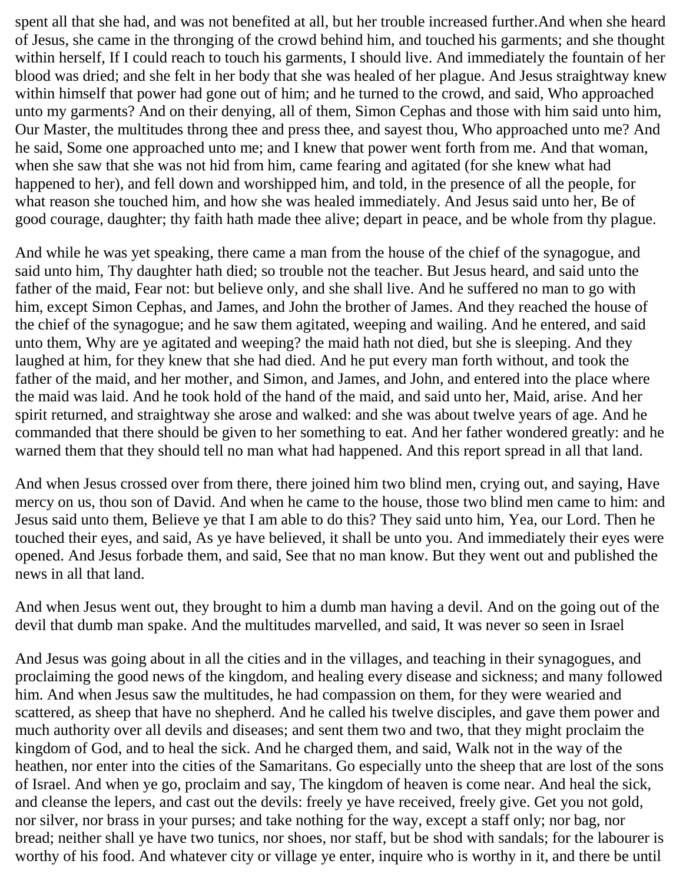spent all that she had, and was not benefited at all, but her trouble increased further.And when she heard of Jesus, she came in the thronging of the crowd behind him, and touched his garments; and she thought within herself, If I could reach to touch his garments, I should live. And immediately the fountain of her blood was dried; and she felt in her body that she was healed of her plague. And Jesus straightway knew within himself that power had gone out of him; and he turned to the crowd, and said, Who approached unto my garments? And on their denying, all of them, Simon Cephas and those with him said unto him, Our Master, the multitudes throng thee and press thee, and sayest thou, Who approached unto me? And he said, Some one approached unto me; and I knew that power went forth from me. And that woman, when she saw that she was not hid from him, came fearing and agitated (for she knew what had happened to her), and fell down and worshipped him, and told, in the presence of all the people, for what reason she touched him, and how she was healed immediately. And Jesus said unto her, Be of good courage, daughter; thy faith hath made thee alive; depart in peace, and be whole from thy plague.

And while he was yet speaking, there came a man from the house of the chief of the synagogue, and said unto him, Thy daughter hath died; so trouble not the teacher. But Jesus heard, and said unto the father of the maid, Fear not: but believe only, and she shall live. And he suffered no man to go with him, except Simon Cephas, and James, and John the brother of James. And they reached the house of the chief of the synagogue; and he saw them agitated, weeping and wailing. And he entered, and said unto them, Why are ye agitated and weeping? the maid hath not died, but she is sleeping. And they laughed at him, for they knew that she had died. And he put every man forth without, and took the father of the maid, and her mother, and Simon, and James, and John, and entered into the place where the maid was laid. And he took hold of the hand of the maid, and said unto her, Maid, arise. And her spirit returned, and straightway she arose and walked: and she was about twelve years of age. And he commanded that there should be given to her something to eat. And her father wondered greatly: and he warned them that they should tell no man what had happened. And this report spread in all that land.

And when Jesus crossed over from there, there joined him two blind men, crying out, and saying, Have mercy on us, thou son of David. And when he came to the house, those two blind men came to him: and Jesus said unto them, Believe ye that I am able to do this? They said unto him, Yea, our Lord. Then he touched their eyes, and said, As ye have believed, it shall be unto you. And immediately their eyes were opened. And Jesus forbade them, and said, See that no man know. But they went out and published the news in all that land.

And when Jesus went out, they brought to him a dumb man having a devil. And on the going out of the devil that dumb man spake. And the multitudes marvelled, and said, It was never so seen in Israel

And Jesus was going about in all the cities and in the villages, and teaching in their synagogues, and proclaiming the good news of the kingdom, and healing every disease and sickness; and many followed him. And when Jesus saw the multitudes, he had compassion on them, for they were wearied and scattered, as sheep that have no shepherd. And he called his twelve disciples, and gave them power and much authority over all devils and diseases; and sent them two and two, that they might proclaim the kingdom of God, and to heal the sick. And he charged them, and said, Walk not in the way of the heathen, nor enter into the cities of the Samaritans. Go especially unto the sheep that are lost of the sons of Israel. And when ye go, proclaim and say, The kingdom of heaven is come near. And heal the sick, and cleanse the lepers, and cast out the devils: freely ye have received, freely give. Get you not gold, nor silver, nor brass in your purses; and take nothing for the way, except a staff only; nor bag, nor bread; neither shall ye have two tunics, nor shoes, nor staff, but be shod with sandals; for the labourer is worthy of his food. And whatever city or village ye enter, inquire who is worthy in it, and there be until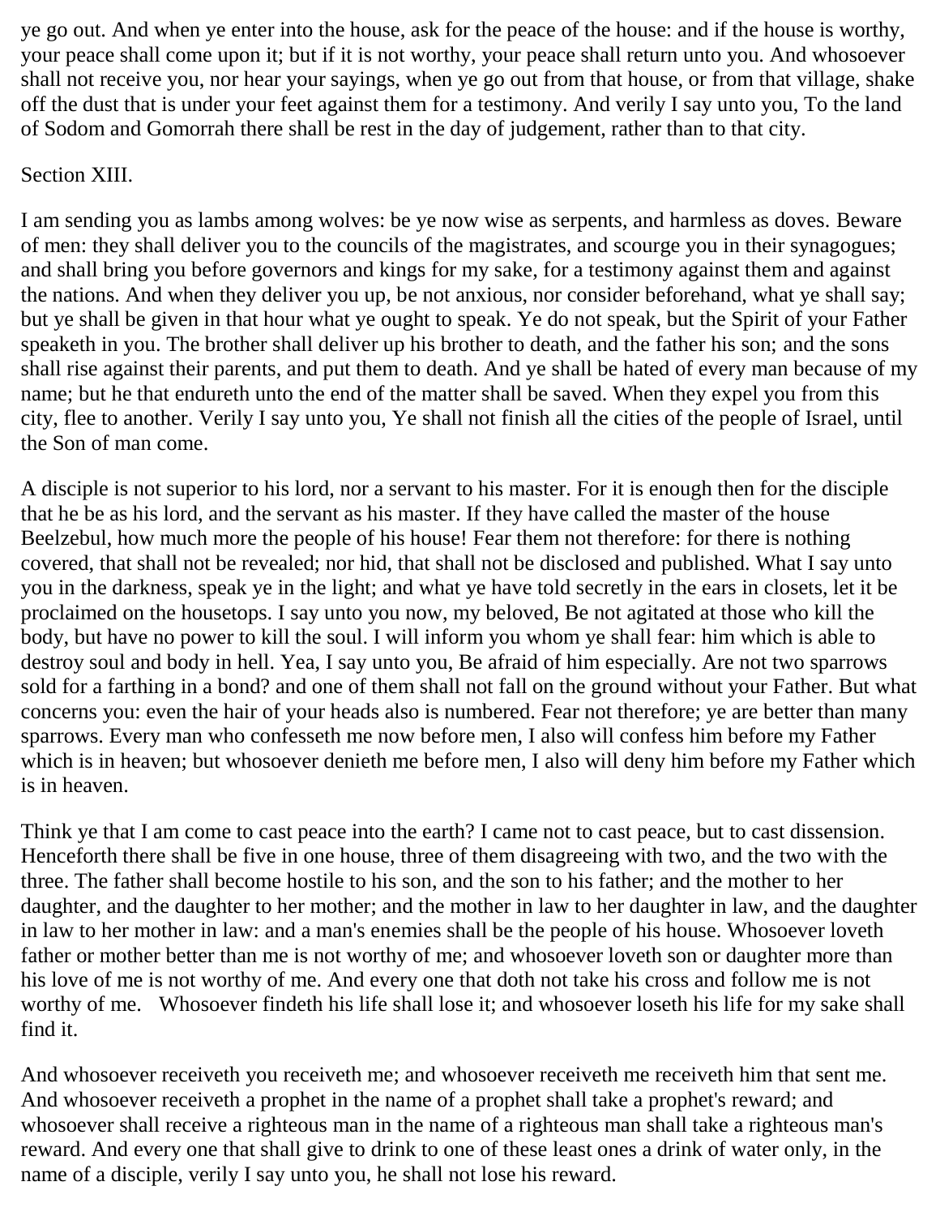ye go out. And when ye enter into the house, ask for the peace of the house: and if the house is worthy, your peace shall come upon it; but if it is not worthy, your peace shall return unto you. And whosoever shall not receive you, nor hear your sayings, when ye go out from that house, or from that village, shake off the dust that is under your feet against them for a testimony. And verily I say unto you, To the land of Sodom and Gomorrah there shall be rest in the day of judgement, rather than to that city.

Section XIII.

I am sending you as lambs among wolves: be ye now wise as serpents, and harmless as doves. Beware of men: they shall deliver you to the councils of the magistrates, and scourge you in their synagogues; and shall bring you before governors and kings for my sake, for a testimony against them and against the nations. And when they deliver you up, be not anxious, nor consider beforehand, what ye shall say; but ye shall be given in that hour what ye ought to speak. Ye do not speak, but the Spirit of your Father speaketh in you. The brother shall deliver up his brother to death, and the father his son; and the sons shall rise against their parents, and put them to death. And ye shall be hated of every man because of my name; but he that endureth unto the end of the matter shall be saved. When they expel you from this city, flee to another. Verily I say unto you, Ye shall not finish all the cities of the people of Israel, until the Son of man come.

A disciple is not superior to his lord, nor a servant to his master. For it is enough then for the disciple that he be as his lord, and the servant as his master. If they have called the master of the house Beelzebul, how much more the people of his house! Fear them not therefore: for there is nothing covered, that shall not be revealed; nor hid, that shall not be disclosed and published. What I say unto you in the darkness, speak ye in the light; and what ye have told secretly in the ears in closets, let it be proclaimed on the housetops. I say unto you now, my beloved, Be not agitated at those who kill the body, but have no power to kill the soul. I will inform you whom ye shall fear: him which is able to destroy soul and body in hell. Yea, I say unto you, Be afraid of him especially. Are not two sparrows sold for a farthing in a bond? and one of them shall not fall on the ground without your Father. But what concerns you: even the hair of your heads also is numbered. Fear not therefore; ye are better than many sparrows. Every man who confesseth me now before men, I also will confess him before my Father which is in heaven; but whosoever denieth me before men, I also will deny him before my Father which is in heaven.

Think ye that I am come to cast peace into the earth? I came not to cast peace, but to cast dissension. Henceforth there shall be five in one house, three of them disagreeing with two, and the two with the three. The father shall become hostile to his son, and the son to his father; and the mother to her daughter, and the daughter to her mother; and the mother in law to her daughter in law, and the daughter in law to her mother in law: and a man's enemies shall be the people of his house. Whosoever loveth father or mother better than me is not worthy of me; and whosoever loveth son or daughter more than his love of me is not worthy of me. And every one that doth not take his cross and follow me is not worthy of me. Whosoever findeth his life shall lose it; and whosoever loseth his life for my sake shall find it.

And whosoever receiveth you receiveth me; and whosoever receiveth me receiveth him that sent me. And whosoever receiveth a prophet in the name of a prophet shall take a prophet's reward; and whosoever shall receive a righteous man in the name of a righteous man shall take a righteous man's reward. And every one that shall give to drink to one of these least ones a drink of water only, in the name of a disciple, verily I say unto you, he shall not lose his reward.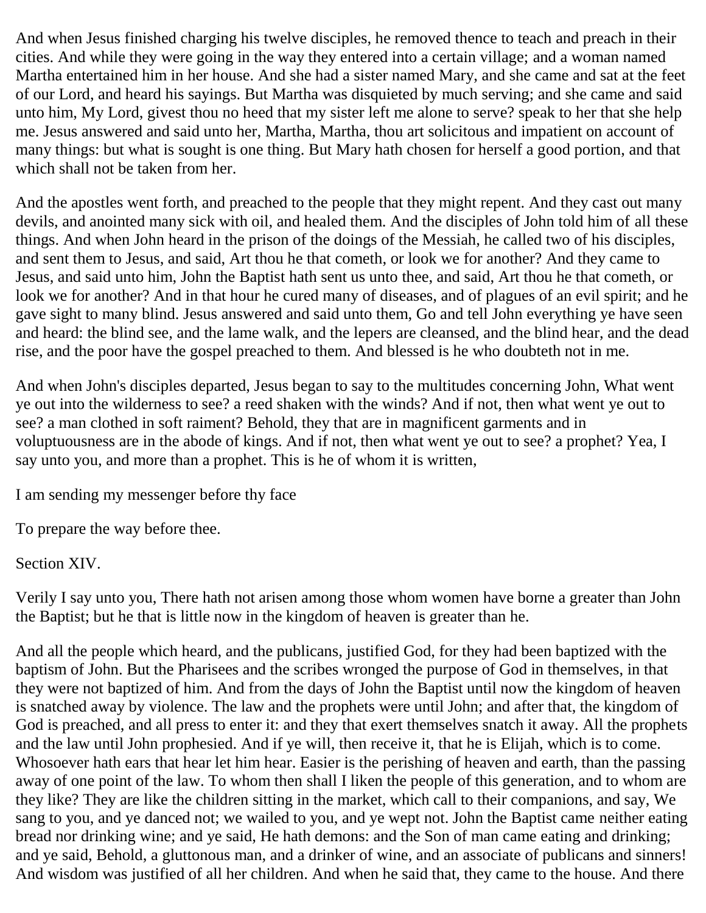And when Jesus finished charging his twelve disciples, he removed thence to teach and preach in their cities. And while they were going in the way they entered into a certain village; and a woman named Martha entertained him in her house. And she had a sister named Mary, and she came and sat at the feet of our Lord, and heard his sayings. But Martha was disquieted by much serving; and she came and said unto him, My Lord, givest thou no heed that my sister left me alone to serve? speak to her that she help me. Jesus answered and said unto her, Martha, Martha, thou art solicitous and impatient on account of many things: but what is sought is one thing. But Mary hath chosen for herself a good portion, and that which shall not be taken from her.

And the apostles went forth, and preached to the people that they might repent. And they cast out many devils, and anointed many sick with oil, and healed them. And the disciples of John told him of all these things. And when John heard in the prison of the doings of the Messiah, he called two of his disciples, and sent them to Jesus, and said, Art thou he that cometh, or look we for another? And they came to Jesus, and said unto him, John the Baptist hath sent us unto thee, and said, Art thou he that cometh, or look we for another? And in that hour he cured many of diseases, and of plagues of an evil spirit; and he gave sight to many blind. Jesus answered and said unto them, Go and tell John everything ye have seen and heard: the blind see, and the lame walk, and the lepers are cleansed, and the blind hear, and the dead rise, and the poor have the gospel preached to them. And blessed is he who doubteth not in me.

And when John's disciples departed, Jesus began to say to the multitudes concerning John, What went ye out into the wilderness to see? a reed shaken with the winds? And if not, then what went ye out to see? a man clothed in soft raiment? Behold, they that are in magnificent garments and in voluptuousness are in the abode of kings. And if not, then what went ye out to see? a prophet? Yea, I say unto you, and more than a prophet. This is he of whom it is written,

I am sending my messenger before thy face

To prepare the way before thee.

## Section XIV.

Verily I say unto you, There hath not arisen among those whom women have borne a greater than John the Baptist; but he that is little now in the kingdom of heaven is greater than he.

And all the people which heard, and the publicans, justified God, for they had been baptized with the baptism of John. But the Pharisees and the scribes wronged the purpose of God in themselves, in that they were not baptized of him. And from the days of John the Baptist until now the kingdom of heaven is snatched away by violence. The law and the prophets were until John; and after that, the kingdom of God is preached, and all press to enter it: and they that exert themselves snatch it away. All the prophets and the law until John prophesied. And if ye will, then receive it, that he is Elijah, which is to come. Whosoever hath ears that hear let him hear. Easier is the perishing of heaven and earth, than the passing away of one point of the law. To whom then shall I liken the people of this generation, and to whom are they like? They are like the children sitting in the market, which call to their companions, and say, We sang to you, and ye danced not; we wailed to you, and ye wept not. John the Baptist came neither eating bread nor drinking wine; and ye said, He hath demons: and the Son of man came eating and drinking; and ye said, Behold, a gluttonous man, and a drinker of wine, and an associate of publicans and sinners! And wisdom was justified of all her children. And when he said that, they came to the house. And there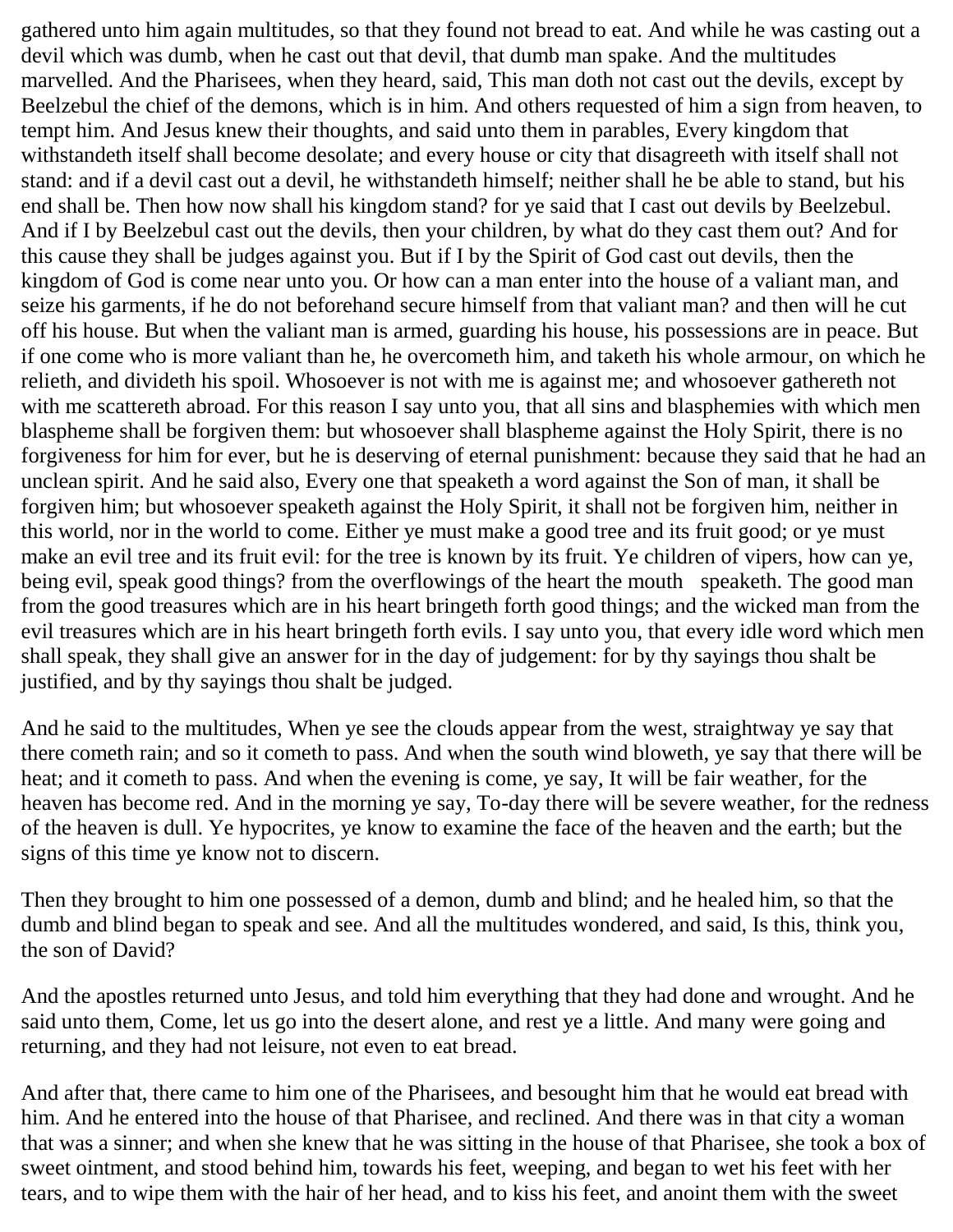gathered unto him again multitudes, so that they found not bread to eat. And while he was casting out a devil which was dumb, when he cast out that devil, that dumb man spake. And the multitudes marvelled. And the Pharisees, when they heard, said, This man doth not cast out the devils, except by Beelzebul the chief of the demons, which is in him. And others requested of him a sign from heaven, to tempt him. And Jesus knew their thoughts, and said unto them in parables, Every kingdom that withstandeth itself shall become desolate; and every house or city that disagreeth with itself shall not stand: and if a devil cast out a devil, he withstandeth himself; neither shall he be able to stand, but his end shall be. Then how now shall his kingdom stand? for ye said that I cast out devils by Beelzebul. And if I by Beelzebul cast out the devils, then your children, by what do they cast them out? And for this cause they shall be judges against you. But if I by the Spirit of God cast out devils, then the kingdom of God is come near unto you. Or how can a man enter into the house of a valiant man, and seize his garments, if he do not beforehand secure himself from that valiant man? and then will he cut off his house. But when the valiant man is armed, guarding his house, his possessions are in peace. But if one come who is more valiant than he, he overcometh him, and taketh his whole armour, on which he relieth, and divideth his spoil. Whosoever is not with me is against me; and whosoever gathereth not with me scattereth abroad. For this reason I say unto you, that all sins and blasphemies with which men blaspheme shall be forgiven them: but whosoever shall blaspheme against the Holy Spirit, there is no forgiveness for him for ever, but he is deserving of eternal punishment: because they said that he had an unclean spirit. And he said also, Every one that speaketh a word against the Son of man, it shall be forgiven him; but whosoever speaketh against the Holy Spirit, it shall not be forgiven him, neither in this world, nor in the world to come. Either ye must make a good tree and its fruit good; or ye must make an evil tree and its fruit evil: for the tree is known by its fruit. Ye children of vipers, how can ye, being evil, speak good things? from the overflowings of the heart the mouth speaketh. The good man from the good treasures which are in his heart bringeth forth good things; and the wicked man from the evil treasures which are in his heart bringeth forth evils. I say unto you, that every idle word which men shall speak, they shall give an answer for in the day of judgement: for by thy sayings thou shalt be justified, and by thy sayings thou shalt be judged.

And he said to the multitudes, When ye see the clouds appear from the west, straightway ye say that there cometh rain; and so it cometh to pass. And when the south wind bloweth, ye say that there will be heat; and it cometh to pass. And when the evening is come, ye say, It will be fair weather, for the heaven has become red. And in the morning ye say, To-day there will be severe weather, for the redness of the heaven is dull. Ye hypocrites, ye know to examine the face of the heaven and the earth; but the signs of this time ye know not to discern.

Then they brought to him one possessed of a demon, dumb and blind; and he healed him, so that the dumb and blind began to speak and see. And all the multitudes wondered, and said, Is this, think you, the son of David?

And the apostles returned unto Jesus, and told him everything that they had done and wrought. And he said unto them, Come, let us go into the desert alone, and rest ye a little. And many were going and returning, and they had not leisure, not even to eat bread.

And after that, there came to him one of the Pharisees, and besought him that he would eat bread with him. And he entered into the house of that Pharisee, and reclined. And there was in that city a woman that was a sinner; and when she knew that he was sitting in the house of that Pharisee, she took a box of sweet ointment, and stood behind him, towards his feet, weeping, and began to wet his feet with her tears, and to wipe them with the hair of her head, and to kiss his feet, and anoint them with the sweet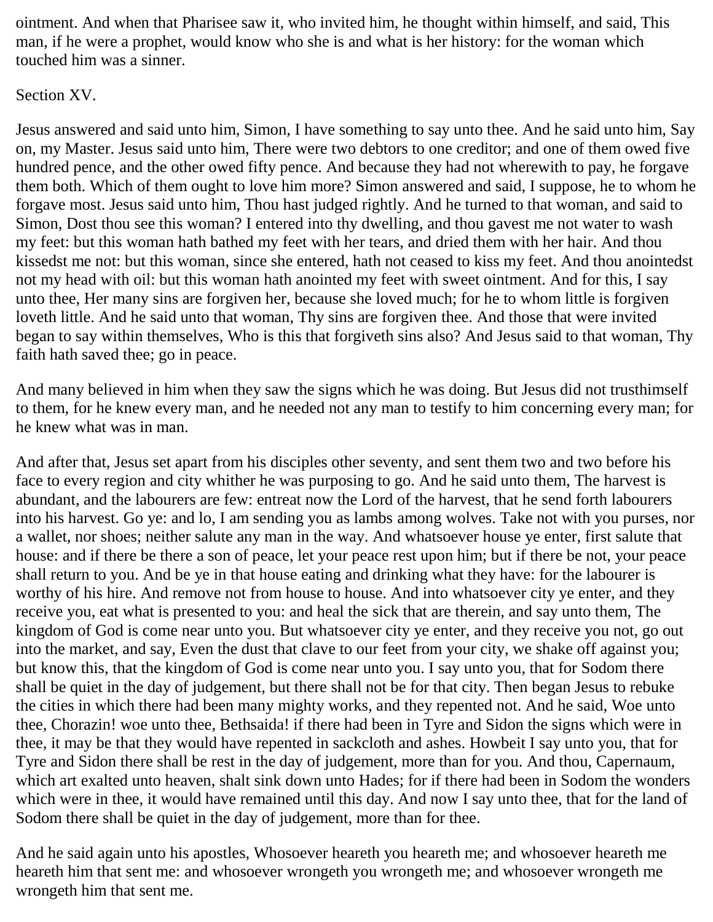ointment. And when that Pharisee saw it, who invited him, he thought within himself, and said, This man, if he were a prophet, would know who she is and what is her history: for the woman which touched him was a sinner.

## Section XV.

Jesus answered and said unto him, Simon, I have something to say unto thee. And he said unto him, Say on, my Master. Jesus said unto him, There were two debtors to one creditor; and one of them owed five hundred pence, and the other owed fifty pence. And because they had not wherewith to pay, he forgave them both. Which of them ought to love him more? Simon answered and said, I suppose, he to whom he forgave most. Jesus said unto him, Thou hast judged rightly. And he turned to that woman, and said to Simon, Dost thou see this woman? I entered into thy dwelling, and thou gavest me not water to wash my feet: but this woman hath bathed my feet with her tears, and dried them with her hair. And thou kissedst me not: but this woman, since she entered, hath not ceased to kiss my feet. And thou anointedst not my head with oil: but this woman hath anointed my feet with sweet ointment. And for this, I say unto thee, Her many sins are forgiven her, because she loved much; for he to whom little is forgiven loveth little. And he said unto that woman, Thy sins are forgiven thee. And those that were invited began to say within themselves, Who is this that forgiveth sins also? And Jesus said to that woman, Thy faith hath saved thee; go in peace.

And many believed in him when they saw the signs which he was doing. But Jesus did not trusthimself to them, for he knew every man, and he needed not any man to testify to him concerning every man; for he knew what was in man.

And after that, Jesus set apart from his disciples other seventy, and sent them two and two before his face to every region and city whither he was purposing to go. And he said unto them, The harvest is abundant, and the labourers are few: entreat now the Lord of the harvest, that he send forth labourers into his harvest. Go ye: and lo, I am sending you as lambs among wolves. Take not with you purses, nor a wallet, nor shoes; neither salute any man in the way. And whatsoever house ye enter, first salute that house: and if there be there a son of peace, let your peace rest upon him; but if there be not, your peace shall return to you. And be ye in that house eating and drinking what they have: for the labourer is worthy of his hire. And remove not from house to house. And into whatsoever city ye enter, and they receive you, eat what is presented to you: and heal the sick that are therein, and say unto them, The kingdom of God is come near unto you. But whatsoever city ye enter, and they receive you not, go out into the market, and say, Even the dust that clave to our feet from your city, we shake off against you; but know this, that the kingdom of God is come near unto you. I say unto you, that for Sodom there shall be quiet in the day of judgement, but there shall not be for that city. Then began Jesus to rebuke the cities in which there had been many mighty works, and they repented not. And he said, Woe unto thee, Chorazin! woe unto thee, Bethsaida! if there had been in Tyre and Sidon the signs which were in thee, it may be that they would have repented in sackcloth and ashes. Howbeit I say unto you, that for Tyre and Sidon there shall be rest in the day of judgement, more than for you. And thou, Capernaum, which art exalted unto heaven, shalt sink down unto Hades; for if there had been in Sodom the wonders which were in thee, it would have remained until this day. And now I say unto thee, that for the land of Sodom there shall be quiet in the day of judgement, more than for thee.

And he said again unto his apostles, Whosoever heareth you heareth me; and whosoever heareth me heareth him that sent me: and whosoever wrongeth you wrongeth me; and whosoever wrongeth me wrongeth him that sent me.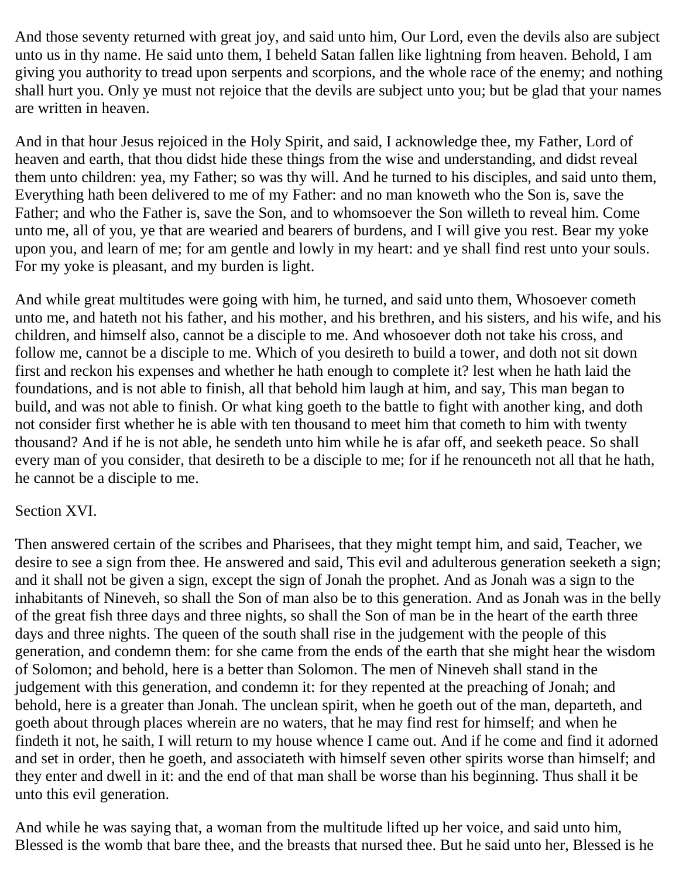And those seventy returned with great joy, and said unto him, Our Lord, even the devils also are subject unto us in thy name. He said unto them, I beheld Satan fallen like lightning from heaven. Behold, I am giving you authority to tread upon serpents and scorpions, and the whole race of the enemy; and nothing shall hurt you. Only ye must not rejoice that the devils are subject unto you; but be glad that your names are written in heaven.

And in that hour Jesus rejoiced in the Holy Spirit, and said, I acknowledge thee, my Father, Lord of heaven and earth, that thou didst hide these things from the wise and understanding, and didst reveal them unto children: yea, my Father; so was thy will. And he turned to his disciples, and said unto them, Everything hath been delivered to me of my Father: and no man knoweth who the Son is, save the Father; and who the Father is, save the Son, and to whomsoever the Son willeth to reveal him. Come unto me, all of you, ye that are wearied and bearers of burdens, and I will give you rest. Bear my yoke upon you, and learn of me; for am gentle and lowly in my heart: and ye shall find rest unto your souls. For my yoke is pleasant, and my burden is light.

And while great multitudes were going with him, he turned, and said unto them, Whosoever cometh unto me, and hateth not his father, and his mother, and his brethren, and his sisters, and his wife, and his children, and himself also, cannot be a disciple to me. And whosoever doth not take his cross, and follow me, cannot be a disciple to me. Which of you desireth to build a tower, and doth not sit down first and reckon his expenses and whether he hath enough to complete it? lest when he hath laid the foundations, and is not able to finish, all that behold him laugh at him, and say, This man began to build, and was not able to finish. Or what king goeth to the battle to fight with another king, and doth not consider first whether he is able with ten thousand to meet him that cometh to him with twenty thousand? And if he is not able, he sendeth unto him while he is afar off, and seeketh peace. So shall every man of you consider, that desireth to be a disciple to me; for if he renounceth not all that he hath, he cannot be a disciple to me.

Section XVI.

Then answered certain of the scribes and Pharisees, that they might tempt him, and said, Teacher, we desire to see a sign from thee. He answered and said, This evil and adulterous generation seeketh a sign; and it shall not be given a sign, except the sign of Jonah the prophet. And as Jonah was a sign to the inhabitants of Nineveh, so shall the Son of man also be to this generation. And as Jonah was in the belly of the great fish three days and three nights, so shall the Son of man be in the heart of the earth three days and three nights. The queen of the south shall rise in the judgement with the people of this generation, and condemn them: for she came from the ends of the earth that she might hear the wisdom of Solomon; and behold, here is a better than Solomon. The men of Nineveh shall stand in the judgement with this generation, and condemn it: for they repented at the preaching of Jonah; and behold, here is a greater than Jonah. The unclean spirit, when he goeth out of the man, departeth, and goeth about through places wherein are no waters, that he may find rest for himself; and when he findeth it not, he saith, I will return to my house whence I came out. And if he come and find it adorned and set in order, then he goeth, and associateth with himself seven other spirits worse than himself; and they enter and dwell in it: and the end of that man shall be worse than his beginning. Thus shall it be unto this evil generation.

And while he was saying that, a woman from the multitude lifted up her voice, and said unto him, Blessed is the womb that bare thee, and the breasts that nursed thee. But he said unto her, Blessed is he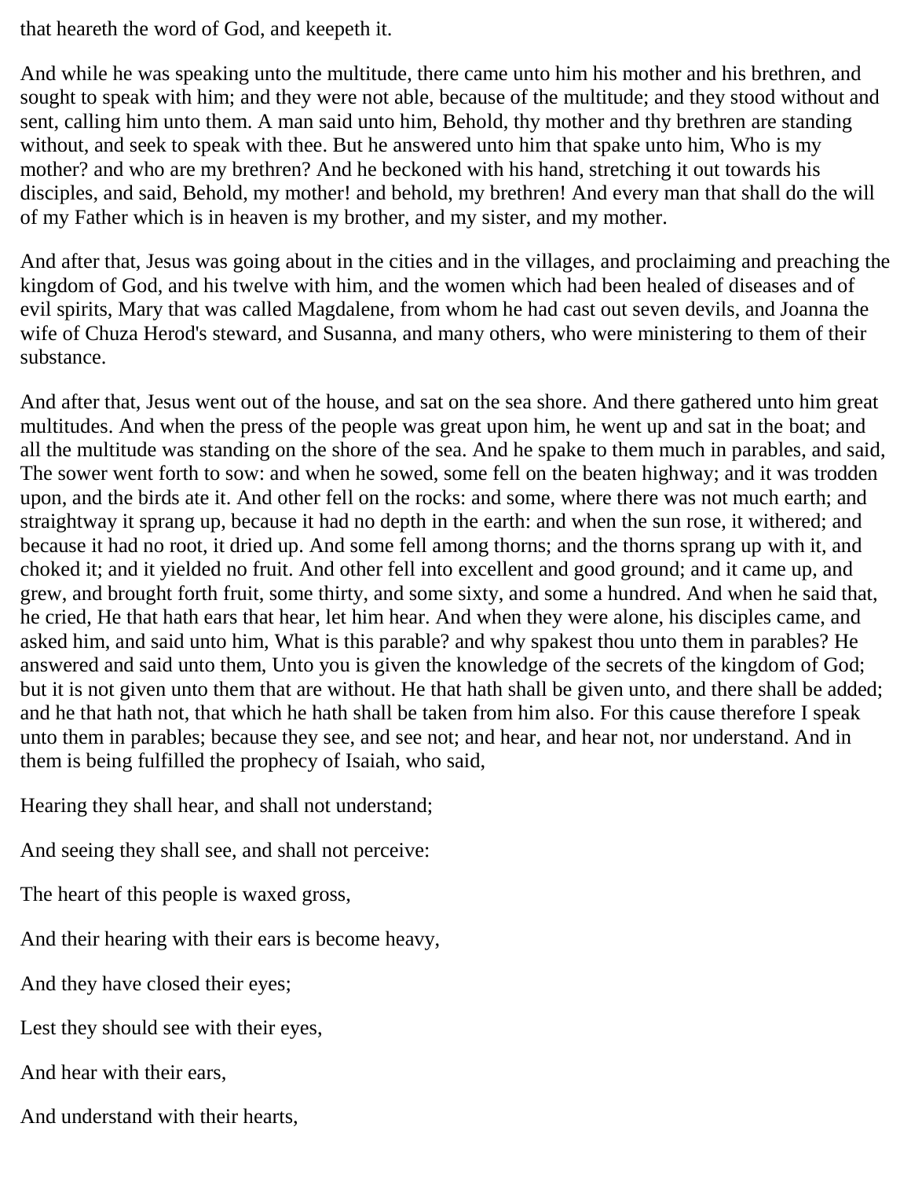that heareth the word of God, and keepeth it.

And while he was speaking unto the multitude, there came unto him his mother and his brethren, and sought to speak with him; and they were not able, because of the multitude; and they stood without and sent, calling him unto them. A man said unto him, Behold, thy mother and thy brethren are standing without, and seek to speak with thee. But he answered unto him that spake unto him, Who is my mother? and who are my brethren? And he beckoned with his hand, stretching it out towards his disciples, and said, Behold, my mother! and behold, my brethren! And every man that shall do the will of my Father which is in heaven is my brother, and my sister, and my mother.

And after that, Jesus was going about in the cities and in the villages, and proclaiming and preaching the kingdom of God, and his twelve with him, and the women which had been healed of diseases and of evil spirits, Mary that was called Magdalene, from whom he had cast out seven devils, and Joanna the wife of Chuza Herod's steward, and Susanna, and many others, who were ministering to them of their substance.

And after that, Jesus went out of the house, and sat on the sea shore. And there gathered unto him great multitudes. And when the press of the people was great upon him, he went up and sat in the boat; and all the multitude was standing on the shore of the sea. And he spake to them much in parables, and said, The sower went forth to sow: and when he sowed, some fell on the beaten highway; and it was trodden upon, and the birds ate it. And other fell on the rocks: and some, where there was not much earth; and straightway it sprang up, because it had no depth in the earth: and when the sun rose, it withered; and because it had no root, it dried up. And some fell among thorns; and the thorns sprang up with it, and choked it; and it yielded no fruit. And other fell into excellent and good ground; and it came up, and grew, and brought forth fruit, some thirty, and some sixty, and some a hundred. And when he said that, he cried, He that hath ears that hear, let him hear. And when they were alone, his disciples came, and asked him, and said unto him, What is this parable? and why spakest thou unto them in parables? He answered and said unto them, Unto you is given the knowledge of the secrets of the kingdom of God; but it is not given unto them that are without. He that hath shall be given unto, and there shall be added; and he that hath not, that which he hath shall be taken from him also. For this cause therefore I speak unto them in parables; because they see, and see not; and hear, and hear not, nor understand. And in them is being fulfilled the prophecy of Isaiah, who said,

Hearing they shall hear, and shall not understand;

And seeing they shall see, and shall not perceive:

The heart of this people is waxed gross,

And their hearing with their ears is become heavy,

And they have closed their eyes;

Lest they should see with their eyes,

And hear with their ears,

And understand with their hearts,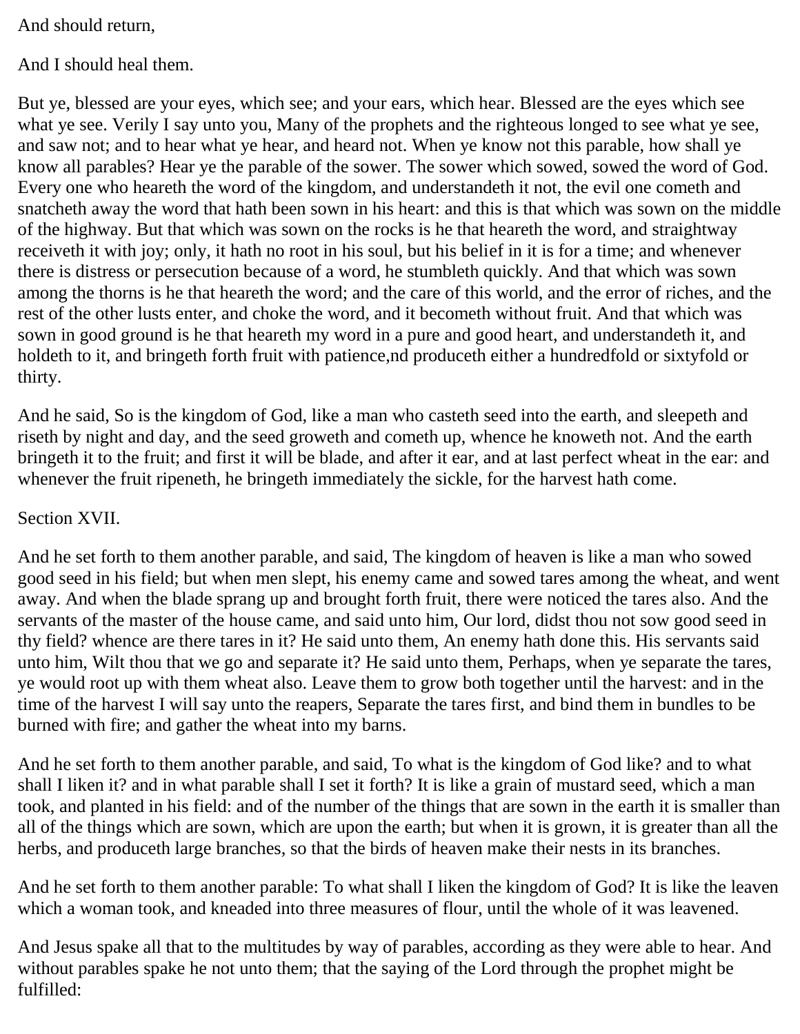And should return,

And I should heal them.

But ye, blessed are your eyes, which see; and your ears, which hear. Blessed are the eyes which see what ye see. Verily I say unto you, Many of the prophets and the righteous longed to see what ye see, and saw not; and to hear what ye hear, and heard not. When ye know not this parable, how shall ye know all parables? Hear ye the parable of the sower. The sower which sowed, sowed the word of God. Every one who heareth the word of the kingdom, and understandeth it not, the evil one cometh and snatcheth away the word that hath been sown in his heart: and this is that which was sown on the middle of the highway. But that which was sown on the rocks is he that heareth the word, and straightway receiveth it with joy; only, it hath no root in his soul, but his belief in it is for a time; and whenever there is distress or persecution because of a word, he stumbleth quickly. And that which was sown among the thorns is he that heareth the word; and the care of this world, and the error of riches, and the rest of the other lusts enter, and choke the word, and it becometh without fruit. And that which was sown in good ground is he that heareth my word in a pure and good heart, and understandeth it, and holdeth to it, and bringeth forth fruit with patience,nd produceth either a hundredfold or sixtyfold or thirty.

And he said, So is the kingdom of God, like a man who casteth seed into the earth, and sleepeth and riseth by night and day, and the seed groweth and cometh up, whence he knoweth not. And the earth bringeth it to the fruit; and first it will be blade, and after it ear, and at last perfect wheat in the ear: and whenever the fruit ripeneth, he bringeth immediately the sickle, for the harvest hath come.

## Section XVII.

And he set forth to them another parable, and said, The kingdom of heaven is like a man who sowed good seed in his field; but when men slept, his enemy came and sowed tares among the wheat, and went away. And when the blade sprang up and brought forth fruit, there were noticed the tares also. And the servants of the master of the house came, and said unto him, Our lord, didst thou not sow good seed in thy field? whence are there tares in it? He said unto them, An enemy hath done this. His servants said unto him, Wilt thou that we go and separate it? He said unto them, Perhaps, when ye separate the tares, ye would root up with them wheat also. Leave them to grow both together until the harvest: and in the time of the harvest I will say unto the reapers, Separate the tares first, and bind them in bundles to be burned with fire; and gather the wheat into my barns.

And he set forth to them another parable, and said, To what is the kingdom of God like? and to what shall I liken it? and in what parable shall I set it forth? It is like a grain of mustard seed, which a man took, and planted in his field: and of the number of the things that are sown in the earth it is smaller than all of the things which are sown, which are upon the earth; but when it is grown, it is greater than all the herbs, and produceth large branches, so that the birds of heaven make their nests in its branches.

And he set forth to them another parable: To what shall I liken the kingdom of God? It is like the leaven which a woman took, and kneaded into three measures of flour, until the whole of it was leavened.

And Jesus spake all that to the multitudes by way of parables, according as they were able to hear. And without parables spake he not unto them; that the saying of the Lord through the prophet might be fulfilled: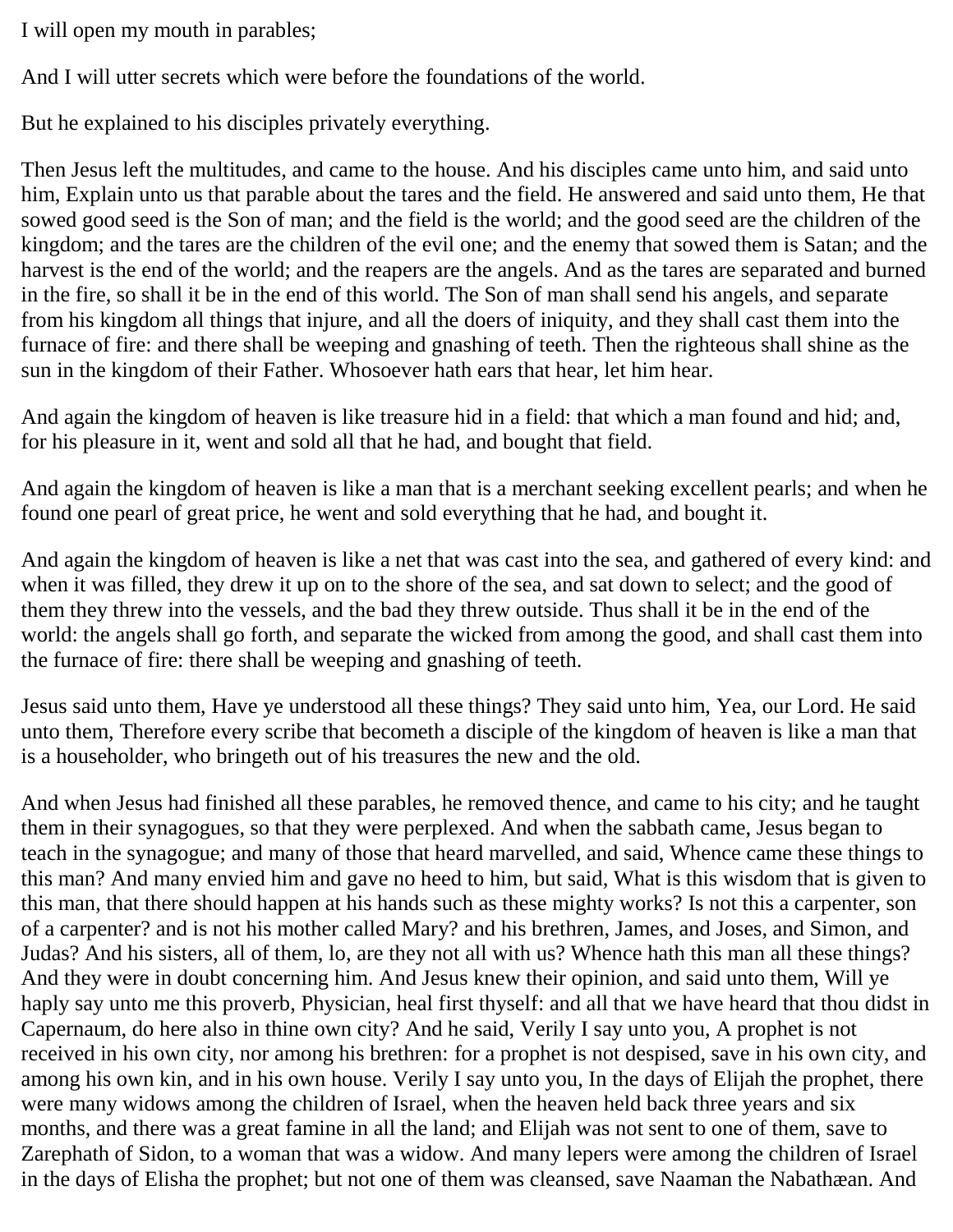I will open my mouth in parables;

And I will utter secrets which were before the foundations of the world.

But he explained to his disciples privately everything.

Then Jesus left the multitudes, and came to the house. And his disciples came unto him, and said unto him, Explain unto us that parable about the tares and the field. He answered and said unto them, He that sowed good seed is the Son of man; and the field is the world; and the good seed are the children of the kingdom; and the tares are the children of the evil one; and the enemy that sowed them is Satan; and the harvest is the end of the world; and the reapers are the angels. And as the tares are separated and burned in the fire, so shall it be in the end of this world. The Son of man shall send his angels, and separate from his kingdom all things that injure, and all the doers of iniquity, and they shall cast them into the furnace of fire: and there shall be weeping and gnashing of teeth. Then the righteous shall shine as the sun in the kingdom of their Father. Whosoever hath ears that hear, let him hear.

And again the kingdom of heaven is like treasure hid in a field: that which a man found and hid; and, for his pleasure in it, went and sold all that he had, and bought that field.

And again the kingdom of heaven is like a man that is a merchant seeking excellent pearls; and when he found one pearl of great price, he went and sold everything that he had, and bought it.

And again the kingdom of heaven is like a net that was cast into the sea, and gathered of every kind: and when it was filled, they drew it up on to the shore of the sea, and sat down to select; and the good of them they threw into the vessels, and the bad they threw outside. Thus shall it be in the end of the world: the angels shall go forth, and separate the wicked from among the good, and shall cast them into the furnace of fire: there shall be weeping and gnashing of teeth.

Jesus said unto them, Have ye understood all these things? They said unto him, Yea, our Lord. He said unto them, Therefore every scribe that becometh a disciple of the kingdom of heaven is like a man that is a householder, who bringeth out of his treasures the new and the old.

And when Jesus had finished all these parables, he removed thence, and came to his city; and he taught them in their synagogues, so that they were perplexed. And when the sabbath came, Jesus began to teach in the synagogue; and many of those that heard marvelled, and said, Whence came these things to this man? And many envied him and gave no heed to him, but said, What is this wisdom that is given to this man, that there should happen at his hands such as these mighty works? Is not this a carpenter, son of a carpenter? and is not his mother called Mary? and his brethren, James, and Joses, and Simon, and Judas? And his sisters, all of them, lo, are they not all with us? Whence hath this man all these things? And they were in doubt concerning him. And Jesus knew their opinion, and said unto them, Will ye haply say unto me this proverb, Physician, heal first thyself: and all that we have heard that thou didst in Capernaum, do here also in thine own city? And he said, Verily I say unto you, A prophet is not received in his own city, nor among his brethren: for a prophet is not despised, save in his own city, and among his own kin, and in his own house. Verily I say unto you, In the days of Elijah the prophet, there were many widows among the children of Israel, when the heaven held back three years and six months, and there was a great famine in all the land; and Elijah was not sent to one of them, save to Zarephath of Sidon, to a woman that was a widow. And many lepers were among the children of Israel in the days of Elisha the prophet; but not one of them was cleansed, save Naaman the Nabathæan. And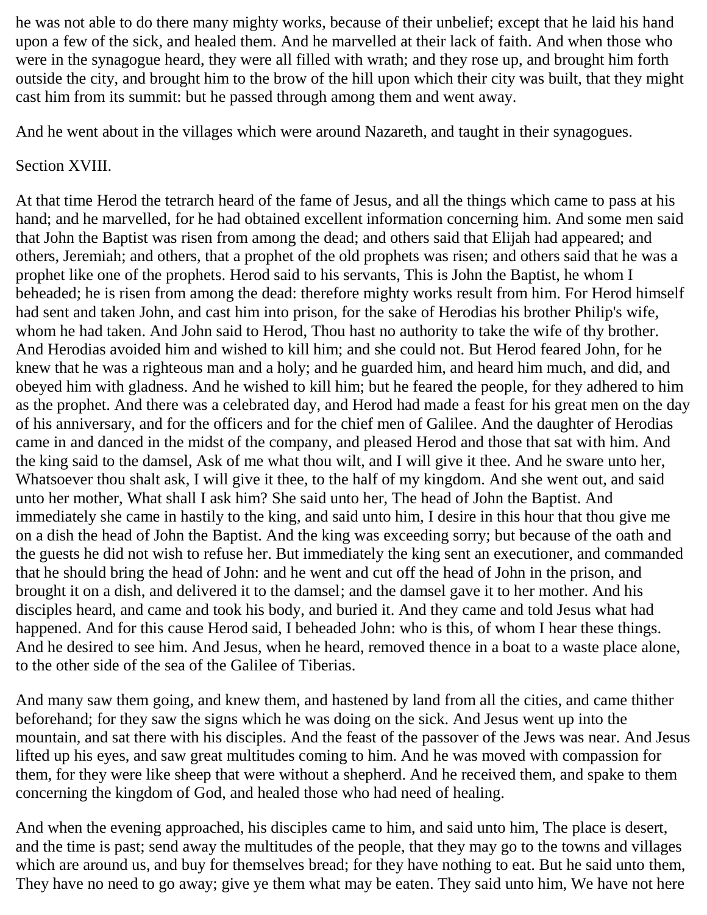he was not able to do there many mighty works, because of their unbelief; except that he laid his hand upon a few of the sick, and healed them. And he marvelled at their lack of faith. And when those who were in the synagogue heard, they were all filled with wrath; and they rose up, and brought him forth outside the city, and brought him to the brow of the hill upon which their city was built, that they might cast him from its summit: but he passed through among them and went away.

And he went about in the villages which were around Nazareth, and taught in their synagogues.

Section XVIII.

At that time Herod the tetrarch heard of the fame of Jesus, and all the things which came to pass at his hand; and he marvelled, for he had obtained excellent information concerning him. And some men said that John the Baptist was risen from among the dead; and others said that Elijah had appeared; and others, Jeremiah; and others, that a prophet of the old prophets was risen; and others said that he was a prophet like one of the prophets. Herod said to his servants, This is John the Baptist, he whom I beheaded; he is risen from among the dead: therefore mighty works result from him. For Herod himself had sent and taken John, and cast him into prison, for the sake of Herodias his brother Philip's wife, whom he had taken. And John said to Herod, Thou hast no authority to take the wife of thy brother. And Herodias avoided him and wished to kill him; and she could not. But Herod feared John, for he knew that he was a righteous man and a holy; and he guarded him, and heard him much, and did, and obeyed him with gladness. And he wished to kill him; but he feared the people, for they adhered to him as the prophet. And there was a celebrated day, and Herod had made a feast for his great men on the day of his anniversary, and for the officers and for the chief men of Galilee. And the daughter of Herodias came in and danced in the midst of the company, and pleased Herod and those that sat with him. And the king said to the damsel, Ask of me what thou wilt, and I will give it thee. And he sware unto her, Whatsoever thou shalt ask, I will give it thee, to the half of my kingdom. And she went out, and said unto her mother, What shall I ask him? She said unto her, The head of John the Baptist. And immediately she came in hastily to the king, and said unto him, I desire in this hour that thou give me on a dish the head of John the Baptist. And the king was exceeding sorry; but because of the oath and the guests he did not wish to refuse her. But immediately the king sent an executioner, and commanded that he should bring the head of John: and he went and cut off the head of John in the prison, and brought it on a dish, and delivered it to the damsel; and the damsel gave it to her mother. And his disciples heard, and came and took his body, and buried it. And they came and told Jesus what had happened. And for this cause Herod said, I beheaded John: who is this, of whom I hear these things. And he desired to see him. And Jesus, when he heard, removed thence in a boat to a waste place alone, to the other side of the sea of the Galilee of Tiberias.

And many saw them going, and knew them, and hastened by land from all the cities, and came thither beforehand; for they saw the signs which he was doing on the sick. And Jesus went up into the mountain, and sat there with his disciples. And the feast of the passover of the Jews was near. And Jesus lifted up his eyes, and saw great multitudes coming to him. And he was moved with compassion for them, for they were like sheep that were without a shepherd. And he received them, and spake to them concerning the kingdom of God, and healed those who had need of healing.

And when the evening approached, his disciples came to him, and said unto him, The place is desert, and the time is past; send away the multitudes of the people, that they may go to the towns and villages which are around us, and buy for themselves bread; for they have nothing to eat. But he said unto them, They have no need to go away; give ye them what may be eaten. They said unto him, We have not here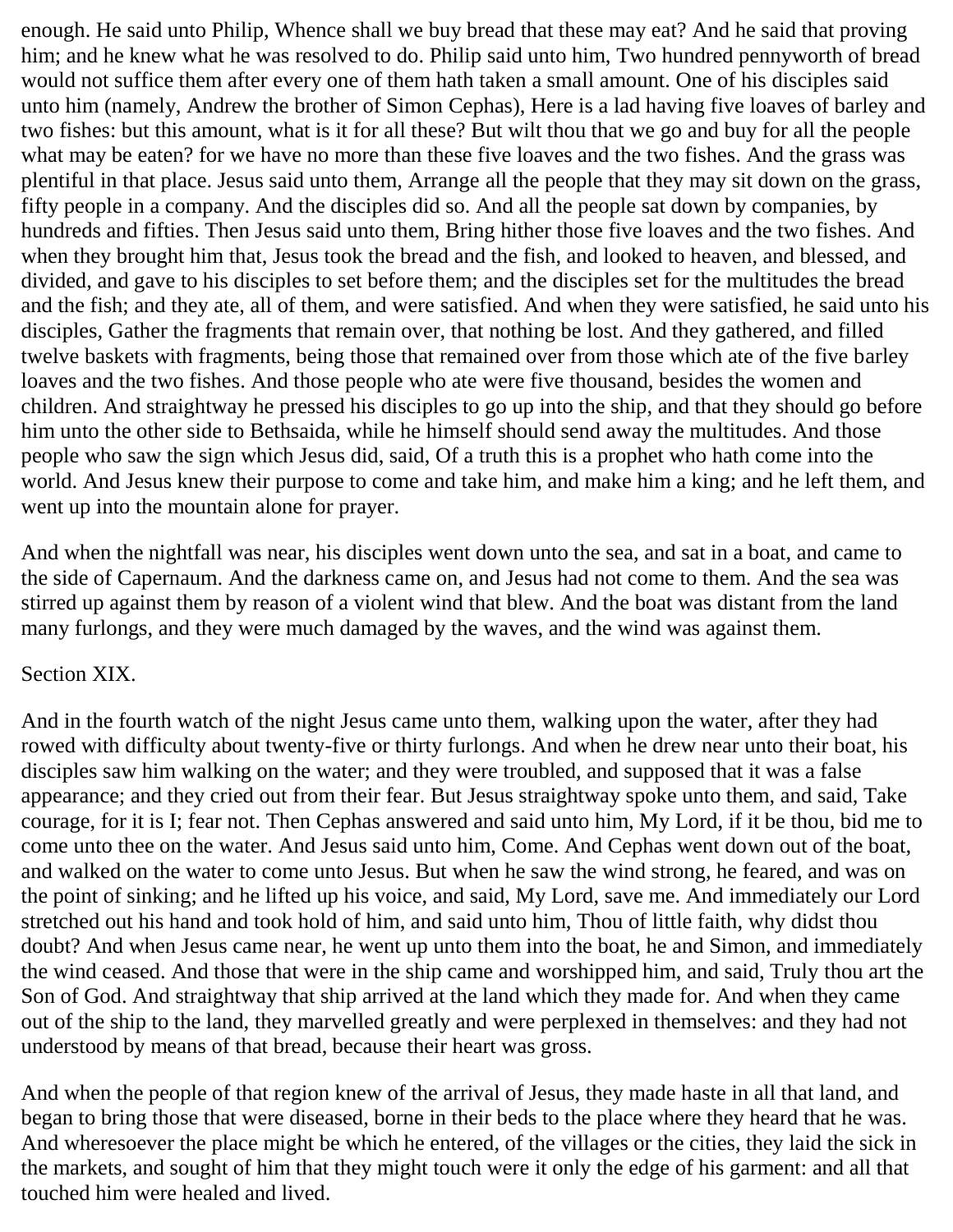enough. He said unto Philip, Whence shall we buy bread that these may eat? And he said that proving him; and he knew what he was resolved to do. Philip said unto him, Two hundred pennyworth of bread would not suffice them after every one of them hath taken a small amount. One of his disciples said unto him (namely, Andrew the brother of Simon Cephas), Here is a lad having five loaves of barley and two fishes: but this amount, what is it for all these? But wilt thou that we go and buy for all the people what may be eaten? for we have no more than these five loaves and the two fishes. And the grass was plentiful in that place. Jesus said unto them, Arrange all the people that they may sit down on the grass, fifty people in a company. And the disciples did so. And all the people sat down by companies, by hundreds and fifties. Then Jesus said unto them, Bring hither those five loaves and the two fishes. And when they brought him that, Jesus took the bread and the fish, and looked to heaven, and blessed, and divided, and gave to his disciples to set before them; and the disciples set for the multitudes the bread and the fish; and they ate, all of them, and were satisfied. And when they were satisfied, he said unto his disciples, Gather the fragments that remain over, that nothing be lost. And they gathered, and filled twelve baskets with fragments, being those that remained over from those which ate of the five barley loaves and the two fishes. And those people who ate were five thousand, besides the women and children. And straightway he pressed his disciples to go up into the ship, and that they should go before him unto the other side to Bethsaida, while he himself should send away the multitudes. And those people who saw the sign which Jesus did, said, Of a truth this is a prophet who hath come into the world. And Jesus knew their purpose to come and take him, and make him a king; and he left them, and went up into the mountain alone for prayer.

And when the nightfall was near, his disciples went down unto the sea, and sat in a boat, and came to the side of Capernaum. And the darkness came on, and Jesus had not come to them. And the sea was stirred up against them by reason of a violent wind that blew. And the boat was distant from the land many furlongs, and they were much damaged by the waves, and the wind was against them.

Section XIX.

And in the fourth watch of the night Jesus came unto them, walking upon the water, after they had rowed with difficulty about twenty-five or thirty furlongs. And when he drew near unto their boat, his disciples saw him walking on the water; and they were troubled, and supposed that it was a false appearance; and they cried out from their fear. But Jesus straightway spoke unto them, and said, Take courage, for it is I; fear not. Then Cephas answered and said unto him, My Lord, if it be thou, bid me to come unto thee on the water. And Jesus said unto him, Come. And Cephas went down out of the boat, and walked on the water to come unto Jesus. But when he saw the wind strong, he feared, and was on the point of sinking; and he lifted up his voice, and said, My Lord, save me. And immediately our Lord stretched out his hand and took hold of him, and said unto him, Thou of little faith, why didst thou doubt? And when Jesus came near, he went up unto them into the boat, he and Simon, and immediately the wind ceased. And those that were in the ship came and worshipped him, and said, Truly thou art the Son of God. And straightway that ship arrived at the land which they made for. And when they came out of the ship to the land, they marvelled greatly and were perplexed in themselves: and they had not understood by means of that bread, because their heart was gross.

And when the people of that region knew of the arrival of Jesus, they made haste in all that land, and began to bring those that were diseased, borne in their beds to the place where they heard that he was. And wheresoever the place might be which he entered, of the villages or the cities, they laid the sick in the markets, and sought of him that they might touch were it only the edge of his garment: and all that touched him were healed and lived.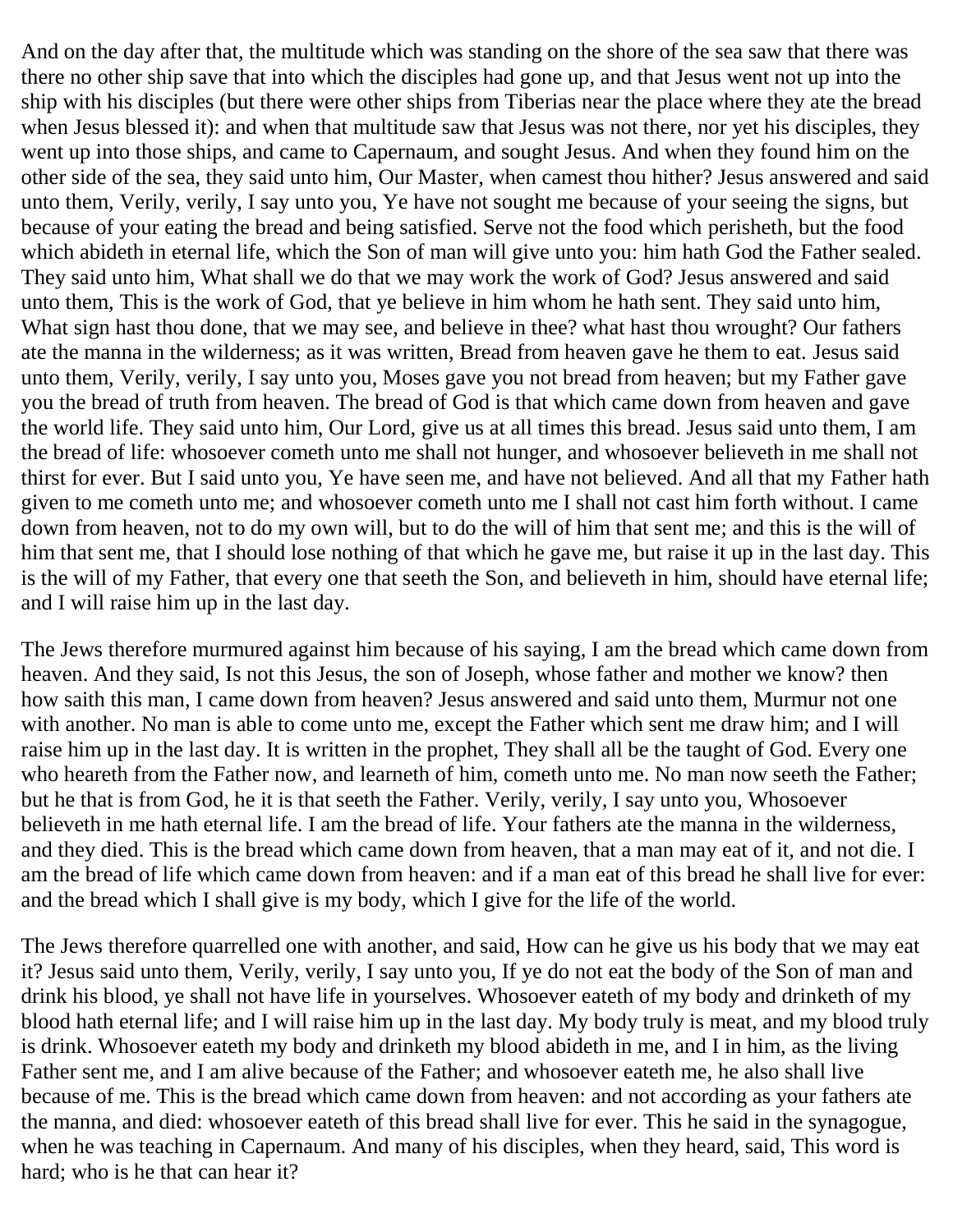And on the day after that, the multitude which was standing on the shore of the sea saw that there was there no other ship save that into which the disciples had gone up, and that Jesus went not up into the ship with his disciples (but there were other ships from Tiberias near the place where they ate the bread when Jesus blessed it): and when that multitude saw that Jesus was not there, nor yet his disciples, they went up into those ships, and came to Capernaum, and sought Jesus. And when they found him on the other side of the sea, they said unto him, Our Master, when camest thou hither? Jesus answered and said unto them, Verily, verily, I say unto you, Ye have not sought me because of your seeing the signs, but because of your eating the bread and being satisfied. Serve not the food which perisheth, but the food which abideth in eternal life, which the Son of man will give unto you: him hath God the Father sealed. They said unto him, What shall we do that we may work the work of God? Jesus answered and said unto them, This is the work of God, that ye believe in him whom he hath sent. They said unto him, What sign hast thou done, that we may see, and believe in thee? what hast thou wrought? Our fathers ate the manna in the wilderness; as it was written, Bread from heaven gave he them to eat. Jesus said unto them, Verily, verily, I say unto you, Moses gave you not bread from heaven; but my Father gave you the bread of truth from heaven. The bread of God is that which came down from heaven and gave the world life. They said unto him, Our Lord, give us at all times this bread. Jesus said unto them, I am the bread of life: whosoever cometh unto me shall not hunger, and whosoever believeth in me shall not thirst for ever. But I said unto you, Ye have seen me, and have not believed. And all that my Father hath given to me cometh unto me; and whosoever cometh unto me I shall not cast him forth without. I came down from heaven, not to do my own will, but to do the will of him that sent me; and this is the will of him that sent me, that I should lose nothing of that which he gave me, but raise it up in the last day. This is the will of my Father, that every one that seeth the Son, and believeth in him, should have eternal life; and I will raise him up in the last day.

The Jews therefore murmured against him because of his saying, I am the bread which came down from heaven. And they said, Is not this Jesus, the son of Joseph, whose father and mother we know? then how saith this man, I came down from heaven? Jesus answered and said unto them, Murmur not one with another. No man is able to come unto me, except the Father which sent me draw him; and I will raise him up in the last day. It is written in the prophet, They shall all be the taught of God. Every one who heareth from the Father now, and learneth of him, cometh unto me. No man now seeth the Father; but he that is from God, he it is that seeth the Father. Verily, verily, I say unto you, Whosoever believeth in me hath eternal life. I am the bread of life. Your fathers ate the manna in the wilderness, and they died. This is the bread which came down from heaven, that a man may eat of it, and not die. I am the bread of life which came down from heaven: and if a man eat of this bread he shall live for ever: and the bread which I shall give is my body, which I give for the life of the world.

The Jews therefore quarrelled one with another, and said, How can he give us his body that we may eat it? Jesus said unto them, Verily, verily, I say unto you, If ye do not eat the body of the Son of man and drink his blood, ye shall not have life in yourselves. Whosoever eateth of my body and drinketh of my blood hath eternal life; and I will raise him up in the last day. My body truly is meat, and my blood truly is drink. Whosoever eateth my body and drinketh my blood abideth in me, and I in him, as the living Father sent me, and I am alive because of the Father; and whosoever eateth me, he also shall live because of me. This is the bread which came down from heaven: and not according as your fathers ate the manna, and died: whosoever eateth of this bread shall live for ever. This he said in the synagogue, when he was teaching in Capernaum. And many of his disciples, when they heard, said, This word is hard; who is he that can hear it?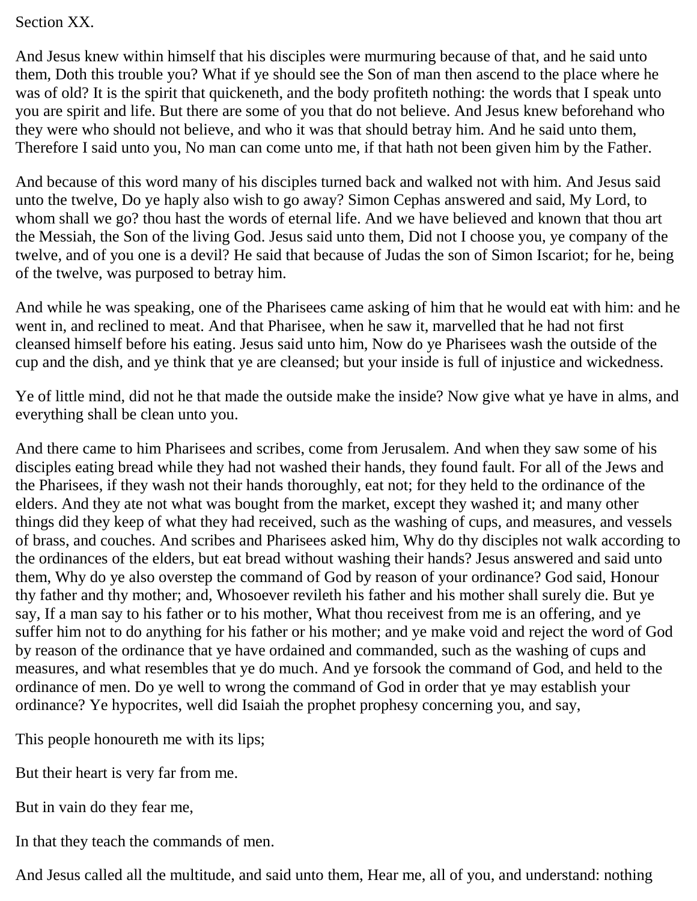Section XX.

And Jesus knew within himself that his disciples were murmuring because of that, and he said unto them, Doth this trouble you? What if ye should see the Son of man then ascend to the place where he was of old? It is the spirit that quickeneth, and the body profiteth nothing: the words that I speak unto you are spirit and life. But there are some of you that do not believe. And Jesus knew beforehand who they were who should not believe, and who it was that should betray him. And he said unto them, Therefore I said unto you, No man can come unto me, if that hath not been given him by the Father.

And because of this word many of his disciples turned back and walked not with him. And Jesus said unto the twelve, Do ye haply also wish to go away? Simon Cephas answered and said, My Lord, to whom shall we go? thou hast the words of eternal life. And we have believed and known that thou art the Messiah, the Son of the living God. Jesus said unto them, Did not I choose you, ye company of the twelve, and of you one is a devil? He said that because of Judas the son of Simon Iscariot; for he, being of the twelve, was purposed to betray him.

And while he was speaking, one of the Pharisees came asking of him that he would eat with him: and he went in, and reclined to meat. And that Pharisee, when he saw it, marvelled that he had not first cleansed himself before his eating. Jesus said unto him, Now do ye Pharisees wash the outside of the cup and the dish, and ye think that ye are cleansed; but your inside is full of injustice and wickedness.

Ye of little mind, did not he that made the outside make the inside? Now give what ye have in alms, and everything shall be clean unto you.

And there came to him Pharisees and scribes, come from Jerusalem. And when they saw some of his disciples eating bread while they had not washed their hands, they found fault. For all of the Jews and the Pharisees, if they wash not their hands thoroughly, eat not; for they held to the ordinance of the elders. And they ate not what was bought from the market, except they washed it; and many other things did they keep of what they had received, such as the washing of cups, and measures, and vessels of brass, and couches. And scribes and Pharisees asked him, Why do thy disciples not walk according to the ordinances of the elders, but eat bread without washing their hands? Jesus answered and said unto them, Why do ye also overstep the command of God by reason of your ordinance? God said, Honour thy father and thy mother; and, Whosoever revileth his father and his mother shall surely die. But ye say, If a man say to his father or to his mother, What thou receivest from me is an offering, and ye suffer him not to do anything for his father or his mother; and ye make void and reject the word of God by reason of the ordinance that ye have ordained and commanded, such as the washing of cups and measures, and what resembles that ye do much. And ye forsook the command of God, and held to the ordinance of men. Do ye well to wrong the command of God in order that ye may establish your ordinance? Ye hypocrites, well did Isaiah the prophet prophesy concerning you, and say,

This people honoureth me with its lips;

But their heart is very far from me.

But in vain do they fear me,

In that they teach the commands of men.

And Jesus called all the multitude, and said unto them, Hear me, all of you, and understand: nothing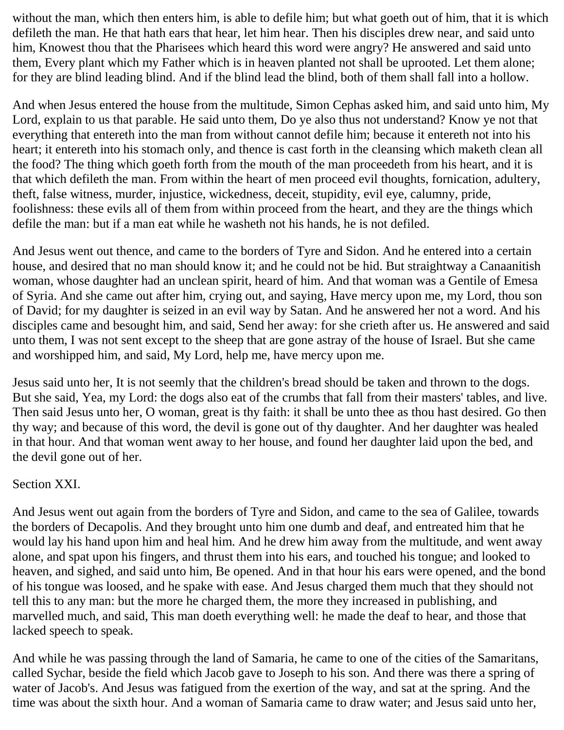without the man, which then enters him, is able to defile him; but what goeth out of him, that it is which defileth the man. He that hath ears that hear, let him hear. Then his disciples drew near, and said unto him, Knowest thou that the Pharisees which heard this word were angry? He answered and said unto them, Every plant which my Father which is in heaven planted not shall be uprooted. Let them alone; for they are blind leading blind. And if the blind lead the blind, both of them shall fall into a hollow.

And when Jesus entered the house from the multitude, Simon Cephas asked him, and said unto him, My Lord, explain to us that parable. He said unto them, Do ye also thus not understand? Know ye not that everything that entereth into the man from without cannot defile him; because it entereth not into his heart; it entereth into his stomach only, and thence is cast forth in the cleansing which maketh clean all the food? The thing which goeth forth from the mouth of the man proceedeth from his heart, and it is that which defileth the man. From within the heart of men proceed evil thoughts, fornication, adultery, theft, false witness, murder, injustice, wickedness, deceit, stupidity, evil eye, calumny, pride, foolishness: these evils all of them from within proceed from the heart, and they are the things which defile the man: but if a man eat while he washeth not his hands, he is not defiled.

And Jesus went out thence, and came to the borders of Tyre and Sidon. And he entered into a certain house, and desired that no man should know it; and he could not be hid. But straightway a Canaanitish woman, whose daughter had an unclean spirit, heard of him. And that woman was a Gentile of Emesa of Syria. And she came out after him, crying out, and saying, Have mercy upon me, my Lord, thou son of David; for my daughter is seized in an evil way by Satan. And he answered her not a word. And his disciples came and besought him, and said, Send her away: for she crieth after us. He answered and said unto them, I was not sent except to the sheep that are gone astray of the house of Israel. But she came and worshipped him, and said, My Lord, help me, have mercy upon me.

Jesus said unto her, It is not seemly that the children's bread should be taken and thrown to the dogs. But she said, Yea, my Lord: the dogs also eat of the crumbs that fall from their masters' tables, and live. Then said Jesus unto her, O woman, great is thy faith: it shall be unto thee as thou hast desired. Go then thy way; and because of this word, the devil is gone out of thy daughter. And her daughter was healed in that hour. And that woman went away to her house, and found her daughter laid upon the bed, and the devil gone out of her.

Section XXI.

And Jesus went out again from the borders of Tyre and Sidon, and came to the sea of Galilee, towards the borders of Decapolis. And they brought unto him one dumb and deaf, and entreated him that he would lay his hand upon him and heal him. And he drew him away from the multitude, and went away alone, and spat upon his fingers, and thrust them into his ears, and touched his tongue; and looked to heaven, and sighed, and said unto him, Be opened. And in that hour his ears were opened, and the bond of his tongue was loosed, and he spake with ease. And Jesus charged them much that they should not tell this to any man: but the more he charged them, the more they increased in publishing, and marvelled much, and said, This man doeth everything well: he made the deaf to hear, and those that lacked speech to speak.

And while he was passing through the land of Samaria, he came to one of the cities of the Samaritans, called Sychar, beside the field which Jacob gave to Joseph to his son. And there was there a spring of water of Jacob's. And Jesus was fatigued from the exertion of the way, and sat at the spring. And the time was about the sixth hour. And a woman of Samaria came to draw water; and Jesus said unto her,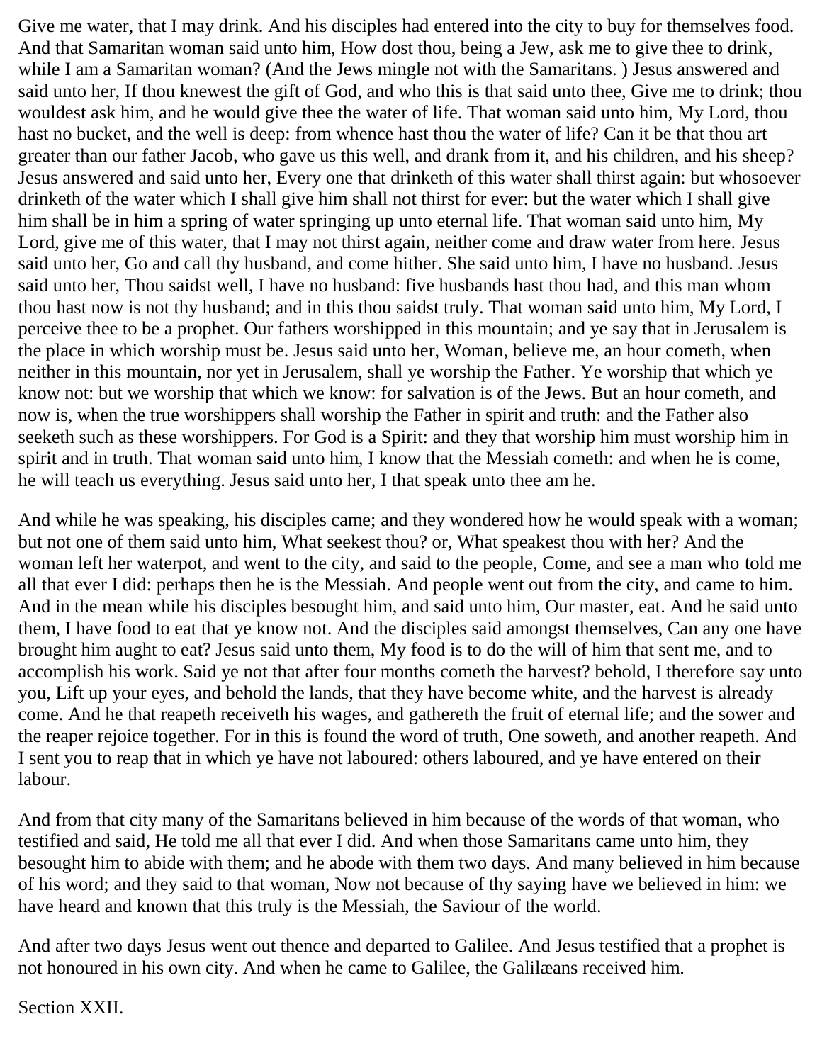Give me water, that I may drink. And his disciples had entered into the city to buy for themselves food. And that Samaritan woman said unto him, How dost thou, being a Jew, ask me to give thee to drink, while I am a Samaritan woman? (And the Jews mingle not with the Samaritans. ) Jesus answered and said unto her, If thou knewest the gift of God, and who this is that said unto thee, Give me to drink; thou wouldest ask him, and he would give thee the water of life. That woman said unto him, My Lord, thou hast no bucket, and the well is deep: from whence hast thou the water of life? Can it be that thou art greater than our father Jacob, who gave us this well, and drank from it, and his children, and his sheep? Jesus answered and said unto her, Every one that drinketh of this water shall thirst again: but whosoever drinketh of the water which I shall give him shall not thirst for ever: but the water which I shall give him shall be in him a spring of water springing up unto eternal life. That woman said unto him, My Lord, give me of this water, that I may not thirst again, neither come and draw water from here. Jesus said unto her, Go and call thy husband, and come hither. She said unto him, I have no husband. Jesus said unto her, Thou saidst well, I have no husband: five husbands hast thou had, and this man whom thou hast now is not thy husband; and in this thou saidst truly. That woman said unto him, My Lord, I perceive thee to be a prophet. Our fathers worshipped in this mountain; and ye say that in Jerusalem is the place in which worship must be. Jesus said unto her, Woman, believe me, an hour cometh, when neither in this mountain, nor yet in Jerusalem, shall ye worship the Father. Ye worship that which ye know not: but we worship that which we know: for salvation is of the Jews. But an hour cometh, and now is, when the true worshippers shall worship the Father in spirit and truth: and the Father also seeketh such as these worshippers. For God is a Spirit: and they that worship him must worship him in spirit and in truth. That woman said unto him, I know that the Messiah cometh: and when he is come, he will teach us everything. Jesus said unto her, I that speak unto thee am he.

And while he was speaking, his disciples came; and they wondered how he would speak with a woman; but not one of them said unto him, What seekest thou? or, What speakest thou with her? And the woman left her waterpot, and went to the city, and said to the people, Come, and see a man who told me all that ever I did: perhaps then he is the Messiah. And people went out from the city, and came to him. And in the mean while his disciples besought him, and said unto him, Our master, eat. And he said unto them, I have food to eat that ye know not. And the disciples said amongst themselves, Can any one have brought him aught to eat? Jesus said unto them, My food is to do the will of him that sent me, and to accomplish his work. Said ye not that after four months cometh the harvest? behold, I therefore say unto you, Lift up your eyes, and behold the lands, that they have become white, and the harvest is already come. And he that reapeth receiveth his wages, and gathereth the fruit of eternal life; and the sower and the reaper rejoice together. For in this is found the word of truth, One soweth, and another reapeth. And I sent you to reap that in which ye have not laboured: others laboured, and ye have entered on their labour.

And from that city many of the Samaritans believed in him because of the words of that woman, who testified and said, He told me all that ever I did. And when those Samaritans came unto him, they besought him to abide with them; and he abode with them two days. And many believed in him because of his word; and they said to that woman, Now not because of thy saying have we believed in him: we have heard and known that this truly is the Messiah, the Saviour of the world.

And after two days Jesus went out thence and departed to Galilee. And Jesus testified that a prophet is not honoured in his own city. And when he came to Galilee, the Galilæans received him.

Section XXII.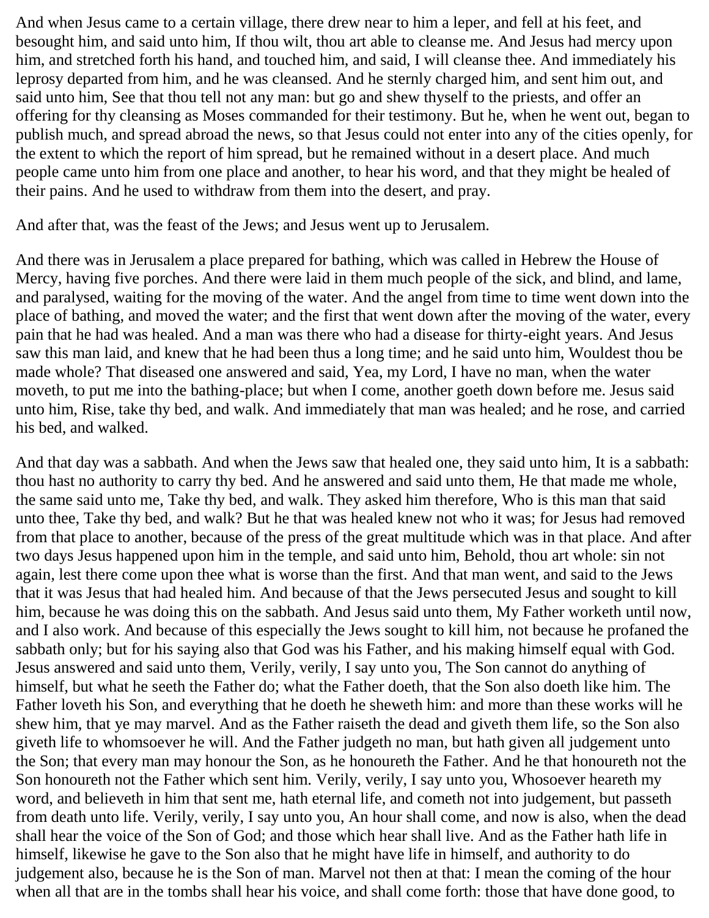And when Jesus came to a certain village, there drew near to him a leper, and fell at his feet, and besought him, and said unto him, If thou wilt, thou art able to cleanse me. And Jesus had mercy upon him, and stretched forth his hand, and touched him, and said, I will cleanse thee. And immediately his leprosy departed from him, and he was cleansed. And he sternly charged him, and sent him out, and said unto him, See that thou tell not any man: but go and shew thyself to the priests, and offer an offering for thy cleansing as Moses commanded for their testimony. But he, when he went out, began to publish much, and spread abroad the news, so that Jesus could not enter into any of the cities openly, for the extent to which the report of him spread, but he remained without in a desert place. And much people came unto him from one place and another, to hear his word, and that they might be healed of their pains. And he used to withdraw from them into the desert, and pray.

And after that, was the feast of the Jews; and Jesus went up to Jerusalem.

And there was in Jerusalem a place prepared for bathing, which was called in Hebrew the House of Mercy, having five porches. And there were laid in them much people of the sick, and blind, and lame, and paralysed, waiting for the moving of the water. And the angel from time to time went down into the place of bathing, and moved the water; and the first that went down after the moving of the water, every pain that he had was healed. And a man was there who had a disease for thirty-eight years. And Jesus saw this man laid, and knew that he had been thus a long time; and he said unto him, Wouldest thou be made whole? That diseased one answered and said, Yea, my Lord, I have no man, when the water moveth, to put me into the bathing-place; but when I come, another goeth down before me. Jesus said unto him, Rise, take thy bed, and walk. And immediately that man was healed; and he rose, and carried his bed, and walked.

And that day was a sabbath. And when the Jews saw that healed one, they said unto him, It is a sabbath: thou hast no authority to carry thy bed. And he answered and said unto them, He that made me whole, the same said unto me, Take thy bed, and walk. They asked him therefore, Who is this man that said unto thee, Take thy bed, and walk? But he that was healed knew not who it was; for Jesus had removed from that place to another, because of the press of the great multitude which was in that place. And after two days Jesus happened upon him in the temple, and said unto him, Behold, thou art whole: sin not again, lest there come upon thee what is worse than the first. And that man went, and said to the Jews that it was Jesus that had healed him. And because of that the Jews persecuted Jesus and sought to kill him, because he was doing this on the sabbath. And Jesus said unto them, My Father worketh until now, and I also work. And because of this especially the Jews sought to kill him, not because he profaned the sabbath only; but for his saying also that God was his Father, and his making himself equal with God. Jesus answered and said unto them, Verily, verily, I say unto you, The Son cannot do anything of himself, but what he seeth the Father do; what the Father doeth, that the Son also doeth like him. The Father loveth his Son, and everything that he doeth he sheweth him: and more than these works will he shew him, that ye may marvel. And as the Father raiseth the dead and giveth them life, so the Son also giveth life to whomsoever he will. And the Father judgeth no man, but hath given all judgement unto the Son; that every man may honour the Son, as he honoureth the Father. And he that honoureth not the Son honoureth not the Father which sent him. Verily, verily, I say unto you, Whosoever heareth my word, and believeth in him that sent me, hath eternal life, and cometh not into judgement, but passeth from death unto life. Verily, verily, I say unto you, An hour shall come, and now is also, when the dead shall hear the voice of the Son of God; and those which hear shall live. And as the Father hath life in himself, likewise he gave to the Son also that he might have life in himself, and authority to do judgement also, because he is the Son of man. Marvel not then at that: I mean the coming of the hour when all that are in the tombs shall hear his voice, and shall come forth: those that have done good, to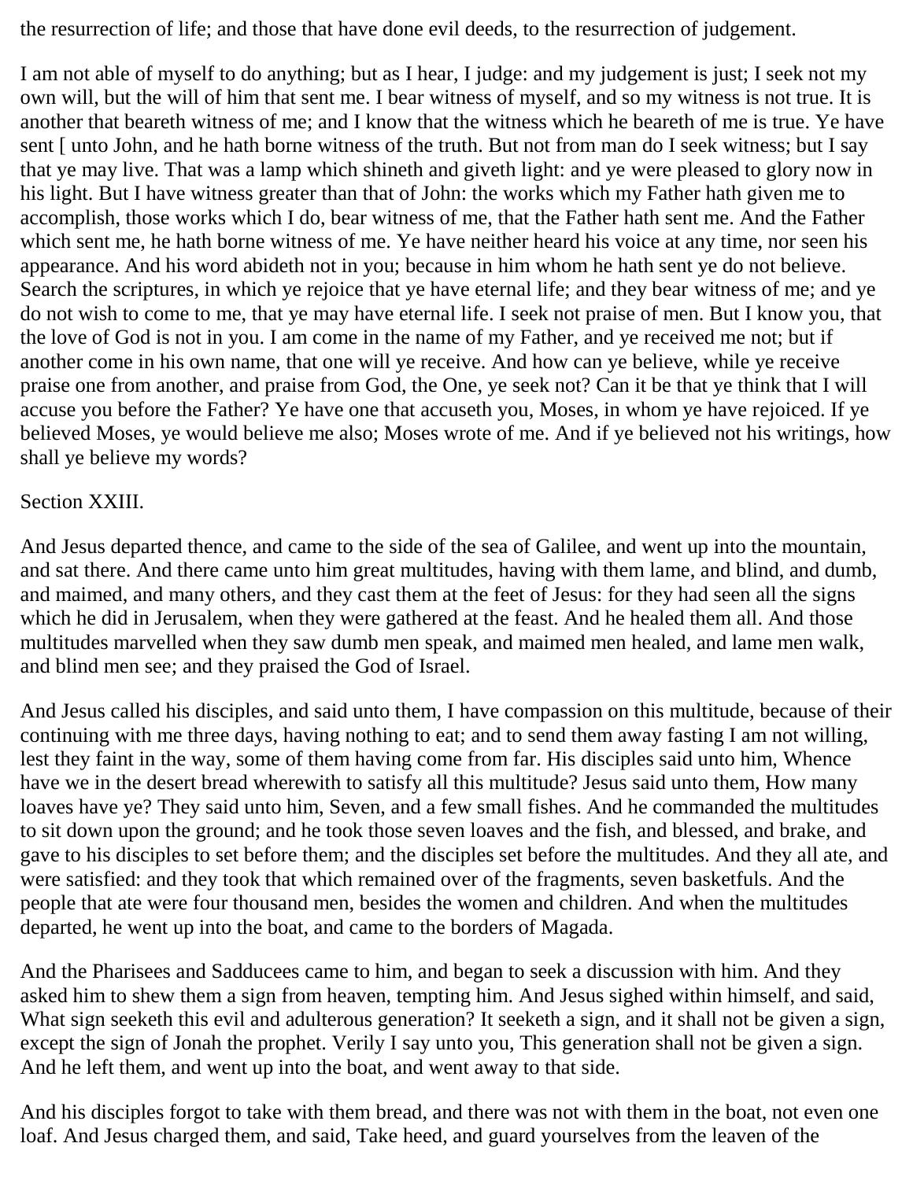the resurrection of life; and those that have done evil deeds, to the resurrection of judgement.

I am not able of myself to do anything; but as I hear, I judge: and my judgement is just; I seek not my own will, but the will of him that sent me. I bear witness of myself, and so my witness is not true. It is another that beareth witness of me; and I know that the witness which he beareth of me is true. Ye have sent [ unto John, and he hath borne witness of the truth. But not from man do I seek witness; but I say that ye may live. That was a lamp which shineth and giveth light: and ye were pleased to glory now in his light. But I have witness greater than that of John: the works which my Father hath given me to accomplish, those works which I do, bear witness of me, that the Father hath sent me. And the Father which sent me, he hath borne witness of me. Ye have neither heard his voice at any time, nor seen his appearance. And his word abideth not in you; because in him whom he hath sent ye do not believe. Search the scriptures, in which ye rejoice that ye have eternal life; and they bear witness of me; and ye do not wish to come to me, that ye may have eternal life. I seek not praise of men. But I know you, that the love of God is not in you. I am come in the name of my Father, and ye received me not; but if another come in his own name, that one will ye receive. And how can ye believe, while ye receive praise one from another, and praise from God, the One, ye seek not? Can it be that ye think that I will accuse you before the Father? Ye have one that accuseth you, Moses, in whom ye have rejoiced. If ye believed Moses, ye would believe me also; Moses wrote of me. And if ye believed not his writings, how shall ye believe my words?

Section XXIII.

And Jesus departed thence, and came to the side of the sea of Galilee, and went up into the mountain, and sat there. And there came unto him great multitudes, having with them lame, and blind, and dumb, and maimed, and many others, and they cast them at the feet of Jesus: for they had seen all the signs which he did in Jerusalem, when they were gathered at the feast. And he healed them all. And those multitudes marvelled when they saw dumb men speak, and maimed men healed, and lame men walk, and blind men see; and they praised the God of Israel.

And Jesus called his disciples, and said unto them, I have compassion on this multitude, because of their continuing with me three days, having nothing to eat; and to send them away fasting I am not willing, lest they faint in the way, some of them having come from far. His disciples said unto him, Whence have we in the desert bread wherewith to satisfy all this multitude? Jesus said unto them, How many loaves have ye? They said unto him, Seven, and a few small fishes. And he commanded the multitudes to sit down upon the ground; and he took those seven loaves and the fish, and blessed, and brake, and gave to his disciples to set before them; and the disciples set before the multitudes. And they all ate, and were satisfied: and they took that which remained over of the fragments, seven basketfuls. And the people that ate were four thousand men, besides the women and children. And when the multitudes departed, he went up into the boat, and came to the borders of Magada.

And the Pharisees and Sadducees came to him, and began to seek a discussion with him. And they asked him to shew them a sign from heaven, tempting him. And Jesus sighed within himself, and said, What sign seeketh this evil and adulterous generation? It seeketh a sign, and it shall not be given a sign, except the sign of Jonah the prophet. Verily I say unto you, This generation shall not be given a sign. And he left them, and went up into the boat, and went away to that side.

And his disciples forgot to take with them bread, and there was not with them in the boat, not even one loaf. And Jesus charged them, and said, Take heed, and guard yourselves from the leaven of the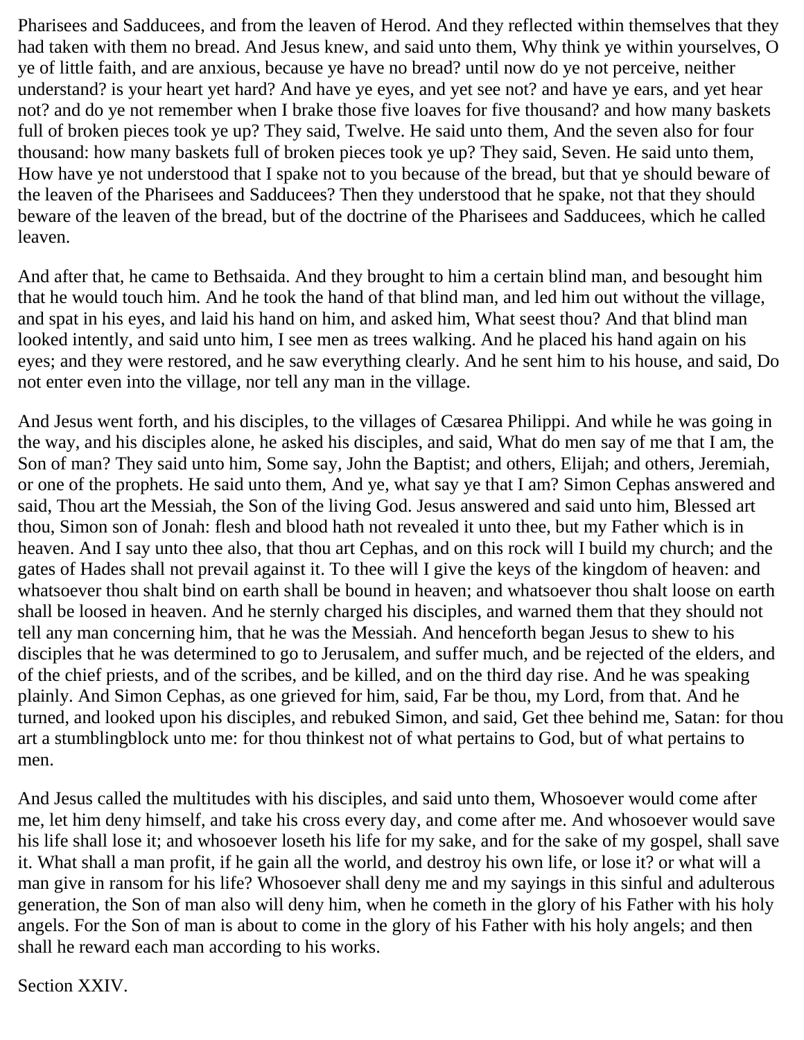Pharisees and Sadducees, and from the leaven of Herod. And they reflected within themselves that they had taken with them no bread. And Jesus knew, and said unto them, Why think ye within yourselves, O ye of little faith, and are anxious, because ye have no bread? until now do ye not perceive, neither understand? is your heart yet hard? And have ye eyes, and yet see not? and have ye ears, and yet hear not? and do ye not remember when I brake those five loaves for five thousand? and how many baskets full of broken pieces took ye up? They said, Twelve. He said unto them, And the seven also for four thousand: how many baskets full of broken pieces took ye up? They said, Seven. He said unto them, How have ye not understood that I spake not to you because of the bread, but that ye should beware of the leaven of the Pharisees and Sadducees? Then they understood that he spake, not that they should beware of the leaven of the bread, but of the doctrine of the Pharisees and Sadducees, which he called leaven.

And after that, he came to Bethsaida. And they brought to him a certain blind man, and besought him that he would touch him. And he took the hand of that blind man, and led him out without the village, and spat in his eyes, and laid his hand on him, and asked him, What seest thou? And that blind man looked intently, and said unto him, I see men as trees walking. And he placed his hand again on his eyes; and they were restored, and he saw everything clearly. And he sent him to his house, and said, Do not enter even into the village, nor tell any man in the village.

And Jesus went forth, and his disciples, to the villages of Cæsarea Philippi. And while he was going in the way, and his disciples alone, he asked his disciples, and said, What do men say of me that I am, the Son of man? They said unto him, Some say, John the Baptist; and others, Elijah; and others, Jeremiah, or one of the prophets. He said unto them, And ye, what say ye that I am? Simon Cephas answered and said, Thou art the Messiah, the Son of the living God. Jesus answered and said unto him, Blessed art thou, Simon son of Jonah: flesh and blood hath not revealed it unto thee, but my Father which is in heaven. And I say unto thee also, that thou art Cephas, and on this rock will I build my church; and the gates of Hades shall not prevail against it. To thee will I give the keys of the kingdom of heaven: and whatsoever thou shalt bind on earth shall be bound in heaven; and whatsoever thou shalt loose on earth shall be loosed in heaven. And he sternly charged his disciples, and warned them that they should not tell any man concerning him, that he was the Messiah. And henceforth began Jesus to shew to his disciples that he was determined to go to Jerusalem, and suffer much, and be rejected of the elders, and of the chief priests, and of the scribes, and be killed, and on the third day rise. And he was speaking plainly. And Simon Cephas, as one grieved for him, said, Far be thou, my Lord, from that. And he turned, and looked upon his disciples, and rebuked Simon, and said, Get thee behind me, Satan: for thou art a stumblingblock unto me: for thou thinkest not of what pertains to God, but of what pertains to men.

And Jesus called the multitudes with his disciples, and said unto them, Whosoever would come after me, let him deny himself, and take his cross every day, and come after me. And whosoever would save his life shall lose it; and whosoever loseth his life for my sake, and for the sake of my gospel, shall save it. What shall a man profit, if he gain all the world, and destroy his own life, or lose it? or what will a man give in ransom for his life? Whosoever shall deny me and my sayings in this sinful and adulterous generation, the Son of man also will deny him, when he cometh in the glory of his Father with his holy angels. For the Son of man is about to come in the glory of his Father with his holy angels; and then shall he reward each man according to his works.

## Section XXIV.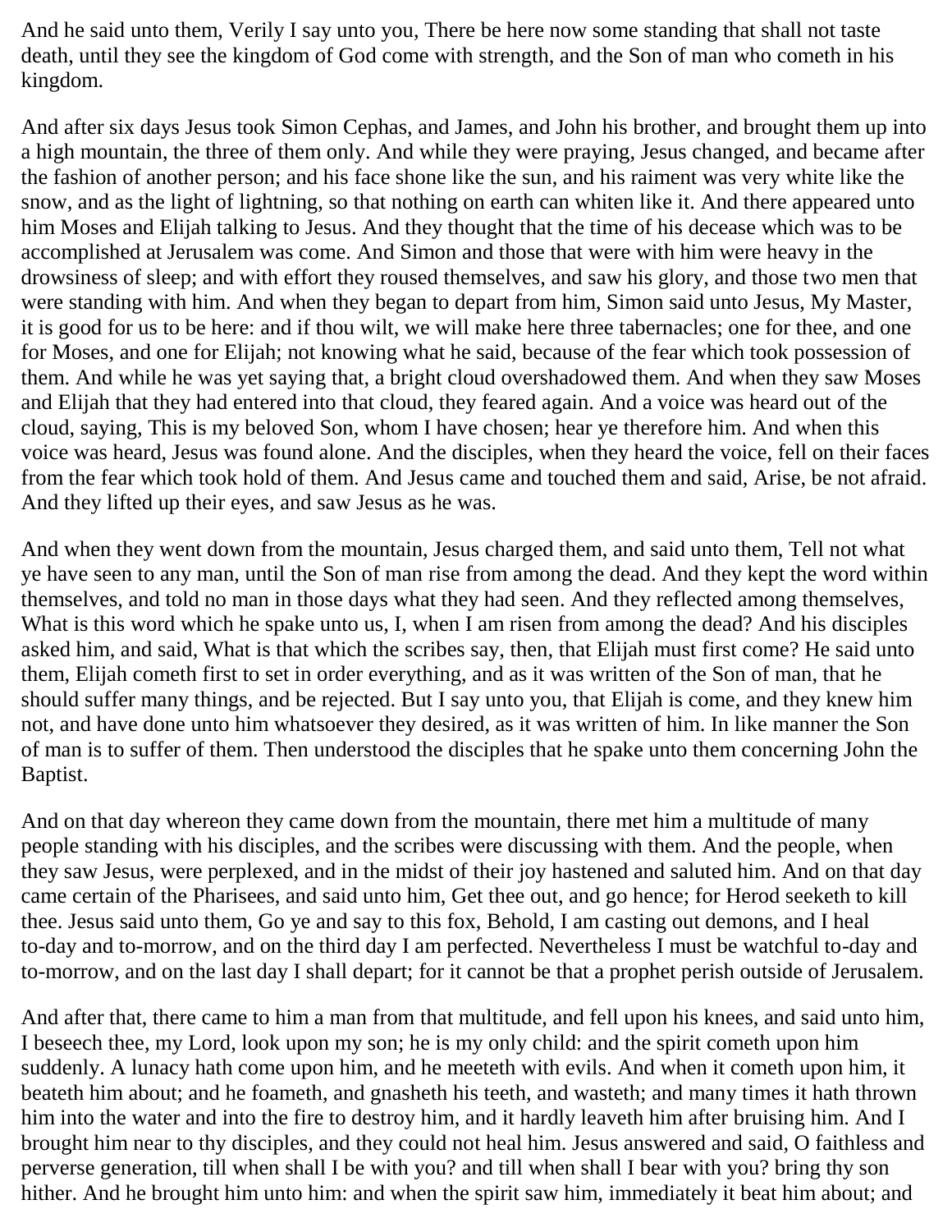And he said unto them, Verily I say unto you, There be here now some standing that shall not taste death, until they see the kingdom of God come with strength, and the Son of man who cometh in his kingdom.

And after six days Jesus took Simon Cephas, and James, and John his brother, and brought them up into a high mountain, the three of them only. And while they were praying, Jesus changed, and became after the fashion of another person; and his face shone like the sun, and his raiment was very white like the snow, and as the light of lightning, so that nothing on earth can whiten like it. And there appeared unto him Moses and Elijah talking to Jesus. And they thought that the time of his decease which was to be accomplished at Jerusalem was come. And Simon and those that were with him were heavy in the drowsiness of sleep; and with effort they roused themselves, and saw his glory, and those two men that were standing with him. And when they began to depart from him, Simon said unto Jesus, My Master, it is good for us to be here: and if thou wilt, we will make here three tabernacles; one for thee, and one for Moses, and one for Elijah; not knowing what he said, because of the fear which took possession of them. And while he was yet saying that, a bright cloud overshadowed them. And when they saw Moses and Elijah that they had entered into that cloud, they feared again. And a voice was heard out of the cloud, saying, This is my beloved Son, whom I have chosen; hear ye therefore him. And when this voice was heard, Jesus was found alone. And the disciples, when they heard the voice, fell on their faces from the fear which took hold of them. And Jesus came and touched them and said, Arise, be not afraid. And they lifted up their eyes, and saw Jesus as he was.

And when they went down from the mountain, Jesus charged them, and said unto them, Tell not what ye have seen to any man, until the Son of man rise from among the dead. And they kept the word within themselves, and told no man in those days what they had seen. And they reflected among themselves, What is this word which he spake unto us, I, when I am risen from among the dead? And his disciples asked him, and said, What is that which the scribes say, then, that Elijah must first come? He said unto them, Elijah cometh first to set in order everything, and as it was written of the Son of man, that he should suffer many things, and be rejected. But I say unto you, that Elijah is come, and they knew him not, and have done unto him whatsoever they desired, as it was written of him. In like manner the Son of man is to suffer of them. Then understood the disciples that he spake unto them concerning John the Baptist.

And on that day whereon they came down from the mountain, there met him a multitude of many people standing with his disciples, and the scribes were discussing with them. And the people, when they saw Jesus, were perplexed, and in the midst of their joy hastened and saluted him. And on that day came certain of the Pharisees, and said unto him, Get thee out, and go hence; for Herod seeketh to kill thee. Jesus said unto them, Go ye and say to this fox, Behold, I am casting out demons, and I heal to-day and to-morrow, and on the third day I am perfected. Nevertheless I must be watchful to-day and to-morrow, and on the last day I shall depart; for it cannot be that a prophet perish outside of Jerusalem.

And after that, there came to him a man from that multitude, and fell upon his knees, and said unto him, I beseech thee, my Lord, look upon my son; he is my only child: and the spirit cometh upon him suddenly. A lunacy hath come upon him, and he meeteth with evils. And when it cometh upon him, it beateth him about; and he foameth, and gnasheth his teeth, and wasteth; and many times it hath thrown him into the water and into the fire to destroy him, and it hardly leaveth him after bruising him. And I brought him near to thy disciples, and they could not heal him. Jesus answered and said, O faithless and perverse generation, till when shall I be with you? and till when shall I bear with you? bring thy son hither. And he brought him unto him: and when the spirit saw him, immediately it beat him about; and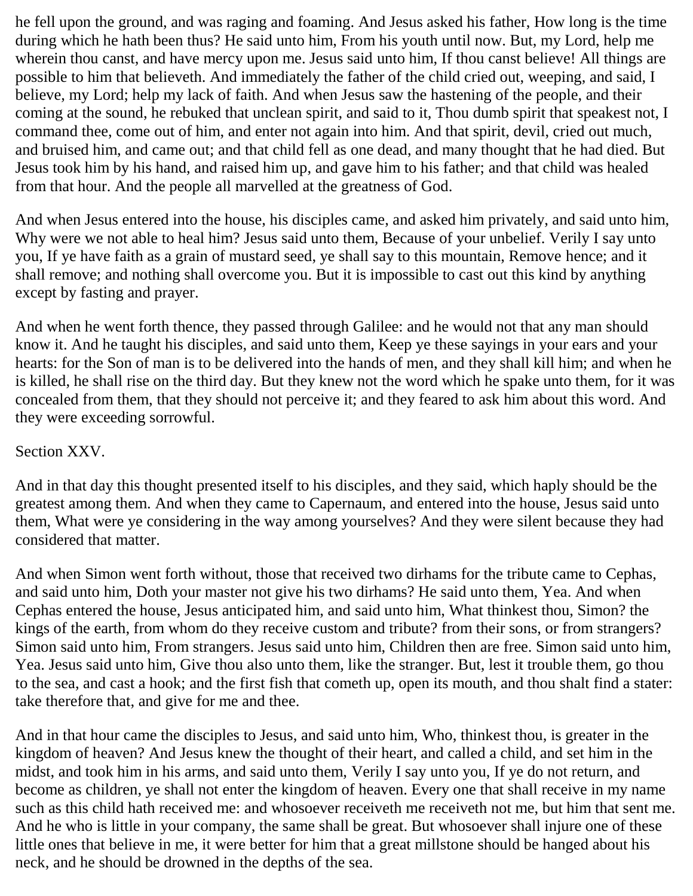he fell upon the ground, and was raging and foaming. And Jesus asked his father, How long is the time during which he hath been thus? He said unto him, From his youth until now. But, my Lord, help me wherein thou canst, and have mercy upon me. Jesus said unto him, If thou canst believe! All things are possible to him that believeth. And immediately the father of the child cried out, weeping, and said, I believe, my Lord; help my lack of faith. And when Jesus saw the hastening of the people, and their coming at the sound, he rebuked that unclean spirit, and said to it, Thou dumb spirit that speakest not, I command thee, come out of him, and enter not again into him. And that spirit, devil, cried out much, and bruised him, and came out; and that child fell as one dead, and many thought that he had died. But Jesus took him by his hand, and raised him up, and gave him to his father; and that child was healed from that hour. And the people all marvelled at the greatness of God.

And when Jesus entered into the house, his disciples came, and asked him privately, and said unto him, Why were we not able to heal him? Jesus said unto them, Because of your unbelief. Verily I say unto you, If ye have faith as a grain of mustard seed, ye shall say to this mountain, Remove hence; and it shall remove; and nothing shall overcome you. But it is impossible to cast out this kind by anything except by fasting and prayer.

And when he went forth thence, they passed through Galilee: and he would not that any man should know it. And he taught his disciples, and said unto them, Keep ye these sayings in your ears and your hearts: for the Son of man is to be delivered into the hands of men, and they shall kill him; and when he is killed, he shall rise on the third day. But they knew not the word which he spake unto them, for it was concealed from them, that they should not perceive it; and they feared to ask him about this word. And they were exceeding sorrowful.

## Section XXV.

And in that day this thought presented itself to his disciples, and they said, which haply should be the greatest among them. And when they came to Capernaum, and entered into the house, Jesus said unto them, What were ye considering in the way among yourselves? And they were silent because they had considered that matter.

And when Simon went forth without, those that received two dirhams for the tribute came to Cephas, and said unto him, Doth your master not give his two dirhams? He said unto them, Yea. And when Cephas entered the house, Jesus anticipated him, and said unto him, What thinkest thou, Simon? the kings of the earth, from whom do they receive custom and tribute? from their sons, or from strangers? Simon said unto him, From strangers. Jesus said unto him, Children then are free. Simon said unto him, Yea. Jesus said unto him, Give thou also unto them, like the stranger. But, lest it trouble them, go thou to the sea, and cast a hook; and the first fish that cometh up, open its mouth, and thou shalt find a stater: take therefore that, and give for me and thee.

And in that hour came the disciples to Jesus, and said unto him, Who, thinkest thou, is greater in the kingdom of heaven? And Jesus knew the thought of their heart, and called a child, and set him in the midst, and took him in his arms, and said unto them, Verily I say unto you, If ye do not return, and become as children, ye shall not enter the kingdom of heaven. Every one that shall receive in my name such as this child hath received me: and whosoever receiveth me receiveth not me, but him that sent me. And he who is little in your company, the same shall be great. But whosoever shall injure one of these little ones that believe in me, it were better for him that a great millstone should be hanged about his neck, and he should be drowned in the depths of the sea.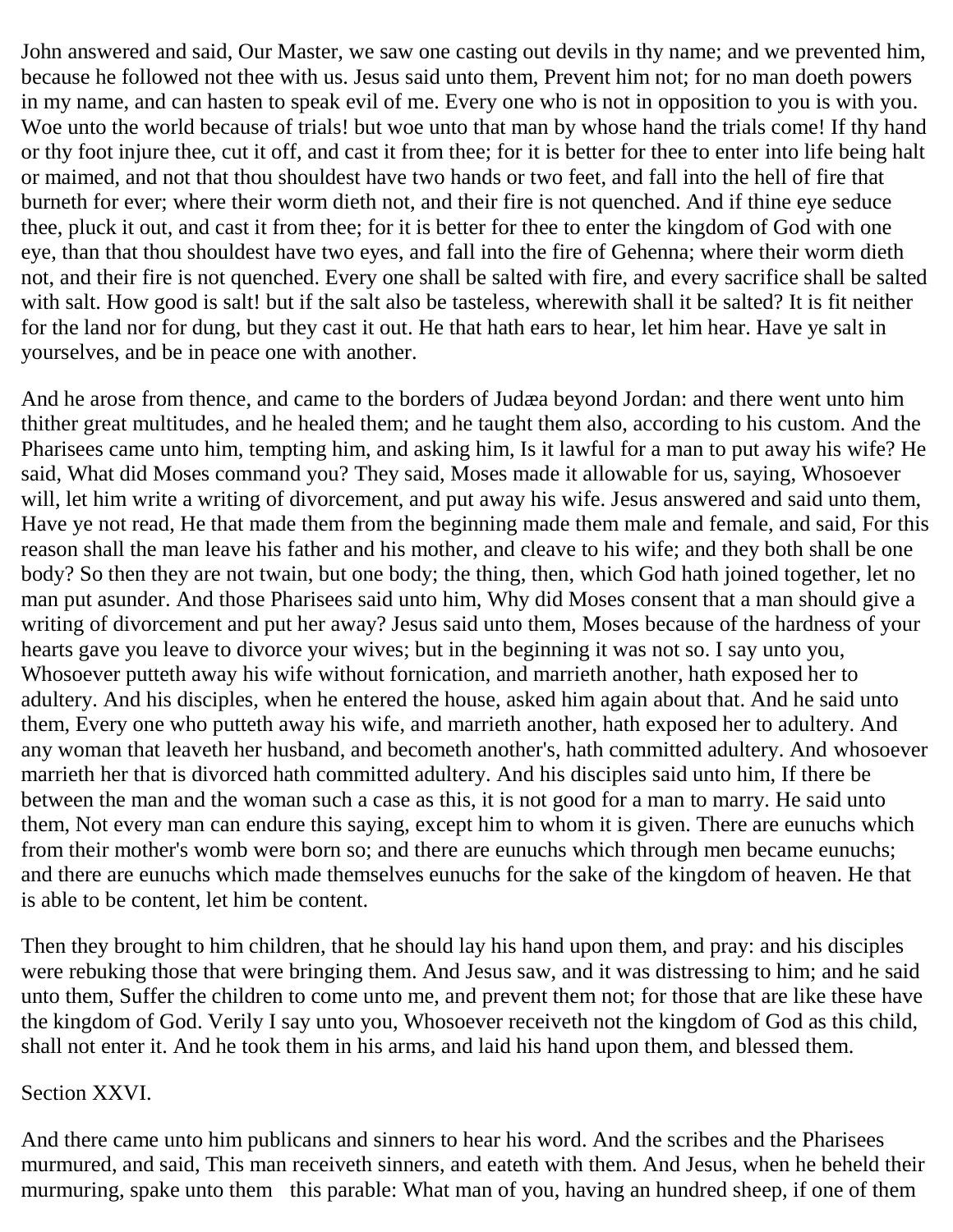John answered and said, Our Master, we saw one casting out devils in thy name; and we prevented him, because he followed not thee with us. Jesus said unto them, Prevent him not; for no man doeth powers in my name, and can hasten to speak evil of me. Every one who is not in opposition to you is with you. Woe unto the world because of trials! but woe unto that man by whose hand the trials come! If thy hand or thy foot injure thee, cut it off, and cast it from thee; for it is better for thee to enter into life being halt or maimed, and not that thou shouldest have two hands or two feet, and fall into the hell of fire that burneth for ever; where their worm dieth not, and their fire is not quenched. And if thine eye seduce thee, pluck it out, and cast it from thee; for it is better for thee to enter the kingdom of God with one eye, than that thou shouldest have two eyes, and fall into the fire of Gehenna; where their worm dieth not, and their fire is not quenched. Every one shall be salted with fire, and every sacrifice shall be salted with salt. How good is salt! but if the salt also be tasteless, wherewith shall it be salted? It is fit neither for the land nor for dung, but they cast it out. He that hath ears to hear, let him hear. Have ye salt in yourselves, and be in peace one with another.

And he arose from thence, and came to the borders of Judæa beyond Jordan: and there went unto him thither great multitudes, and he healed them; and he taught them also, according to his custom. And the Pharisees came unto him, tempting him, and asking him, Is it lawful for a man to put away his wife? He said, What did Moses command you? They said, Moses made it allowable for us, saying, Whosoever will, let him write a writing of divorcement, and put away his wife. Jesus answered and said unto them, Have ye not read, He that made them from the beginning made them male and female, and said, For this reason shall the man leave his father and his mother, and cleave to his wife; and they both shall be one body? So then they are not twain, but one body; the thing, then, which God hath joined together, let no man put asunder. And those Pharisees said unto him, Why did Moses consent that a man should give a writing of divorcement and put her away? Jesus said unto them, Moses because of the hardness of your hearts gave you leave to divorce your wives; but in the beginning it was not so. I say unto you, Whosoever putteth away his wife without fornication, and marrieth another, hath exposed her to adultery. And his disciples, when he entered the house, asked him again about that. And he said unto them, Every one who putteth away his wife, and marrieth another, hath exposed her to adultery. And any woman that leaveth her husband, and becometh another's, hath committed adultery. And whosoever marrieth her that is divorced hath committed adultery. And his disciples said unto him, If there be between the man and the woman such a case as this, it is not good for a man to marry. He said unto them, Not every man can endure this saying, except him to whom it is given. There are eunuchs which from their mother's womb were born so; and there are eunuchs which through men became eunuchs; and there are eunuchs which made themselves eunuchs for the sake of the kingdom of heaven. He that is able to be content, let him be content.

Then they brought to him children, that he should lay his hand upon them, and pray: and his disciples were rebuking those that were bringing them. And Jesus saw, and it was distressing to him; and he said unto them, Suffer the children to come unto me, and prevent them not; for those that are like these have the kingdom of God. Verily I say unto you, Whosoever receiveth not the kingdom of God as this child, shall not enter it. And he took them in his arms, and laid his hand upon them, and blessed them.

Section XXVI.

And there came unto him publicans and sinners to hear his word. And the scribes and the Pharisees murmured, and said, This man receiveth sinners, and eateth with them. And Jesus, when he beheld their murmuring, spake unto them this parable: What man of you, having an hundred sheep, if one of them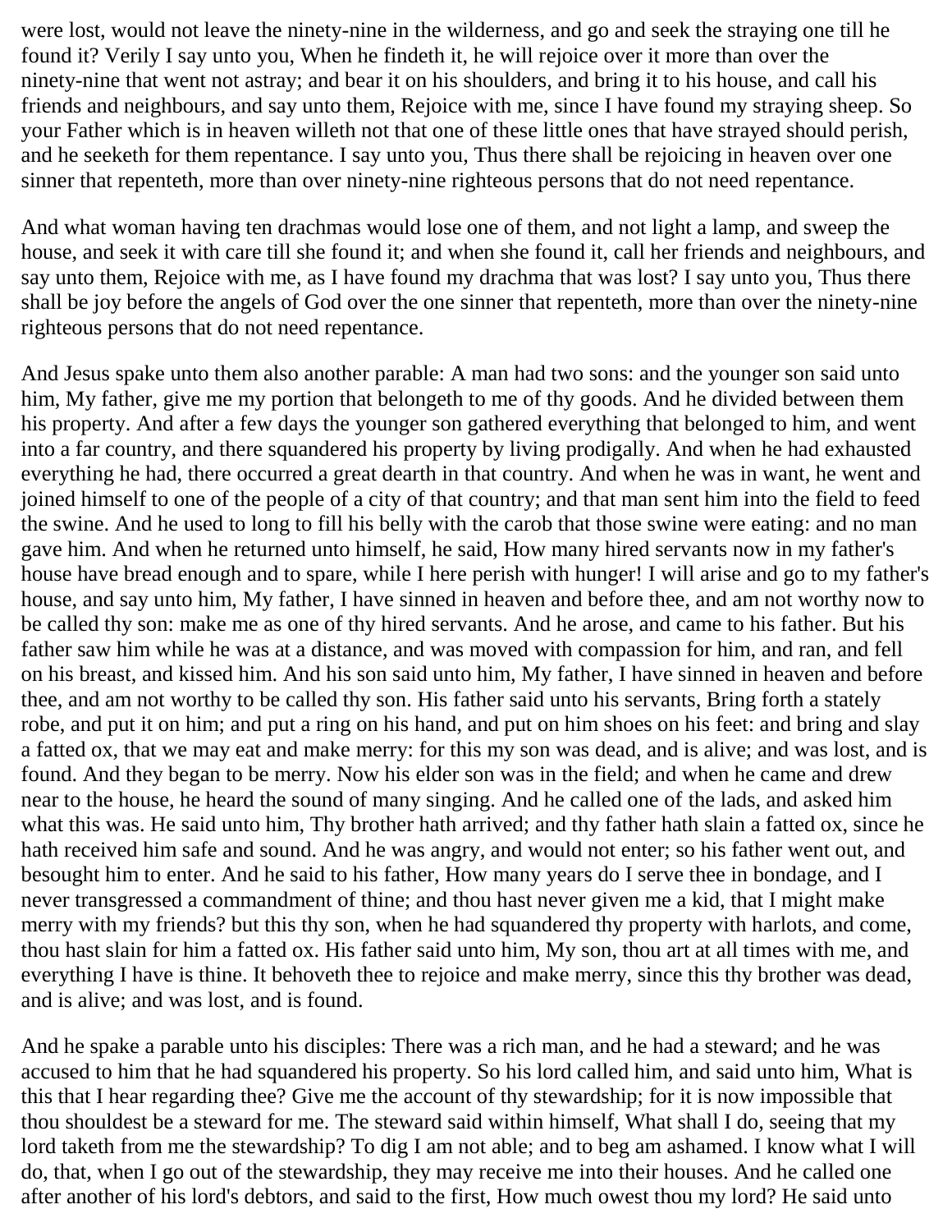were lost, would not leave the ninety-nine in the wilderness, and go and seek the straying one till he found it? Verily I say unto you, When he findeth it, he will rejoice over it more than over the ninety-nine that went not astray; and bear it on his shoulders, and bring it to his house, and call his friends and neighbours, and say unto them, Rejoice with me, since I have found my straying sheep. So your Father which is in heaven willeth not that one of these little ones that have strayed should perish, and he seeketh for them repentance. I say unto you, Thus there shall be rejoicing in heaven over one sinner that repenteth, more than over ninety-nine righteous persons that do not need repentance.

And what woman having ten drachmas would lose one of them, and not light a lamp, and sweep the house, and seek it with care till she found it; and when she found it, call her friends and neighbours, and say unto them, Rejoice with me, as I have found my drachma that was lost? I say unto you, Thus there shall be joy before the angels of God over the one sinner that repenteth, more than over the ninety-nine righteous persons that do not need repentance.

And Jesus spake unto them also another parable: A man had two sons: and the younger son said unto him, My father, give me my portion that belongeth to me of thy goods. And he divided between them his property. And after a few days the younger son gathered everything that belonged to him, and went into a far country, and there squandered his property by living prodigally. And when he had exhausted everything he had, there occurred a great dearth in that country. And when he was in want, he went and joined himself to one of the people of a city of that country; and that man sent him into the field to feed the swine. And he used to long to fill his belly with the carob that those swine were eating: and no man gave him. And when he returned unto himself, he said, How many hired servants now in my father's house have bread enough and to spare, while I here perish with hunger! I will arise and go to my father's house, and say unto him, My father, I have sinned in heaven and before thee, and am not worthy now to be called thy son: make me as one of thy hired servants. And he arose, and came to his father. But his father saw him while he was at a distance, and was moved with compassion for him, and ran, and fell on his breast, and kissed him. And his son said unto him, My father, I have sinned in heaven and before thee, and am not worthy to be called thy son. His father said unto his servants, Bring forth a stately robe, and put it on him; and put a ring on his hand, and put on him shoes on his feet: and bring and slay a fatted ox, that we may eat and make merry: for this my son was dead, and is alive; and was lost, and is found. And they began to be merry. Now his elder son was in the field; and when he came and drew near to the house, he heard the sound of many singing. And he called one of the lads, and asked him what this was. He said unto him, Thy brother hath arrived; and thy father hath slain a fatted ox, since he hath received him safe and sound. And he was angry, and would not enter; so his father went out, and besought him to enter. And he said to his father, How many years do I serve thee in bondage, and I never transgressed a commandment of thine; and thou hast never given me a kid, that I might make merry with my friends? but this thy son, when he had squandered thy property with harlots, and come, thou hast slain for him a fatted ox. His father said unto him, My son, thou art at all times with me, and everything I have is thine. It behoveth thee to rejoice and make merry, since this thy brother was dead, and is alive; and was lost, and is found.

And he spake a parable unto his disciples: There was a rich man, and he had a steward; and he was accused to him that he had squandered his property. So his lord called him, and said unto him, What is this that I hear regarding thee? Give me the account of thy stewardship; for it is now impossible that thou shouldest be a steward for me. The steward said within himself, What shall I do, seeing that my lord taketh from me the stewardship? To dig I am not able; and to beg am ashamed. I know what I will do, that, when I go out of the stewardship, they may receive me into their houses. And he called one after another of his lord's debtors, and said to the first, How much owest thou my lord? He said unto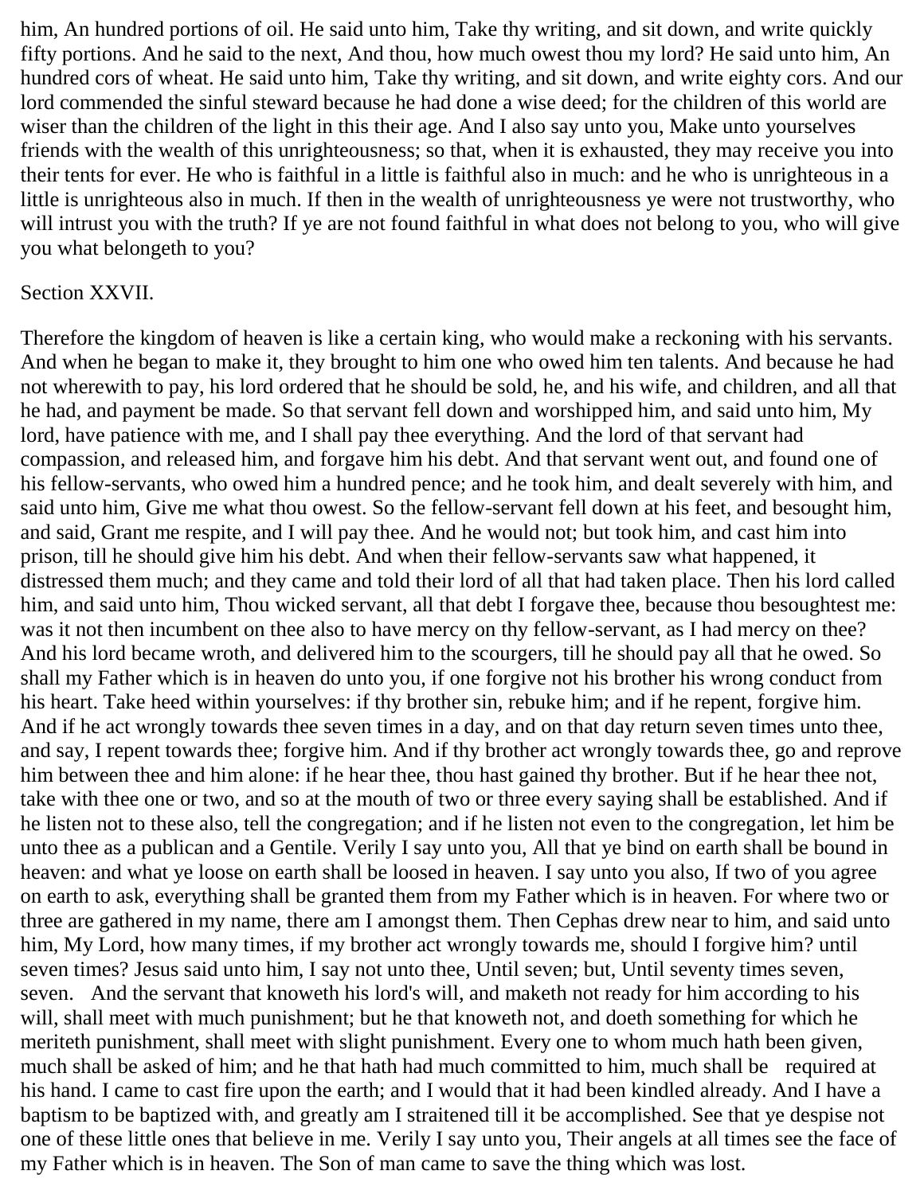him, An hundred portions of oil. He said unto him, Take thy writing, and sit down, and write quickly fifty portions. And he said to the next, And thou, how much owest thou my lord? He said unto him, An hundred cors of wheat. He said unto him, Take thy writing, and sit down, and write eighty cors. And our lord commended the sinful steward because he had done a wise deed; for the children of this world are wiser than the children of the light in this their age. And I also say unto you, Make unto yourselves friends with the wealth of this unrighteousness; so that, when it is exhausted, they may receive you into their tents for ever. He who is faithful in a little is faithful also in much: and he who is unrighteous in a little is unrighteous also in much. If then in the wealth of unrighteousness ye were not trustworthy, who will intrust you with the truth? If ye are not found faithful in what does not belong to you, who will give you what belongeth to you?

Section XXVII.

Therefore the kingdom of heaven is like a certain king, who would make a reckoning with his servants. And when he began to make it, they brought to him one who owed him ten talents. And because he had not wherewith to pay, his lord ordered that he should be sold, he, and his wife, and children, and all that he had, and payment be made. So that servant fell down and worshipped him, and said unto him, My lord, have patience with me, and I shall pay thee everything. And the lord of that servant had compassion, and released him, and forgave him his debt. And that servant went out, and found one of his fellow-servants, who owed him a hundred pence; and he took him, and dealt severely with him, and said unto him, Give me what thou owest. So the fellow-servant fell down at his feet, and besought him, and said, Grant me respite, and I will pay thee. And he would not; but took him, and cast him into prison, till he should give him his debt. And when their fellow-servants saw what happened, it distressed them much; and they came and told their lord of all that had taken place. Then his lord called him, and said unto him, Thou wicked servant, all that debt I forgave thee, because thou besoughtest me: was it not then incumbent on thee also to have mercy on thy fellow-servant, as I had mercy on thee? And his lord became wroth, and delivered him to the scourgers, till he should pay all that he owed. So shall my Father which is in heaven do unto you, if one forgive not his brother his wrong conduct from his heart. Take heed within yourselves: if thy brother sin, rebuke him; and if he repent, forgive him. And if he act wrongly towards thee seven times in a day, and on that day return seven times unto thee, and say, I repent towards thee; forgive him. And if thy brother act wrongly towards thee, go and reprove him between thee and him alone: if he hear thee, thou hast gained thy brother. But if he hear thee not, take with thee one or two, and so at the mouth of two or three every saying shall be established. And if he listen not to these also, tell the congregation; and if he listen not even to the congregation, let him be unto thee as a publican and a Gentile. Verily I say unto you, All that ye bind on earth shall be bound in heaven: and what ye loose on earth shall be loosed in heaven. I say unto you also, If two of you agree on earth to ask, everything shall be granted them from my Father which is in heaven. For where two or three are gathered in my name, there am I amongst them. Then Cephas drew near to him, and said unto him, My Lord, how many times, if my brother act wrongly towards me, should I forgive him? until seven times? Jesus said unto him, I say not unto thee, Until seven; but, Until seventy times seven, seven. And the servant that knoweth his lord's will, and maketh not ready for him according to his will, shall meet with much punishment; but he that knoweth not, and doeth something for which he meriteth punishment, shall meet with slight punishment. Every one to whom much hath been given, much shall be asked of him; and he that hath had much committed to him, much shall be required at his hand. I came to cast fire upon the earth; and I would that it had been kindled already. And I have a baptism to be baptized with, and greatly am I straitened till it be accomplished. See that ye despise not one of these little ones that believe in me. Verily I say unto you, Their angels at all times see the face of my Father which is in heaven. The Son of man came to save the thing which was lost.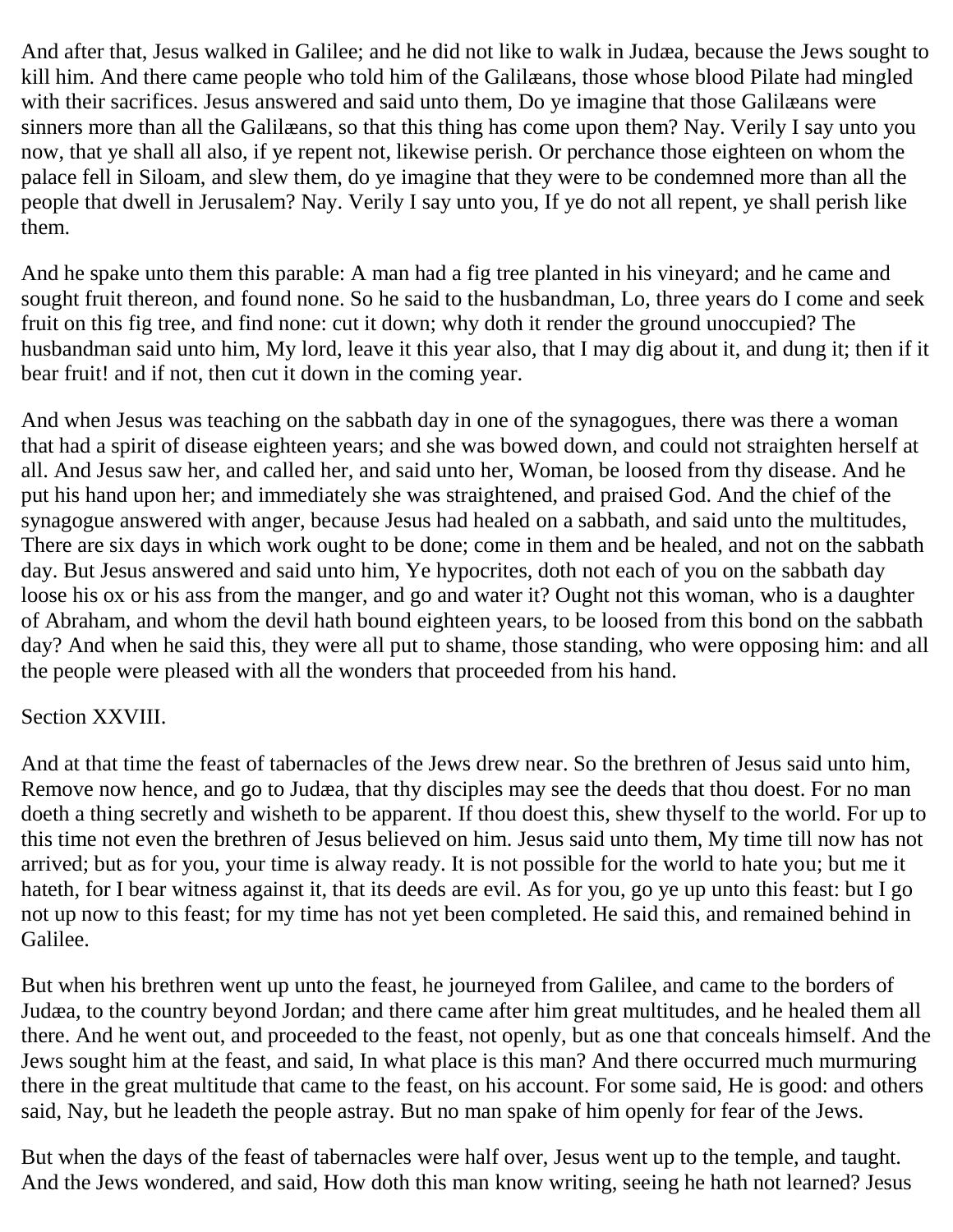And after that, Jesus walked in Galilee; and he did not like to walk in Judæa, because the Jews sought to kill him. And there came people who told him of the Galilæans, those whose blood Pilate had mingled with their sacrifices. Jesus answered and said unto them, Do ye imagine that those Galilæans were sinners more than all the Galilæans, so that this thing has come upon them? Nay. Verily I say unto you now, that ye shall all also, if ye repent not, likewise perish. Or perchance those eighteen on whom the palace fell in Siloam, and slew them, do ye imagine that they were to be condemned more than all the people that dwell in Jerusalem? Nay. Verily I say unto you, If ye do not all repent, ye shall perish like them.

And he spake unto them this parable: A man had a fig tree planted in his vineyard; and he came and sought fruit thereon, and found none. So he said to the husbandman, Lo, three years do I come and seek fruit on this fig tree, and find none: cut it down; why doth it render the ground unoccupied? The husbandman said unto him, My lord, leave it this year also, that I may dig about it, and dung it; then if it bear fruit! and if not, then cut it down in the coming year.

And when Jesus was teaching on the sabbath day in one of the synagogues, there was there a woman that had a spirit of disease eighteen years; and she was bowed down, and could not straighten herself at all. And Jesus saw her, and called her, and said unto her, Woman, be loosed from thy disease. And he put his hand upon her; and immediately she was straightened, and praised God. And the chief of the synagogue answered with anger, because Jesus had healed on a sabbath, and said unto the multitudes, There are six days in which work ought to be done; come in them and be healed, and not on the sabbath day. But Jesus answered and said unto him, Ye hypocrites, doth not each of you on the sabbath day loose his ox or his ass from the manger, and go and water it? Ought not this woman, who is a daughter of Abraham, and whom the devil hath bound eighteen years, to be loosed from this bond on the sabbath day? And when he said this, they were all put to shame, those standing, who were opposing him: and all the people were pleased with all the wonders that proceeded from his hand.

## Section XXVIII.

And at that time the feast of tabernacles of the Jews drew near. So the brethren of Jesus said unto him, Remove now hence, and go to Judæa, that thy disciples may see the deeds that thou doest. For no man doeth a thing secretly and wisheth to be apparent. If thou doest this, shew thyself to the world. For up to this time not even the brethren of Jesus believed on him. Jesus said unto them, My time till now has not arrived; but as for you, your time is alway ready. It is not possible for the world to hate you; but me it hateth, for I bear witness against it, that its deeds are evil. As for you, go ye up unto this feast: but I go not up now to this feast; for my time has not yet been completed. He said this, and remained behind in Galilee.

But when his brethren went up unto the feast, he journeyed from Galilee, and came to the borders of Judæa, to the country beyond Jordan; and there came after him great multitudes, and he healed them all there. And he went out, and proceeded to the feast, not openly, but as one that conceals himself. And the Jews sought him at the feast, and said, In what place is this man? And there occurred much murmuring there in the great multitude that came to the feast, on his account. For some said, He is good: and others said, Nay, but he leadeth the people astray. But no man spake of him openly for fear of the Jews.

But when the days of the feast of tabernacles were half over, Jesus went up to the temple, and taught. And the Jews wondered, and said, How doth this man know writing, seeing he hath not learned? Jesus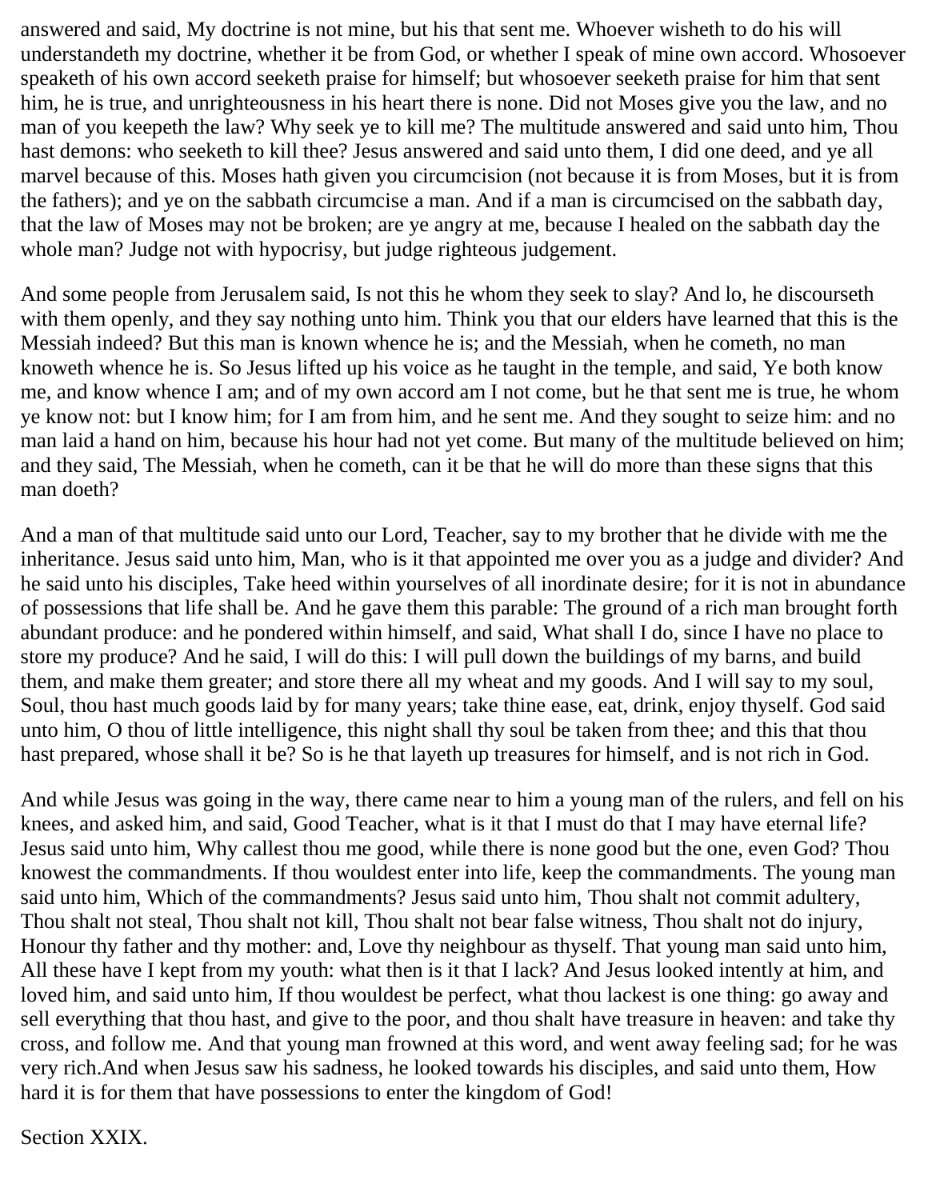answered and said, My doctrine is not mine, but his that sent me. Whoever wisheth to do his will understandeth my doctrine, whether it be from God, or whether I speak of mine own accord. Whosoever speaketh of his own accord seeketh praise for himself; but whosoever seeketh praise for him that sent him, he is true, and unrighteousness in his heart there is none. Did not Moses give you the law, and no man of you keepeth the law? Why seek ye to kill me? The multitude answered and said unto him, Thou hast demons: who seeketh to kill thee? Jesus answered and said unto them, I did one deed, and ye all marvel because of this. Moses hath given you circumcision (not because it is from Moses, but it is from the fathers); and ye on the sabbath circumcise a man. And if a man is circumcised on the sabbath day, that the law of Moses may not be broken; are ye angry at me, because I healed on the sabbath day the whole man? Judge not with hypocrisy, but judge righteous judgement.

And some people from Jerusalem said, Is not this he whom they seek to slay? And lo, he discourseth with them openly, and they say nothing unto him. Think you that our elders have learned that this is the Messiah indeed? But this man is known whence he is; and the Messiah, when he cometh, no man knoweth whence he is. So Jesus lifted up his voice as he taught in the temple, and said, Ye both know me, and know whence I am; and of my own accord am I not come, but he that sent me is true, he whom ye know not: but I know him; for I am from him, and he sent me. And they sought to seize him: and no man laid a hand on him, because his hour had not yet come. But many of the multitude believed on him; and they said, The Messiah, when he cometh, can it be that he will do more than these signs that this man doeth?

And a man of that multitude said unto our Lord, Teacher, say to my brother that he divide with me the inheritance. Jesus said unto him, Man, who is it that appointed me over you as a judge and divider? And he said unto his disciples, Take heed within yourselves of all inordinate desire; for it is not in abundance of possessions that life shall be. And he gave them this parable: The ground of a rich man brought forth abundant produce: and he pondered within himself, and said, What shall I do, since I have no place to store my produce? And he said, I will do this: I will pull down the buildings of my barns, and build them, and make them greater; and store there all my wheat and my goods. And I will say to my soul, Soul, thou hast much goods laid by for many years; take thine ease, eat, drink, enjoy thyself. God said unto him, O thou of little intelligence, this night shall thy soul be taken from thee; and this that thou hast prepared, whose shall it be? So is he that layeth up treasures for himself, and is not rich in God.

And while Jesus was going in the way, there came near to him a young man of the rulers, and fell on his knees, and asked him, and said, Good Teacher, what is it that I must do that I may have eternal life? Jesus said unto him, Why callest thou me good, while there is none good but the one, even God? Thou knowest the commandments. If thou wouldest enter into life, keep the commandments. The young man said unto him, Which of the commandments? Jesus said unto him, Thou shalt not commit adultery, Thou shalt not steal, Thou shalt not kill, Thou shalt not bear false witness, Thou shalt not do injury, Honour thy father and thy mother: and, Love thy neighbour as thyself. That young man said unto him, All these have I kept from my youth: what then is it that I lack? And Jesus looked intently at him, and loved him, and said unto him, If thou wouldest be perfect, what thou lackest is one thing: go away and sell everything that thou hast, and give to the poor, and thou shalt have treasure in heaven: and take thy cross, and follow me. And that young man frowned at this word, and went away feeling sad; for he was very rich.And when Jesus saw his sadness, he looked towards his disciples, and said unto them, How hard it is for them that have possessions to enter the kingdom of God!

Section XXIX.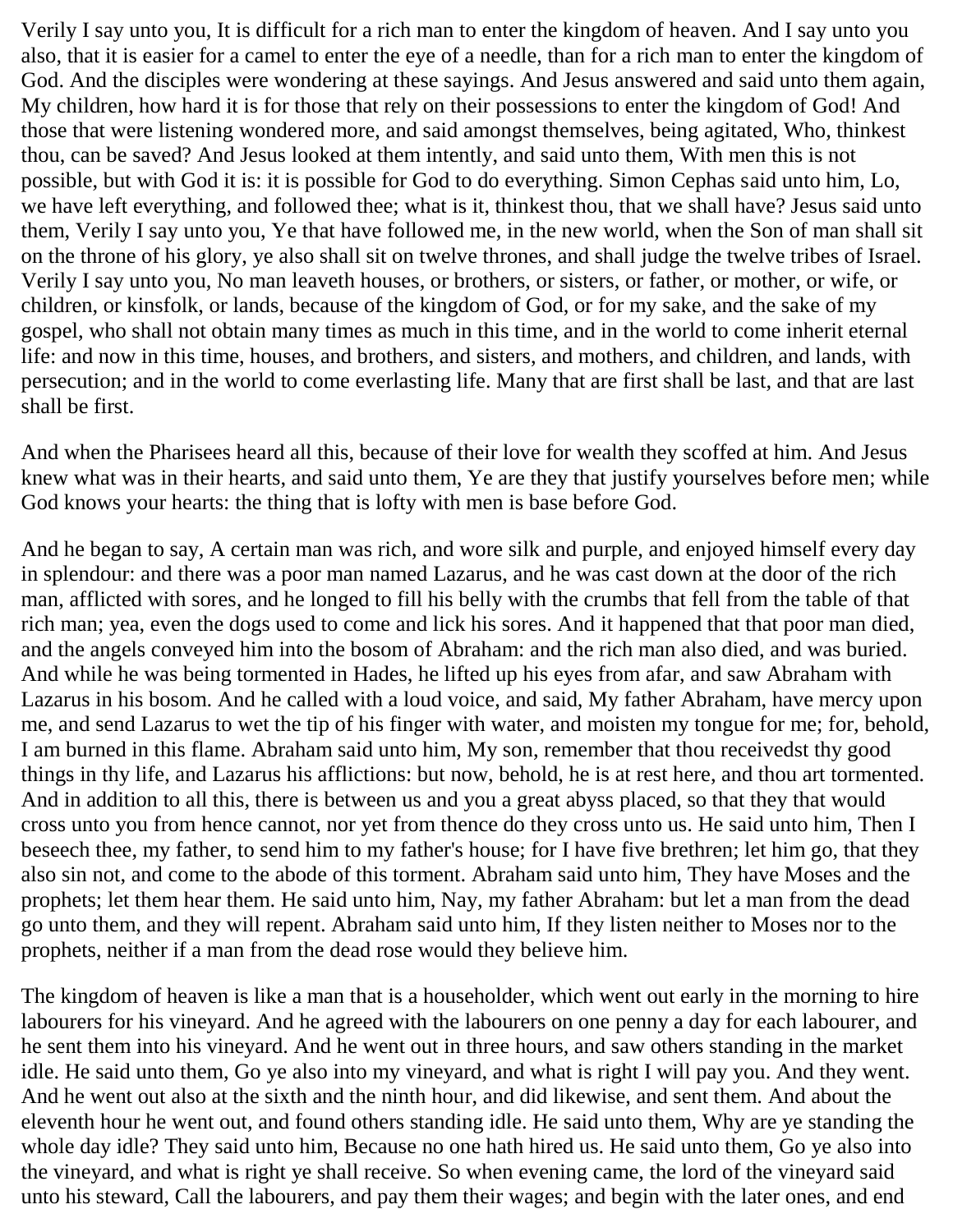Verily I say unto you, It is difficult for a rich man to enter the kingdom of heaven. And I say unto you also, that it is easier for a camel to enter the eye of a needle, than for a rich man to enter the kingdom of God. And the disciples were wondering at these sayings. And Jesus answered and said unto them again, My children, how hard it is for those that rely on their possessions to enter the kingdom of God! And those that were listening wondered more, and said amongst themselves, being agitated, Who, thinkest thou, can be saved? And Jesus looked at them intently, and said unto them, With men this is not possible, but with God it is: it is possible for God to do everything. Simon Cephas said unto him, Lo, we have left everything, and followed thee; what is it, thinkest thou, that we shall have? Jesus said unto them, Verily I say unto you, Ye that have followed me, in the new world, when the Son of man shall sit on the throne of his glory, ye also shall sit on twelve thrones, and shall judge the twelve tribes of Israel. Verily I say unto you, No man leaveth houses, or brothers, or sisters, or father, or mother, or wife, or children, or kinsfolk, or lands, because of the kingdom of God, or for my sake, and the sake of my gospel, who shall not obtain many times as much in this time, and in the world to come inherit eternal life: and now in this time, houses, and brothers, and sisters, and mothers, and children, and lands, with persecution; and in the world to come everlasting life. Many that are first shall be last, and that are last shall be first.

And when the Pharisees heard all this, because of their love for wealth they scoffed at him. And Jesus knew what was in their hearts, and said unto them, Ye are they that justify yourselves before men; while God knows your hearts: the thing that is lofty with men is base before God.

And he began to say, A certain man was rich, and wore silk and purple, and enjoyed himself every day in splendour: and there was a poor man named Lazarus, and he was cast down at the door of the rich man, afflicted with sores, and he longed to fill his belly with the crumbs that fell from the table of that rich man; yea, even the dogs used to come and lick his sores. And it happened that that poor man died, and the angels conveyed him into the bosom of Abraham: and the rich man also died, and was buried. And while he was being tormented in Hades, he lifted up his eyes from afar, and saw Abraham with Lazarus in his bosom. And he called with a loud voice, and said, My father Abraham, have mercy upon me, and send Lazarus to wet the tip of his finger with water, and moisten my tongue for me; for, behold, I am burned in this flame. Abraham said unto him, My son, remember that thou receivedst thy good things in thy life, and Lazarus his afflictions: but now, behold, he is at rest here, and thou art tormented. And in addition to all this, there is between us and you a great abyss placed, so that they that would cross unto you from hence cannot, nor yet from thence do they cross unto us. He said unto him, Then I beseech thee, my father, to send him to my father's house; for I have five brethren; let him go, that they also sin not, and come to the abode of this torment. Abraham said unto him, They have Moses and the prophets; let them hear them. He said unto him, Nay, my father Abraham: but let a man from the dead go unto them, and they will repent. Abraham said unto him, If they listen neither to Moses nor to the prophets, neither if a man from the dead rose would they believe him.

The kingdom of heaven is like a man that is a householder, which went out early in the morning to hire labourers for his vineyard. And he agreed with the labourers on one penny a day for each labourer, and he sent them into his vineyard. And he went out in three hours, and saw others standing in the market idle. He said unto them, Go ye also into my vineyard, and what is right I will pay you. And they went. And he went out also at the sixth and the ninth hour, and did likewise, and sent them. And about the eleventh hour he went out, and found others standing idle. He said unto them, Why are ye standing the whole day idle? They said unto him, Because no one hath hired us. He said unto them, Go ye also into the vineyard, and what is right ye shall receive. So when evening came, the lord of the vineyard said unto his steward, Call the labourers, and pay them their wages; and begin with the later ones, and end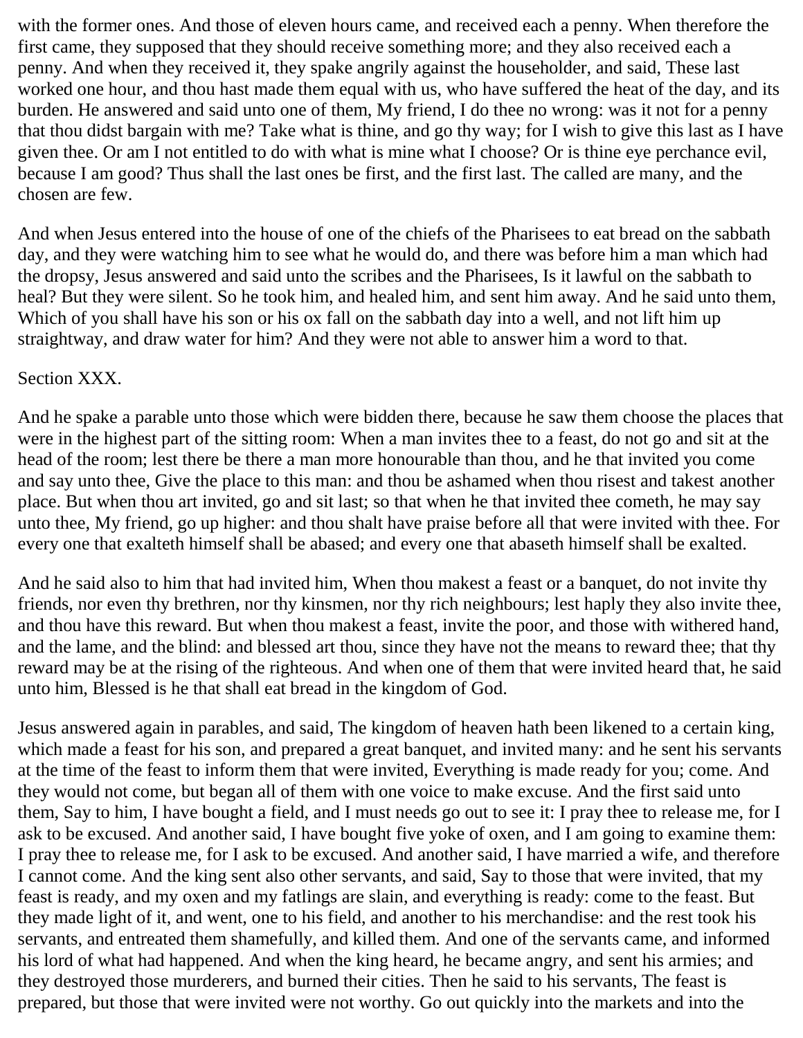with the former ones. And those of eleven hours came, and received each a penny. When therefore the first came, they supposed that they should receive something more; and they also received each a penny. And when they received it, they spake angrily against the householder, and said, These last worked one hour, and thou hast made them equal with us, who have suffered the heat of the day, and its burden. He answered and said unto one of them, My friend, I do thee no wrong: was it not for a penny that thou didst bargain with me? Take what is thine, and go thy way; for I wish to give this last as I have given thee. Or am I not entitled to do with what is mine what I choose? Or is thine eye perchance evil, because I am good? Thus shall the last ones be first, and the first last. The called are many, and the chosen are few.

And when Jesus entered into the house of one of the chiefs of the Pharisees to eat bread on the sabbath day, and they were watching him to see what he would do, and there was before him a man which had the dropsy, Jesus answered and said unto the scribes and the Pharisees, Is it lawful on the sabbath to heal? But they were silent. So he took him, and healed him, and sent him away. And he said unto them, Which of you shall have his son or his ox fall on the sabbath day into a well, and not lift him up straightway, and draw water for him? And they were not able to answer him a word to that.

Section XXX.

And he spake a parable unto those which were bidden there, because he saw them choose the places that were in the highest part of the sitting room: When a man invites thee to a feast, do not go and sit at the head of the room; lest there be there a man more honourable than thou, and he that invited you come and say unto thee, Give the place to this man: and thou be ashamed when thou risest and takest another place. But when thou art invited, go and sit last; so that when he that invited thee cometh, he may say unto thee, My friend, go up higher: and thou shalt have praise before all that were invited with thee. For every one that exalteth himself shall be abased; and every one that abaseth himself shall be exalted.

And he said also to him that had invited him, When thou makest a feast or a banquet, do not invite thy friends, nor even thy brethren, nor thy kinsmen, nor thy rich neighbours; lest haply they also invite thee, and thou have this reward. But when thou makest a feast, invite the poor, and those with withered hand, and the lame, and the blind: and blessed art thou, since they have not the means to reward thee; that thy reward may be at the rising of the righteous. And when one of them that were invited heard that, he said unto him, Blessed is he that shall eat bread in the kingdom of God.

Jesus answered again in parables, and said, The kingdom of heaven hath been likened to a certain king, which made a feast for his son, and prepared a great banquet, and invited many: and he sent his servants at the time of the feast to inform them that were invited, Everything is made ready for you; come. And they would not come, but began all of them with one voice to make excuse. And the first said unto them, Say to him, I have bought a field, and I must needs go out to see it: I pray thee to release me, for I ask to be excused. And another said, I have bought five yoke of oxen, and I am going to examine them: I pray thee to release me, for I ask to be excused. And another said, I have married a wife, and therefore I cannot come. And the king sent also other servants, and said, Say to those that were invited, that my feast is ready, and my oxen and my fatlings are slain, and everything is ready: come to the feast. But they made light of it, and went, one to his field, and another to his merchandise: and the rest took his servants, and entreated them shamefully, and killed them. And one of the servants came, and informed his lord of what had happened. And when the king heard, he became angry, and sent his armies; and they destroyed those murderers, and burned their cities. Then he said to his servants, The feast is prepared, but those that were invited were not worthy. Go out quickly into the markets and into the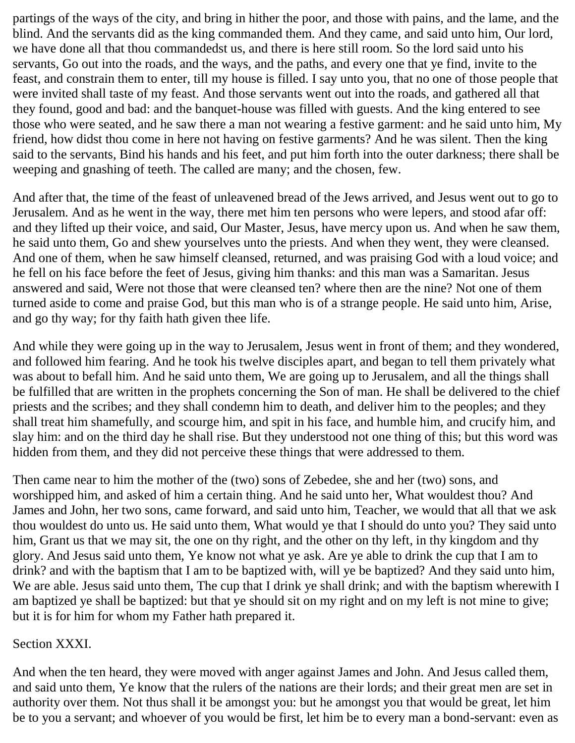partings of the ways of the city, and bring in hither the poor, and those with pains, and the lame, and the blind. And the servants did as the king commanded them. And they came, and said unto him, Our lord, we have done all that thou commandedst us, and there is here still room. So the lord said unto his servants, Go out into the roads, and the ways, and the paths, and every one that ye find, invite to the feast, and constrain them to enter, till my house is filled. I say unto you, that no one of those people that were invited shall taste of my feast. And those servants went out into the roads, and gathered all that they found, good and bad: and the banquet-house was filled with guests. And the king entered to see those who were seated, and he saw there a man not wearing a festive garment: and he said unto him, My friend, how didst thou come in here not having on festive garments? And he was silent. Then the king said to the servants, Bind his hands and his feet, and put him forth into the outer darkness; there shall be weeping and gnashing of teeth. The called are many; and the chosen, few.

And after that, the time of the feast of unleavened bread of the Jews arrived, and Jesus went out to go to Jerusalem. And as he went in the way, there met him ten persons who were lepers, and stood afar off: and they lifted up their voice, and said, Our Master, Jesus, have mercy upon us. And when he saw them, he said unto them, Go and shew yourselves unto the priests. And when they went, they were cleansed. And one of them, when he saw himself cleansed, returned, and was praising God with a loud voice; and he fell on his face before the feet of Jesus, giving him thanks: and this man was a Samaritan. Jesus answered and said, Were not those that were cleansed ten? where then are the nine? Not one of them turned aside to come and praise God, but this man who is of a strange people. He said unto him, Arise, and go thy way; for thy faith hath given thee life.

And while they were going up in the way to Jerusalem, Jesus went in front of them; and they wondered, and followed him fearing. And he took his twelve disciples apart, and began to tell them privately what was about to befall him. And he said unto them, We are going up to Jerusalem, and all the things shall be fulfilled that are written in the prophets concerning the Son of man. He shall be delivered to the chief priests and the scribes; and they shall condemn him to death, and deliver him to the peoples; and they shall treat him shamefully, and scourge him, and spit in his face, and humble him, and crucify him, and slay him: and on the third day he shall rise. But they understood not one thing of this; but this word was hidden from them, and they did not perceive these things that were addressed to them.

Then came near to him the mother of the (two) sons of Zebedee, she and her (two) sons, and worshipped him, and asked of him a certain thing. And he said unto her, What wouldest thou? And James and John, her two sons, came forward, and said unto him, Teacher, we would that all that we ask thou wouldest do unto us. He said unto them, What would ye that I should do unto you? They said unto him, Grant us that we may sit, the one on thy right, and the other on thy left, in thy kingdom and thy glory. And Jesus said unto them, Ye know not what ye ask. Are ye able to drink the cup that I am to drink? and with the baptism that I am to be baptized with, will ye be baptized? And they said unto him, We are able. Jesus said unto them, The cup that I drink ye shall drink; and with the baptism wherewith I am baptized ye shall be baptized: but that ye should sit on my right and on my left is not mine to give; but it is for him for whom my Father hath prepared it.

## Section XXXI.

And when the ten heard, they were moved with anger against James and John. And Jesus called them, and said unto them, Ye know that the rulers of the nations are their lords; and their great men are set in authority over them. Not thus shall it be amongst you: but he amongst you that would be great, let him be to you a servant; and whoever of you would be first, let him be to every man a bond-servant: even as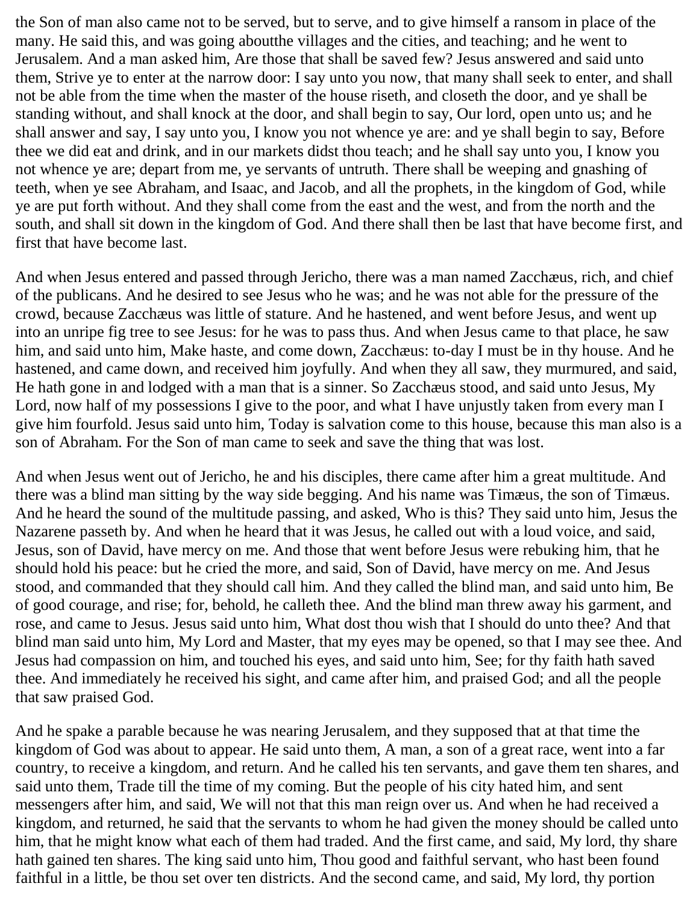the Son of man also came not to be served, but to serve, and to give himself a ransom in place of the many. He said this, and was going aboutthe villages and the cities, and teaching; and he went to Jerusalem. And a man asked him, Are those that shall be saved few? Jesus answered and said unto them, Strive ye to enter at the narrow door: I say unto you now, that many shall seek to enter, and shall not be able from the time when the master of the house riseth, and closeth the door, and ye shall be standing without, and shall knock at the door, and shall begin to say, Our lord, open unto us; and he shall answer and say, I say unto you, I know you not whence ye are: and ye shall begin to say, Before thee we did eat and drink, and in our markets didst thou teach; and he shall say unto you, I know you not whence ye are; depart from me, ye servants of untruth. There shall be weeping and gnashing of teeth, when ye see Abraham, and Isaac, and Jacob, and all the prophets, in the kingdom of God, while ye are put forth without. And they shall come from the east and the west, and from the north and the south, and shall sit down in the kingdom of God. And there shall then be last that have become first, and first that have become last.

And when Jesus entered and passed through Jericho, there was a man named Zacchæus, rich, and chief of the publicans. And he desired to see Jesus who he was; and he was not able for the pressure of the crowd, because Zacchæus was little of stature. And he hastened, and went before Jesus, and went up into an unripe fig tree to see Jesus: for he was to pass thus. And when Jesus came to that place, he saw him, and said unto him, Make haste, and come down, Zacchæus: to-day I must be in thy house. And he hastened, and came down, and received him joyfully. And when they all saw, they murmured, and said, He hath gone in and lodged with a man that is a sinner. So Zacchæus stood, and said unto Jesus, My Lord, now half of my possessions I give to the poor, and what I have unjustly taken from every man I give him fourfold. Jesus said unto him, Today is salvation come to this house, because this man also is a son of Abraham. For the Son of man came to seek and save the thing that was lost.

And when Jesus went out of Jericho, he and his disciples, there came after him a great multitude. And there was a blind man sitting by the way side begging. And his name was Timæus, the son of Timæus. And he heard the sound of the multitude passing, and asked, Who is this? They said unto him, Jesus the Nazarene passeth by. And when he heard that it was Jesus, he called out with a loud voice, and said, Jesus, son of David, have mercy on me. And those that went before Jesus were rebuking him, that he should hold his peace: but he cried the more, and said, Son of David, have mercy on me. And Jesus stood, and commanded that they should call him. And they called the blind man, and said unto him, Be of good courage, and rise; for, behold, he calleth thee. And the blind man threw away his garment, and rose, and came to Jesus. Jesus said unto him, What dost thou wish that I should do unto thee? And that blind man said unto him, My Lord and Master, that my eyes may be opened, so that I may see thee. And Jesus had compassion on him, and touched his eyes, and said unto him, See; for thy faith hath saved thee. And immediately he received his sight, and came after him, and praised God; and all the people that saw praised God.

And he spake a parable because he was nearing Jerusalem, and they supposed that at that time the kingdom of God was about to appear. He said unto them, A man, a son of a great race, went into a far country, to receive a kingdom, and return. And he called his ten servants, and gave them ten shares, and said unto them, Trade till the time of my coming. But the people of his city hated him, and sent messengers after him, and said, We will not that this man reign over us. And when he had received a kingdom, and returned, he said that the servants to whom he had given the money should be called unto him, that he might know what each of them had traded. And the first came, and said, My lord, thy share hath gained ten shares. The king said unto him, Thou good and faithful servant, who hast been found faithful in a little, be thou set over ten districts. And the second came, and said, My lord, thy portion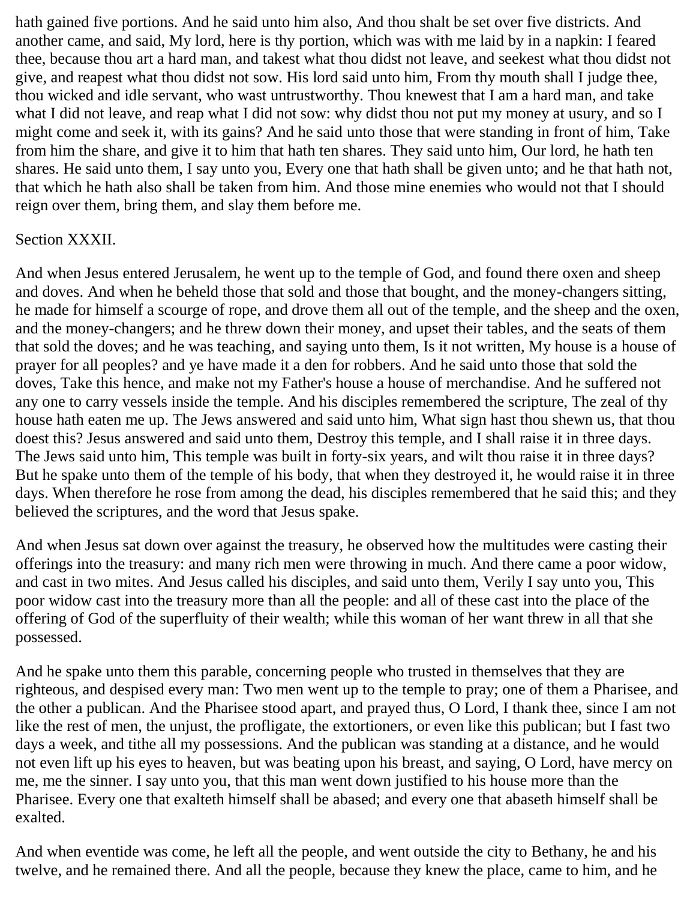hath gained five portions. And he said unto him also, And thou shalt be set over five districts. And another came, and said, My lord, here is thy portion, which was with me laid by in a napkin: I feared thee, because thou art a hard man, and takest what thou didst not leave, and seekest what thou didst not give, and reapest what thou didst not sow. His lord said unto him, From thy mouth shall I judge thee, thou wicked and idle servant, who wast untrustworthy. Thou knewest that I am a hard man, and take what I did not leave, and reap what I did not sow: why didst thou not put my money at usury, and so I might come and seek it, with its gains? And he said unto those that were standing in front of him, Take from him the share, and give it to him that hath ten shares. They said unto him, Our lord, he hath ten shares. He said unto them, I say unto you, Every one that hath shall be given unto; and he that hath not, that which he hath also shall be taken from him. And those mine enemies who would not that I should reign over them, bring them, and slay them before me.

Section XXXII.

And when Jesus entered Jerusalem, he went up to the temple of God, and found there oxen and sheep and doves. And when he beheld those that sold and those that bought, and the money-changers sitting, he made for himself a scourge of rope, and drove them all out of the temple, and the sheep and the oxen, and the money-changers; and he threw down their money, and upset their tables, and the seats of them that sold the doves; and he was teaching, and saying unto them, Is it not written, My house is a house of prayer for all peoples? and ye have made it a den for robbers. And he said unto those that sold the doves, Take this hence, and make not my Father's house a house of merchandise. And he suffered not any one to carry vessels inside the temple. And his disciples remembered the scripture, The zeal of thy house hath eaten me up. The Jews answered and said unto him, What sign hast thou shewn us, that thou doest this? Jesus answered and said unto them, Destroy this temple, and I shall raise it in three days. The Jews said unto him, This temple was built in forty-six years, and wilt thou raise it in three days? But he spake unto them of the temple of his body, that when they destroyed it, he would raise it in three days. When therefore he rose from among the dead, his disciples remembered that he said this; and they believed the scriptures, and the word that Jesus spake.

And when Jesus sat down over against the treasury, he observed how the multitudes were casting their offerings into the treasury: and many rich men were throwing in much. And there came a poor widow, and cast in two mites. And Jesus called his disciples, and said unto them, Verily I say unto you, This poor widow cast into the treasury more than all the people: and all of these cast into the place of the offering of God of the superfluity of their wealth; while this woman of her want threw in all that she possessed.

And he spake unto them this parable, concerning people who trusted in themselves that they are righteous, and despised every man: Two men went up to the temple to pray; one of them a Pharisee, and the other a publican. And the Pharisee stood apart, and prayed thus, O Lord, I thank thee, since I am not like the rest of men, the unjust, the profligate, the extortioners, or even like this publican; but I fast two days a week, and tithe all my possessions. And the publican was standing at a distance, and he would not even lift up his eyes to heaven, but was beating upon his breast, and saying, O Lord, have mercy on me, me the sinner. I say unto you, that this man went down justified to his house more than the Pharisee. Every one that exalteth himself shall be abased; and every one that abaseth himself shall be exalted.

And when eventide was come, he left all the people, and went outside the city to Bethany, he and his twelve, and he remained there. And all the people, because they knew the place, came to him, and he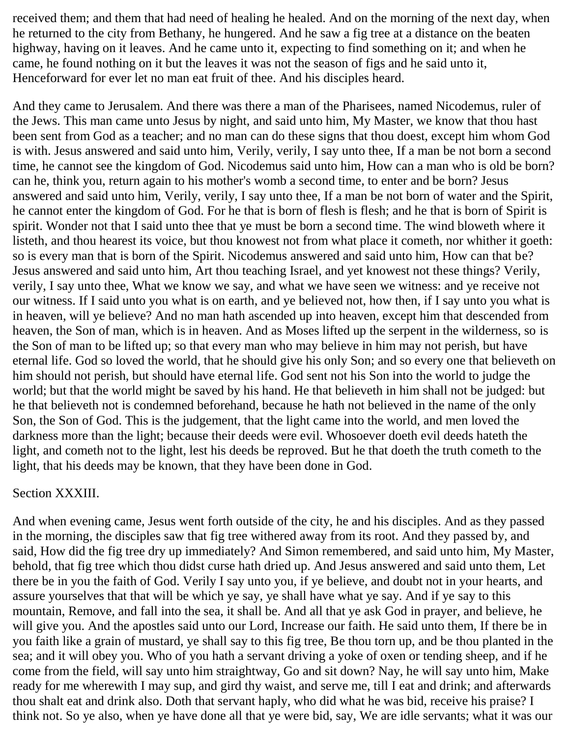received them; and them that had need of healing he healed. And on the morning of the next day, when he returned to the city from Bethany, he hungered. And he saw a fig tree at a distance on the beaten highway, having on it leaves. And he came unto it, expecting to find something on it; and when he came, he found nothing on it but the leaves it was not the season of figs and he said unto it, Henceforward for ever let no man eat fruit of thee. And his disciples heard.

And they came to Jerusalem. And there was there a man of the Pharisees, named Nicodemus, ruler of the Jews. This man came unto Jesus by night, and said unto him, My Master, we know that thou hast been sent from God as a teacher; and no man can do these signs that thou doest, except him whom God is with. Jesus answered and said unto him, Verily, verily, I say unto thee, If a man be not born a second time, he cannot see the kingdom of God. Nicodemus said unto him, How can a man who is old be born? can he, think you, return again to his mother's womb a second time, to enter and be born? Jesus answered and said unto him, Verily, verily, I say unto thee, If a man be not born of water and the Spirit, he cannot enter the kingdom of God. For he that is born of flesh is flesh; and he that is born of Spirit is spirit. Wonder not that I said unto thee that ye must be born a second time. The wind bloweth where it listeth, and thou hearest its voice, but thou knowest not from what place it cometh, nor whither it goeth: so is every man that is born of the Spirit. Nicodemus answered and said unto him, How can that be? Jesus answered and said unto him, Art thou teaching Israel, and yet knowest not these things? Verily, verily, I say unto thee, What we know we say, and what we have seen we witness: and ye receive not our witness. If I said unto you what is on earth, and ye believed not, how then, if I say unto you what is in heaven, will ye believe? And no man hath ascended up into heaven, except him that descended from heaven, the Son of man, which is in heaven. And as Moses lifted up the serpent in the wilderness, so is the Son of man to be lifted up; so that every man who may believe in him may not perish, but have eternal life. God so loved the world, that he should give his only Son; and so every one that believeth on him should not perish, but should have eternal life. God sent not his Son into the world to judge the world; but that the world might be saved by his hand. He that believeth in him shall not be judged: but he that believeth not is condemned beforehand, because he hath not believed in the name of the only Son, the Son of God. This is the judgement, that the light came into the world, and men loved the darkness more than the light; because their deeds were evil. Whosoever doeth evil deeds hateth the light, and cometh not to the light, lest his deeds be reproved. But he that doeth the truth cometh to the light, that his deeds may be known, that they have been done in God.

## Section XXXIII.

And when evening came, Jesus went forth outside of the city, he and his disciples. And as they passed in the morning, the disciples saw that fig tree withered away from its root. And they passed by, and said, How did the fig tree dry up immediately? And Simon remembered, and said unto him, My Master, behold, that fig tree which thou didst curse hath dried up. And Jesus answered and said unto them, Let there be in you the faith of God. Verily I say unto you, if ye believe, and doubt not in your hearts, and assure yourselves that that will be which ye say, ye shall have what ye say. And if ye say to this mountain, Remove, and fall into the sea, it shall be. And all that ye ask God in prayer, and believe, he will give you. And the apostles said unto our Lord, Increase our faith. He said unto them, If there be in you faith like a grain of mustard, ye shall say to this fig tree, Be thou torn up, and be thou planted in the sea; and it will obey you. Who of you hath a servant driving a yoke of oxen or tending sheep, and if he come from the field, will say unto him straightway, Go and sit down? Nay, he will say unto him, Make ready for me wherewith I may sup, and gird thy waist, and serve me, till I eat and drink; and afterwards thou shalt eat and drink also. Doth that servant haply, who did what he was bid, receive his praise? I think not. So ye also, when ye have done all that ye were bid, say, We are idle servants; what it was our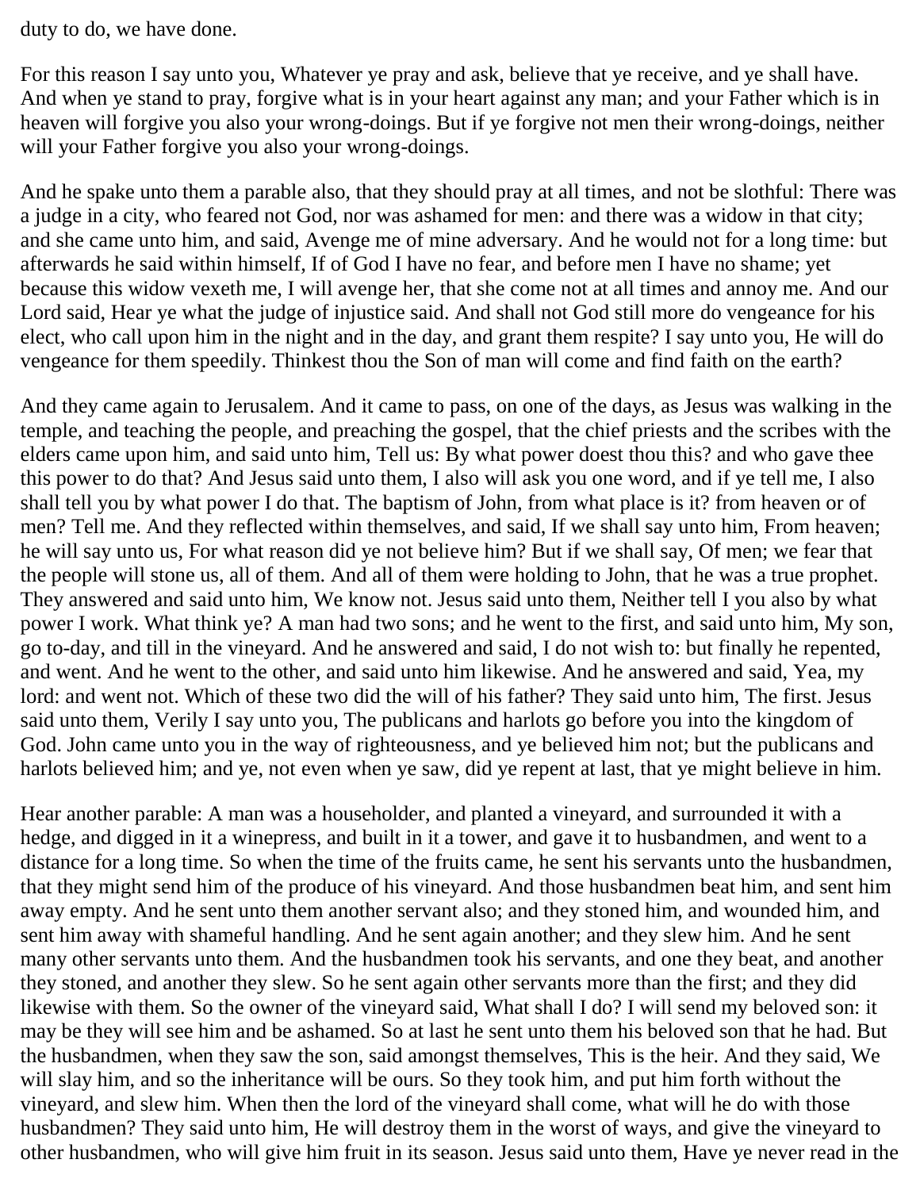duty to do, we have done.

For this reason I say unto you, Whatever ye pray and ask, believe that ye receive, and ye shall have. And when ye stand to pray, forgive what is in your heart against any man; and your Father which is in heaven will forgive you also your wrong-doings. But if ye forgive not men their wrong-doings, neither will your Father forgive you also your wrong-doings.

And he spake unto them a parable also, that they should pray at all times, and not be slothful: There was a judge in a city, who feared not God, nor was ashamed for men: and there was a widow in that city; and she came unto him, and said, Avenge me of mine adversary. And he would not for a long time: but afterwards he said within himself, If of God I have no fear, and before men I have no shame; yet because this widow vexeth me, I will avenge her, that she come not at all times and annoy me. And our Lord said, Hear ye what the judge of injustice said. And shall not God still more do vengeance for his elect, who call upon him in the night and in the day, and grant them respite? I say unto you, He will do vengeance for them speedily. Thinkest thou the Son of man will come and find faith on the earth?

And they came again to Jerusalem. And it came to pass, on one of the days, as Jesus was walking in the temple, and teaching the people, and preaching the gospel, that the chief priests and the scribes with the elders came upon him, and said unto him, Tell us: By what power doest thou this? and who gave thee this power to do that? And Jesus said unto them, I also will ask you one word, and if ye tell me, I also shall tell you by what power I do that. The baptism of John, from what place is it? from heaven or of men? Tell me. And they reflected within themselves, and said, If we shall say unto him, From heaven; he will say unto us, For what reason did ye not believe him? But if we shall say, Of men; we fear that the people will stone us, all of them. And all of them were holding to John, that he was a true prophet. They answered and said unto him, We know not. Jesus said unto them, Neither tell I you also by what power I work. What think ye? A man had two sons; and he went to the first, and said unto him, My son, go to-day, and till in the vineyard. And he answered and said, I do not wish to: but finally he repented, and went. And he went to the other, and said unto him likewise. And he answered and said, Yea, my lord: and went not. Which of these two did the will of his father? They said unto him, The first. Jesus said unto them, Verily I say unto you, The publicans and harlots go before you into the kingdom of God. John came unto you in the way of righteousness, and ye believed him not; but the publicans and harlots believed him; and ye, not even when ye saw, did ye repent at last, that ye might believe in him.

Hear another parable: A man was a householder, and planted a vineyard, and surrounded it with a hedge, and digged in it a winepress, and built in it a tower, and gave it to husbandmen, and went to a distance for a long time. So when the time of the fruits came, he sent his servants unto the husbandmen, that they might send him of the produce of his vineyard. And those husbandmen beat him, and sent him away empty. And he sent unto them another servant also; and they stoned him, and wounded him, and sent him away with shameful handling. And he sent again another; and they slew him. And he sent many other servants unto them. And the husbandmen took his servants, and one they beat, and another they stoned, and another they slew. So he sent again other servants more than the first; and they did likewise with them. So the owner of the vineyard said, What shall I do? I will send my beloved son: it may be they will see him and be ashamed. So at last he sent unto them his beloved son that he had. But the husbandmen, when they saw the son, said amongst themselves, This is the heir. And they said, We will slay him, and so the inheritance will be ours. So they took him, and put him forth without the vineyard, and slew him. When then the lord of the vineyard shall come, what will he do with those husbandmen? They said unto him, He will destroy them in the worst of ways, and give the vineyard to other husbandmen, who will give him fruit in its season. Jesus said unto them, Have ye never read in the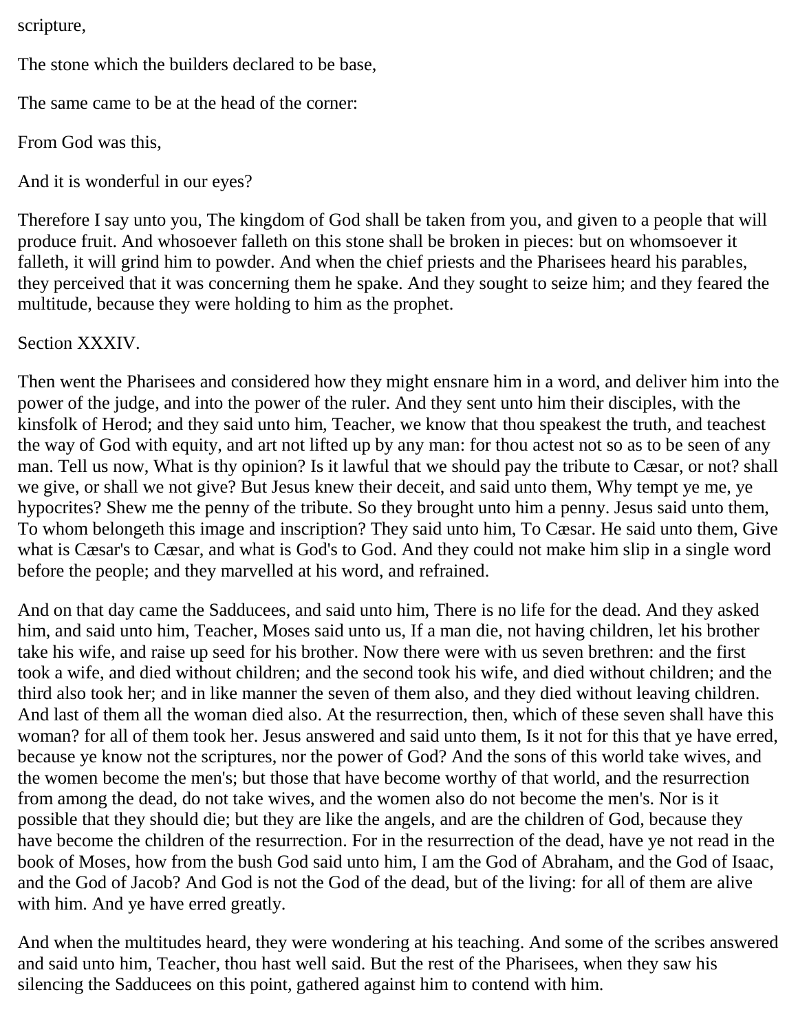scripture,

The stone which the builders declared to be base,

The same came to be at the head of the corner:

From God was this,

And it is wonderful in our eyes?

Therefore I say unto you, The kingdom of God shall be taken from you, and given to a people that will produce fruit. And whosoever falleth on this stone shall be broken in pieces: but on whomsoever it falleth, it will grind him to powder. And when the chief priests and the Pharisees heard his parables, they perceived that it was concerning them he spake. And they sought to seize him; and they feared the multitude, because they were holding to him as the prophet.

Section XXXIV.

Then went the Pharisees and considered how they might ensnare him in a word, and deliver him into the power of the judge, and into the power of the ruler. And they sent unto him their disciples, with the kinsfolk of Herod; and they said unto him, Teacher, we know that thou speakest the truth, and teachest the way of God with equity, and art not lifted up by any man: for thou actest not so as to be seen of any man. Tell us now, What is thy opinion? Is it lawful that we should pay the tribute to Cæsar, or not? shall we give, or shall we not give? But Jesus knew their deceit, and said unto them, Why tempt ye me, ye hypocrites? Shew me the penny of the tribute. So they brought unto him a penny. Jesus said unto them, To whom belongeth this image and inscription? They said unto him, To Cæsar. He said unto them, Give what is Cæsar's to Cæsar, and what is God's to God. And they could not make him slip in a single word before the people; and they marvelled at his word, and refrained.

And on that day came the Sadducees, and said unto him, There is no life for the dead. And they asked him, and said unto him, Teacher, Moses said unto us, If a man die, not having children, let his brother take his wife, and raise up seed for his brother. Now there were with us seven brethren: and the first took a wife, and died without children; and the second took his wife, and died without children; and the third also took her; and in like manner the seven of them also, and they died without leaving children. And last of them all the woman died also. At the resurrection, then, which of these seven shall have this woman? for all of them took her. Jesus answered and said unto them, Is it not for this that ye have erred, because ye know not the scriptures, nor the power of God? And the sons of this world take wives, and the women become the men's; but those that have become worthy of that world, and the resurrection from among the dead, do not take wives, and the women also do not become the men's. Nor is it possible that they should die; but they are like the angels, and are the children of God, because they have become the children of the resurrection. For in the resurrection of the dead, have ye not read in the book of Moses, how from the bush God said unto him, I am the God of Abraham, and the God of Isaac, and the God of Jacob? And God is not the God of the dead, but of the living: for all of them are alive with him. And ye have erred greatly.

And when the multitudes heard, they were wondering at his teaching. And some of the scribes answered and said unto him, Teacher, thou hast well said. But the rest of the Pharisees, when they saw his silencing the Sadducees on this point, gathered against him to contend with him.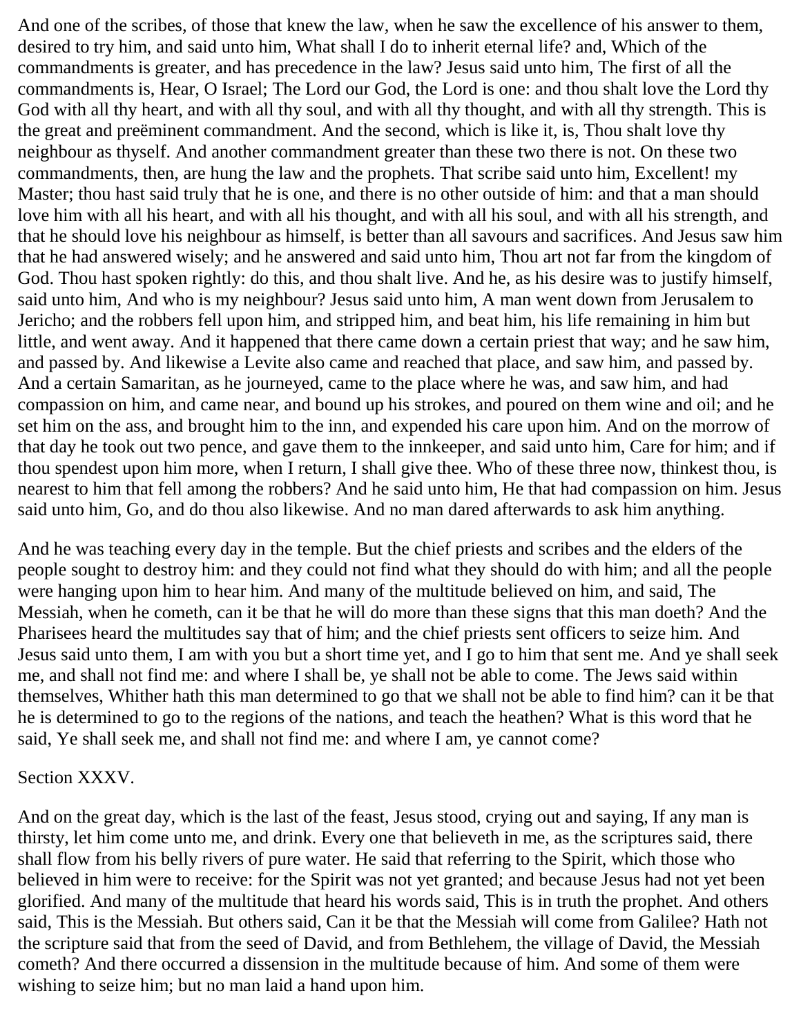And one of the scribes, of those that knew the law, when he saw the excellence of his answer to them, desired to try him, and said unto him, What shall I do to inherit eternal life? and, Which of the commandments is greater, and has precedence in the law? Jesus said unto him, The first of all the commandments is, Hear, O Israel; The Lord our God, the Lord is one: and thou shalt love the Lord thy God with all thy heart, and with all thy soul, and with all thy thought, and with all thy strength. This is the great and preëminent commandment. And the second, which is like it, is, Thou shalt love thy neighbour as thyself. And another commandment greater than these two there is not. On these two commandments, then, are hung the law and the prophets. That scribe said unto him, Excellent! my Master; thou hast said truly that he is one, and there is no other outside of him: and that a man should love him with all his heart, and with all his thought, and with all his soul, and with all his strength, and that he should love his neighbour as himself, is better than all savours and sacrifices. And Jesus saw him that he had answered wisely; and he answered and said unto him, Thou art not far from the kingdom of God. Thou hast spoken rightly: do this, and thou shalt live. And he, as his desire was to justify himself, said unto him, And who is my neighbour? Jesus said unto him, A man went down from Jerusalem to Jericho; and the robbers fell upon him, and stripped him, and beat him, his life remaining in him but little, and went away. And it happened that there came down a certain priest that way; and he saw him, and passed by. And likewise a Levite also came and reached that place, and saw him, and passed by. And a certain Samaritan, as he journeyed, came to the place where he was, and saw him, and had compassion on him, and came near, and bound up his strokes, and poured on them wine and oil; and he set him on the ass, and brought him to the inn, and expended his care upon him. And on the morrow of that day he took out two pence, and gave them to the innkeeper, and said unto him, Care for him; and if thou spendest upon him more, when I return, I shall give thee. Who of these three now, thinkest thou, is nearest to him that fell among the robbers? And he said unto him, He that had compassion on him. Jesus said unto him, Go, and do thou also likewise. And no man dared afterwards to ask him anything.

And he was teaching every day in the temple. But the chief priests and scribes and the elders of the people sought to destroy him: and they could not find what they should do with him; and all the people were hanging upon him to hear him. And many of the multitude believed on him, and said, The Messiah, when he cometh, can it be that he will do more than these signs that this man doeth? And the Pharisees heard the multitudes say that of him; and the chief priests sent officers to seize him. And Jesus said unto them, I am with you but a short time yet, and I go to him that sent me. And ye shall seek me, and shall not find me: and where I shall be, ye shall not be able to come. The Jews said within themselves, Whither hath this man determined to go that we shall not be able to find him? can it be that he is determined to go to the regions of the nations, and teach the heathen? What is this word that he said, Ye shall seek me, and shall not find me: and where I am, ye cannot come?

## Section XXXV.

And on the great day, which is the last of the feast, Jesus stood, crying out and saying, If any man is thirsty, let him come unto me, and drink. Every one that believeth in me, as the scriptures said, there shall flow from his belly rivers of pure water. He said that referring to the Spirit, which those who believed in him were to receive: for the Spirit was not yet granted; and because Jesus had not yet been glorified. And many of the multitude that heard his words said, This is in truth the prophet. And others said, This is the Messiah. But others said, Can it be that the Messiah will come from Galilee? Hath not the scripture said that from the seed of David, and from Bethlehem, the village of David, the Messiah cometh? And there occurred a dissension in the multitude because of him. And some of them were wishing to seize him; but no man laid a hand upon him.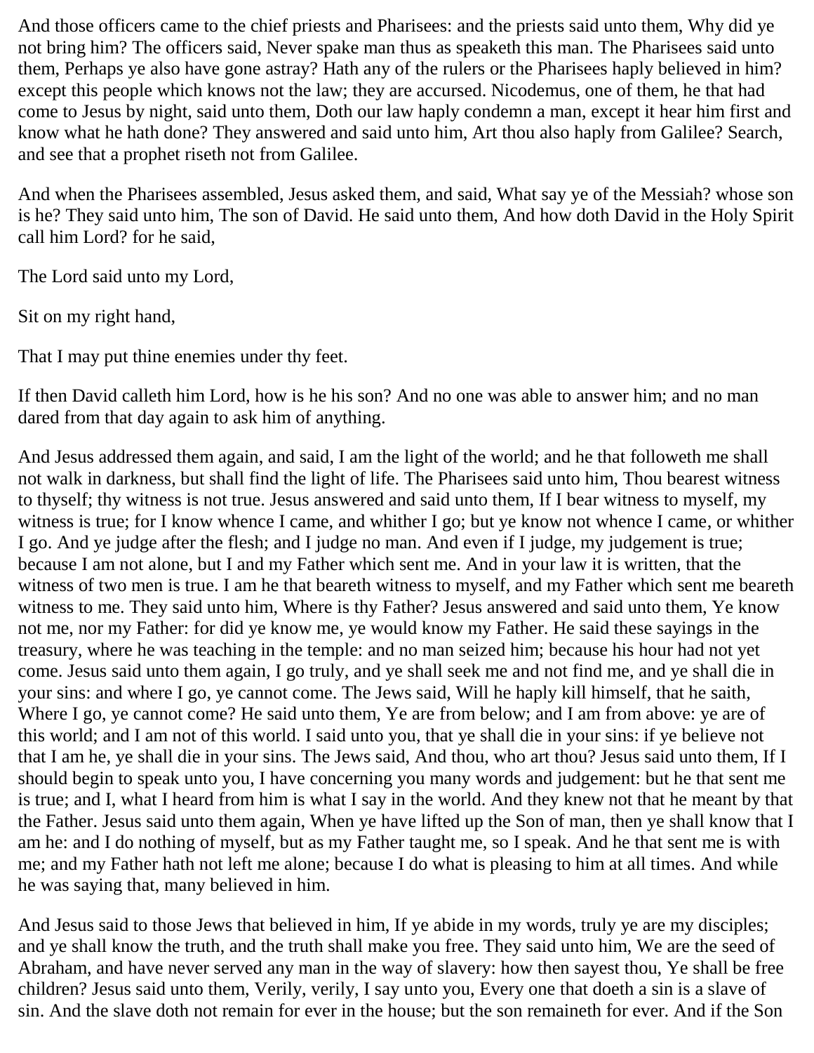And those officers came to the chief priests and Pharisees: and the priests said unto them, Why did ye not bring him? The officers said, Never spake man thus as speaketh this man. The Pharisees said unto them, Perhaps ye also have gone astray? Hath any of the rulers or the Pharisees haply believed in him? except this people which knows not the law; they are accursed. Nicodemus, one of them, he that had come to Jesus by night, said unto them, Doth our law haply condemn a man, except it hear him first and know what he hath done? They answered and said unto him, Art thou also haply from Galilee? Search, and see that a prophet riseth not from Galilee.

And when the Pharisees assembled, Jesus asked them, and said, What say ye of the Messiah? whose son is he? They said unto him, The son of David. He said unto them, And how doth David in the Holy Spirit call him Lord? for he said,

The Lord said unto my Lord,

Sit on my right hand,

That I may put thine enemies under thy feet.

If then David calleth him Lord, how is he his son? And no one was able to answer him; and no man dared from that day again to ask him of anything.

And Jesus addressed them again, and said, I am the light of the world; and he that followeth me shall not walk in darkness, but shall find the light of life. The Pharisees said unto him, Thou bearest witness to thyself; thy witness is not true. Jesus answered and said unto them, If I bear witness to myself, my witness is true; for I know whence I came, and whither I go; but ye know not whence I came, or whither I go. And ye judge after the flesh; and I judge no man. And even if I judge, my judgement is true; because I am not alone, but I and my Father which sent me. And in your law it is written, that the witness of two men is true. I am he that beareth witness to myself, and my Father which sent me beareth witness to me. They said unto him, Where is thy Father? Jesus answered and said unto them, Ye know not me, nor my Father: for did ye know me, ye would know my Father. He said these sayings in the treasury, where he was teaching in the temple: and no man seized him; because his hour had not yet come. Jesus said unto them again, I go truly, and ye shall seek me and not find me, and ye shall die in your sins: and where I go, ye cannot come. The Jews said, Will he haply kill himself, that he saith, Where I go, ye cannot come? He said unto them, Ye are from below; and I am from above: ye are of this world; and I am not of this world. I said unto you, that ye shall die in your sins: if ye believe not that I am he, ye shall die in your sins. The Jews said, And thou, who art thou? Jesus said unto them, If I should begin to speak unto you, I have concerning you many words and judgement: but he that sent me is true; and I, what I heard from him is what I say in the world. And they knew not that he meant by that the Father. Jesus said unto them again, When ye have lifted up the Son of man, then ye shall know that I am he: and I do nothing of myself, but as my Father taught me, so I speak. And he that sent me is with me; and my Father hath not left me alone; because I do what is pleasing to him at all times. And while he was saying that, many believed in him.

And Jesus said to those Jews that believed in him, If ye abide in my words, truly ye are my disciples; and ye shall know the truth, and the truth shall make you free. They said unto him, We are the seed of Abraham, and have never served any man in the way of slavery: how then sayest thou, Ye shall be free children? Jesus said unto them, Verily, verily, I say unto you, Every one that doeth a sin is a slave of sin. And the slave doth not remain for ever in the house; but the son remaineth for ever. And if the Son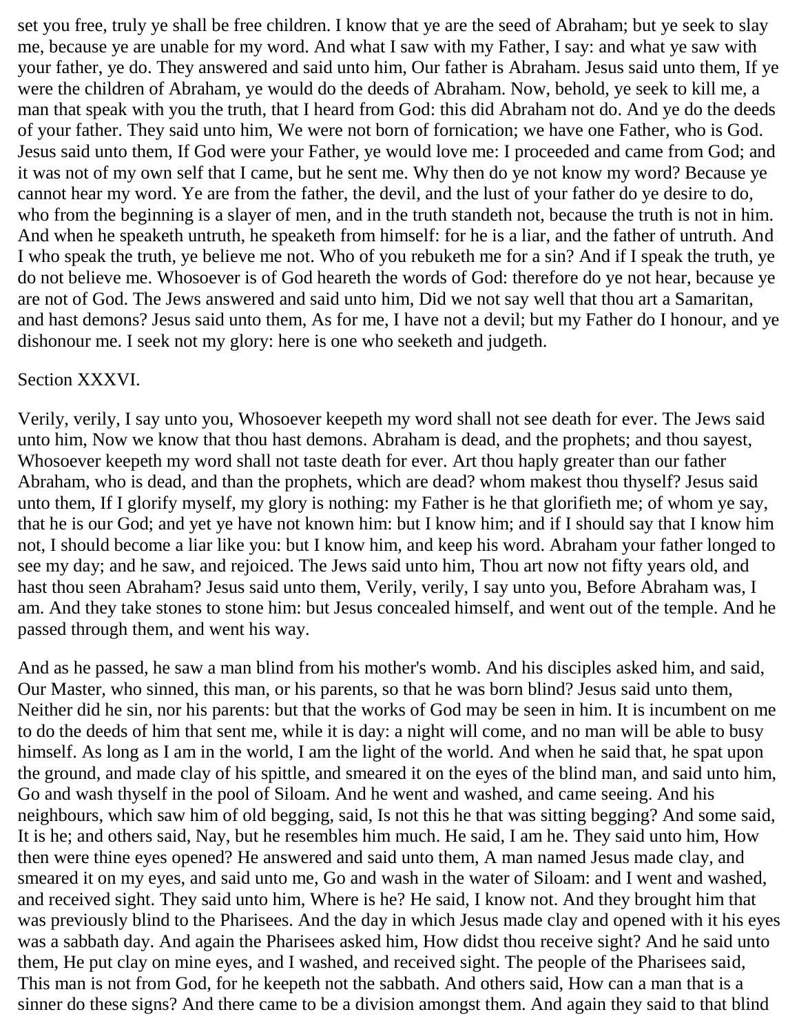set you free, truly ye shall be free children. I know that ye are the seed of Abraham; but ye seek to slay me, because ye are unable for my word. And what I saw with my Father, I say: and what ye saw with your father, ye do. They answered and said unto him, Our father is Abraham. Jesus said unto them, If ye were the children of Abraham, ye would do the deeds of Abraham. Now, behold, ye seek to kill me, a man that speak with you the truth, that I heard from God: this did Abraham not do. And ye do the deeds of your father. They said unto him, We were not born of fornication; we have one Father, who is God. Jesus said unto them, If God were your Father, ye would love me: I proceeded and came from God; and it was not of my own self that I came, but he sent me. Why then do ye not know my word? Because ye cannot hear my word. Ye are from the father, the devil, and the lust of your father do ye desire to do, who from the beginning is a slayer of men, and in the truth standeth not, because the truth is not in him. And when he speaketh untruth, he speaketh from himself: for he is a liar, and the father of untruth. And I who speak the truth, ye believe me not. Who of you rebuketh me for a sin? And if I speak the truth, ye do not believe me. Whosoever is of God heareth the words of God: therefore do ye not hear, because ye are not of God. The Jews answered and said unto him, Did we not say well that thou art a Samaritan, and hast demons? Jesus said unto them, As for me, I have not a devil; but my Father do I honour, and ye dishonour me. I seek not my glory: here is one who seeketh and judgeth.

Section XXXVI.

Verily, verily, I say unto you, Whosoever keepeth my word shall not see death for ever. The Jews said unto him, Now we know that thou hast demons. Abraham is dead, and the prophets; and thou sayest, Whosoever keepeth my word shall not taste death for ever. Art thou haply greater than our father Abraham, who is dead, and than the prophets, which are dead? whom makest thou thyself? Jesus said unto them, If I glorify myself, my glory is nothing: my Father is he that glorifieth me; of whom ye say, that he is our God; and yet ye have not known him: but I know him; and if I should say that I know him not, I should become a liar like you: but I know him, and keep his word. Abraham your father longed to see my day; and he saw, and rejoiced. The Jews said unto him, Thou art now not fifty years old, and hast thou seen Abraham? Jesus said unto them, Verily, verily, I say unto you, Before Abraham was, I am. And they take stones to stone him: but Jesus concealed himself, and went out of the temple. And he passed through them, and went his way.

And as he passed, he saw a man blind from his mother's womb. And his disciples asked him, and said, Our Master, who sinned, this man, or his parents, so that he was born blind? Jesus said unto them, Neither did he sin, nor his parents: but that the works of God may be seen in him. It is incumbent on me to do the deeds of him that sent me, while it is day: a night will come, and no man will be able to busy himself. As long as I am in the world, I am the light of the world. And when he said that, he spat upon the ground, and made clay of his spittle, and smeared it on the eyes of the blind man, and said unto him, Go and wash thyself in the pool of Siloam. And he went and washed, and came seeing. And his neighbours, which saw him of old begging, said, Is not this he that was sitting begging? And some said, It is he; and others said, Nay, but he resembles him much. He said, I am he. They said unto him, How then were thine eyes opened? He answered and said unto them, A man named Jesus made clay, and smeared it on my eyes, and said unto me, Go and wash in the water of Siloam: and I went and washed, and received sight. They said unto him, Where is he? He said, I know not. And they brought him that was previously blind to the Pharisees. And the day in which Jesus made clay and opened with it his eyes was a sabbath day. And again the Pharisees asked him, How didst thou receive sight? And he said unto them, He put clay on mine eyes, and I washed, and received sight. The people of the Pharisees said, This man is not from God, for he keepeth not the sabbath. And others said, How can a man that is a sinner do these signs? And there came to be a division amongst them. And again they said to that blind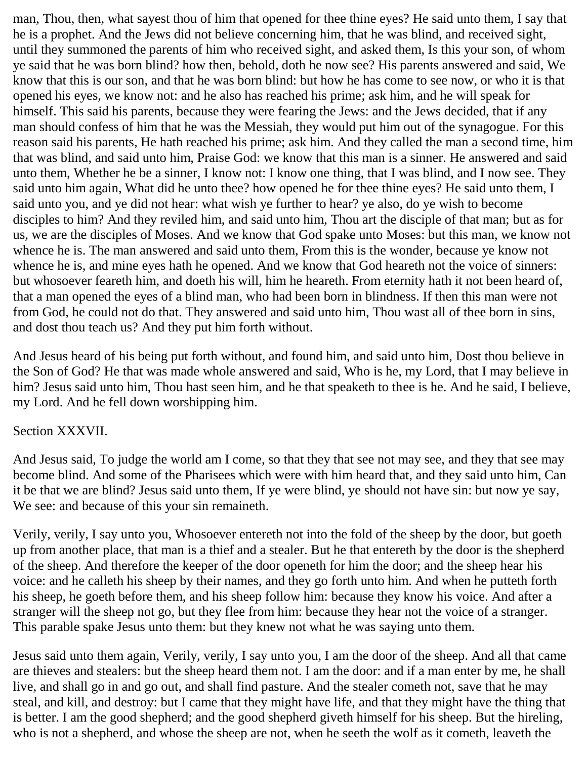man, Thou, then, what sayest thou of him that opened for thee thine eyes? He said unto them, I say that he is a prophet. And the Jews did not believe concerning him, that he was blind, and received sight, until they summoned the parents of him who received sight, and asked them, Is this your son, of whom ye said that he was born blind? how then, behold, doth he now see? His parents answered and said, We know that this is our son, and that he was born blind: but how he has come to see now, or who it is that opened his eyes, we know not: and he also has reached his prime; ask him, and he will speak for himself. This said his parents, because they were fearing the Jews: and the Jews decided, that if any man should confess of him that he was the Messiah, they would put him out of the synagogue. For this reason said his parents, He hath reached his prime; ask him. And they called the man a second time, him that was blind, and said unto him, Praise God: we know that this man is a sinner. He answered and said unto them, Whether he be a sinner, I know not: I know one thing, that I was blind, and I now see. They said unto him again, What did he unto thee? how opened he for thee thine eyes? He said unto them, I said unto you, and ye did not hear: what wish ye further to hear? ye also, do ye wish to become disciples to him? And they reviled him, and said unto him, Thou art the disciple of that man; but as for us, we are the disciples of Moses. And we know that God spake unto Moses: but this man, we know not whence he is. The man answered and said unto them, From this is the wonder, because ye know not whence he is, and mine eyes hath he opened. And we know that God heareth not the voice of sinners: but whosoever feareth him, and doeth his will, him he heareth. From eternity hath it not been heard of, that a man opened the eyes of a blind man, who had been born in blindness. If then this man were not from God, he could not do that. They answered and said unto him, Thou wast all of thee born in sins, and dost thou teach us? And they put him forth without.

And Jesus heard of his being put forth without, and found him, and said unto him, Dost thou believe in the Son of God? He that was made whole answered and said, Who is he, my Lord, that I may believe in him? Jesus said unto him, Thou hast seen him, and he that speaketh to thee is he. And he said, I believe, my Lord. And he fell down worshipping him.

Section XXXVII.

And Jesus said, To judge the world am I come, so that they that see not may see, and they that see may become blind. And some of the Pharisees which were with him heard that, and they said unto him, Can it be that we are blind? Jesus said unto them, If ye were blind, ye should not have sin: but now ye say, We see: and because of this your sin remaineth.

Verily, verily, I say unto you, Whosoever entereth not into the fold of the sheep by the door, but goeth up from another place, that man is a thief and a stealer. But he that entereth by the door is the shepherd of the sheep. And therefore the keeper of the door openeth for him the door; and the sheep hear his voice: and he calleth his sheep by their names, and they go forth unto him. And when he putteth forth his sheep, he goeth before them, and his sheep follow him: because they know his voice. And after a stranger will the sheep not go, but they flee from him: because they hear not the voice of a stranger. This parable spake Jesus unto them: but they knew not what he was saying unto them.

Jesus said unto them again, Verily, verily, I say unto you, I am the door of the sheep. And all that came are thieves and stealers: but the sheep heard them not. I am the door: and if a man enter by me, he shall live, and shall go in and go out, and shall find pasture. And the stealer cometh not, save that he may steal, and kill, and destroy: but I came that they might have life, and that they might have the thing that is better. I am the good shepherd; and the good shepherd giveth himself for his sheep. But the hireling, who is not a shepherd, and whose the sheep are not, when he seeth the wolf as it cometh, leaveth the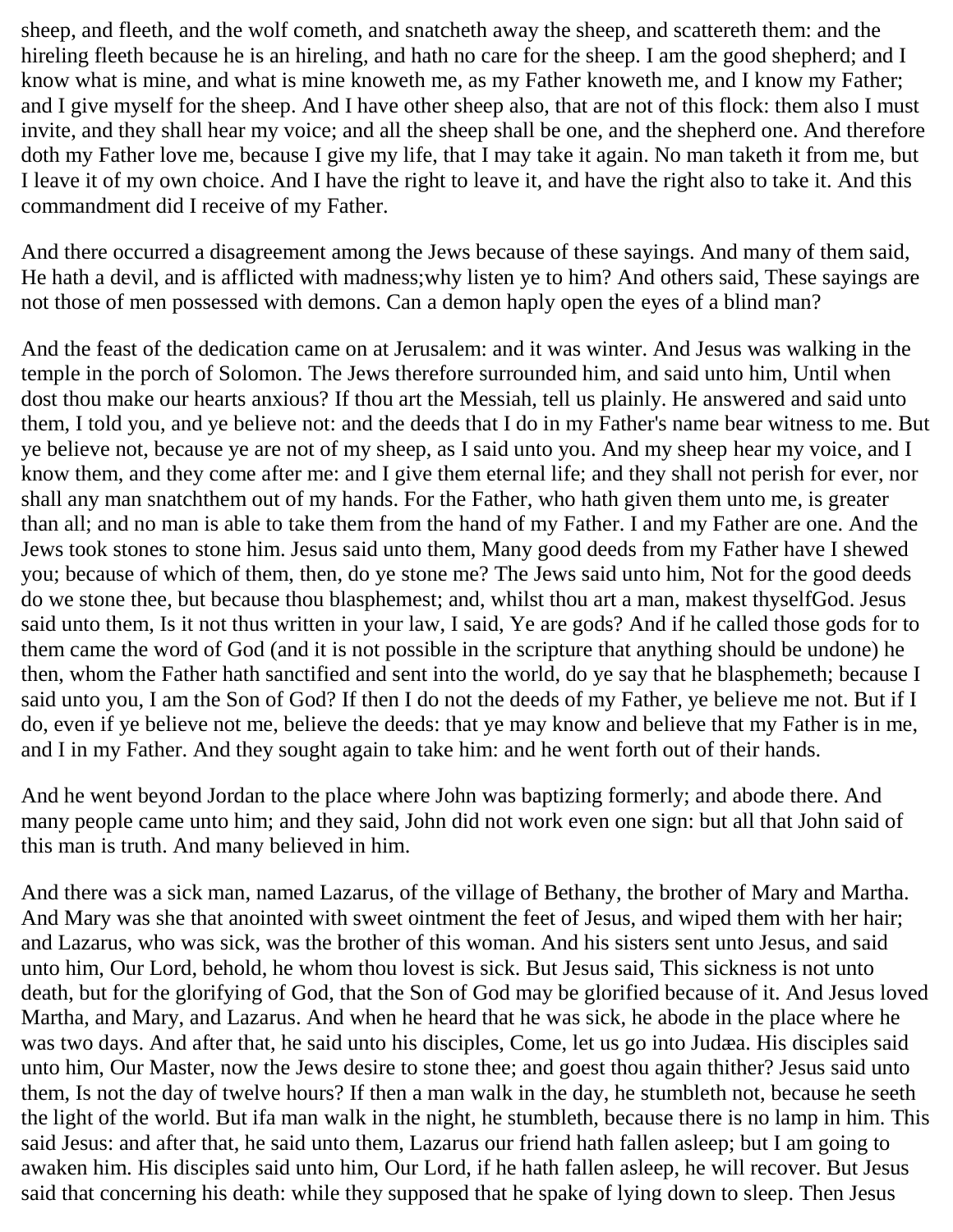sheep, and fleeth, and the wolf cometh, and snatcheth away the sheep, and scattereth them: and the hireling fleeth because he is an hireling, and hath no care for the sheep. I am the good shepherd; and I know what is mine, and what is mine knoweth me, as my Father knoweth me, and I know my Father; and I give myself for the sheep. And I have other sheep also, that are not of this flock: them also I must invite, and they shall hear my voice; and all the sheep shall be one, and the shepherd one. And therefore doth my Father love me, because I give my life, that I may take it again. No man taketh it from me, but I leave it of my own choice. And I have the right to leave it, and have the right also to take it. And this commandment did I receive of my Father.

And there occurred a disagreement among the Jews because of these sayings. And many of them said, He hath a devil, and is afflicted with madness;why listen ye to him? And others said, These sayings are not those of men possessed with demons. Can a demon haply open the eyes of a blind man?

And the feast of the dedication came on at Jerusalem: and it was winter. And Jesus was walking in the temple in the porch of Solomon. The Jews therefore surrounded him, and said unto him, Until when dost thou make our hearts anxious? If thou art the Messiah, tell us plainly. He answered and said unto them, I told you, and ye believe not: and the deeds that I do in my Father's name bear witness to me. But ye believe not, because ye are not of my sheep, as I said unto you. And my sheep hear my voice, and I know them, and they come after me: and I give them eternal life; and they shall not perish for ever, nor shall any man snatchthem out of my hands. For the Father, who hath given them unto me, is greater than all; and no man is able to take them from the hand of my Father. I and my Father are one. And the Jews took stones to stone him. Jesus said unto them, Many good deeds from my Father have I shewed you; because of which of them, then, do ye stone me? The Jews said unto him, Not for the good deeds do we stone thee, but because thou blasphemest; and, whilst thou art a man, makest thyselfGod. Jesus said unto them, Is it not thus written in your law, I said, Ye are gods? And if he called those gods for to them came the word of God (and it is not possible in the scripture that anything should be undone) he then, whom the Father hath sanctified and sent into the world, do ye say that he blasphemeth; because I said unto you, I am the Son of God? If then I do not the deeds of my Father, ye believe me not. But if I do, even if ye believe not me, believe the deeds: that ye may know and believe that my Father is in me, and I in my Father. And they sought again to take him: and he went forth out of their hands.

And he went beyond Jordan to the place where John was baptizing formerly; and abode there. And many people came unto him; and they said, John did not work even one sign: but all that John said of this man is truth. And many believed in him.

And there was a sick man, named Lazarus, of the village of Bethany, the brother of Mary and Martha. And Mary was she that anointed with sweet ointment the feet of Jesus, and wiped them with her hair; and Lazarus, who was sick, was the brother of this woman. And his sisters sent unto Jesus, and said unto him, Our Lord, behold, he whom thou lovest is sick. But Jesus said, This sickness is not unto death, but for the glorifying of God, that the Son of God may be glorified because of it. And Jesus loved Martha, and Mary, and Lazarus. And when he heard that he was sick, he abode in the place where he was two days. And after that, he said unto his disciples, Come, let us go into Judæa. His disciples said unto him, Our Master, now the Jews desire to stone thee; and goest thou again thither? Jesus said unto them, Is not the day of twelve hours? If then a man walk in the day, he stumbleth not, because he seeth the light of the world. But ifa man walk in the night, he stumbleth, because there is no lamp in him. This said Jesus: and after that, he said unto them, Lazarus our friend hath fallen asleep; but I am going to awaken him. His disciples said unto him, Our Lord, if he hath fallen asleep, he will recover. But Jesus said that concerning his death: while they supposed that he spake of lying down to sleep. Then Jesus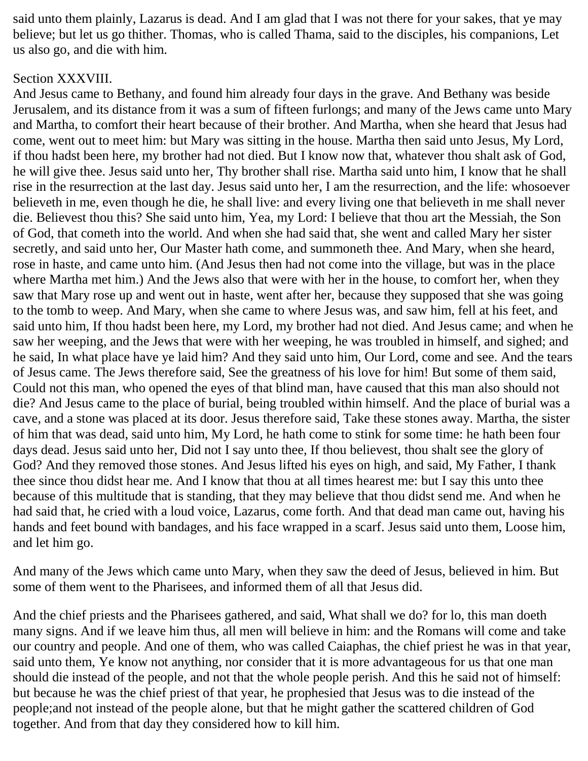said unto them plainly, Lazarus is dead. And I am glad that I was not there for your sakes, that ye may believe; but let us go thither. Thomas, who is called Thama, said to the disciples, his companions, Let us also go, and die with him.

Section XXXVIII.

And Jesus came to Bethany, and found him already four days in the grave. And Bethany was beside Jerusalem, and its distance from it was a sum of fifteen furlongs; and many of the Jews came unto Mary and Martha, to comfort their heart because of their brother. And Martha, when she heard that Jesus had come, went out to meet him: but Mary was sitting in the house. Martha then said unto Jesus, My Lord, if thou hadst been here, my brother had not died. But I know now that, whatever thou shalt ask of God, he will give thee. Jesus said unto her, Thy brother shall rise. Martha said unto him, I know that he shall rise in the resurrection at the last day. Jesus said unto her, I am the resurrection, and the life: whosoever believeth in me, even though he die, he shall live: and every living one that believeth in me shall never die. Believest thou this? She said unto him, Yea, my Lord: I believe that thou art the Messiah, the Son of God, that cometh into the world. And when she had said that, she went and called Mary her sister secretly, and said unto her, Our Master hath come, and summoneth thee. And Mary, when she heard, rose in haste, and came unto him. (And Jesus then had not come into the village, but was in the place where Martha met him.) And the Jews also that were with her in the house, to comfort her, when they saw that Mary rose up and went out in haste, went after her, because they supposed that she was going to the tomb to weep. And Mary, when she came to where Jesus was, and saw him, fell at his feet, and said unto him, If thou hadst been here, my Lord, my brother had not died. And Jesus came; and when he saw her weeping, and the Jews that were with her weeping, he was troubled in himself, and sighed; and he said, In what place have ye laid him? And they said unto him, Our Lord, come and see. And the tears of Jesus came. The Jews therefore said, See the greatness of his love for him! But some of them said, Could not this man, who opened the eyes of that blind man, have caused that this man also should not die? And Jesus came to the place of burial, being troubled within himself. And the place of burial was a cave, and a stone was placed at its door. Jesus therefore said, Take these stones away. Martha, the sister of him that was dead, said unto him, My Lord, he hath come to stink for some time: he hath been four days dead. Jesus said unto her, Did not I say unto thee, If thou believest, thou shalt see the glory of God? And they removed those stones. And Jesus lifted his eyes on high, and said, My Father, I thank thee since thou didst hear me. And I know that thou at all times hearest me: but I say this unto thee because of this multitude that is standing, that they may believe that thou didst send me. And when he had said that, he cried with a loud voice, Lazarus, come forth. And that dead man came out, having his hands and feet bound with bandages, and his face wrapped in a scarf. Jesus said unto them, Loose him, and let him go.

And many of the Jews which came unto Mary, when they saw the deed of Jesus, believed in him. But some of them went to the Pharisees, and informed them of all that Jesus did.

And the chief priests and the Pharisees gathered, and said, What shall we do? for lo, this man doeth many signs. And if we leave him thus, all men will believe in him: and the Romans will come and take our country and people. And one of them, who was called Caiaphas, the chief priest he was in that year, said unto them, Ye know not anything, nor consider that it is more advantageous for us that one man should die instead of the people, and not that the whole people perish. And this he said not of himself: but because he was the chief priest of that year, he prophesied that Jesus was to die instead of the people;and not instead of the people alone, but that he might gather the scattered children of God together. And from that day they considered how to kill him.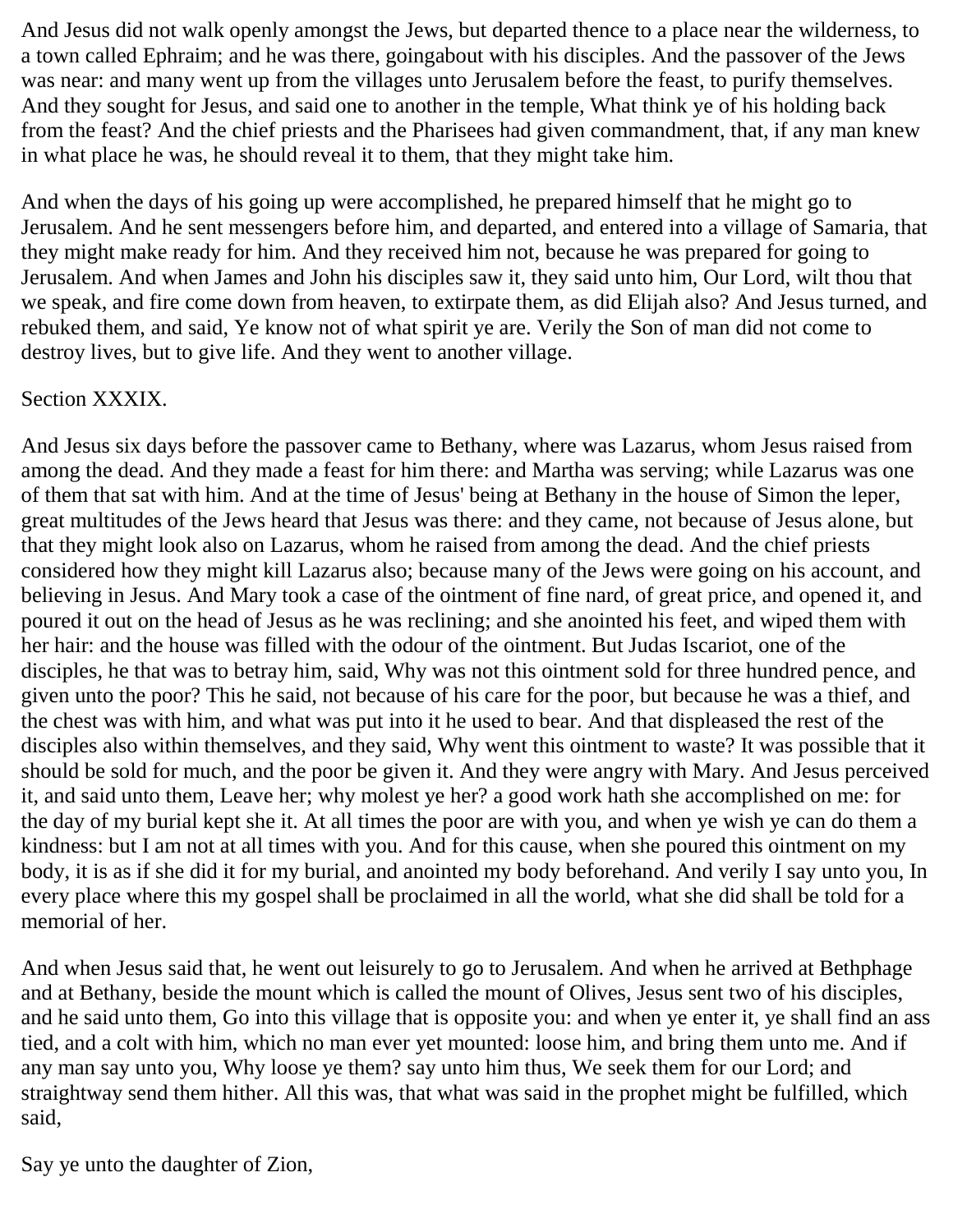And Jesus did not walk openly amongst the Jews, but departed thence to a place near the wilderness, to a town called Ephraim; and he was there, goingabout with his disciples. And the passover of the Jews was near: and many went up from the villages unto Jerusalem before the feast, to purify themselves. And they sought for Jesus, and said one to another in the temple, What think ye of his holding back from the feast? And the chief priests and the Pharisees had given commandment, that, if any man knew in what place he was, he should reveal it to them, that they might take him.

And when the days of his going up were accomplished, he prepared himself that he might go to Jerusalem. And he sent messengers before him, and departed, and entered into a village of Samaria, that they might make ready for him. And they received him not, because he was prepared for going to Jerusalem. And when James and John his disciples saw it, they said unto him, Our Lord, wilt thou that we speak, and fire come down from heaven, to extirpate them, as did Elijah also? And Jesus turned, and rebuked them, and said, Ye know not of what spirit ye are. Verily the Son of man did not come to destroy lives, but to give life. And they went to another village.

Section XXXIX.

And Jesus six days before the passover came to Bethany, where was Lazarus, whom Jesus raised from among the dead. And they made a feast for him there: and Martha was serving; while Lazarus was one of them that sat with him. And at the time of Jesus' being at Bethany in the house of Simon the leper, great multitudes of the Jews heard that Jesus was there: and they came, not because of Jesus alone, but that they might look also on Lazarus, whom he raised from among the dead. And the chief priests considered how they might kill Lazarus also; because many of the Jews were going on his account, and believing in Jesus. And Mary took a case of the ointment of fine nard, of great price, and opened it, and poured it out on the head of Jesus as he was reclining; and she anointed his feet, and wiped them with her hair: and the house was filled with the odour of the ointment. But Judas Iscariot, one of the disciples, he that was to betray him, said, Why was not this ointment sold for three hundred pence, and given unto the poor? This he said, not because of his care for the poor, but because he was a thief, and the chest was with him, and what was put into it he used to bear. And that displeased the rest of the disciples also within themselves, and they said, Why went this ointment to waste? It was possible that it should be sold for much, and the poor be given it. And they were angry with Mary. And Jesus perceived it, and said unto them, Leave her; why molest ye her? a good work hath she accomplished on me: for the day of my burial kept she it. At all times the poor are with you, and when ye wish ye can do them a kindness: but I am not at all times with you. And for this cause, when she poured this ointment on my body, it is as if she did it for my burial, and anointed my body beforehand. And verily I say unto you, In every place where this my gospel shall be proclaimed in all the world, what she did shall be told for a memorial of her.

And when Jesus said that, he went out leisurely to go to Jerusalem. And when he arrived at Bethphage and at Bethany, beside the mount which is called the mount of Olives, Jesus sent two of his disciples, and he said unto them, Go into this village that is opposite you: and when ye enter it, ye shall find an ass tied, and a colt with him, which no man ever yet mounted: loose him, and bring them unto me. And if any man say unto you, Why loose ye them? say unto him thus, We seek them for our Lord; and straightway send them hither. All this was, that what was said in the prophet might be fulfilled, which said,

Say ye unto the daughter of Zion,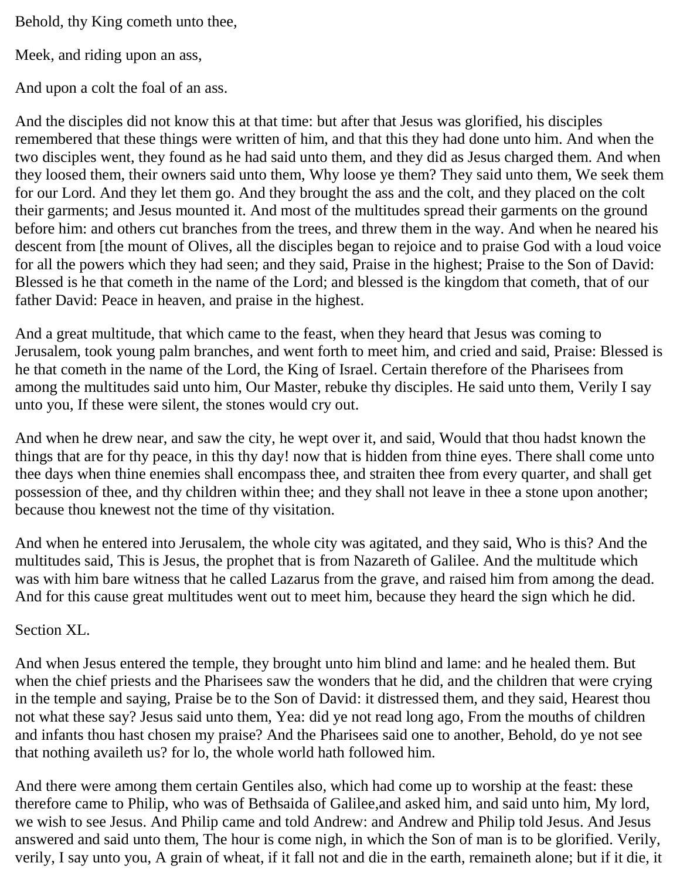Behold, thy King cometh unto thee,

Meek, and riding upon an ass,

And upon a colt the foal of an ass.

And the disciples did not know this at that time: but after that Jesus was glorified, his disciples remembered that these things were written of him, and that this they had done unto him. And when the two disciples went, they found as he had said unto them, and they did as Jesus charged them. And when they loosed them, their owners said unto them, Why loose ye them? They said unto them, We seek them for our Lord. And they let them go. And they brought the ass and the colt, and they placed on the colt their garments; and Jesus mounted it. And most of the multitudes spread their garments on the ground before him: and others cut branches from the trees, and threw them in the way. And when he neared his descent from [the mount of Olives, all the disciples began to rejoice and to praise God with a loud voice for all the powers which they had seen; and they said, Praise in the highest; Praise to the Son of David: Blessed is he that cometh in the name of the Lord; and blessed is the kingdom that cometh, that of our father David: Peace in heaven, and praise in the highest.

And a great multitude, that which came to the feast, when they heard that Jesus was coming to Jerusalem, took young palm branches, and went forth to meet him, and cried and said, Praise: Blessed is he that cometh in the name of the Lord, the King of Israel. Certain therefore of the Pharisees from among the multitudes said unto him, Our Master, rebuke thy disciples. He said unto them, Verily I say unto you, If these were silent, the stones would cry out.

And when he drew near, and saw the city, he wept over it, and said, Would that thou hadst known the things that are for thy peace, in this thy day! now that is hidden from thine eyes. There shall come unto thee days when thine enemies shall encompass thee, and straiten thee from every quarter, and shall get possession of thee, and thy children within thee; and they shall not leave in thee a stone upon another; because thou knewest not the time of thy visitation.

And when he entered into Jerusalem, the whole city was agitated, and they said, Who is this? And the multitudes said, This is Jesus, the prophet that is from Nazareth of Galilee. And the multitude which was with him bare witness that he called Lazarus from the grave, and raised him from among the dead. And for this cause great multitudes went out to meet him, because they heard the sign which he did.

Section XL.

And when Jesus entered the temple, they brought unto him blind and lame: and he healed them. But when the chief priests and the Pharisees saw the wonders that he did, and the children that were crying in the temple and saying, Praise be to the Son of David: it distressed them, and they said, Hearest thou not what these say? Jesus said unto them, Yea: did ye not read long ago, From the mouths of children and infants thou hast chosen my praise? And the Pharisees said one to another, Behold, do ye not see that nothing availeth us? for lo, the whole world hath followed him.

And there were among them certain Gentiles also, which had come up to worship at the feast: these therefore came to Philip, who was of Bethsaida of Galilee,and asked him, and said unto him, My lord, we wish to see Jesus. And Philip came and told Andrew: and Andrew and Philip told Jesus. And Jesus answered and said unto them, The hour is come nigh, in which the Son of man is to be glorified. Verily, verily, I say unto you, A grain of wheat, if it fall not and die in the earth, remaineth alone; but if it die, it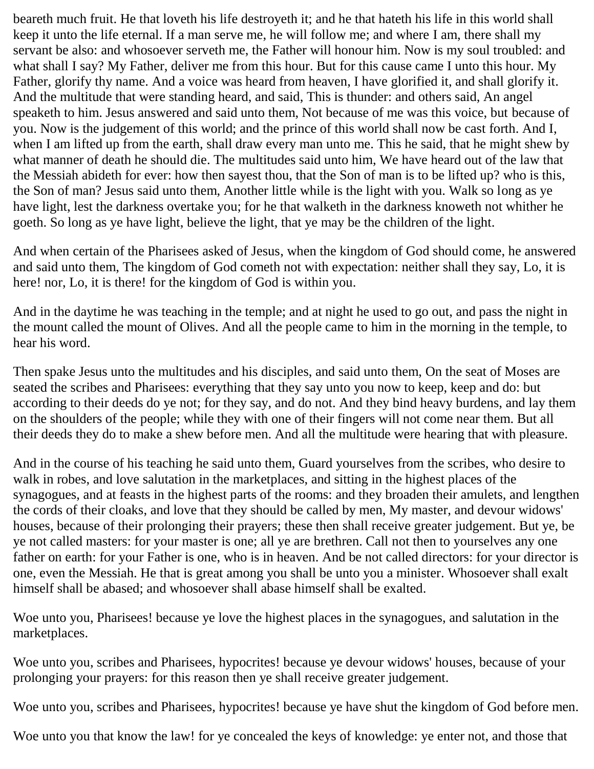beareth much fruit. He that loveth his life destroyeth it; and he that hateth his life in this world shall keep it unto the life eternal. If a man serve me, he will follow me; and where I am, there shall my servant be also: and whosoever serveth me, the Father will honour him. Now is my soul troubled: and what shall I say? My Father, deliver me from this hour. But for this cause came I unto this hour. My Father, glorify thy name. And a voice was heard from heaven, I have glorified it, and shall glorify it. And the multitude that were standing heard, and said, This is thunder: and others said, An angel speaketh to him. Jesus answered and said unto them, Not because of me was this voice, but because of you. Now is the judgement of this world; and the prince of this world shall now be cast forth. And I, when I am lifted up from the earth, shall draw every man unto me. This he said, that he might shew by what manner of death he should die. The multitudes said unto him, We have heard out of the law that the Messiah abideth for ever: how then sayest thou, that the Son of man is to be lifted up? who is this, the Son of man? Jesus said unto them, Another little while is the light with you. Walk so long as ye have light, lest the darkness overtake you; for he that walketh in the darkness knoweth not whither he goeth. So long as ye have light, believe the light, that ye may be the children of the light.

And when certain of the Pharisees asked of Jesus, when the kingdom of God should come, he answered and said unto them, The kingdom of God cometh not with expectation: neither shall they say, Lo, it is here! nor, Lo, it is there! for the kingdom of God is within you.

And in the daytime he was teaching in the temple; and at night he used to go out, and pass the night in the mount called the mount of Olives. And all the people came to him in the morning in the temple, to hear his word.

Then spake Jesus unto the multitudes and his disciples, and said unto them, On the seat of Moses are seated the scribes and Pharisees: everything that they say unto you now to keep, keep and do: but according to their deeds do ye not; for they say, and do not. And they bind heavy burdens, and lay them on the shoulders of the people; while they with one of their fingers will not come near them. But all their deeds they do to make a shew before men. And all the multitude were hearing that with pleasure.

And in the course of his teaching he said unto them, Guard yourselves from the scribes, who desire to walk in robes, and love salutation in the marketplaces, and sitting in the highest places of the synagogues, and at feasts in the highest parts of the rooms: and they broaden their amulets, and lengthen the cords of their cloaks, and love that they should be called by men, My master, and devour widows' houses, because of their prolonging their prayers; these then shall receive greater judgement. But ye, be ye not called masters: for your master is one; all ye are brethren. Call not then to yourselves any one father on earth: for your Father is one, who is in heaven. And be not called directors: for your director is one, even the Messiah. He that is great among you shall be unto you a minister. Whosoever shall exalt himself shall be abased; and whosoever shall abase himself shall be exalted.

Woe unto you, Pharisees! because ye love the highest places in the synagogues, and salutation in the marketplaces.

Woe unto you, scribes and Pharisees, hypocrites! because ye devour widows' houses, because of your prolonging your prayers: for this reason then ye shall receive greater judgement.

Woe unto you, scribes and Pharisees, hypocrites! because ye have shut the kingdom of God before men.

Woe unto you that know the law! for ye concealed the keys of knowledge: ye enter not, and those that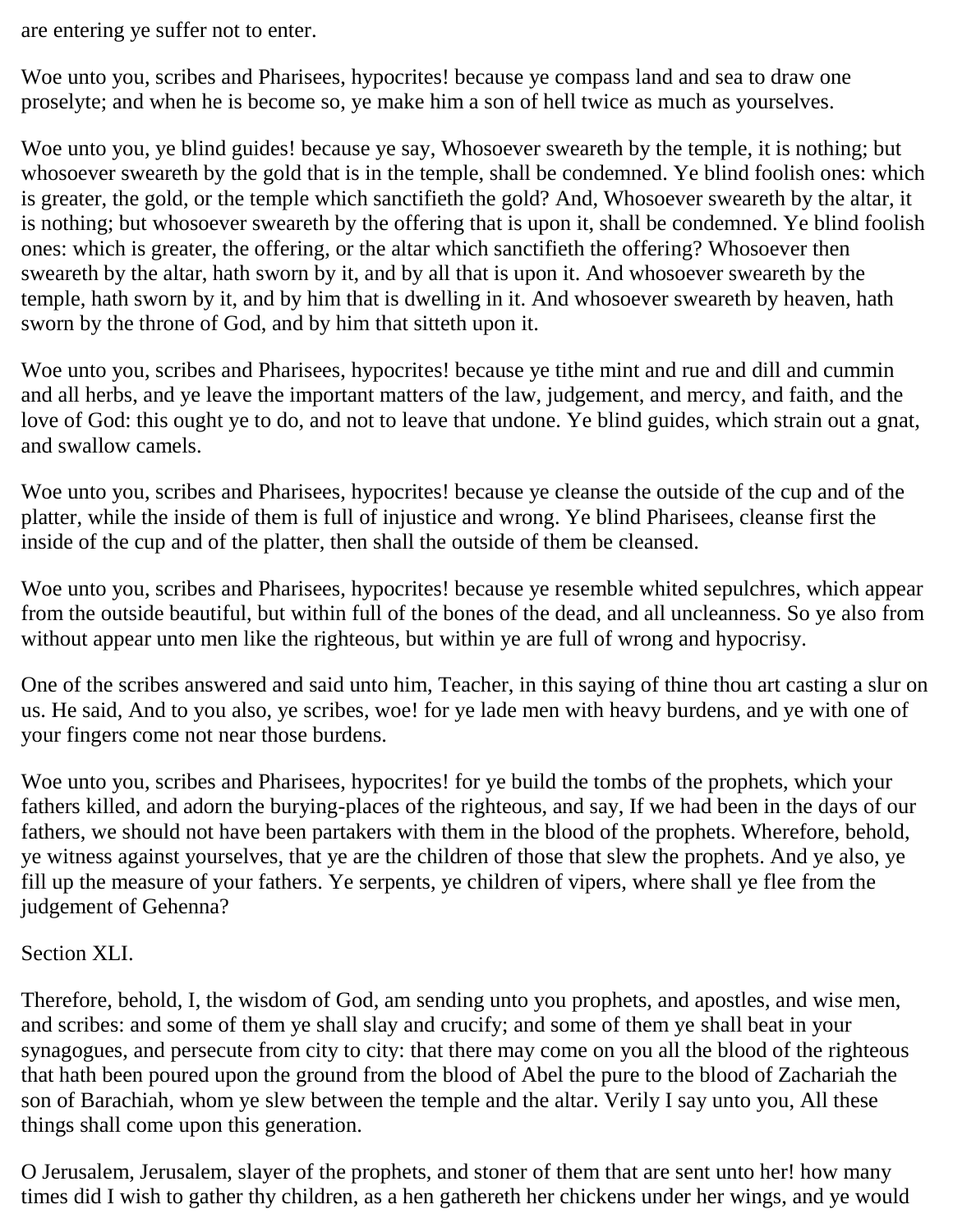are entering ye suffer not to enter.

Woe unto you, scribes and Pharisees, hypocrites! because ye compass land and sea to draw one proselyte; and when he is become so, ye make him a son of hell twice as much as yourselves.

Woe unto you, ye blind guides! because ye say, Whosoever sweareth by the temple, it is nothing; but whosoever sweareth by the gold that is in the temple, shall be condemned. Ye blind foolish ones: which is greater, the gold, or the temple which sanctifieth the gold? And, Whosoever sweareth by the altar, it is nothing; but whosoever sweareth by the offering that is upon it, shall be condemned. Ye blind foolish ones: which is greater, the offering, or the altar which sanctifieth the offering? Whosoever then sweareth by the altar, hath sworn by it, and by all that is upon it. And whosoever sweareth by the temple, hath sworn by it, and by him that is dwelling in it. And whosoever sweareth by heaven, hath sworn by the throne of God, and by him that sitteth upon it.

Woe unto you, scribes and Pharisees, hypocrites! because ye tithe mint and rue and dill and cummin and all herbs, and ye leave the important matters of the law, judgement, and mercy, and faith, and the love of God: this ought ye to do, and not to leave that undone. Ye blind guides, which strain out a gnat, and swallow camels.

Woe unto you, scribes and Pharisees, hypocrites! because ye cleanse the outside of the cup and of the platter, while the inside of them is full of injustice and wrong. Ye blind Pharisees, cleanse first the inside of the cup and of the platter, then shall the outside of them be cleansed.

Woe unto you, scribes and Pharisees, hypocrites! because ye resemble whited sepulchres, which appear from the outside beautiful, but within full of the bones of the dead, and all uncleanness. So ye also from without appear unto men like the righteous, but within ye are full of wrong and hypocrisy.

One of the scribes answered and said unto him, Teacher, in this saying of thine thou art casting a slur on us. He said, And to you also, ye scribes, woe! for ye lade men with heavy burdens, and ye with one of your fingers come not near those burdens.

Woe unto you, scribes and Pharisees, hypocrites! for ye build the tombs of the prophets, which your fathers killed, and adorn the burying-places of the righteous, and say, If we had been in the days of our fathers, we should not have been partakers with them in the blood of the prophets. Wherefore, behold, ye witness against yourselves, that ye are the children of those that slew the prophets. And ye also, ye fill up the measure of your fathers. Ye serpents, ye children of vipers, where shall ye flee from the judgement of Gehenna?

## Section XLI.

Therefore, behold, I, the wisdom of God, am sending unto you prophets, and apostles, and wise men, and scribes: and some of them ye shall slay and crucify; and some of them ye shall beat in your synagogues, and persecute from city to city: that there may come on you all the blood of the righteous that hath been poured upon the ground from the blood of Abel the pure to the blood of Zachariah the son of Barachiah, whom ye slew between the temple and the altar. Verily I say unto you, All these things shall come upon this generation.

O Jerusalem, Jerusalem, slayer of the prophets, and stoner of them that are sent unto her! how many times did I wish to gather thy children, as a hen gathereth her chickens under her wings, and ye would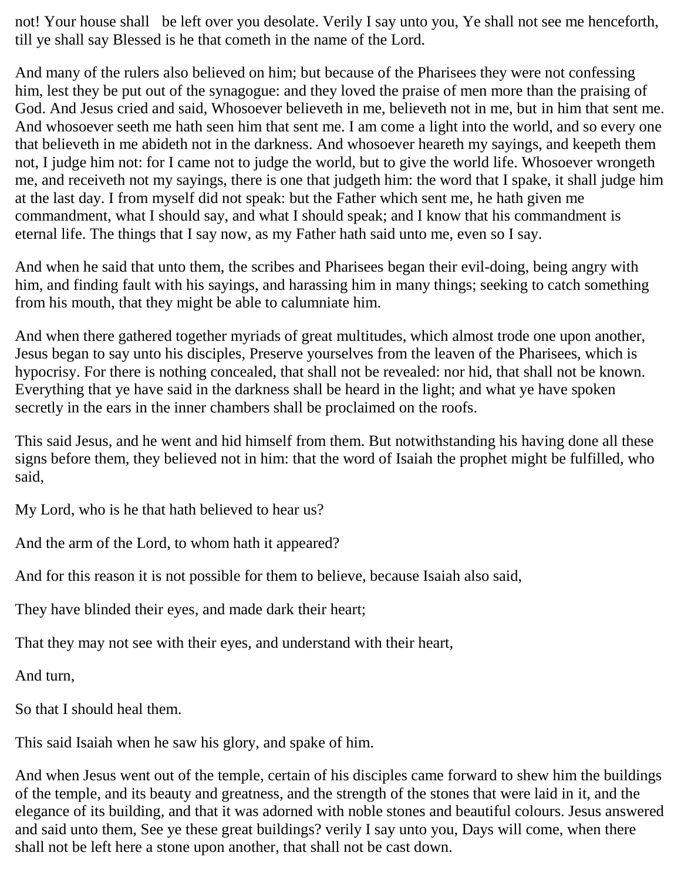not! Your house shall be left over you desolate. Verily I say unto you, Ye shall not see me henceforth, till ye shall say Blessed is he that cometh in the name of the Lord.

And many of the rulers also believed on him; but because of the Pharisees they were not confessing him, lest they be put out of the synagogue: and they loved the praise of men more than the praising of God. And Jesus cried and said, Whosoever believeth in me, believeth not in me, but in him that sent me. And whosoever seeth me hath seen him that sent me. I am come a light into the world, and so every one that believeth in me abideth not in the darkness. And whosoever heareth my sayings, and keepeth them not, I judge him not: for I came not to judge the world, but to give the world life. Whosoever wrongeth me, and receiveth not my sayings, there is one that judgeth him: the word that I spake, it shall judge him at the last day. I from myself did not speak: but the Father which sent me, he hath given me commandment, what I should say, and what I should speak; and I know that his commandment is eternal life. The things that I say now, as my Father hath said unto me, even so I say.

And when he said that unto them, the scribes and Pharisees began their evil-doing, being angry with him, and finding fault with his sayings, and harassing him in many things; seeking to catch something from his mouth, that they might be able to calumniate him.

And when there gathered together myriads of great multitudes, which almost trode one upon another, Jesus began to say unto his disciples, Preserve yourselves from the leaven of the Pharisees, which is hypocrisy. For there is nothing concealed, that shall not be revealed: nor hid, that shall not be known. Everything that ye have said in the darkness shall be heard in the light; and what ye have spoken secretly in the ears in the inner chambers shall be proclaimed on the roofs.

This said Jesus, and he went and hid himself from them. But notwithstanding his having done all these signs before them, they believed not in him: that the word of Isaiah the prophet might be fulfilled, who said,

My Lord, who is he that hath believed to hear us?

And the arm of the Lord, to whom hath it appeared?

And for this reason it is not possible for them to believe, because Isaiah also said,

They have blinded their eyes, and made dark their heart;

That they may not see with their eyes, and understand with their heart,

And turn,

So that I should heal them.

This said Isaiah when he saw his glory, and spake of him.

And when Jesus went out of the temple, certain of his disciples came forward to shew him the buildings of the temple, and its beauty and greatness, and the strength of the stones that were laid in it, and the elegance of its building, and that it was adorned with noble stones and beautiful colours. Jesus answered and said unto them, See ye these great buildings? verily I say unto you, Days will come, when there shall not be left here a stone upon another, that shall not be cast down.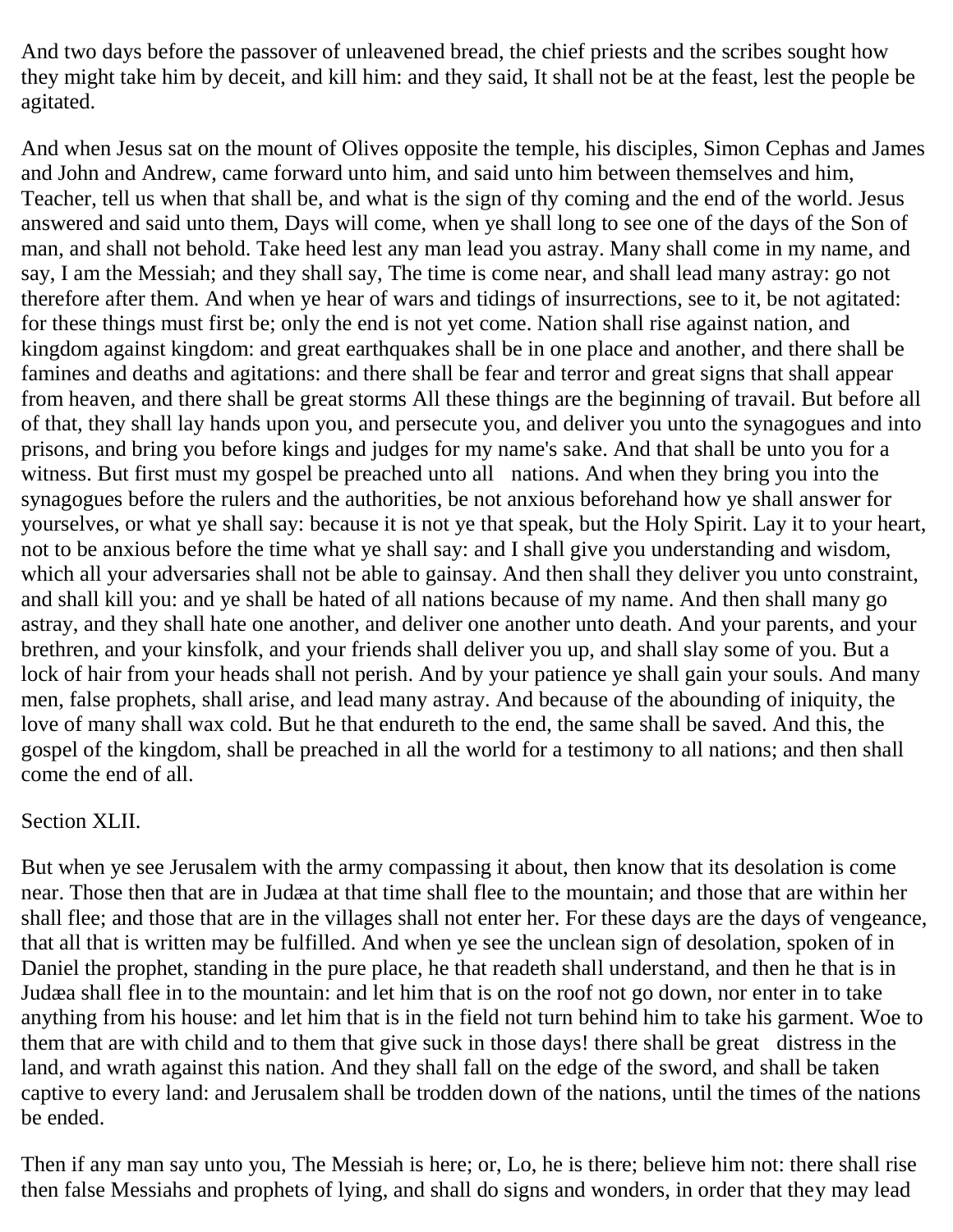And two days before the passover of unleavened bread, the chief priests and the scribes sought how they might take him by deceit, and kill him: and they said, It shall not be at the feast, lest the people be agitated.

And when Jesus sat on the mount of Olives opposite the temple, his disciples, Simon Cephas and James and John and Andrew, came forward unto him, and said unto him between themselves and him, Teacher, tell us when that shall be, and what is the sign of thy coming and the end of the world. Jesus answered and said unto them, Days will come, when ye shall long to see one of the days of the Son of man, and shall not behold. Take heed lest any man lead you astray. Many shall come in my name, and say, I am the Messiah; and they shall say, The time is come near, and shall lead many astray: go not therefore after them. And when ye hear of wars and tidings of insurrections, see to it, be not agitated: for these things must first be; only the end is not yet come. Nation shall rise against nation, and kingdom against kingdom: and great earthquakes shall be in one place and another, and there shall be famines and deaths and agitations: and there shall be fear and terror and great signs that shall appear from heaven, and there shall be great storms All these things are the beginning of travail. But before all of that, they shall lay hands upon you, and persecute you, and deliver you unto the synagogues and into prisons, and bring you before kings and judges for my name's sake. And that shall be unto you for a witness. But first must my gospel be preached unto all nations. And when they bring you into the synagogues before the rulers and the authorities, be not anxious beforehand how ye shall answer for yourselves, or what ye shall say: because it is not ye that speak, but the Holy Spirit. Lay it to your heart, not to be anxious before the time what ye shall say: and I shall give you understanding and wisdom, which all your adversaries shall not be able to gainsay. And then shall they deliver you unto constraint, and shall kill you: and ye shall be hated of all nations because of my name. And then shall many go astray, and they shall hate one another, and deliver one another unto death. And your parents, and your brethren, and your kinsfolk, and your friends shall deliver you up, and shall slay some of you. But a lock of hair from your heads shall not perish. And by your patience ye shall gain your souls. And many men, false prophets, shall arise, and lead many astray. And because of the abounding of iniquity, the love of many shall wax cold. But he that endureth to the end, the same shall be saved. And this, the gospel of the kingdom, shall be preached in all the world for a testimony to all nations; and then shall come the end of all.

Section XLII.

But when ye see Jerusalem with the army compassing it about, then know that its desolation is come near. Those then that are in Judæa at that time shall flee to the mountain; and those that are within her shall flee; and those that are in the villages shall not enter her. For these days are the days of vengeance, that all that is written may be fulfilled. And when ye see the unclean sign of desolation, spoken of in Daniel the prophet, standing in the pure place, he that readeth shall understand, and then he that is in Judæa shall flee in to the mountain: and let him that is on the roof not go down, nor enter in to take anything from his house: and let him that is in the field not turn behind him to take his garment. Woe to them that are with child and to them that give suck in those days! there shall be great distress in the land, and wrath against this nation. And they shall fall on the edge of the sword, and shall be taken captive to every land: and Jerusalem shall be trodden down of the nations, until the times of the nations be ended.

Then if any man say unto you, The Messiah is here; or, Lo, he is there; believe him not: there shall rise then false Messiahs and prophets of lying, and shall do signs and wonders, in order that they may lead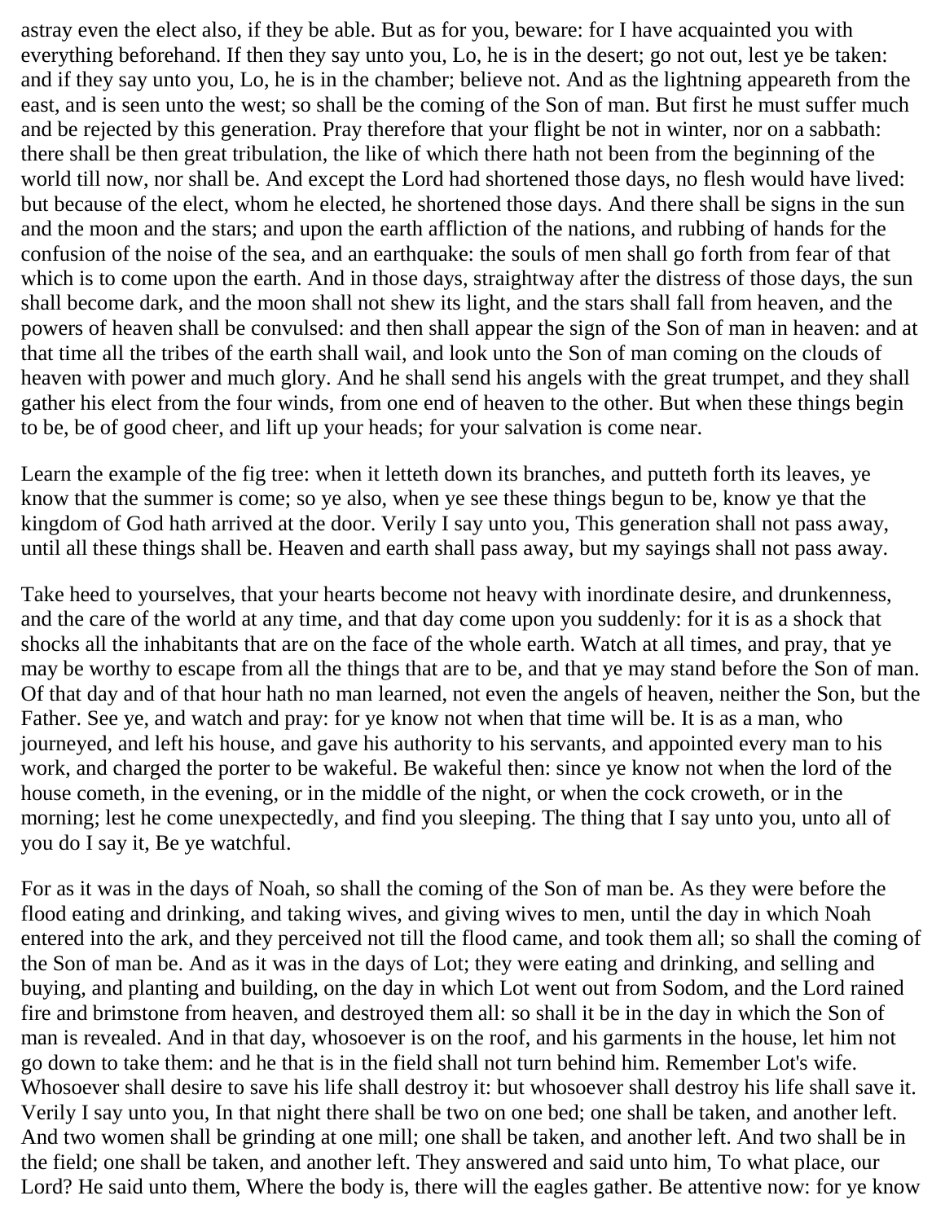astray even the elect also, if they be able. But as for you, beware: for I have acquainted you with everything beforehand. If then they say unto you, Lo, he is in the desert; go not out, lest ye be taken: and if they say unto you, Lo, he is in the chamber; believe not. And as the lightning appeareth from the east, and is seen unto the west; so shall be the coming of the Son of man. But first he must suffer much and be rejected by this generation. Pray therefore that your flight be not in winter, nor on a sabbath: there shall be then great tribulation, the like of which there hath not been from the beginning of the world till now, nor shall be. And except the Lord had shortened those days, no flesh would have lived: but because of the elect, whom he elected, he shortened those days. And there shall be signs in the sun and the moon and the stars; and upon the earth affliction of the nations, and rubbing of hands for the confusion of the noise of the sea, and an earthquake: the souls of men shall go forth from fear of that which is to come upon the earth. And in those days, straightway after the distress of those days, the sun shall become dark, and the moon shall not shew its light, and the stars shall fall from heaven, and the powers of heaven shall be convulsed: and then shall appear the sign of the Son of man in heaven: and at that time all the tribes of the earth shall wail, and look unto the Son of man coming on the clouds of heaven with power and much glory. And he shall send his angels with the great trumpet, and they shall gather his elect from the four winds, from one end of heaven to the other. But when these things begin to be, be of good cheer, and lift up your heads; for your salvation is come near.

Learn the example of the fig tree: when it letteth down its branches, and putteth forth its leaves, ye know that the summer is come; so ye also, when ye see these things begun to be, know ye that the kingdom of God hath arrived at the door. Verily I say unto you, This generation shall not pass away, until all these things shall be. Heaven and earth shall pass away, but my sayings shall not pass away.

Take heed to yourselves, that your hearts become not heavy with inordinate desire, and drunkenness, and the care of the world at any time, and that day come upon you suddenly: for it is as a shock that shocks all the inhabitants that are on the face of the whole earth. Watch at all times, and pray, that ye may be worthy to escape from all the things that are to be, and that ye may stand before the Son of man. Of that day and of that hour hath no man learned, not even the angels of heaven, neither the Son, but the Father. See ye, and watch and pray: for ye know not when that time will be. It is as a man, who journeyed, and left his house, and gave his authority to his servants, and appointed every man to his work, and charged the porter to be wakeful. Be wakeful then: since ye know not when the lord of the house cometh, in the evening, or in the middle of the night, or when the cock croweth, or in the morning; lest he come unexpectedly, and find you sleeping. The thing that I say unto you, unto all of you do I say it, Be ye watchful.

For as it was in the days of Noah, so shall the coming of the Son of man be. As they were before the flood eating and drinking, and taking wives, and giving wives to men, until the day in which Noah entered into the ark, and they perceived not till the flood came, and took them all; so shall the coming of the Son of man be. And as it was in the days of Lot; they were eating and drinking, and selling and buying, and planting and building, on the day in which Lot went out from Sodom, and the Lord rained fire and brimstone from heaven, and destroyed them all: so shall it be in the day in which the Son of man is revealed. And in that day, whosoever is on the roof, and his garments in the house, let him not go down to take them: and he that is in the field shall not turn behind him. Remember Lot's wife. Whosoever shall desire to save his life shall destroy it: but whosoever shall destroy his life shall save it. Verily I say unto you, In that night there shall be two on one bed; one shall be taken, and another left. And two women shall be grinding at one mill; one shall be taken, and another left. And two shall be in the field; one shall be taken, and another left. They answered and said unto him, To what place, our Lord? He said unto them, Where the body is, there will the eagles gather. Be attentive now: for ye know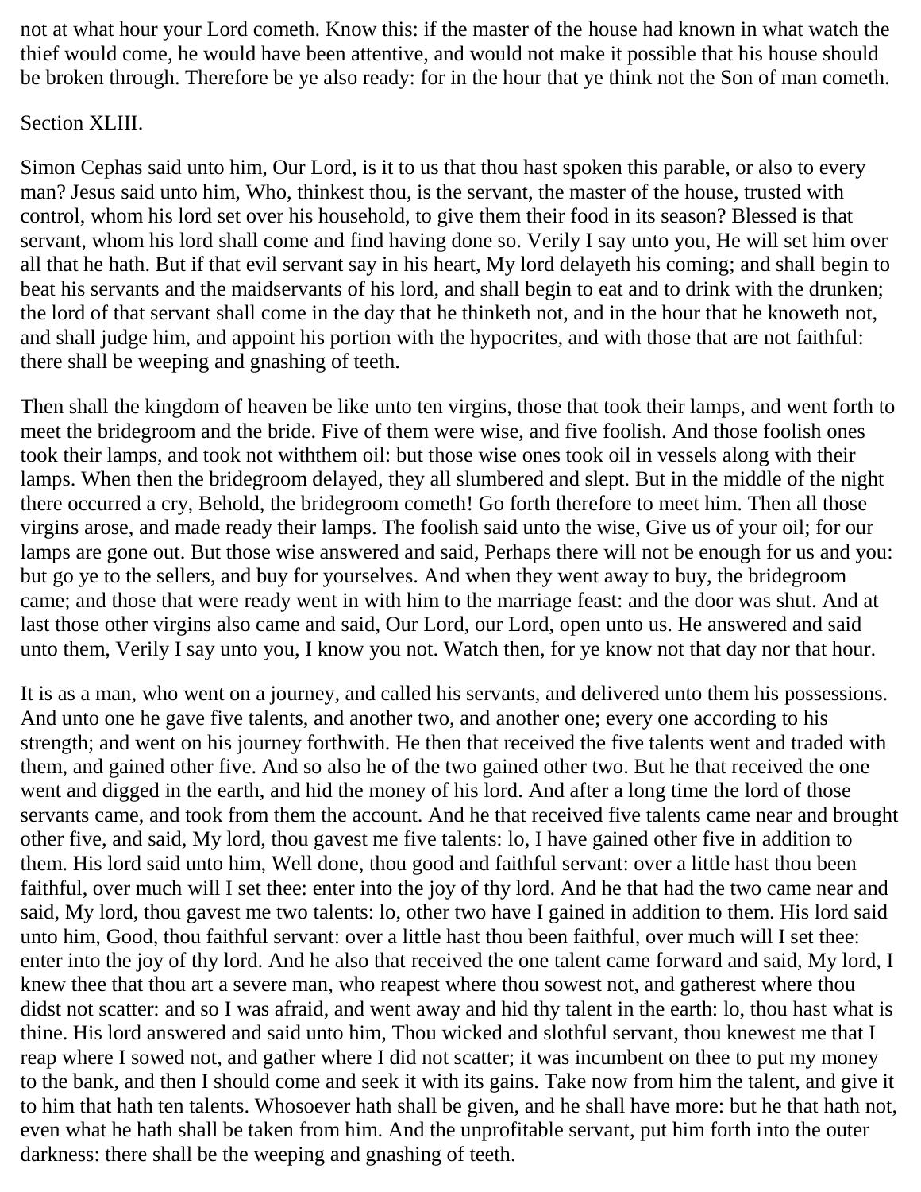not at what hour your Lord cometh. Know this: if the master of the house had known in what watch the thief would come, he would have been attentive, and would not make it possible that his house should be broken through. Therefore be ye also ready: for in the hour that ye think not the Son of man cometh.

Section XLIII.

Simon Cephas said unto him, Our Lord, is it to us that thou hast spoken this parable, or also to every man? Jesus said unto him, Who, thinkest thou, is the servant, the master of the house, trusted with control, whom his lord set over his household, to give them their food in its season? Blessed is that servant, whom his lord shall come and find having done so. Verily I say unto you, He will set him over all that he hath. But if that evil servant say in his heart, My lord delayeth his coming; and shall begin to beat his servants and the maidservants of his lord, and shall begin to eat and to drink with the drunken; the lord of that servant shall come in the day that he thinketh not, and in the hour that he knoweth not, and shall judge him, and appoint his portion with the hypocrites, and with those that are not faithful: there shall be weeping and gnashing of teeth.

Then shall the kingdom of heaven be like unto ten virgins, those that took their lamps, and went forth to meet the bridegroom and the bride. Five of them were wise, and five foolish. And those foolish ones took their lamps, and took not withthem oil: but those wise ones took oil in vessels along with their lamps. When then the bridegroom delayed, they all slumbered and slept. But in the middle of the night there occurred a cry, Behold, the bridegroom cometh! Go forth therefore to meet him. Then all those virgins arose, and made ready their lamps. The foolish said unto the wise, Give us of your oil; for our lamps are gone out. But those wise answered and said, Perhaps there will not be enough for us and you: but go ye to the sellers, and buy for yourselves. And when they went away to buy, the bridegroom came; and those that were ready went in with him to the marriage feast: and the door was shut. And at last those other virgins also came and said, Our Lord, our Lord, open unto us. He answered and said unto them, Verily I say unto you, I know you not. Watch then, for ye know not that day nor that hour.

It is as a man, who went on a journey, and called his servants, and delivered unto them his possessions. And unto one he gave five talents, and another two, and another one; every one according to his strength; and went on his journey forthwith. He then that received the five talents went and traded with them, and gained other five. And so also he of the two gained other two. But he that received the one went and digged in the earth, and hid the money of his lord. And after a long time the lord of those servants came, and took from them the account. And he that received five talents came near and brought other five, and said, My lord, thou gavest me five talents: lo, I have gained other five in addition to them. His lord said unto him, Well done, thou good and faithful servant: over a little hast thou been faithful, over much will I set thee: enter into the joy of thy lord. And he that had the two came near and said, My lord, thou gavest me two talents: lo, other two have I gained in addition to them. His lord said unto him, Good, thou faithful servant: over a little hast thou been faithful, over much will I set thee: enter into the joy of thy lord. And he also that received the one talent came forward and said, My lord, I knew thee that thou art a severe man, who reapest where thou sowest not, and gatherest where thou didst not scatter: and so I was afraid, and went away and hid thy talent in the earth: lo, thou hast what is thine. His lord answered and said unto him, Thou wicked and slothful servant, thou knewest me that I reap where I sowed not, and gather where I did not scatter; it was incumbent on thee to put my money to the bank, and then I should come and seek it with its gains. Take now from him the talent, and give it to him that hath ten talents. Whosoever hath shall be given, and he shall have more: but he that hath not, even what he hath shall be taken from him. And the unprofitable servant, put him forth into the outer darkness: there shall be the weeping and gnashing of teeth.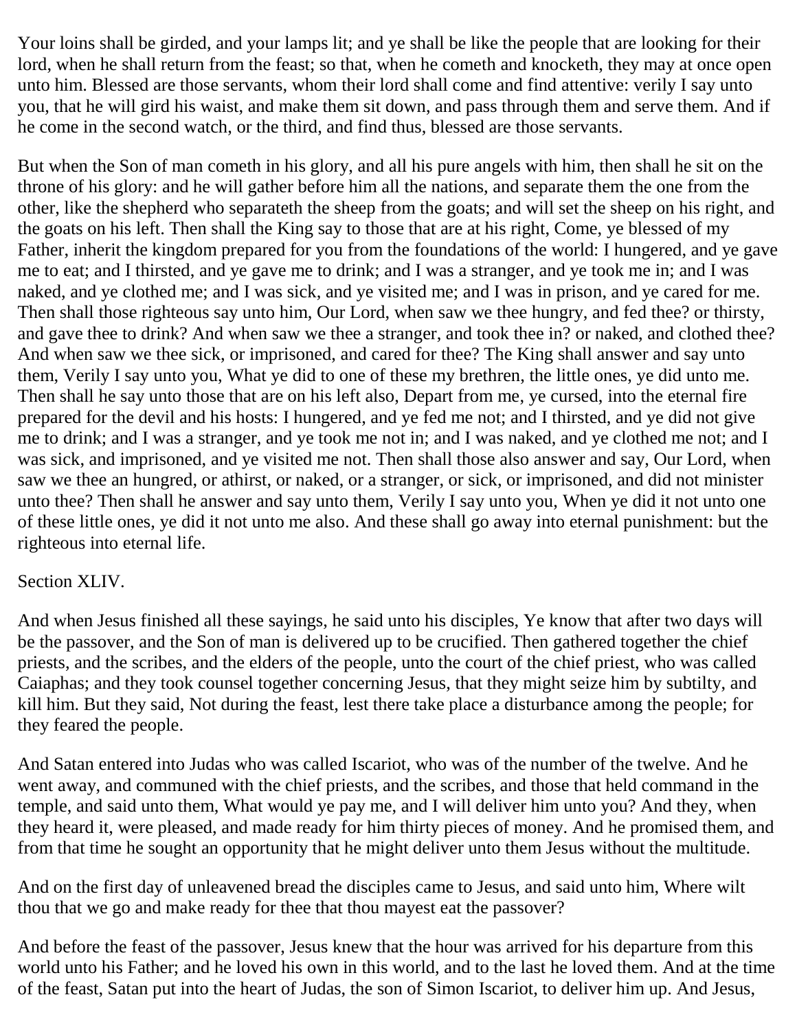Your loins shall be girded, and your lamps lit; and ye shall be like the people that are looking for their lord, when he shall return from the feast; so that, when he cometh and knocketh, they may at once open unto him. Blessed are those servants, whom their lord shall come and find attentive: verily I say unto you, that he will gird his waist, and make them sit down, and pass through them and serve them. And if he come in the second watch, or the third, and find thus, blessed are those servants.

But when the Son of man cometh in his glory, and all his pure angels with him, then shall he sit on the throne of his glory: and he will gather before him all the nations, and separate them the one from the other, like the shepherd who separateth the sheep from the goats; and will set the sheep on his right, and the goats on his left. Then shall the King say to those that are at his right, Come, ye blessed of my Father, inherit the kingdom prepared for you from the foundations of the world: I hungered, and ye gave me to eat; and I thirsted, and ye gave me to drink; and I was a stranger, and ye took me in; and I was naked, and ye clothed me; and I was sick, and ye visited me; and I was in prison, and ye cared for me. Then shall those righteous say unto him, Our Lord, when saw we thee hungry, and fed thee? or thirsty, and gave thee to drink? And when saw we thee a stranger, and took thee in? or naked, and clothed thee? And when saw we thee sick, or imprisoned, and cared for thee? The King shall answer and say unto them, Verily I say unto you, What ye did to one of these my brethren, the little ones, ye did unto me. Then shall he say unto those that are on his left also, Depart from me, ye cursed, into the eternal fire prepared for the devil and his hosts: I hungered, and ye fed me not; and I thirsted, and ye did not give me to drink; and I was a stranger, and ye took me not in; and I was naked, and ye clothed me not; and I was sick, and imprisoned, and ye visited me not. Then shall those also answer and say, Our Lord, when saw we thee an hungred, or athirst, or naked, or a stranger, or sick, or imprisoned, and did not minister unto thee? Then shall he answer and say unto them, Verily I say unto you, When ye did it not unto one of these little ones, ye did it not unto me also. And these shall go away into eternal punishment: but the righteous into eternal life.

Section XLIV.

And when Jesus finished all these sayings, he said unto his disciples, Ye know that after two days will be the passover, and the Son of man is delivered up to be crucified. Then gathered together the chief priests, and the scribes, and the elders of the people, unto the court of the chief priest, who was called Caiaphas; and they took counsel together concerning Jesus, that they might seize him by subtilty, and kill him. But they said, Not during the feast, lest there take place a disturbance among the people; for they feared the people.

And Satan entered into Judas who was called Iscariot, who was of the number of the twelve. And he went away, and communed with the chief priests, and the scribes, and those that held command in the temple, and said unto them, What would ye pay me, and I will deliver him unto you? And they, when they heard it, were pleased, and made ready for him thirty pieces of money. And he promised them, and from that time he sought an opportunity that he might deliver unto them Jesus without the multitude.

And on the first day of unleavened bread the disciples came to Jesus, and said unto him, Where wilt thou that we go and make ready for thee that thou mayest eat the passover?

And before the feast of the passover, Jesus knew that the hour was arrived for his departure from this world unto his Father; and he loved his own in this world, and to the last he loved them. And at the time of the feast, Satan put into the heart of Judas, the son of Simon Iscariot, to deliver him up. And Jesus,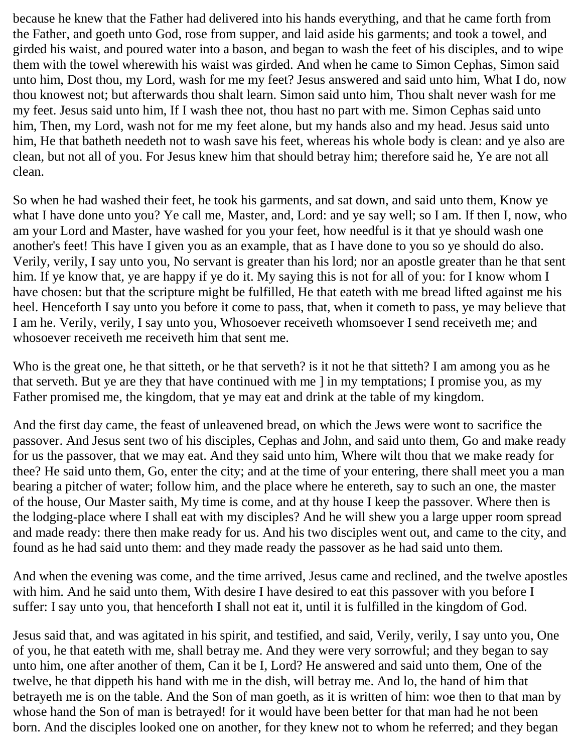because he knew that the Father had delivered into his hands everything, and that he came forth from the Father, and goeth unto God, rose from supper, and laid aside his garments; and took a towel, and girded his waist, and poured water into a bason, and began to wash the feet of his disciples, and to wipe them with the towel wherewith his waist was girded. And when he came to Simon Cephas, Simon said unto him, Dost thou, my Lord, wash for me my feet? Jesus answered and said unto him, What I do, now thou knowest not; but afterwards thou shalt learn. Simon said unto him, Thou shalt never wash for me my feet. Jesus said unto him, If I wash thee not, thou hast no part with me. Simon Cephas said unto him, Then, my Lord, wash not for me my feet alone, but my hands also and my head. Jesus said unto him, He that batheth needeth not to wash save his feet, whereas his whole body is clean: and ye also are clean, but not all of you. For Jesus knew him that should betray him; therefore said he, Ye are not all clean.

So when he had washed their feet, he took his garments, and sat down, and said unto them, Know ye what I have done unto you? Ye call me, Master, and, Lord: and ye say well; so I am. If then I, now, who am your Lord and Master, have washed for you your feet, how needful is it that ye should wash one another's feet! This have I given you as an example, that as I have done to you so ye should do also. Verily, verily, I say unto you, No servant is greater than his lord; nor an apostle greater than he that sent him. If ye know that, ye are happy if ye do it. My saying this is not for all of you: for I know whom I have chosen: but that the scripture might be fulfilled, He that eateth with me bread lifted against me his heel. Henceforth I say unto you before it come to pass, that, when it cometh to pass, ye may believe that I am he. Verily, verily, I say unto you, Whosoever receiveth whomsoever I send receiveth me; and whosoever receiveth me receiveth him that sent me.

Who is the great one, he that sitteth, or he that serveth? is it not he that sitteth? I am among you as he that serveth. But ye are they that have continued with me ] in my temptations; I promise you, as my Father promised me, the kingdom, that ye may eat and drink at the table of my kingdom.

And the first day came, the feast of unleavened bread, on which the Jews were wont to sacrifice the passover. And Jesus sent two of his disciples, Cephas and John, and said unto them, Go and make ready for us the passover, that we may eat. And they said unto him, Where wilt thou that we make ready for thee? He said unto them, Go, enter the city; and at the time of your entering, there shall meet you a man bearing a pitcher of water; follow him, and the place where he entereth, say to such an one, the master of the house, Our Master saith, My time is come, and at thy house I keep the passover. Where then is the lodging-place where I shall eat with my disciples? And he will shew you a large upper room spread and made ready: there then make ready for us. And his two disciples went out, and came to the city, and found as he had said unto them: and they made ready the passover as he had said unto them.

And when the evening was come, and the time arrived, Jesus came and reclined, and the twelve apostles with him. And he said unto them, With desire I have desired to eat this passover with you before I suffer: I say unto you, that henceforth I shall not eat it, until it is fulfilled in the kingdom of God.

Jesus said that, and was agitated in his spirit, and testified, and said, Verily, verily, I say unto you, One of you, he that eateth with me, shall betray me. And they were very sorrowful; and they began to say unto him, one after another of them, Can it be I, Lord? He answered and said unto them, One of the twelve, he that dippeth his hand with me in the dish, will betray me. And lo, the hand of him that betrayeth me is on the table. And the Son of man goeth, as it is written of him: woe then to that man by whose hand the Son of man is betrayed! for it would have been better for that man had he not been born. And the disciples looked one on another, for they knew not to whom he referred; and they began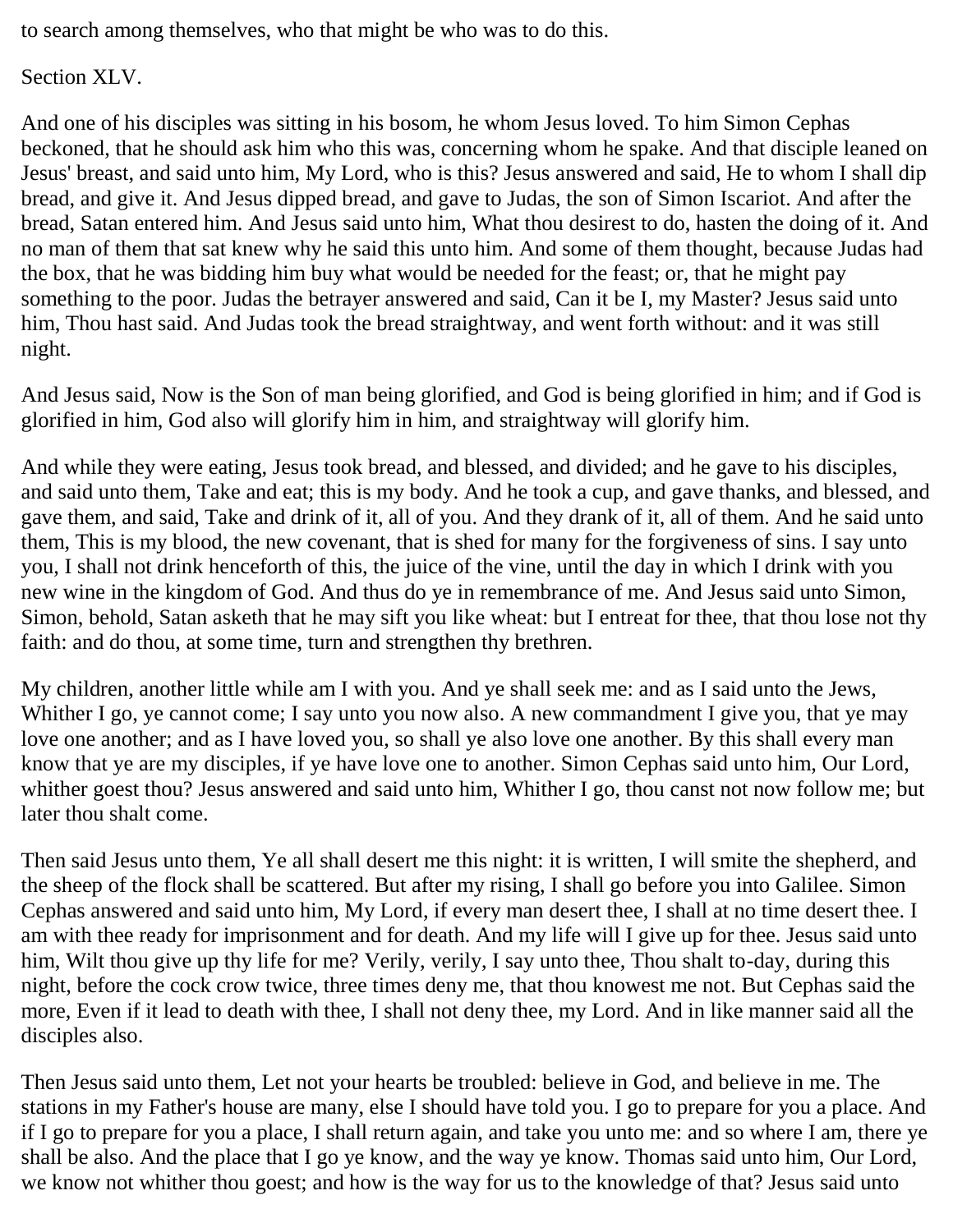to search among themselves, who that might be who was to do this.

## Section XLV.

And one of his disciples was sitting in his bosom, he whom Jesus loved. To him Simon Cephas beckoned, that he should ask him who this was, concerning whom he spake. And that disciple leaned on Jesus' breast, and said unto him, My Lord, who is this? Jesus answered and said, He to whom I shall dip bread, and give it. And Jesus dipped bread, and gave to Judas, the son of Simon Iscariot. And after the bread, Satan entered him. And Jesus said unto him, What thou desirest to do, hasten the doing of it. And no man of them that sat knew why he said this unto him. And some of them thought, because Judas had the box, that he was bidding him buy what would be needed for the feast; or, that he might pay something to the poor. Judas the betrayer answered and said, Can it be I, my Master? Jesus said unto him, Thou hast said. And Judas took the bread straightway, and went forth without: and it was still night.

And Jesus said, Now is the Son of man being glorified, and God is being glorified in him; and if God is glorified in him, God also will glorify him in him, and straightway will glorify him.

And while they were eating, Jesus took bread, and blessed, and divided; and he gave to his disciples, and said unto them, Take and eat; this is my body. And he took a cup, and gave thanks, and blessed, and gave them, and said, Take and drink of it, all of you. And they drank of it, all of them. And he said unto them, This is my blood, the new covenant, that is shed for many for the forgiveness of sins. I say unto you, I shall not drink henceforth of this, the juice of the vine, until the day in which I drink with you new wine in the kingdom of God. And thus do ye in remembrance of me. And Jesus said unto Simon, Simon, behold, Satan asketh that he may sift you like wheat: but I entreat for thee, that thou lose not thy faith: and do thou, at some time, turn and strengthen thy brethren.

My children, another little while am I with you. And ye shall seek me: and as I said unto the Jews, Whither I go, ye cannot come; I say unto you now also. A new commandment I give you, that ye may love one another; and as I have loved you, so shall ye also love one another. By this shall every man know that ye are my disciples, if ye have love one to another. Simon Cephas said unto him, Our Lord, whither goest thou? Jesus answered and said unto him, Whither I go, thou canst not now follow me; but later thou shalt come.

Then said Jesus unto them, Ye all shall desert me this night: it is written, I will smite the shepherd, and the sheep of the flock shall be scattered. But after my rising, I shall go before you into Galilee. Simon Cephas answered and said unto him, My Lord, if every man desert thee, I shall at no time desert thee. I am with thee ready for imprisonment and for death. And my life will I give up for thee. Jesus said unto him, Wilt thou give up thy life for me? Verily, verily, I say unto thee, Thou shalt to-day, during this night, before the cock crow twice, three times deny me, that thou knowest me not. But Cephas said the more, Even if it lead to death with thee, I shall not deny thee, my Lord. And in like manner said all the disciples also.

Then Jesus said unto them, Let not your hearts be troubled: believe in God, and believe in me. The stations in my Father's house are many, else I should have told you. I go to prepare for you a place. And if I go to prepare for you a place, I shall return again, and take you unto me: and so where I am, there ye shall be also. And the place that I go ye know, and the way ye know. Thomas said unto him, Our Lord, we know not whither thou goest; and how is the way for us to the knowledge of that? Jesus said unto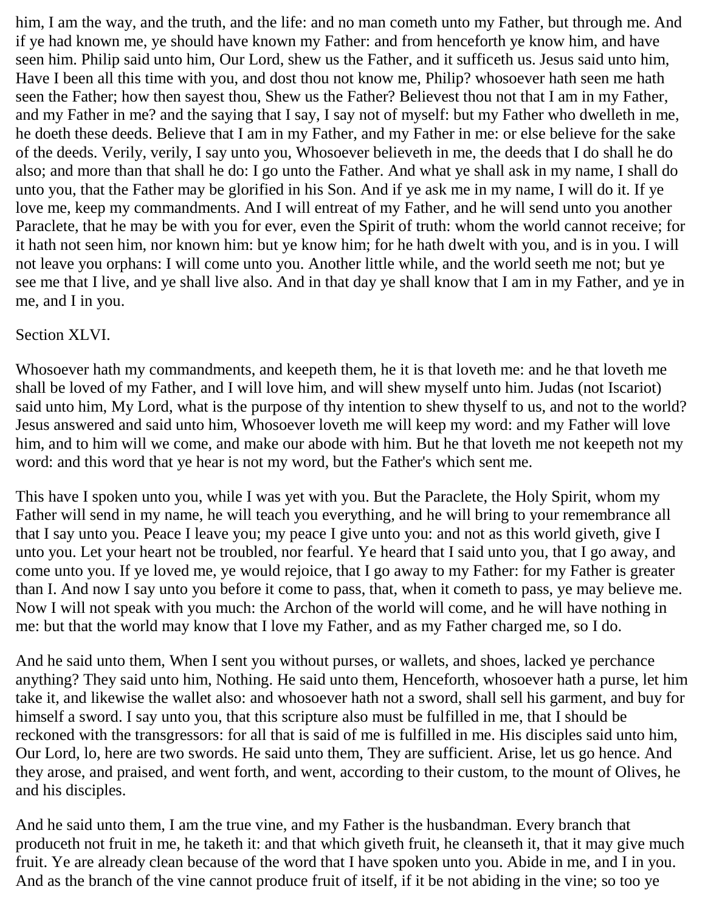him, I am the way, and the truth, and the life: and no man cometh unto my Father, but through me. And if ye had known me, ye should have known my Father: and from henceforth ye know him, and have seen him. Philip said unto him, Our Lord, shew us the Father, and it sufficeth us. Jesus said unto him, Have I been all this time with you, and dost thou not know me, Philip? whosoever hath seen me hath seen the Father; how then sayest thou, Shew us the Father? Believest thou not that I am in my Father, and my Father in me? and the saying that I say, I say not of myself: but my Father who dwelleth in me, he doeth these deeds. Believe that I am in my Father, and my Father in me: or else believe for the sake of the deeds. Verily, verily, I say unto you, Whosoever believeth in me, the deeds that I do shall he do also; and more than that shall he do: I go unto the Father. And what ye shall ask in my name, I shall do unto you, that the Father may be glorified in his Son. And if ye ask me in my name, I will do it. If ye love me, keep my commandments. And I will entreat of my Father, and he will send unto you another Paraclete, that he may be with you for ever, even the Spirit of truth: whom the world cannot receive; for it hath not seen him, nor known him: but ye know him; for he hath dwelt with you, and is in you. I will not leave you orphans: I will come unto you. Another little while, and the world seeth me not; but ye see me that I live, and ye shall live also. And in that day ye shall know that I am in my Father, and ye in me, and I in you.

Section XLVI.

Whosoever hath my commandments, and keepeth them, he it is that loveth me: and he that loveth me shall be loved of my Father, and I will love him, and will shew myself unto him. Judas (not Iscariot) said unto him, My Lord, what is the purpose of thy intention to shew thyself to us, and not to the world? Jesus answered and said unto him, Whosoever loveth me will keep my word: and my Father will love him, and to him will we come, and make our abode with him. But he that loveth me not keepeth not my word: and this word that ye hear is not my word, but the Father's which sent me.

This have I spoken unto you, while I was yet with you. But the Paraclete, the Holy Spirit, whom my Father will send in my name, he will teach you everything, and he will bring to your remembrance all that I say unto you. Peace I leave you; my peace I give unto you: and not as this world giveth, give I unto you. Let your heart not be troubled, nor fearful. Ye heard that I said unto you, that I go away, and come unto you. If ye loved me, ye would rejoice, that I go away to my Father: for my Father is greater than I. And now I say unto you before it come to pass, that, when it cometh to pass, ye may believe me. Now I will not speak with you much: the Archon of the world will come, and he will have nothing in me: but that the world may know that I love my Father, and as my Father charged me, so I do.

And he said unto them, When I sent you without purses, or wallets, and shoes, lacked ye perchance anything? They said unto him, Nothing. He said unto them, Henceforth, whosoever hath a purse, let him take it, and likewise the wallet also: and whosoever hath not a sword, shall sell his garment, and buy for himself a sword. I say unto you, that this scripture also must be fulfilled in me, that I should be reckoned with the transgressors: for all that is said of me is fulfilled in me. His disciples said unto him, Our Lord, lo, here are two swords. He said unto them, They are sufficient. Arise, let us go hence. And they arose, and praised, and went forth, and went, according to their custom, to the mount of Olives, he and his disciples.

And he said unto them, I am the true vine, and my Father is the husbandman. Every branch that produceth not fruit in me, he taketh it: and that which giveth fruit, he cleanseth it, that it may give much fruit. Ye are already clean because of the word that I have spoken unto you. Abide in me, and I in you. And as the branch of the vine cannot produce fruit of itself, if it be not abiding in the vine; so too ye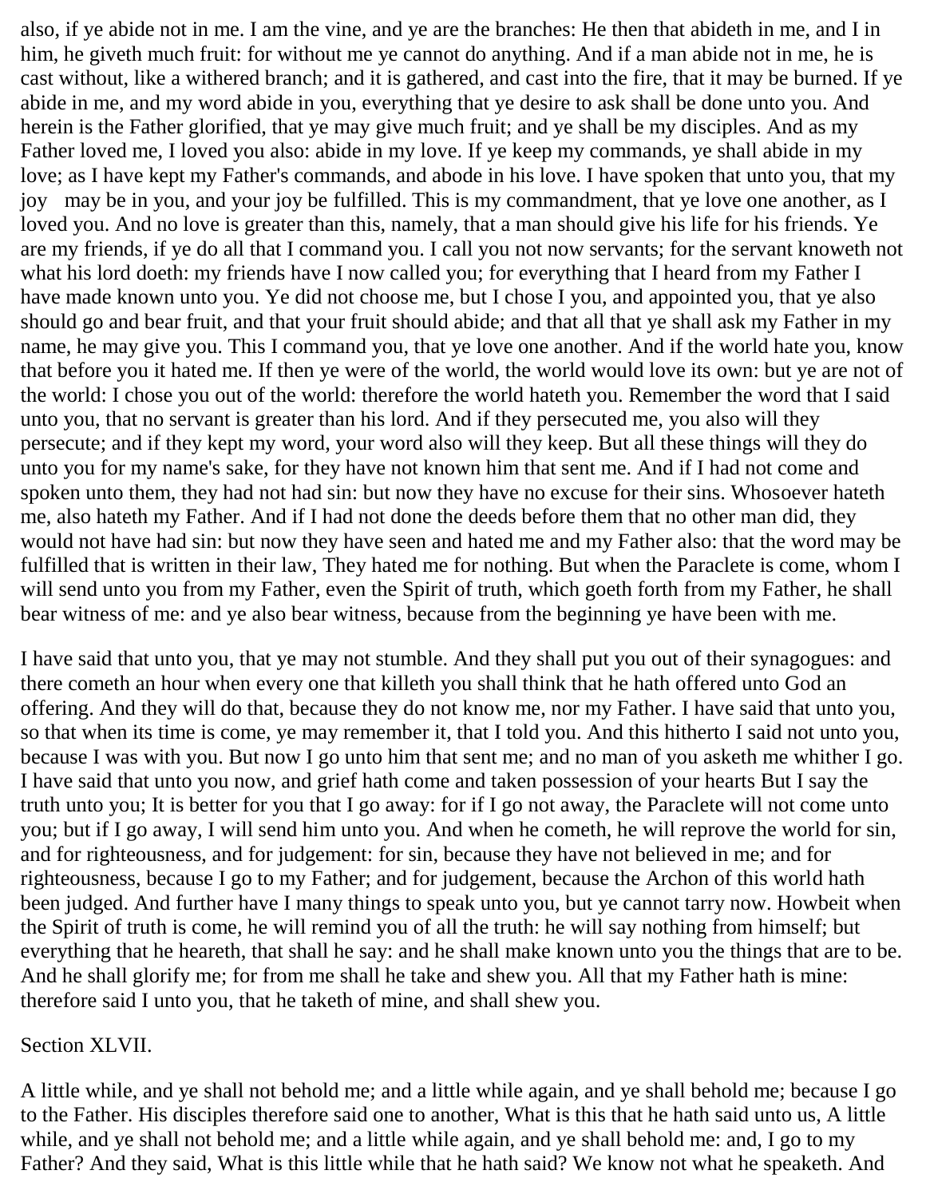also, if ye abide not in me. I am the vine, and ye are the branches: He then that abideth in me, and I in him, he giveth much fruit: for without me ye cannot do anything. And if a man abide not in me, he is cast without, like a withered branch; and it is gathered, and cast into the fire, that it may be burned. If ye abide in me, and my word abide in you, everything that ye desire to ask shall be done unto you. And herein is the Father glorified, that ye may give much fruit; and ye shall be my disciples. And as my Father loved me, I loved you also: abide in my love. If ye keep my commands, ye shall abide in my love; as I have kept my Father's commands, and abode in his love. I have spoken that unto you, that my joy may be in you, and your joy be fulfilled. This is my commandment, that ye love one another, as I loved you. And no love is greater than this, namely, that a man should give his life for his friends. Ye are my friends, if ye do all that I command you. I call you not now servants; for the servant knoweth not what his lord doeth: my friends have I now called you; for everything that I heard from my Father I have made known unto you. Ye did not choose me, but I chose I you, and appointed you, that ye also should go and bear fruit, and that your fruit should abide; and that all that ye shall ask my Father in my name, he may give you. This I command you, that ye love one another. And if the world hate you, know that before you it hated me. If then ye were of the world, the world would love its own: but ye are not of the world: I chose you out of the world: therefore the world hateth you. Remember the word that I said unto you, that no servant is greater than his lord. And if they persecuted me, you also will they persecute; and if they kept my word, your word also will they keep. But all these things will they do unto you for my name's sake, for they have not known him that sent me. And if I had not come and spoken unto them, they had not had sin: but now they have no excuse for their sins. Whosoever hateth me, also hateth my Father. And if I had not done the deeds before them that no other man did, they would not have had sin: but now they have seen and hated me and my Father also: that the word may be fulfilled that is written in their law, They hated me for nothing. But when the Paraclete is come, whom I will send unto you from my Father, even the Spirit of truth, which goeth forth from my Father, he shall bear witness of me: and ye also bear witness, because from the beginning ye have been with me.

I have said that unto you, that ye may not stumble. And they shall put you out of their synagogues: and there cometh an hour when every one that killeth you shall think that he hath offered unto God an offering. And they will do that, because they do not know me, nor my Father. I have said that unto you, so that when its time is come, ye may remember it, that I told you. And this hitherto I said not unto you, because I was with you. But now I go unto him that sent me; and no man of you asketh me whither I go. I have said that unto you now, and grief hath come and taken possession of your hearts But I say the truth unto you; It is better for you that I go away: for if I go not away, the Paraclete will not come unto you; but if I go away, I will send him unto you. And when he cometh, he will reprove the world for sin, and for righteousness, and for judgement: for sin, because they have not believed in me; and for righteousness, because I go to my Father; and for judgement, because the Archon of this world hath been judged. And further have I many things to speak unto you, but ye cannot tarry now. Howbeit when the Spirit of truth is come, he will remind you of all the truth: he will say nothing from himself; but everything that he heareth, that shall he say: and he shall make known unto you the things that are to be. And he shall glorify me; for from me shall he take and shew you. All that my Father hath is mine: therefore said I unto you, that he taketh of mine, and shall shew you.

Section XLVII.

A little while, and ye shall not behold me; and a little while again, and ye shall behold me; because I go to the Father. His disciples therefore said one to another, What is this that he hath said unto us, A little while, and ye shall not behold me; and a little while again, and ye shall behold me: and, I go to my Father? And they said, What is this little while that he hath said? We know not what he speaketh. And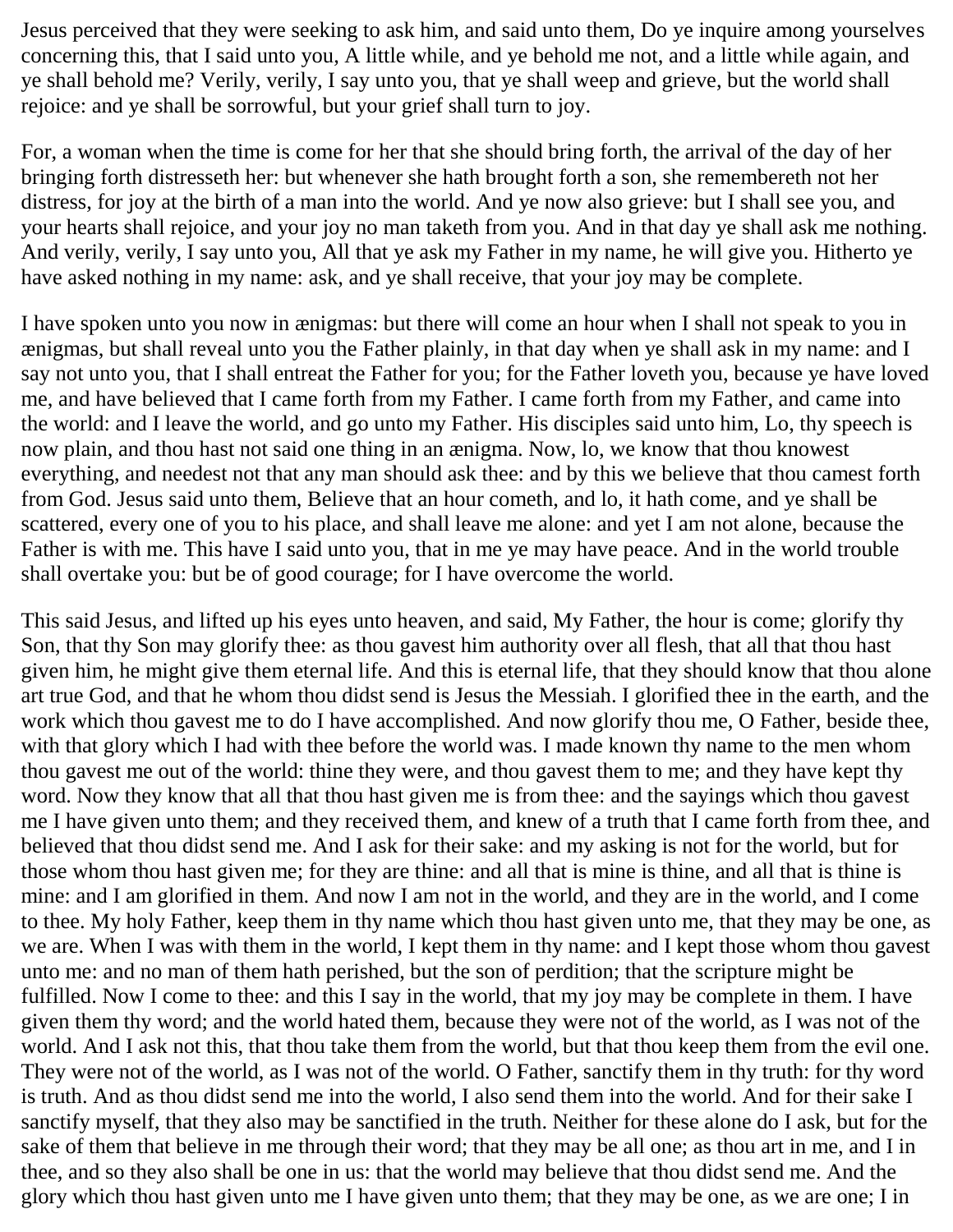Jesus perceived that they were seeking to ask him, and said unto them, Do ye inquire among yourselves concerning this, that I said unto you, A little while, and ye behold me not, and a little while again, and ye shall behold me? Verily, verily, I say unto you, that ye shall weep and grieve, but the world shall rejoice: and ye shall be sorrowful, but your grief shall turn to joy.

For, a woman when the time is come for her that she should bring forth, the arrival of the day of her bringing forth distresseth her: but whenever she hath brought forth a son, she remembereth not her distress, for joy at the birth of a man into the world. And ye now also grieve: but I shall see you, and your hearts shall rejoice, and your joy no man taketh from you. And in that day ye shall ask me nothing. And verily, verily, I say unto you, All that ye ask my Father in my name, he will give you. Hitherto ye have asked nothing in my name: ask, and ye shall receive, that your joy may be complete.

I have spoken unto you now in ænigmas: but there will come an hour when I shall not speak to you in ænigmas, but shall reveal unto you the Father plainly, in that day when ye shall ask in my name: and I say not unto you, that I shall entreat the Father for you; for the Father loveth you, because ye have loved me, and have believed that I came forth from my Father. I came forth from my Father, and came into the world: and I leave the world, and go unto my Father. His disciples said unto him, Lo, thy speech is now plain, and thou hast not said one thing in an ænigma. Now, lo, we know that thou knowest everything, and needest not that any man should ask thee: and by this we believe that thou camest forth from God. Jesus said unto them, Believe that an hour cometh, and lo, it hath come, and ye shall be scattered, every one of you to his place, and shall leave me alone: and yet I am not alone, because the Father is with me. This have I said unto you, that in me ye may have peace. And in the world trouble shall overtake you: but be of good courage; for I have overcome the world.

This said Jesus, and lifted up his eyes unto heaven, and said, My Father, the hour is come; glorify thy Son, that thy Son may glorify thee: as thou gavest him authority over all flesh, that all that thou hast given him, he might give them eternal life. And this is eternal life, that they should know that thou alone art true God, and that he whom thou didst send is Jesus the Messiah. I glorified thee in the earth, and the work which thou gavest me to do I have accomplished. And now glorify thou me, O Father, beside thee, with that glory which I had with thee before the world was. I made known thy name to the men whom thou gavest me out of the world: thine they were, and thou gavest them to me; and they have kept thy word. Now they know that all that thou hast given me is from thee: and the sayings which thou gavest me I have given unto them; and they received them, and knew of a truth that I came forth from thee, and believed that thou didst send me. And I ask for their sake: and my asking is not for the world, but for those whom thou hast given me; for they are thine: and all that is mine is thine, and all that is thine is mine: and I am glorified in them. And now I am not in the world, and they are in the world, and I come to thee. My holy Father, keep them in thy name which thou hast given unto me, that they may be one, as we are. When I was with them in the world, I kept them in thy name: and I kept those whom thou gavest unto me: and no man of them hath perished, but the son of perdition; that the scripture might be fulfilled. Now I come to thee: and this I say in the world, that my joy may be complete in them. I have given them thy word; and the world hated them, because they were not of the world, as I was not of the world. And I ask not this, that thou take them from the world, but that thou keep them from the evil one. They were not of the world, as I was not of the world. O Father, sanctify them in thy truth: for thy word is truth. And as thou didst send me into the world, I also send them into the world. And for their sake I sanctify myself, that they also may be sanctified in the truth. Neither for these alone do I ask, but for the sake of them that believe in me through their word; that they may be all one; as thou art in me, and I in thee, and so they also shall be one in us: that the world may believe that thou didst send me. And the glory which thou hast given unto me I have given unto them; that they may be one, as we are one; I in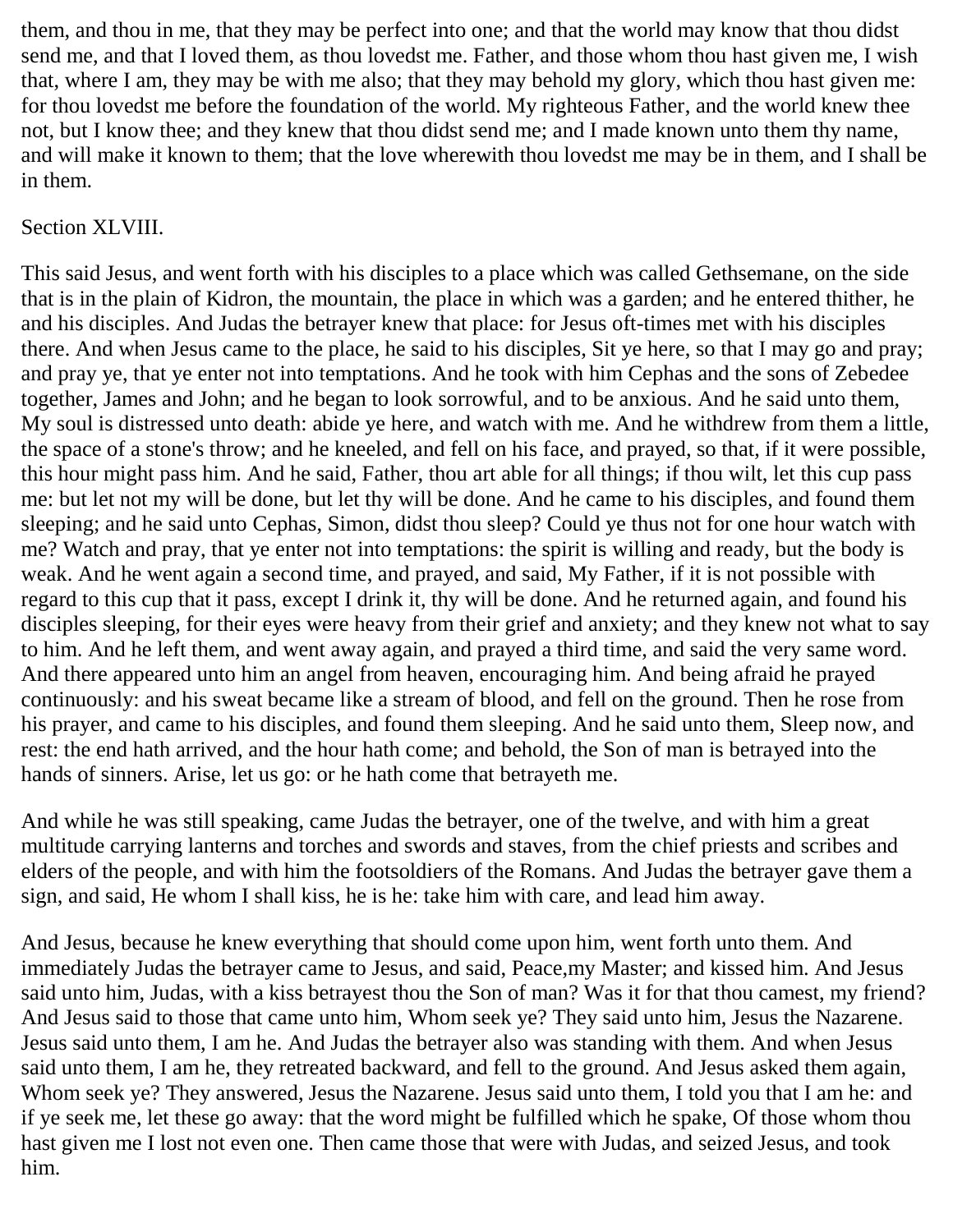them, and thou in me, that they may be perfect into one; and that the world may know that thou didst send me, and that I loved them, as thou lovedst me. Father, and those whom thou hast given me, I wish that, where I am, they may be with me also; that they may behold my glory, which thou hast given me: for thou lovedst me before the foundation of the world. My righteous Father, and the world knew thee not, but I know thee; and they knew that thou didst send me; and I made known unto them thy name, and will make it known to them; that the love wherewith thou lovedst me may be in them, and I shall be in them.

Section XLVIII.

This said Jesus, and went forth with his disciples to a place which was called Gethsemane, on the side that is in the plain of Kidron, the mountain, the place in which was a garden; and he entered thither, he and his disciples. And Judas the betrayer knew that place: for Jesus oft-times met with his disciples there. And when Jesus came to the place, he said to his disciples, Sit ye here, so that I may go and pray; and pray ye, that ye enter not into temptations. And he took with him Cephas and the sons of Zebedee together, James and John; and he began to look sorrowful, and to be anxious. And he said unto them, My soul is distressed unto death: abide ye here, and watch with me. And he withdrew from them a little, the space of a stone's throw; and he kneeled, and fell on his face, and prayed, so that, if it were possible, this hour might pass him. And he said, Father, thou art able for all things; if thou wilt, let this cup pass me: but let not my will be done, but let thy will be done. And he came to his disciples, and found them sleeping; and he said unto Cephas, Simon, didst thou sleep? Could ye thus not for one hour watch with me? Watch and pray, that ye enter not into temptations: the spirit is willing and ready, but the body is weak. And he went again a second time, and prayed, and said, My Father, if it is not possible with regard to this cup that it pass, except I drink it, thy will be done. And he returned again, and found his disciples sleeping, for their eyes were heavy from their grief and anxiety; and they knew not what to say to him. And he left them, and went away again, and prayed a third time, and said the very same word. And there appeared unto him an angel from heaven, encouraging him. And being afraid he prayed continuously: and his sweat became like a stream of blood, and fell on the ground. Then he rose from his prayer, and came to his disciples, and found them sleeping. And he said unto them, Sleep now, and rest: the end hath arrived, and the hour hath come; and behold, the Son of man is betrayed into the hands of sinners. Arise, let us go: or he hath come that betrayeth me.

And while he was still speaking, came Judas the betrayer, one of the twelve, and with him a great multitude carrying lanterns and torches and swords and staves, from the chief priests and scribes and elders of the people, and with him the footsoldiers of the Romans. And Judas the betrayer gave them a sign, and said, He whom I shall kiss, he is he: take him with care, and lead him away.

And Jesus, because he knew everything that should come upon him, went forth unto them. And immediately Judas the betrayer came to Jesus, and said, Peace,my Master; and kissed him. And Jesus said unto him, Judas, with a kiss betrayest thou the Son of man? Was it for that thou camest, my friend? And Jesus said to those that came unto him, Whom seek ye? They said unto him, Jesus the Nazarene. Jesus said unto them, I am he. And Judas the betrayer also was standing with them. And when Jesus said unto them, I am he, they retreated backward, and fell to the ground. And Jesus asked them again, Whom seek ye? They answered, Jesus the Nazarene. Jesus said unto them, I told you that I am he: and if ye seek me, let these go away: that the word might be fulfilled which he spake, Of those whom thou hast given me I lost not even one. Then came those that were with Judas, and seized Jesus, and took him.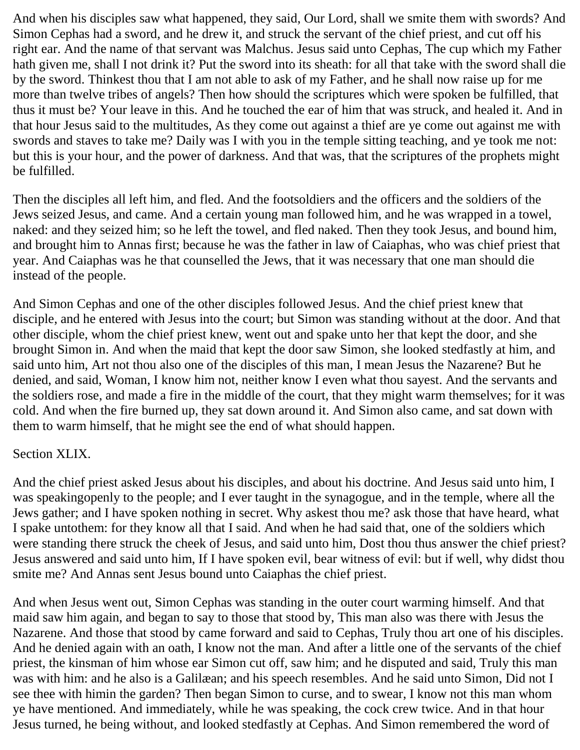And when his disciples saw what happened, they said, Our Lord, shall we smite them with swords? And Simon Cephas had a sword, and he drew it, and struck the servant of the chief priest, and cut off his right ear. And the name of that servant was Malchus. Jesus said unto Cephas, The cup which my Father hath given me, shall I not drink it? Put the sword into its sheath: for all that take with the sword shall die by the sword. Thinkest thou that I am not able to ask of my Father, and he shall now raise up for me more than twelve tribes of angels? Then how should the scriptures which were spoken be fulfilled, that thus it must be? Your leave in this. And he touched the ear of him that was struck, and healed it. And in that hour Jesus said to the multitudes, As they come out against a thief are ye come out against me with swords and staves to take me? Daily was I with you in the temple sitting teaching, and ye took me not: but this is your hour, and the power of darkness. And that was, that the scriptures of the prophets might be fulfilled.

Then the disciples all left him, and fled. And the footsoldiers and the officers and the soldiers of the Jews seized Jesus, and came. And a certain young man followed him, and he was wrapped in a towel, naked: and they seized him; so he left the towel, and fled naked. Then they took Jesus, and bound him, and brought him to Annas first; because he was the father in law of Caiaphas, who was chief priest that year. And Caiaphas was he that counselled the Jews, that it was necessary that one man should die instead of the people.

And Simon Cephas and one of the other disciples followed Jesus. And the chief priest knew that disciple, and he entered with Jesus into the court; but Simon was standing without at the door. And that other disciple, whom the chief priest knew, went out and spake unto her that kept the door, and she brought Simon in. And when the maid that kept the door saw Simon, she looked stedfastly at him, and said unto him, Art not thou also one of the disciples of this man, I mean Jesus the Nazarene? But he denied, and said, Woman, I know him not, neither know I even what thou sayest. And the servants and the soldiers rose, and made a fire in the middle of the court, that they might warm themselves; for it was cold. And when the fire burned up, they sat down around it. And Simon also came, and sat down with them to warm himself, that he might see the end of what should happen.

## Section XLIX.

And the chief priest asked Jesus about his disciples, and about his doctrine. And Jesus said unto him, I was speakingopenly to the people; and I ever taught in the synagogue, and in the temple, where all the Jews gather; and I have spoken nothing in secret. Why askest thou me? ask those that have heard, what I spake untothem: for they know all that I said. And when he had said that, one of the soldiers which were standing there struck the cheek of Jesus, and said unto him, Dost thou thus answer the chief priest? Jesus answered and said unto him, If I have spoken evil, bear witness of evil: but if well, why didst thou smite me? And Annas sent Jesus bound unto Caiaphas the chief priest.

And when Jesus went out, Simon Cephas was standing in the outer court warming himself. And that maid saw him again, and began to say to those that stood by, This man also was there with Jesus the Nazarene. And those that stood by came forward and said to Cephas, Truly thou art one of his disciples. And he denied again with an oath, I know not the man. And after a little one of the servants of the chief priest, the kinsman of him whose ear Simon cut off, saw him; and he disputed and said, Truly this man was with him: and he also is a Galilæan; and his speech resembles. And he said unto Simon, Did not I see thee with himin the garden? Then began Simon to curse, and to swear, I know not this man whom ye have mentioned. And immediately, while he was speaking, the cock crew twice. And in that hour Jesus turned, he being without, and looked stedfastly at Cephas. And Simon remembered the word of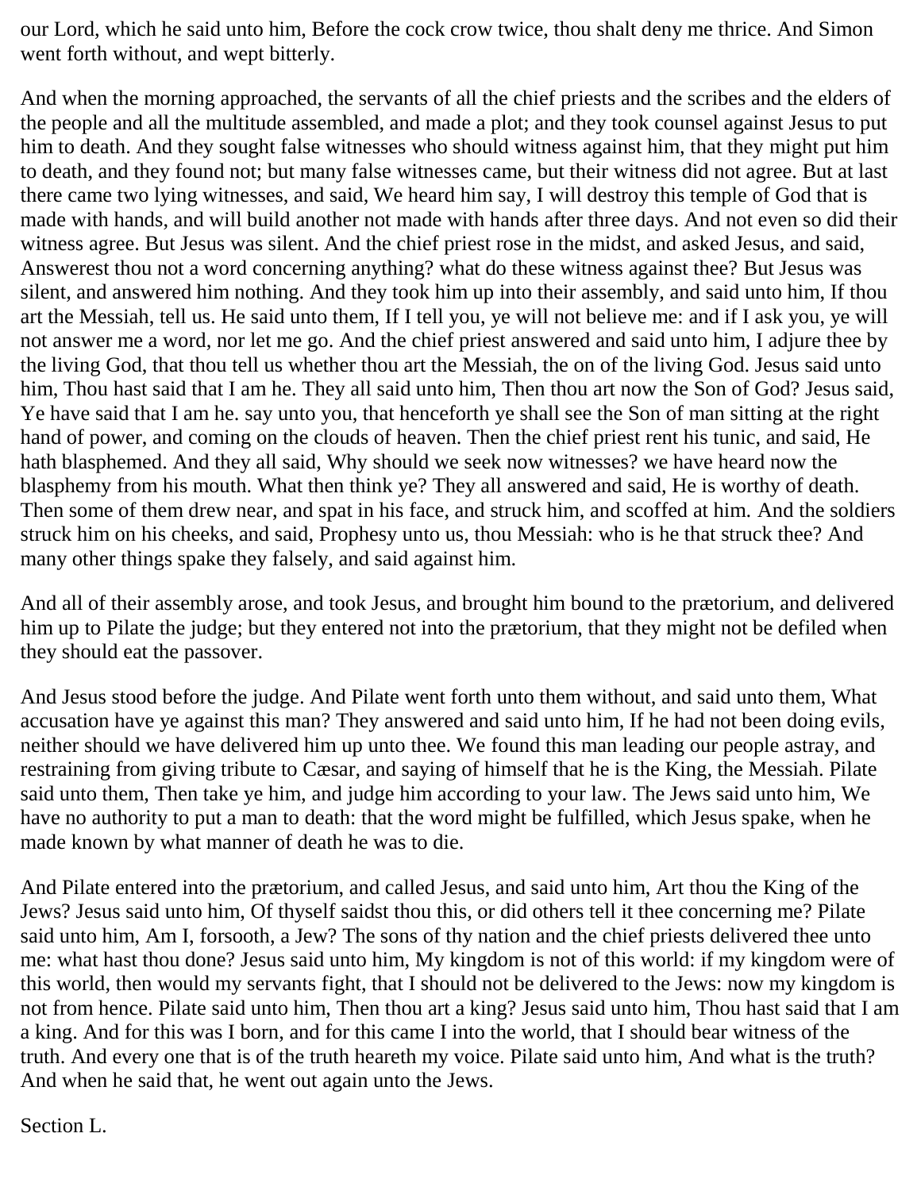our Lord, which he said unto him, Before the cock crow twice, thou shalt deny me thrice. And Simon went forth without, and wept bitterly.

And when the morning approached, the servants of all the chief priests and the scribes and the elders of the people and all the multitude assembled, and made a plot; and they took counsel against Jesus to put him to death. And they sought false witnesses who should witness against him, that they might put him to death, and they found not; but many false witnesses came, but their witness did not agree. But at last there came two lying witnesses, and said, We heard him say, I will destroy this temple of God that is made with hands, and will build another not made with hands after three days. And not even so did their witness agree. But Jesus was silent. And the chief priest rose in the midst, and asked Jesus, and said, Answerest thou not a word concerning anything? what do these witness against thee? But Jesus was silent, and answered him nothing. And they took him up into their assembly, and said unto him, If thou art the Messiah, tell us. He said unto them, If I tell you, ye will not believe me: and if I ask you, ye will not answer me a word, nor let me go. And the chief priest answered and said unto him, I adjure thee by the living God, that thou tell us whether thou art the Messiah, the on of the living God. Jesus said unto him, Thou hast said that I am he. They all said unto him, Then thou art now the Son of God? Jesus said, Ye have said that I am he. say unto you, that henceforth ye shall see the Son of man sitting at the right hand of power, and coming on the clouds of heaven. Then the chief priest rent his tunic, and said, He hath blasphemed. And they all said, Why should we seek now witnesses? we have heard now the blasphemy from his mouth. What then think ye? They all answered and said, He is worthy of death. Then some of them drew near, and spat in his face, and struck him, and scoffed at him. And the soldiers struck him on his cheeks, and said, Prophesy unto us, thou Messiah: who is he that struck thee? And many other things spake they falsely, and said against him.

And all of their assembly arose, and took Jesus, and brought him bound to the prætorium, and delivered him up to Pilate the judge; but they entered not into the prætorium, that they might not be defiled when they should eat the passover.

And Jesus stood before the judge. And Pilate went forth unto them without, and said unto them, What accusation have ye against this man? They answered and said unto him, If he had not been doing evils, neither should we have delivered him up unto thee. We found this man leading our people astray, and restraining from giving tribute to Cæsar, and saying of himself that he is the King, the Messiah. Pilate said unto them, Then take ye him, and judge him according to your law. The Jews said unto him, We have no authority to put a man to death: that the word might be fulfilled, which Jesus spake, when he made known by what manner of death he was to die.

And Pilate entered into the prætorium, and called Jesus, and said unto him, Art thou the King of the Jews? Jesus said unto him, Of thyself saidst thou this, or did others tell it thee concerning me? Pilate said unto him, Am I, forsooth, a Jew? The sons of thy nation and the chief priests delivered thee unto me: what hast thou done? Jesus said unto him, My kingdom is not of this world: if my kingdom were of this world, then would my servants fight, that I should not be delivered to the Jews: now my kingdom is not from hence. Pilate said unto him, Then thou art a king? Jesus said unto him, Thou hast said that I am a king. And for this was I born, and for this came I into the world, that I should bear witness of the truth. And every one that is of the truth heareth my voice. Pilate said unto him, And what is the truth? And when he said that, he went out again unto the Jews.

Section L.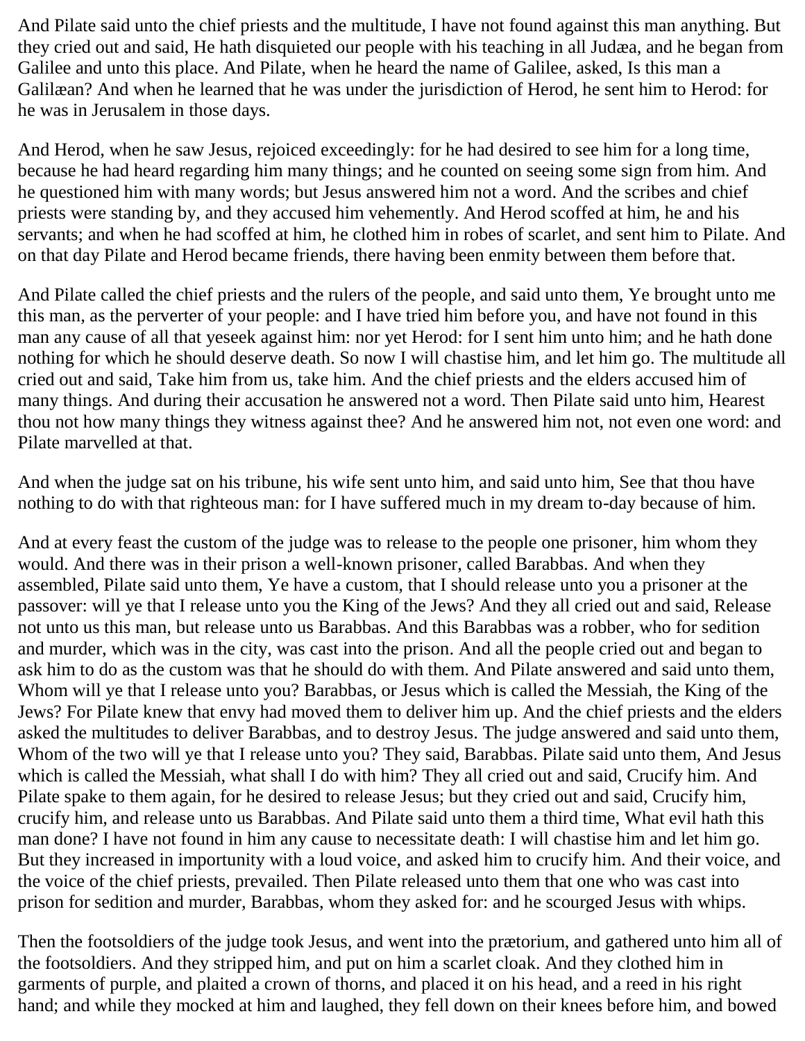And Pilate said unto the chief priests and the multitude, I have not found against this man anything. But they cried out and said, He hath disquieted our people with his teaching in all Judæa, and he began from Galilee and unto this place. And Pilate, when he heard the name of Galilee, asked, Is this man a Galilæan? And when he learned that he was under the jurisdiction of Herod, he sent him to Herod: for he was in Jerusalem in those days.

And Herod, when he saw Jesus, rejoiced exceedingly: for he had desired to see him for a long time, because he had heard regarding him many things; and he counted on seeing some sign from him. And he questioned him with many words; but Jesus answered him not a word. And the scribes and chief priests were standing by, and they accused him vehemently. And Herod scoffed at him, he and his servants; and when he had scoffed at him, he clothed him in robes of scarlet, and sent him to Pilate. And on that day Pilate and Herod became friends, there having been enmity between them before that.

And Pilate called the chief priests and the rulers of the people, and said unto them, Ye brought unto me this man, as the perverter of your people: and I have tried him before you, and have not found in this man any cause of all that yeseek against him: nor yet Herod: for I sent him unto him; and he hath done nothing for which he should deserve death. So now I will chastise him, and let him go. The multitude all cried out and said, Take him from us, take him. And the chief priests and the elders accused him of many things. And during their accusation he answered not a word. Then Pilate said unto him, Hearest thou not how many things they witness against thee? And he answered him not, not even one word: and Pilate marvelled at that.

And when the judge sat on his tribune, his wife sent unto him, and said unto him, See that thou have nothing to do with that righteous man: for I have suffered much in my dream to-day because of him.

And at every feast the custom of the judge was to release to the people one prisoner, him whom they would. And there was in their prison a well-known prisoner, called Barabbas. And when they assembled, Pilate said unto them, Ye have a custom, that I should release unto you a prisoner at the passover: will ye that I release unto you the King of the Jews? And they all cried out and said, Release not unto us this man, but release unto us Barabbas. And this Barabbas was a robber, who for sedition and murder, which was in the city, was cast into the prison. And all the people cried out and began to ask him to do as the custom was that he should do with them. And Pilate answered and said unto them, Whom will ye that I release unto you? Barabbas, or Jesus which is called the Messiah, the King of the Jews? For Pilate knew that envy had moved them to deliver him up. And the chief priests and the elders asked the multitudes to deliver Barabbas, and to destroy Jesus. The judge answered and said unto them, Whom of the two will ye that I release unto you? They said, Barabbas. Pilate said unto them, And Jesus which is called the Messiah, what shall I do with him? They all cried out and said, Crucify him. And Pilate spake to them again, for he desired to release Jesus; but they cried out and said, Crucify him, crucify him, and release unto us Barabbas. And Pilate said unto them a third time, What evil hath this man done? I have not found in him any cause to necessitate death: I will chastise him and let him go. But they increased in importunity with a loud voice, and asked him to crucify him. And their voice, and the voice of the chief priests, prevailed. Then Pilate released unto them that one who was cast into prison for sedition and murder, Barabbas, whom they asked for: and he scourged Jesus with whips.

Then the footsoldiers of the judge took Jesus, and went into the prætorium, and gathered unto him all of the footsoldiers. And they stripped him, and put on him a scarlet cloak. And they clothed him in garments of purple, and plaited a crown of thorns, and placed it on his head, and a reed in his right hand; and while they mocked at him and laughed, they fell down on their knees before him, and bowed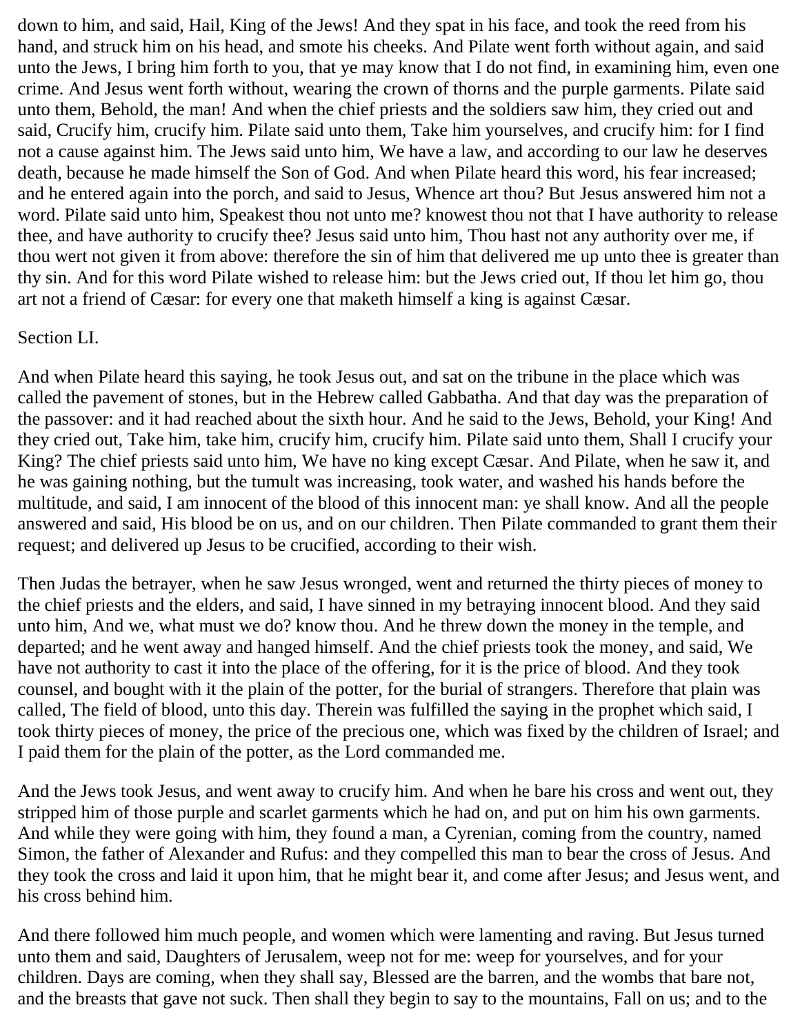down to him, and said, Hail, King of the Jews! And they spat in his face, and took the reed from his hand, and struck him on his head, and smote his cheeks. And Pilate went forth without again, and said unto the Jews, I bring him forth to you, that ye may know that I do not find, in examining him, even one crime. And Jesus went forth without, wearing the crown of thorns and the purple garments. Pilate said unto them, Behold, the man! And when the chief priests and the soldiers saw him, they cried out and said, Crucify him, crucify him. Pilate said unto them, Take him yourselves, and crucify him: for I find not a cause against him. The Jews said unto him, We have a law, and according to our law he deserves death, because he made himself the Son of God. And when Pilate heard this word, his fear increased; and he entered again into the porch, and said to Jesus, Whence art thou? But Jesus answered him not a word. Pilate said unto him, Speakest thou not unto me? knowest thou not that I have authority to release thee, and have authority to crucify thee? Jesus said unto him, Thou hast not any authority over me, if thou wert not given it from above: therefore the sin of him that delivered me up unto thee is greater than thy sin. And for this word Pilate wished to release him: but the Jews cried out, If thou let him go, thou art not a friend of Cæsar: for every one that maketh himself a king is against Cæsar.

Section LI.

And when Pilate heard this saying, he took Jesus out, and sat on the tribune in the place which was called the pavement of stones, but in the Hebrew called Gabbatha. And that day was the preparation of the passover: and it had reached about the sixth hour. And he said to the Jews, Behold, your King! And they cried out, Take him, take him, crucify him, crucify him. Pilate said unto them, Shall I crucify your King? The chief priests said unto him, We have no king except Cæsar. And Pilate, when he saw it, and he was gaining nothing, but the tumult was increasing, took water, and washed his hands before the multitude, and said, I am innocent of the blood of this innocent man: ye shall know. And all the people answered and said, His blood be on us, and on our children. Then Pilate commanded to grant them their request; and delivered up Jesus to be crucified, according to their wish.

Then Judas the betrayer, when he saw Jesus wronged, went and returned the thirty pieces of money to the chief priests and the elders, and said, I have sinned in my betraying innocent blood. And they said unto him, And we, what must we do? know thou. And he threw down the money in the temple, and departed; and he went away and hanged himself. And the chief priests took the money, and said, We have not authority to cast it into the place of the offering, for it is the price of blood. And they took counsel, and bought with it the plain of the potter, for the burial of strangers. Therefore that plain was called, The field of blood, unto this day. Therein was fulfilled the saying in the prophet which said, I took thirty pieces of money, the price of the precious one, which was fixed by the children of Israel; and I paid them for the plain of the potter, as the Lord commanded me.

And the Jews took Jesus, and went away to crucify him. And when he bare his cross and went out, they stripped him of those purple and scarlet garments which he had on, and put on him his own garments. And while they were going with him, they found a man, a Cyrenian, coming from the country, named Simon, the father of Alexander and Rufus: and they compelled this man to bear the cross of Jesus. And they took the cross and laid it upon him, that he might bear it, and come after Jesus; and Jesus went, and his cross behind him.

And there followed him much people, and women which were lamenting and raving. But Jesus turned unto them and said, Daughters of Jerusalem, weep not for me: weep for yourselves, and for your children. Days are coming, when they shall say, Blessed are the barren, and the wombs that bare not, and the breasts that gave not suck. Then shall they begin to say to the mountains, Fall on us; and to the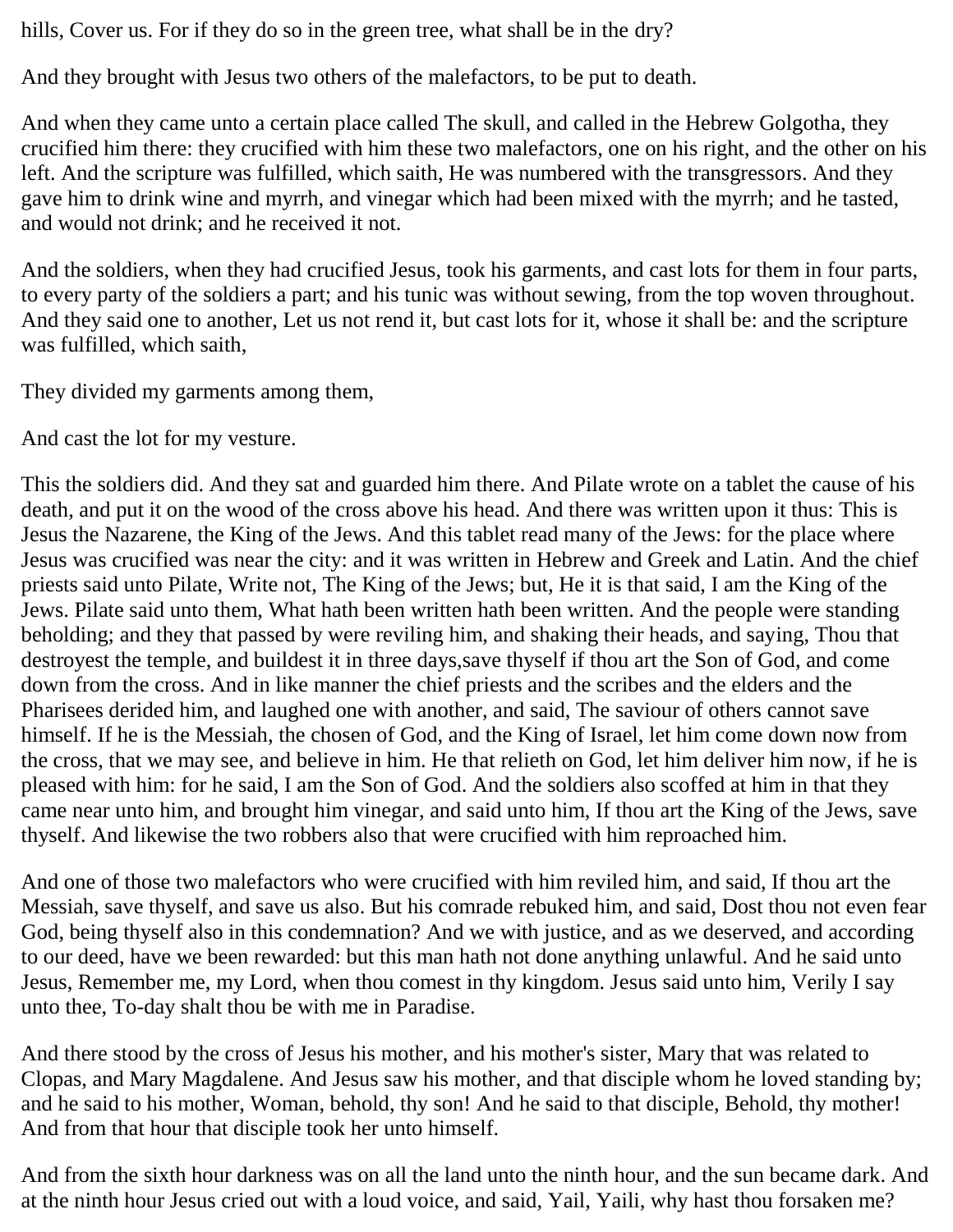hills, Cover us. For if they do so in the green tree, what shall be in the dry?

And they brought with Jesus two others of the malefactors, to be put to death.

And when they came unto a certain place called The skull, and called in the Hebrew Golgotha, they crucified him there: they crucified with him these two malefactors, one on his right, and the other on his left. And the scripture was fulfilled, which saith, He was numbered with the transgressors. And they gave him to drink wine and myrrh, and vinegar which had been mixed with the myrrh; and he tasted, and would not drink; and he received it not.

And the soldiers, when they had crucified Jesus, took his garments, and cast lots for them in four parts, to every party of the soldiers a part; and his tunic was without sewing, from the top woven throughout. And they said one to another, Let us not rend it, but cast lots for it, whose it shall be: and the scripture was fulfilled, which saith,

They divided my garments among them,

And cast the lot for my vesture.

This the soldiers did. And they sat and guarded him there. And Pilate wrote on a tablet the cause of his death, and put it on the wood of the cross above his head. And there was written upon it thus: This is Jesus the Nazarene, the King of the Jews. And this tablet read many of the Jews: for the place where Jesus was crucified was near the city: and it was written in Hebrew and Greek and Latin. And the chief priests said unto Pilate, Write not, The King of the Jews; but, He it is that said, I am the King of the Jews. Pilate said unto them, What hath been written hath been written. And the people were standing beholding; and they that passed by were reviling him, and shaking their heads, and saying, Thou that destroyest the temple, and buildest it in three days,save thyself if thou art the Son of God, and come down from the cross. And in like manner the chief priests and the scribes and the elders and the Pharisees derided him, and laughed one with another, and said, The saviour of others cannot save himself. If he is the Messiah, the chosen of God, and the King of Israel, let him come down now from the cross, that we may see, and believe in him. He that relieth on God, let him deliver him now, if he is pleased with him: for he said, I am the Son of God. And the soldiers also scoffed at him in that they came near unto him, and brought him vinegar, and said unto him, If thou art the King of the Jews, save thyself. And likewise the two robbers also that were crucified with him reproached him.

And one of those two malefactors who were crucified with him reviled him, and said, If thou art the Messiah, save thyself, and save us also. But his comrade rebuked him, and said, Dost thou not even fear God, being thyself also in this condemnation? And we with justice, and as we deserved, and according to our deed, have we been rewarded: but this man hath not done anything unlawful. And he said unto Jesus, Remember me, my Lord, when thou comest in thy kingdom. Jesus said unto him, Verily I say unto thee, To-day shalt thou be with me in Paradise.

And there stood by the cross of Jesus his mother, and his mother's sister, Mary that was related to Clopas, and Mary Magdalene. And Jesus saw his mother, and that disciple whom he loved standing by; and he said to his mother, Woman, behold, thy son! And he said to that disciple, Behold, thy mother! And from that hour that disciple took her unto himself.

And from the sixth hour darkness was on all the land unto the ninth hour, and the sun became dark. And at the ninth hour Jesus cried out with a loud voice, and said, Yail, Yaili, why hast thou forsaken me?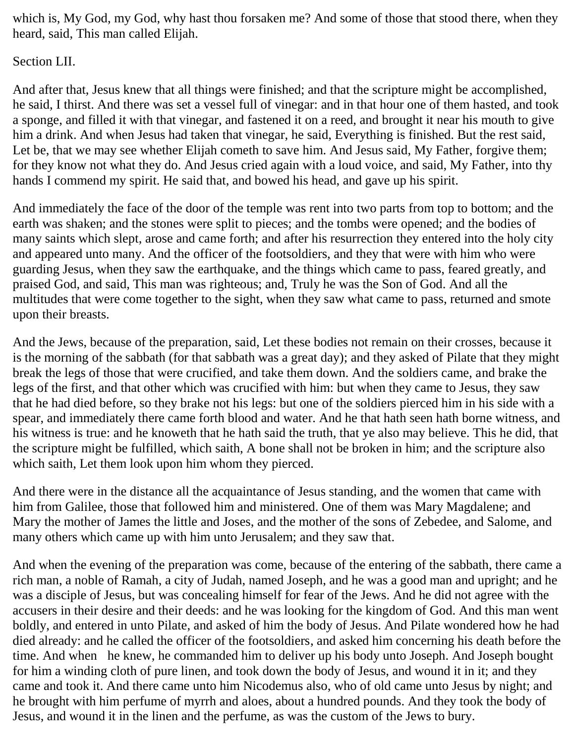which is, My God, my God, why hast thou forsaken me? And some of those that stood there, when they heard, said, This man called Elijah.

Section LII.

And after that, Jesus knew that all things were finished; and that the scripture might be accomplished, he said, I thirst. And there was set a vessel full of vinegar: and in that hour one of them hasted, and took a sponge, and filled it with that vinegar, and fastened it on a reed, and brought it near his mouth to give him a drink. And when Jesus had taken that vinegar, he said, Everything is finished. But the rest said, Let be, that we may see whether Elijah cometh to save him. And Jesus said, My Father, forgive them; for they know not what they do. And Jesus cried again with a loud voice, and said, My Father, into thy hands I commend my spirit. He said that, and bowed his head, and gave up his spirit.

And immediately the face of the door of the temple was rent into two parts from top to bottom; and the earth was shaken; and the stones were split to pieces; and the tombs were opened; and the bodies of many saints which slept, arose and came forth; and after his resurrection they entered into the holy city and appeared unto many. And the officer of the footsoldiers, and they that were with him who were guarding Jesus, when they saw the earthquake, and the things which came to pass, feared greatly, and praised God, and said, This man was righteous; and, Truly he was the Son of God. And all the multitudes that were come together to the sight, when they saw what came to pass, returned and smote upon their breasts.

And the Jews, because of the preparation, said, Let these bodies not remain on their crosses, because it is the morning of the sabbath (for that sabbath was a great day); and they asked of Pilate that they might break the legs of those that were crucified, and take them down. And the soldiers came, and brake the legs of the first, and that other which was crucified with him: but when they came to Jesus, they saw that he had died before, so they brake not his legs: but one of the soldiers pierced him in his side with a spear, and immediately there came forth blood and water. And he that hath seen hath borne witness, and his witness is true: and he knoweth that he hath said the truth, that ye also may believe. This he did, that the scripture might be fulfilled, which saith, A bone shall not be broken in him; and the scripture also which saith, Let them look upon him whom they pierced.

And there were in the distance all the acquaintance of Jesus standing, and the women that came with him from Galilee, those that followed him and ministered. One of them was Mary Magdalene; and Mary the mother of James the little and Joses, and the mother of the sons of Zebedee, and Salome, and many others which came up with him unto Jerusalem; and they saw that.

And when the evening of the preparation was come, because of the entering of the sabbath, there came a rich man, a noble of Ramah, a city of Judah, named Joseph, and he was a good man and upright; and he was a disciple of Jesus, but was concealing himself for fear of the Jews. And he did not agree with the accusers in their desire and their deeds: and he was looking for the kingdom of God. And this man went boldly, and entered in unto Pilate, and asked of him the body of Jesus. And Pilate wondered how he had died already: and he called the officer of the footsoldiers, and asked him concerning his death before the time. And when he knew, he commanded him to deliver up his body unto Joseph. And Joseph bought for him a winding cloth of pure linen, and took down the body of Jesus, and wound it in it; and they came and took it. And there came unto him Nicodemus also, who of old came unto Jesus by night; and he brought with him perfume of myrrh and aloes, about a hundred pounds. And they took the body of Jesus, and wound it in the linen and the perfume, as was the custom of the Jews to bury.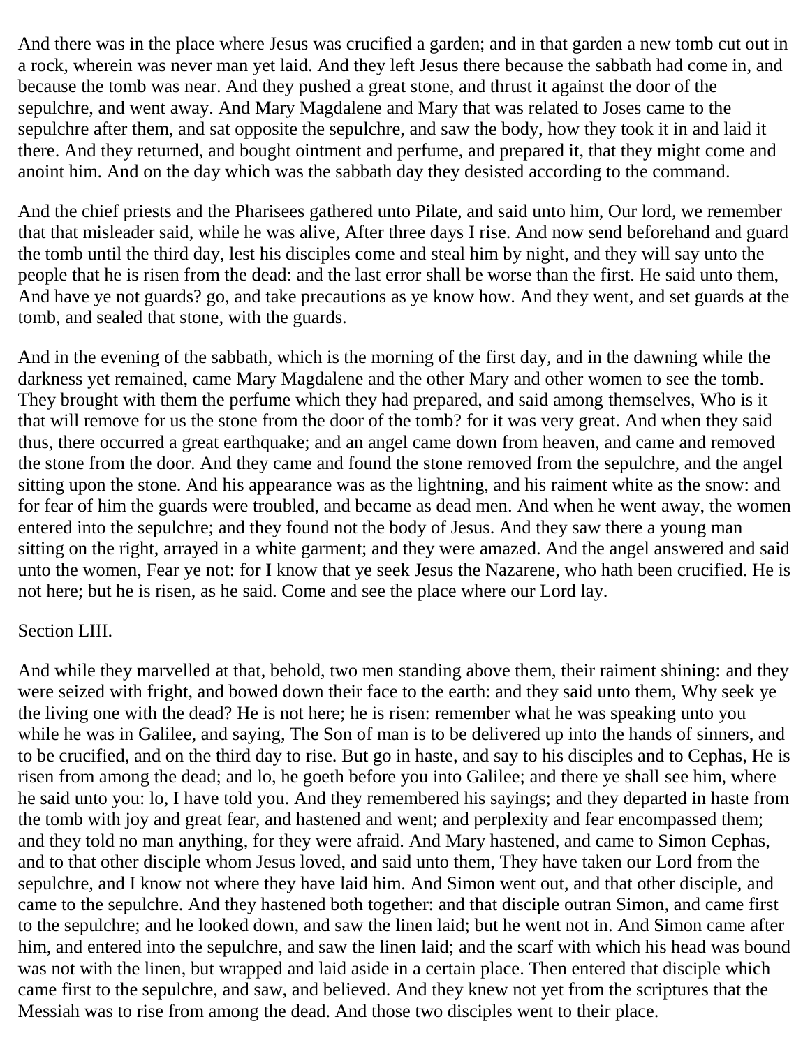And there was in the place where Jesus was crucified a garden; and in that garden a new tomb cut out in a rock, wherein was never man yet laid. And they left Jesus there because the sabbath had come in, and because the tomb was near. And they pushed a great stone, and thrust it against the door of the sepulchre, and went away. And Mary Magdalene and Mary that was related to Joses came to the sepulchre after them, and sat opposite the sepulchre, and saw the body, how they took it in and laid it there. And they returned, and bought ointment and perfume, and prepared it, that they might come and anoint him. And on the day which was the sabbath day they desisted according to the command.

And the chief priests and the Pharisees gathered unto Pilate, and said unto him, Our lord, we remember that that misleader said, while he was alive, After three days I rise. And now send beforehand and guard the tomb until the third day, lest his disciples come and steal him by night, and they will say unto the people that he is risen from the dead: and the last error shall be worse than the first. He said unto them, And have ye not guards? go, and take precautions as ye know how. And they went, and set guards at the tomb, and sealed that stone, with the guards.

And in the evening of the sabbath, which is the morning of the first day, and in the dawning while the darkness yet remained, came Mary Magdalene and the other Mary and other women to see the tomb. They brought with them the perfume which they had prepared, and said among themselves, Who is it that will remove for us the stone from the door of the tomb? for it was very great. And when they said thus, there occurred a great earthquake; and an angel came down from heaven, and came and removed the stone from the door. And they came and found the stone removed from the sepulchre, and the angel sitting upon the stone. And his appearance was as the lightning, and his raiment white as the snow: and for fear of him the guards were troubled, and became as dead men. And when he went away, the women entered into the sepulchre; and they found not the body of Jesus. And they saw there a young man sitting on the right, arrayed in a white garment; and they were amazed. And the angel answered and said unto the women, Fear ye not: for I know that ye seek Jesus the Nazarene, who hath been crucified. He is not here; but he is risen, as he said. Come and see the place where our Lord lay.

## Section LIII.

And while they marvelled at that, behold, two men standing above them, their raiment shining: and they were seized with fright, and bowed down their face to the earth: and they said unto them, Why seek ye the living one with the dead? He is not here; he is risen: remember what he was speaking unto you while he was in Galilee, and saying, The Son of man is to be delivered up into the hands of sinners, and to be crucified, and on the third day to rise. But go in haste, and say to his disciples and to Cephas, He is risen from among the dead; and lo, he goeth before you into Galilee; and there ye shall see him, where he said unto you: lo, I have told you. And they remembered his sayings; and they departed in haste from the tomb with joy and great fear, and hastened and went; and perplexity and fear encompassed them; and they told no man anything, for they were afraid. And Mary hastened, and came to Simon Cephas, and to that other disciple whom Jesus loved, and said unto them, They have taken our Lord from the sepulchre, and I know not where they have laid him. And Simon went out, and that other disciple, and came to the sepulchre. And they hastened both together: and that disciple outran Simon, and came first to the sepulchre; and he looked down, and saw the linen laid; but he went not in. And Simon came after him, and entered into the sepulchre, and saw the linen laid; and the scarf with which his head was bound was not with the linen, but wrapped and laid aside in a certain place. Then entered that disciple which came first to the sepulchre, and saw, and believed. And they knew not yet from the scriptures that the Messiah was to rise from among the dead. And those two disciples went to their place.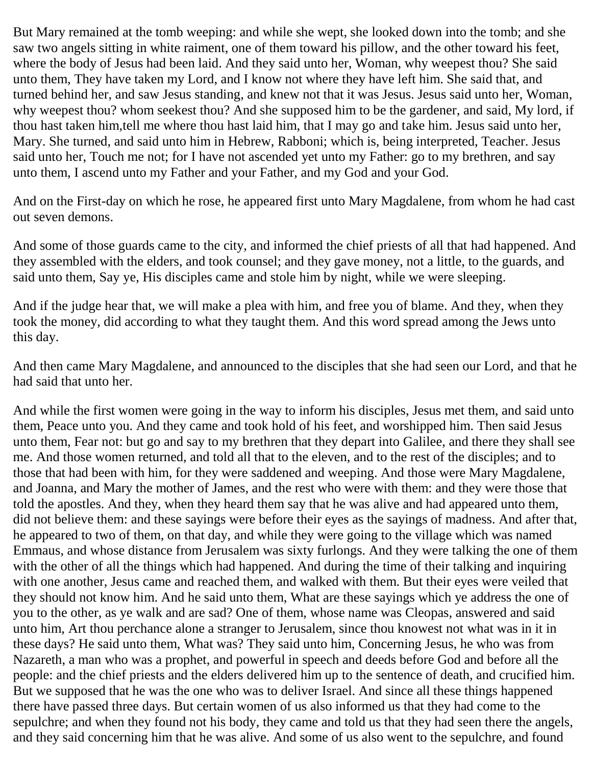But Mary remained at the tomb weeping: and while she wept, she looked down into the tomb; and she saw two angels sitting in white raiment, one of them toward his pillow, and the other toward his feet, where the body of Jesus had been laid. And they said unto her, Woman, why weepest thou? She said unto them, They have taken my Lord, and I know not where they have left him. She said that, and turned behind her, and saw Jesus standing, and knew not that it was Jesus. Jesus said unto her, Woman, why weepest thou? whom seekest thou? And she supposed him to be the gardener, and said, My lord, if thou hast taken him,tell me where thou hast laid him, that I may go and take him. Jesus said unto her, Mary. She turned, and said unto him in Hebrew, Rabboni; which is, being interpreted, Teacher. Jesus said unto her, Touch me not; for I have not ascended yet unto my Father: go to my brethren, and say unto them, I ascend unto my Father and your Father, and my God and your God.

And on the First-day on which he rose, he appeared first unto Mary Magdalene, from whom he had cast out seven demons.

And some of those guards came to the city, and informed the chief priests of all that had happened. And they assembled with the elders, and took counsel; and they gave money, not a little, to the guards, and said unto them, Say ye, His disciples came and stole him by night, while we were sleeping.

And if the judge hear that, we will make a plea with him, and free you of blame. And they, when they took the money, did according to what they taught them. And this word spread among the Jews unto this day.

And then came Mary Magdalene, and announced to the disciples that she had seen our Lord, and that he had said that unto her.

And while the first women were going in the way to inform his disciples, Jesus met them, and said unto them, Peace unto you. And they came and took hold of his feet, and worshipped him. Then said Jesus unto them, Fear not: but go and say to my brethren that they depart into Galilee, and there they shall see me. And those women returned, and told all that to the eleven, and to the rest of the disciples; and to those that had been with him, for they were saddened and weeping. And those were Mary Magdalene, and Joanna, and Mary the mother of James, and the rest who were with them: and they were those that told the apostles. And they, when they heard them say that he was alive and had appeared unto them, did not believe them: and these sayings were before their eyes as the sayings of madness. And after that, he appeared to two of them, on that day, and while they were going to the village which was named Emmaus, and whose distance from Jerusalem was sixty furlongs. And they were talking the one of them with the other of all the things which had happened. And during the time of their talking and inquiring with one another, Jesus came and reached them, and walked with them. But their eyes were veiled that they should not know him. And he said unto them, What are these sayings which ye address the one of you to the other, as ye walk and are sad? One of them, whose name was Cleopas, answered and said unto him, Art thou perchance alone a stranger to Jerusalem, since thou knowest not what was in it in these days? He said unto them, What was? They said unto him, Concerning Jesus, he who was from Nazareth, a man who was a prophet, and powerful in speech and deeds before God and before all the people: and the chief priests and the elders delivered him up to the sentence of death, and crucified him. But we supposed that he was the one who was to deliver Israel. And since all these things happened there have passed three days. But certain women of us also informed us that they had come to the sepulchre; and when they found not his body, they came and told us that they had seen there the angels, and they said concerning him that he was alive. And some of us also went to the sepulchre, and found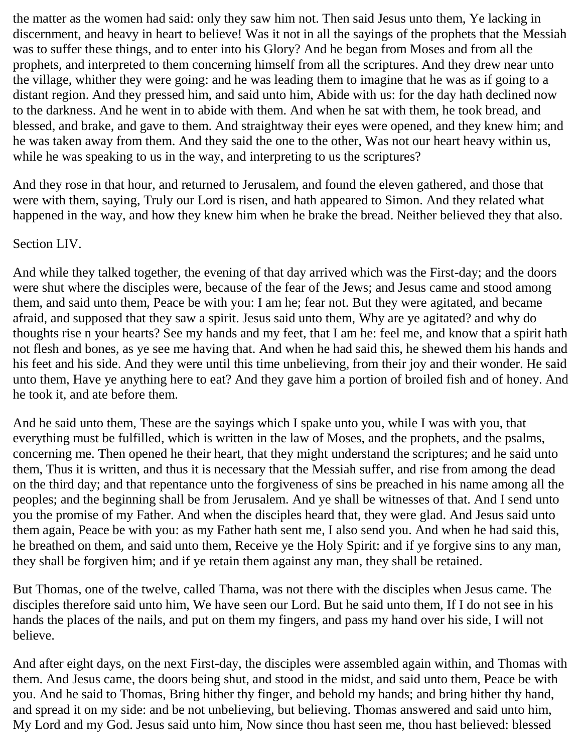the matter as the women had said: only they saw him not. Then said Jesus unto them, Ye lacking in discernment, and heavy in heart to believe! Was it not in all the sayings of the prophets that the Messiah was to suffer these things, and to enter into his Glory? And he began from Moses and from all the prophets, and interpreted to them concerning himself from all the scriptures. And they drew near unto the village, whither they were going: and he was leading them to imagine that he was as if going to a distant region. And they pressed him, and said unto him, Abide with us: for the day hath declined now to the darkness. And he went in to abide with them. And when he sat with them, he took bread, and blessed, and brake, and gave to them. And straightway their eyes were opened, and they knew him; and he was taken away from them. And they said the one to the other, Was not our heart heavy within us, while he was speaking to us in the way, and interpreting to us the scriptures?

And they rose in that hour, and returned to Jerusalem, and found the eleven gathered, and those that were with them, saying, Truly our Lord is risen, and hath appeared to Simon. And they related what happened in the way, and how they knew him when he brake the bread. Neither believed they that also.

Section LIV.

And while they talked together, the evening of that day arrived which was the First-day; and the doors were shut where the disciples were, because of the fear of the Jews; and Jesus came and stood among them, and said unto them, Peace be with you: I am he; fear not. But they were agitated, and became afraid, and supposed that they saw a spirit. Jesus said unto them, Why are ye agitated? and why do thoughts rise n your hearts? See my hands and my feet, that I am he: feel me, and know that a spirit hath not flesh and bones, as ye see me having that. And when he had said this, he shewed them his hands and his feet and his side. And they were until this time unbelieving, from their joy and their wonder. He said unto them, Have ye anything here to eat? And they gave him a portion of broiled fish and of honey. And he took it, and ate before them.

And he said unto them, These are the sayings which I spake unto you, while I was with you, that everything must be fulfilled, which is written in the law of Moses, and the prophets, and the psalms, concerning me. Then opened he their heart, that they might understand the scriptures; and he said unto them, Thus it is written, and thus it is necessary that the Messiah suffer, and rise from among the dead on the third day; and that repentance unto the forgiveness of sins be preached in his name among all the peoples; and the beginning shall be from Jerusalem. And ye shall be witnesses of that. And I send unto you the promise of my Father. And when the disciples heard that, they were glad. And Jesus said unto them again, Peace be with you: as my Father hath sent me, I also send you. And when he had said this, he breathed on them, and said unto them, Receive ye the Holy Spirit: and if ye forgive sins to any man, they shall be forgiven him; and if ye retain them against any man, they shall be retained.

But Thomas, one of the twelve, called Thama, was not there with the disciples when Jesus came. The disciples therefore said unto him, We have seen our Lord. But he said unto them, If I do not see in his hands the places of the nails, and put on them my fingers, and pass my hand over his side, I will not believe.

And after eight days, on the next First-day, the disciples were assembled again within, and Thomas with them. And Jesus came, the doors being shut, and stood in the midst, and said unto them, Peace be with you. And he said to Thomas, Bring hither thy finger, and behold my hands; and bring hither thy hand, and spread it on my side: and be not unbelieving, but believing. Thomas answered and said unto him, My Lord and my God. Jesus said unto him, Now since thou hast seen me, thou hast believed: blessed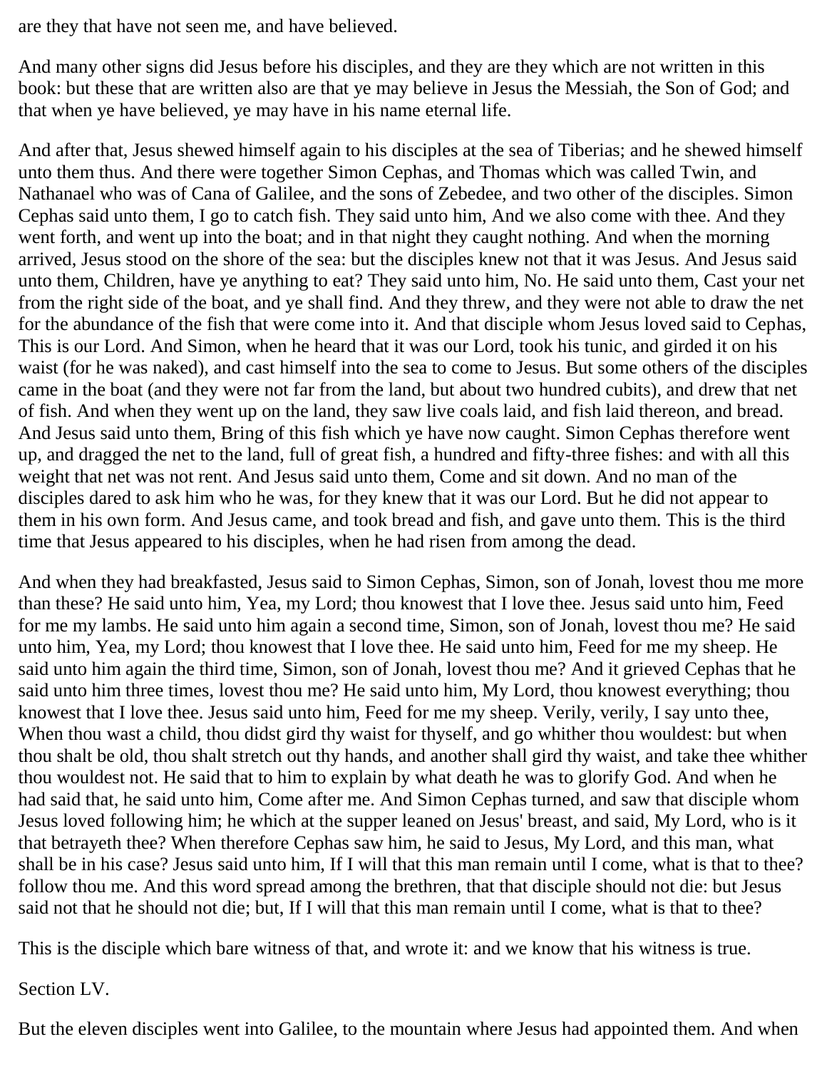are they that have not seen me, and have believed.

And many other signs did Jesus before his disciples, and they are they which are not written in this book: but these that are written also are that ye may believe in Jesus the Messiah, the Son of God; and that when ye have believed, ye may have in his name eternal life.

And after that, Jesus shewed himself again to his disciples at the sea of Tiberias; and he shewed himself unto them thus. And there were together Simon Cephas, and Thomas which was called Twin, and Nathanael who was of Cana of Galilee, and the sons of Zebedee, and two other of the disciples. Simon Cephas said unto them, I go to catch fish. They said unto him, And we also come with thee. And they went forth, and went up into the boat; and in that night they caught nothing. And when the morning arrived, Jesus stood on the shore of the sea: but the disciples knew not that it was Jesus. And Jesus said unto them, Children, have ye anything to eat? They said unto him, No. He said unto them, Cast your net from the right side of the boat, and ye shall find. And they threw, and they were not able to draw the net for the abundance of the fish that were come into it. And that disciple whom Jesus loved said to Cephas, This is our Lord. And Simon, when he heard that it was our Lord, took his tunic, and girded it on his waist (for he was naked), and cast himself into the sea to come to Jesus. But some others of the disciples came in the boat (and they were not far from the land, but about two hundred cubits), and drew that net of fish. And when they went up on the land, they saw live coals laid, and fish laid thereon, and bread. And Jesus said unto them, Bring of this fish which ye have now caught. Simon Cephas therefore went up, and dragged the net to the land, full of great fish, a hundred and fifty-three fishes: and with all this weight that net was not rent. And Jesus said unto them, Come and sit down. And no man of the disciples dared to ask him who he was, for they knew that it was our Lord. But he did not appear to them in his own form. And Jesus came, and took bread and fish, and gave unto them. This is the third time that Jesus appeared to his disciples, when he had risen from among the dead.

And when they had breakfasted, Jesus said to Simon Cephas, Simon, son of Jonah, lovest thou me more than these? He said unto him, Yea, my Lord; thou knowest that I love thee. Jesus said unto him, Feed for me my lambs. He said unto him again a second time, Simon, son of Jonah, lovest thou me? He said unto him, Yea, my Lord; thou knowest that I love thee. He said unto him, Feed for me my sheep. He said unto him again the third time, Simon, son of Jonah, lovest thou me? And it grieved Cephas that he said unto him three times, lovest thou me? He said unto him, My Lord, thou knowest everything; thou knowest that I love thee. Jesus said unto him, Feed for me my sheep. Verily, verily, I say unto thee, When thou wast a child, thou didst gird thy waist for thyself, and go whither thou wouldest: but when thou shalt be old, thou shalt stretch out thy hands, and another shall gird thy waist, and take thee whither thou wouldest not. He said that to him to explain by what death he was to glorify God. And when he had said that, he said unto him, Come after me. And Simon Cephas turned, and saw that disciple whom Jesus loved following him; he which at the supper leaned on Jesus' breast, and said, My Lord, who is it that betrayeth thee? When therefore Cephas saw him, he said to Jesus, My Lord, and this man, what shall be in his case? Jesus said unto him, If I will that this man remain until I come, what is that to thee? follow thou me. And this word spread among the brethren, that that disciple should not die: but Jesus said not that he should not die; but, If I will that this man remain until I come, what is that to thee?

This is the disciple which bare witness of that, and wrote it: and we know that his witness is true.

Section LV.

But the eleven disciples went into Galilee, to the mountain where Jesus had appointed them. And when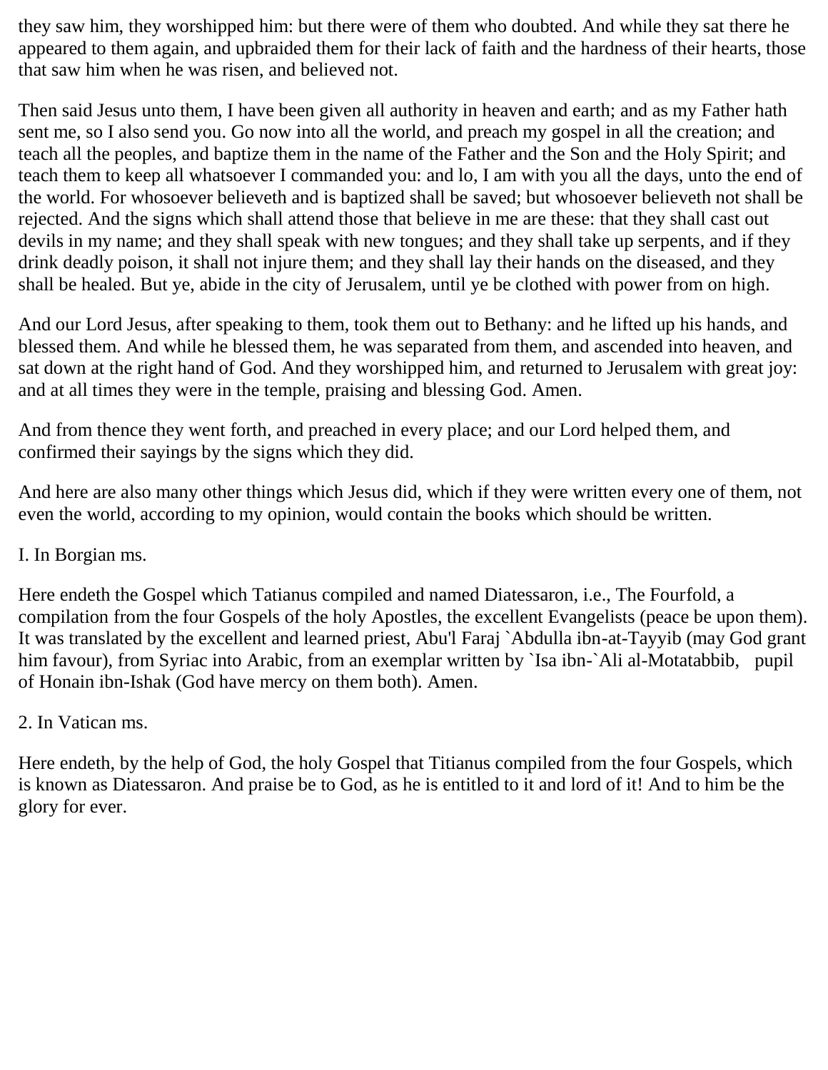they saw him, they worshipped him: but there were of them who doubted. And while they sat there he appeared to them again, and upbraided them for their lack of faith and the hardness of their hearts, those that saw him when he was risen, and believed not.

Then said Jesus unto them, I have been given all authority in heaven and earth; and as my Father hath sent me, so I also send you. Go now into all the world, and preach my gospel in all the creation; and teach all the peoples, and baptize them in the name of the Father and the Son and the Holy Spirit; and teach them to keep all whatsoever I commanded you: and lo, I am with you all the days, unto the end of the world. For whosoever believeth and is baptized shall be saved; but whosoever believeth not shall be rejected. And the signs which shall attend those that believe in me are these: that they shall cast out devils in my name; and they shall speak with new tongues; and they shall take up serpents, and if they drink deadly poison, it shall not injure them; and they shall lay their hands on the diseased, and they shall be healed. But ye, abide in the city of Jerusalem, until ye be clothed with power from on high.

And our Lord Jesus, after speaking to them, took them out to Bethany: and he lifted up his hands, and blessed them. And while he blessed them, he was separated from them, and ascended into heaven, and sat down at the right hand of God. And they worshipped him, and returned to Jerusalem with great joy: and at all times they were in the temple, praising and blessing God. Amen.

And from thence they went forth, and preached in every place; and our Lord helped them, and confirmed their sayings by the signs which they did.

And here are also many other things which Jesus did, which if they were written every one of them, not even the world, according to my opinion, would contain the books which should be written.

I. In Borgian ms.

Here endeth the Gospel which Tatianus compiled and named Diatessaron, i.e., The Fourfold, a compilation from the four Gospels of the holy Apostles, the excellent Evangelists (peace be upon them). It was translated by the excellent and learned priest, Abu'l Faraj `Abdulla ibn-at-Tayyib (may God grant him favour), from Syriac into Arabic, from an exemplar written by `Isa ibn-`Ali al-Motatabbib, pupil of Honain ibn-Ishak (God have mercy on them both). Amen.

2. In Vatican ms.

Here endeth, by the help of God, the holy Gospel that Titianus compiled from the four Gospels, which is known as Diatessaron. And praise be to God, as he is entitled to it and lord of it! And to him be the glory for ever.